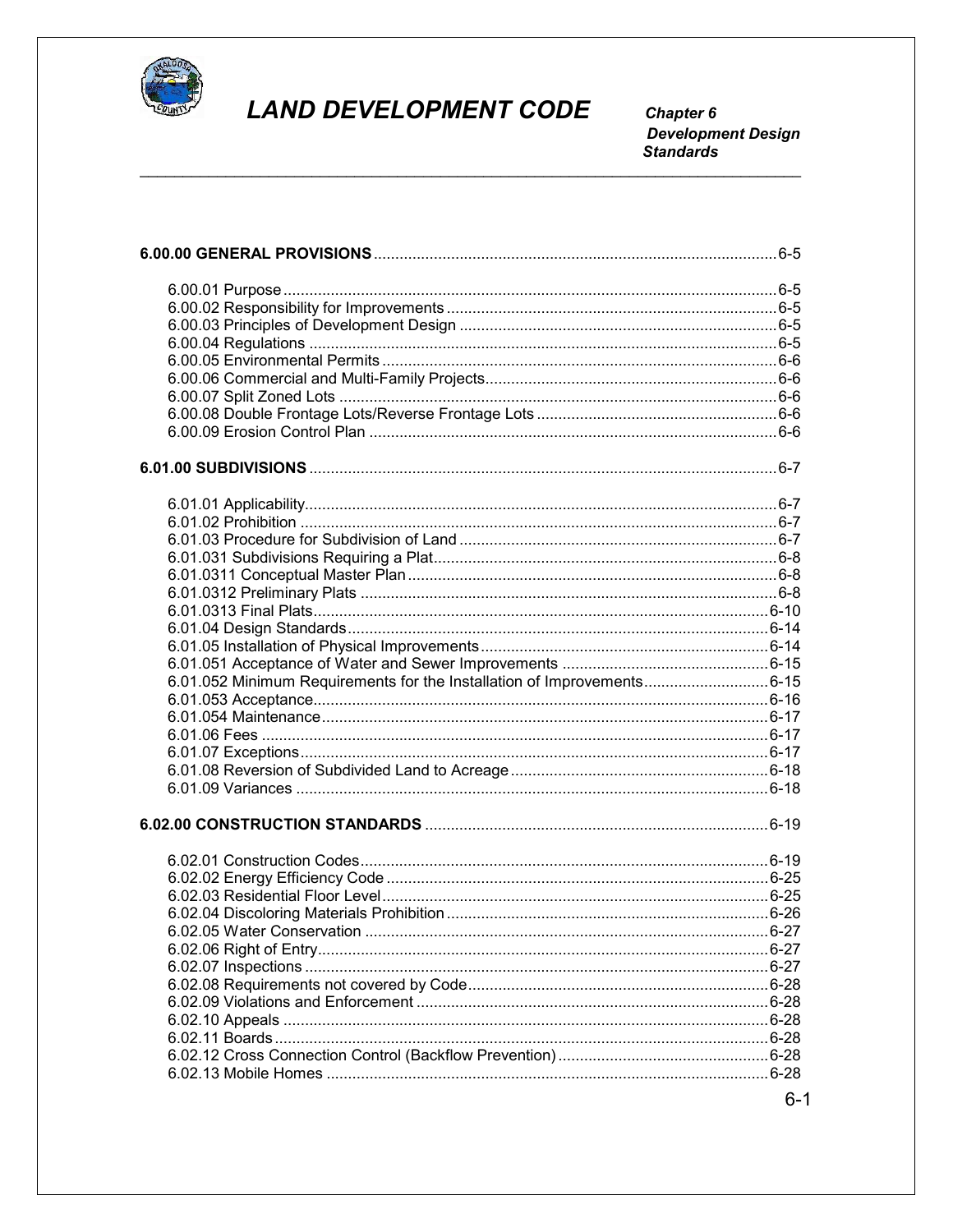# LAND DEVELOPMENT CODE

***Chapter 6***
***Development Design Standards***

**6.00.00 GENERAL PROVISIONS** ........................................ 6-5

6.00.01 Purpose ........................................ 6-5
6.00.02 Responsibility for Improvements ........................................ 6-5
6.00.03 Principles of Development Design ........................................ 6-5
6.00.04 Regulations ........................................ 6-5
6.00.05 Environmental Permits ........................................ 6-6
6.00.06 Commercial and Multi-Family Projects ........................................ 6-6
6.00.07 Split Zoned Lots ........................................ 6-6
6.00.08 Double Frontage Lots/Reverse Frontage Lots ........................................ 6-6
6.00.09 Erosion Control Plan ........................................ 6-6

**6.01.00 SUBDIVISIONS** ........................................ 6-7

6.01.01 Applicability ........................................ 6-7
6.01.02 Prohibition ........................................ 6-7
6.01.03 Procedure for Subdivision of Land ........................................ 6-7
6.01.031 Subdivisions Requiring a Plat ........................................ 6-8
6.01.0311 Conceptual Master Plan ........................................ 6-8
6.01.0312 Preliminary Plats ........................................ 6-8
6.01.0313 Final Plats ........................................ 6-10
6.01.04 Design Standards ........................................ 6-14
6.01.05 Installation of Physical Improvements ........................................ 6-14
6.01.051 Acceptance of Water and Sewer Improvements ........................................ 6-15
6.01.052 Minimum Requirements for the Installation of Improvements ........................................ 6-15
6.01.053 Acceptance ........................................ 6-16
6.01.054 Maintenance ........................................ 6-17
6.01.06 Fees ........................................ 6-17
6.01.07 Exceptions ........................................ 6-17
6.01.08 Reversion of Subdivided Land to Acreage ........................................ 6-18
6.01.09 Variances ........................................ 6-18

**6.02.00 CONSTRUCTION STANDARDS** ........................................ 6-19

6.02.01 Construction Codes ........................................ 6-19
6.02.02 Energy Efficiency Code ........................................ 6-25
6.02.03 Residential Floor Level ........................................ 6-25
6.02.04 Discoloring Materials Prohibition ........................................ 6-26
6.02.05 Water Conservation ........................................ 6-27
6.02.06 Right of Entry ........................................ 6-27
6.02.07 Inspections ........................................ 6-27
6.02.08 Requirements not covered by Code ........................................ 6-28
6.02.09 Violations and Enforcement ........................................ 6-28
6.02.10 Appeals ........................................ 6-28
6.02.11 Boards ........................................ 6-28
6.02.12 Cross Connection Control (Backflow Prevention) ........................................ 6-28
6.02.13 Mobile Homes ........................................ 6-28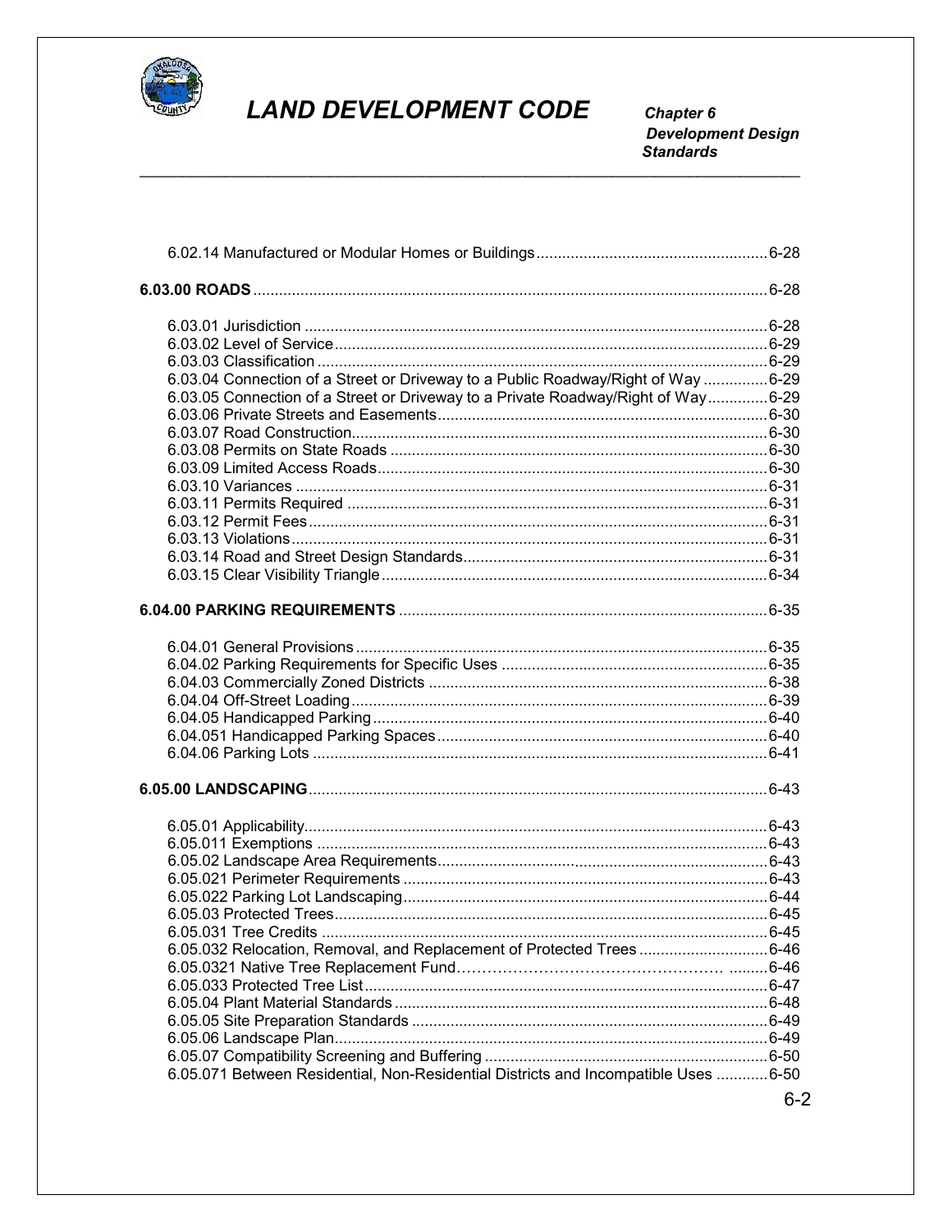6.02.14 Manufactured or Modular Homes or Buildings ...... 6-28

**6.03.00 ROADS** ...... 6-28

6.03.01 Jurisdiction ...... 6-28
6.03.02 Level of Service ...... 6-29
6.03.03 Classification ...... 6-29
6.03.04 Connection of a Street or Driveway to a Public Roadway/Right of Way ...... 6-29
6.03.05 Connection of a Street or Driveway to a Private Roadway/Right of Way ...... 6-29
6.03.06 Private Streets and Easements ...... 6-30
6.03.07 Road Construction ...... 6-30
6.03.08 Permits on State Roads ...... 6-30
6.03.09 Limited Access Roads ...... 6-30
6.03.10 Variances ...... 6-31
6.03.11 Permits Required ...... 6-31
6.03.12 Permit Fees ...... 6-31
6.03.13 Violations ...... 6-31
6.03.14 Road and Street Design Standards ...... 6-31
6.03.15 Clear Visibility Triangle ...... 6-34

**6.04.00 PARKING REQUIREMENTS** ...... 6-35

6.04.01 General Provisions ...... 6-35
6.04.02 Parking Requirements for Specific Uses ...... 6-35
6.04.03 Commercially Zoned Districts ...... 6-38
6.04.04 Off-Street Loading ...... 6-39
6.04.05 Handicapped Parking ...... 6-40
6.04.051 Handicapped Parking Spaces ...... 6-40
6.04.06 Parking Lots ...... 6-41

**6.05.00 LANDSCAPING** ...... 6-43

6.05.01 Applicability ...... 6-43
6.05.011 Exemptions ...... 6-43
6.05.02 Landscape Area Requirements ...... 6-43
6.05.021 Perimeter Requirements ...... 6-43
6.05.022 Parking Lot Landscaping ...... 6-44
6.05.03 Protected Trees ...... 6-45
6.05.031 Tree Credits ...... 6-45
6.05.032 Relocation, Removal, and Replacement of Protected Trees ...... 6-46
6.05.0321 Native Tree Replacement Fund ...... 6-46
6.05.033 Protected Tree List ...... 6-47
6.05.04 Plant Material Standards ...... 6-48
6.05.05 Site Preparation Standards ...... 6-49
6.05.06 Landscape Plan ...... 6-49
6.05.07 Compatibility Screening and Buffering ...... 6-50
6.05.071 Between Residential, Non-Residential Districts and Incompatible Uses ...... 6-50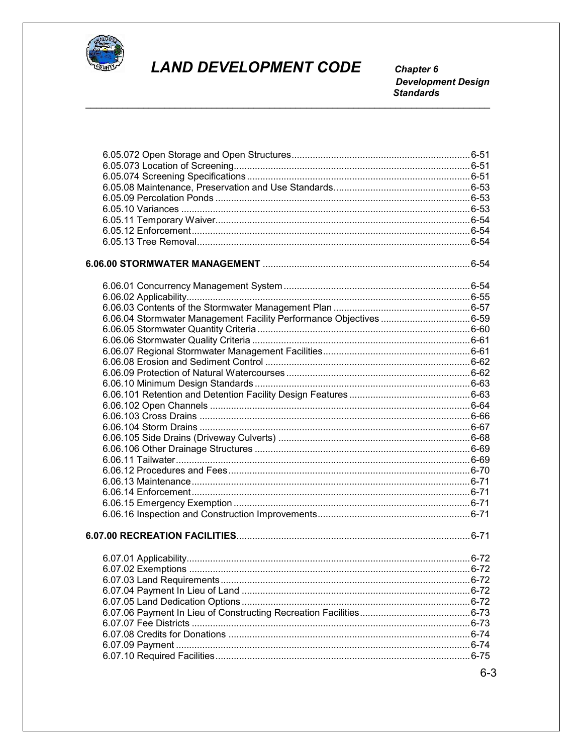6.05.072 Open Storage and Open Structures ........ 6-51
6.05.073 Location of Screening ........ 6-51
6.05.074 Screening Specifications ........ 6-51
6.05.08 Maintenance, Preservation and Use Standards. ........ 6-53
6.05.09 Percolation Ponds ........ 6-53
6.05.10 Variances ........ 6-53
6.05.11 Temporary Waiver ........ 6-54
6.05.12 Enforcement ........ 6-54
6.05.13 Tree Removal ........ 6-54

**6.06.00 STORMWATER MANAGEMENT** ........ 6-54

6.06.01 Concurrency Management System ........ 6-54
6.06.02 Applicability ........ 6-55
6.06.03 Contents of the Stormwater Management Plan ........ 6-57
6.06.04 Stormwater Management Facility Performance Objectives ........ 6-59
6.06.05 Stormwater Quantity Criteria ........ 6-60
6.06.06 Stormwater Quality Criteria ........ 6-61
6.06.07 Regional Stormwater Management Facilities ........ 6-61
6.06.08 Erosion and Sediment Control ........ 6-62
6.06.09 Protection of Natural Watercourses ........ 6-62
6.06.10 Minimum Design Standards ........ 6-63
6.06.101 Retention and Detention Facility Design Features ........ 6-63
6.06.102 Open Channels ........ 6-64
6.06.103 Cross Drains ........ 6-66
6.06.104 Storm Drains ........ 6-67
6.06.105 Side Drains (Driveway Culverts) ........ 6-68
6.06.106 Other Drainage Structures ........ 6-69
6.06.11 Tailwater ........ 6-69
6.06.12 Procedures and Fees ........ 6-70
6.06.13 Maintenance ........ 6-71
6.06.14 Enforcement ........ 6-71
6.06.15 Emergency Exemption ........ 6-71
6.06.16 Inspection and Construction Improvements ........ 6-71

**6.07.00 RECREATION FACILITIES** ........ 6-71

6.07.01 Applicability ........ 6-72
6.07.02 Exemptions ........ 6-72
6.07.03 Land Requirements ........ 6-72
6.07.04 Payment In Lieu of Land ........ 6-72
6.07.05 Land Dedication Options ........ 6-72
6.07.06 Payment In Lieu of Constructing Recreation Facilities ........ 6-73
6.07.07 Fee Districts ........ 6-73
6.07.08 Credits for Donations ........ 6-74
6.07.09 Payment ........ 6-74
6.07.10 Required Facilities ........ 6-75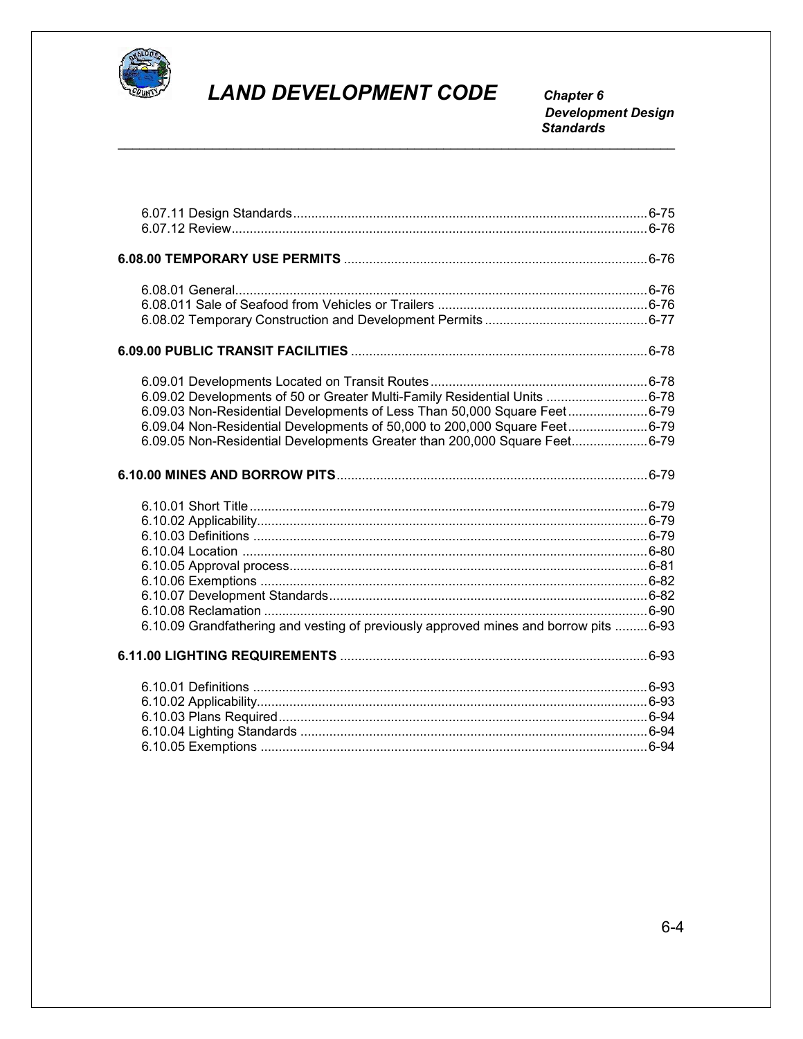6.07.11 Design Standards ........ 6-75
6.07.12 Review ........ 6-76

**6.08.00 TEMPORARY USE PERMITS** ........ 6-76

6.08.01 General ........ 6-76
6.08.011 Sale of Seafood from Vehicles or Trailers ........ 6-76
6.08.02 Temporary Construction and Development Permits ........ 6-77

**6.09.00 PUBLIC TRANSIT FACILITIES** ........ 6-78

6.09.01 Developments Located on Transit Routes ........ 6-78
6.09.02 Developments of 50 or Greater Multi-Family Residential Units ........ 6-78
6.09.03 Non-Residential Developments of Less Than 50,000 Square Feet ........ 6-79
6.09.04 Non-Residential Developments of 50,000 to 200,000 Square Feet ........ 6-79
6.09.05 Non-Residential Developments Greater than 200,000 Square Feet ........ 6-79

**6.10.00 MINES AND BORROW PITS** ........ 6-79

6.10.01 Short Title ........ 6-79
6.10.02 Applicability ........ 6-79
6.10.03 Definitions ........ 6-79
6.10.04 Location ........ 6-80
6.10.05 Approval process ........ 6-81
6.10.06 Exemptions ........ 6-82
6.10.07 Development Standards ........ 6-82
6.10.08 Reclamation ........ 6-90
6.10.09 Grandfathering and vesting of previously approved mines and borrow pits ........ 6-93

**6.11.00 LIGHTING REQUIREMENTS** ........ 6-93

6.10.01 Definitions ........ 6-93
6.10.02 Applicability ........ 6-93
6.10.03 Plans Required ........ 6-94
6.10.04 Lighting Standards ........ 6-94
6.10.05 Exemptions ........ 6-94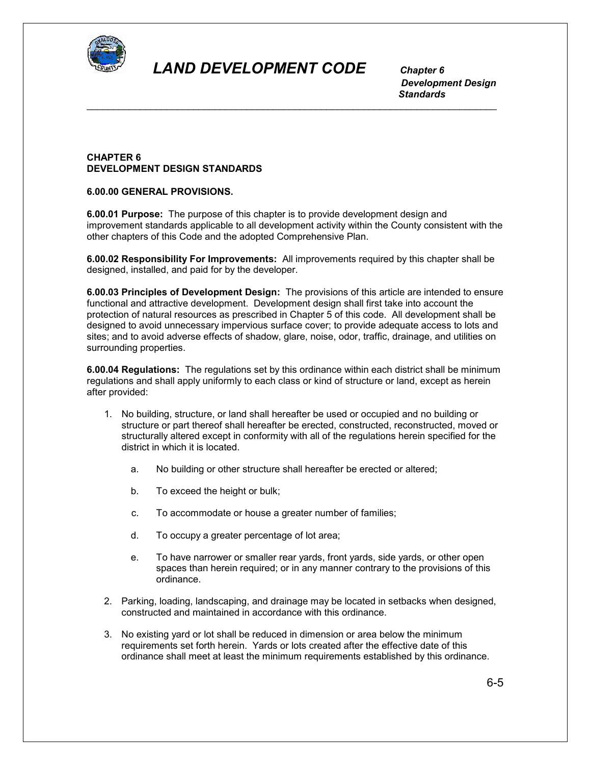## CHAPTER 6
## DEVELOPMENT DESIGN STANDARDS

### 6.00.00 GENERAL PROVISIONS.

**6.00.01 Purpose:** The purpose of this chapter is to provide development design and improvement standards applicable to all development activity within the County consistent with the other chapters of this Code and the adopted Comprehensive Plan.

**6.00.02 Responsibility For Improvements:** All improvements required by this chapter shall be designed, installed, and paid for by the developer.

**6.00.03 Principles of Development Design:** The provisions of this article are intended to ensure functional and attractive development. Development design shall first take into account the protection of natural resources as prescribed in Chapter 5 of this code. All development shall be designed to avoid unnecessary impervious surface cover; to provide adequate access to lots and sites; and to avoid adverse effects of shadow, glare, noise, odor, traffic, drainage, and utilities on surrounding properties.

**6.00.04 Regulations:** The regulations set by this ordinance within each district shall be minimum regulations and shall apply uniformly to each class or kind of structure or land, except as herein after provided:

1. No building, structure, or land shall hereafter be used or occupied and no building or structure or part thereof shall hereafter be erected, constructed, reconstructed, moved or structurally altered except in conformity with all of the regulations herein specified for the district in which it is located.

   a. No building or other structure shall hereafter be erected or altered;

   b. To exceed the height or bulk;

   c. To accommodate or house a greater number of families;

   d. To occupy a greater percentage of lot area;

   e. To have narrower or smaller rear yards, front yards, side yards, or other open spaces than herein required; or in any manner contrary to the provisions of this ordinance.

2. Parking, loading, landscaping, and drainage may be located in setbacks when designed, constructed and maintained in accordance with this ordinance.

3. No existing yard or lot shall be reduced in dimension or area below the minimum requirements set forth herein. Yards or lots created after the effective date of this ordinance shall meet at least the minimum requirements established by this ordinance.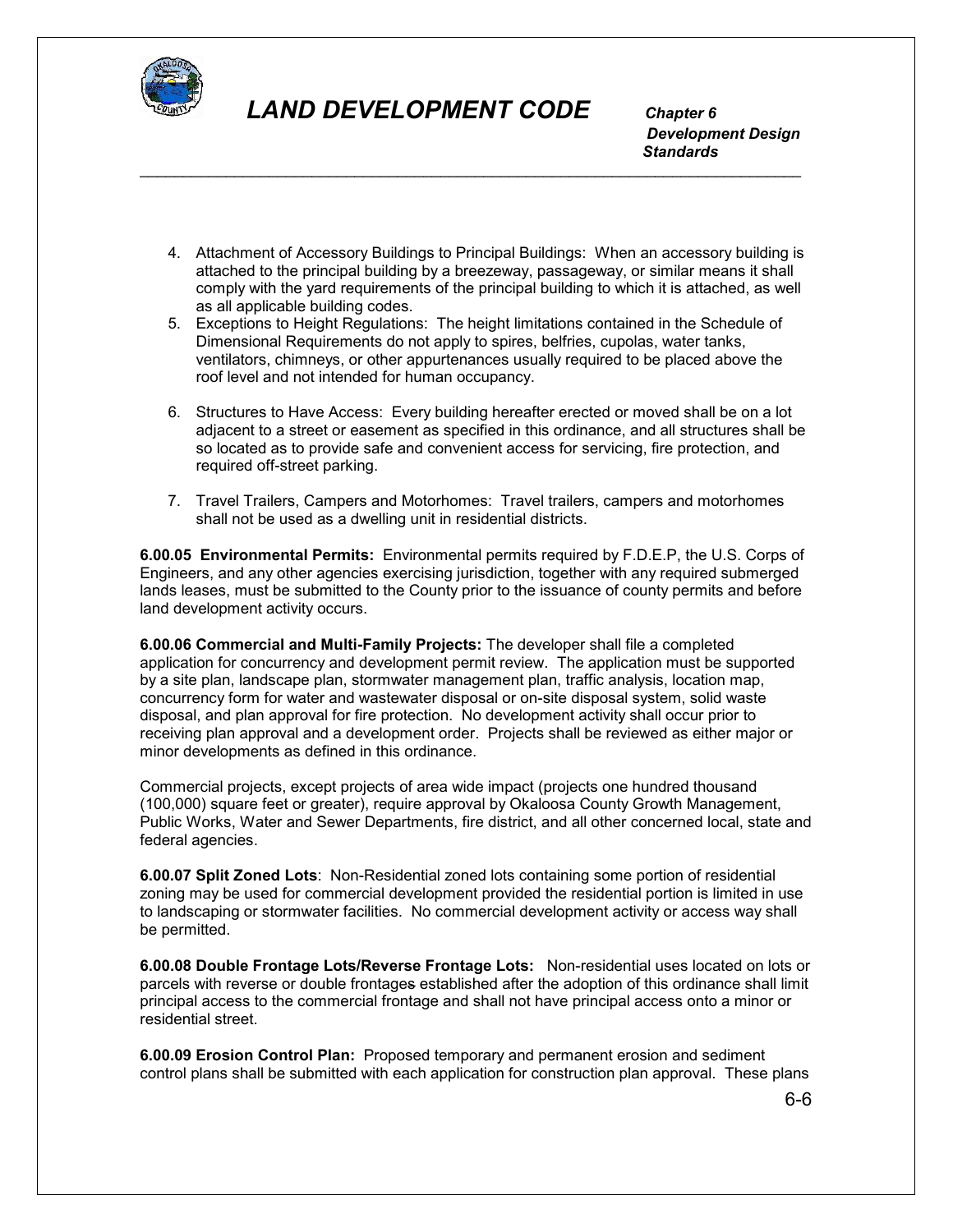4. Attachment of Accessory Buildings to Principal Buildings: When an accessory building is attached to the principal building by a breezeway, passageway, or similar means it shall comply with the yard requirements of the principal building to which it is attached, as well as all applicable building codes.
5. Exceptions to Height Regulations: The height limitations contained in the Schedule of Dimensional Requirements do not apply to spires, belfries, cupolas, water tanks, ventilators, chimneys, or other appurtenances usually required to be placed above the roof level and not intended for human occupancy.
6. Structures to Have Access: Every building hereafter erected or moved shall be on a lot adjacent to a street or easement as specified in this ordinance, and all structures shall be so located as to provide safe and convenient access for servicing, fire protection, and required off-street parking.
7. Travel Trailers, Campers and Motorhomes: Travel trailers, campers and motorhomes shall not be used as a dwelling unit in residential districts.

**6.00.05 Environmental Permits:** Environmental permits required by F.D.E.P, the U.S. Corps of Engineers, and any other agencies exercising jurisdiction, together with any required submerged lands leases, must be submitted to the County prior to the issuance of county permits and before land development activity occurs.

**6.00.06 Commercial and Multi-Family Projects:** The developer shall file a completed application for concurrency and development permit review. The application must be supported by a site plan, landscape plan, stormwater management plan, traffic analysis, location map, concurrency form for water and wastewater disposal or on-site disposal system, solid waste disposal, and plan approval for fire protection. No development activity shall occur prior to receiving plan approval and a development order. Projects shall be reviewed as either major or minor developments as defined in this ordinance.

Commercial projects, except projects of area wide impact (projects one hundred thousand (100,000) square feet or greater), require approval by Okaloosa County Growth Management, Public Works, Water and Sewer Departments, fire district, and all other concerned local, state and federal agencies.

**6.00.07 Split Zoned Lots**: Non-Residential zoned lots containing some portion of residential zoning may be used for commercial development provided the residential portion is limited in use to landscaping or stormwater facilities. No commercial development activity or access way shall be permitted.

**6.00.08 Double Frontage Lots/Reverse Frontage Lots:** Non-residential uses located on lots or parcels with reverse or double frontages established after the adoption of this ordinance shall limit principal access to the commercial frontage and shall not have principal access onto a minor or residential street.

**6.00.09 Erosion Control Plan:** Proposed temporary and permanent erosion and sediment control plans shall be submitted with each application for construction plan approval. These plans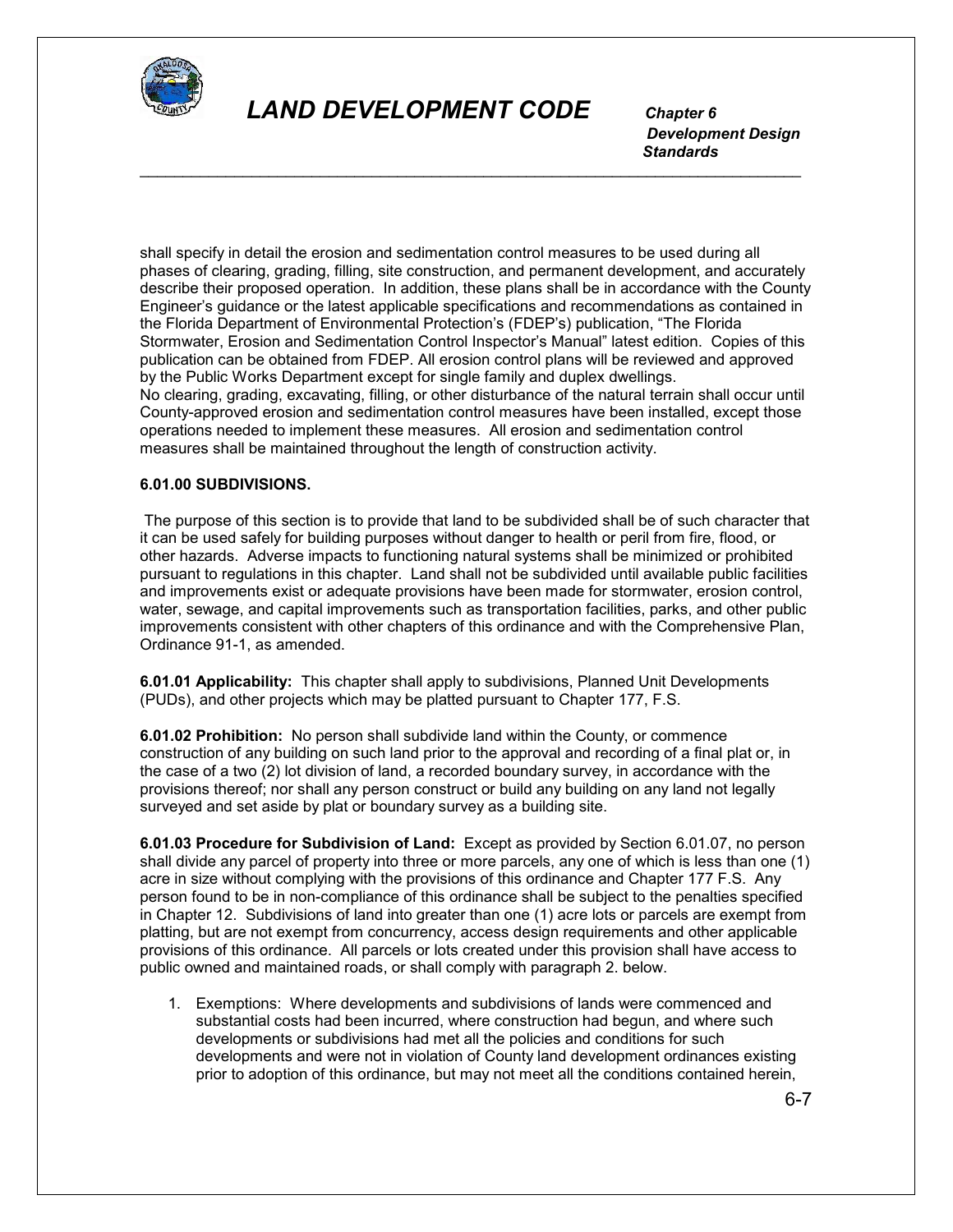shall specify in detail the erosion and sedimentation control measures to be used during all phases of clearing, grading, filling, site construction, and permanent development, and accurately describe their proposed operation. In addition, these plans shall be in accordance with the County Engineer's guidance or the latest applicable specifications and recommendations as contained in the Florida Department of Environmental Protection's (FDEP's) publication, "The Florida Stormwater, Erosion and Sedimentation Control Inspector's Manual" latest edition. Copies of this publication can be obtained from FDEP. All erosion control plans will be reviewed and approved by the Public Works Department except for single family and duplex dwellings.
No clearing, grading, excavating, filling, or other disturbance of the natural terrain shall occur until County-approved erosion and sedimentation control measures have been installed, except those operations needed to implement these measures. All erosion and sedimentation control measures shall be maintained throughout the length of construction activity.

**6.01.00 SUBDIVISIONS.**

The purpose of this section is to provide that land to be subdivided shall be of such character that it can be used safely for building purposes without danger to health or peril from fire, flood, or other hazards. Adverse impacts to functioning natural systems shall be minimized or prohibited pursuant to regulations in this chapter. Land shall not be subdivided until available public facilities and improvements exist or adequate provisions have been made for stormwater, erosion control, water, sewage, and capital improvements such as transportation facilities, parks, and other public improvements consistent with other chapters of this ordinance and with the Comprehensive Plan, Ordinance 91-1, as amended.

**6.01.01 Applicability:** This chapter shall apply to subdivisions, Planned Unit Developments (PUDs), and other projects which may be platted pursuant to Chapter 177, F.S.

**6.01.02 Prohibition:** No person shall subdivide land within the County, or commence construction of any building on such land prior to the approval and recording of a final plat or, in the case of a two (2) lot division of land, a recorded boundary survey, in accordance with the provisions thereof; nor shall any person construct or build any building on any land not legally surveyed and set aside by plat or boundary survey as a building site.

**6.01.03 Procedure for Subdivision of Land:** Except as provided by Section 6.01.07, no person shall divide any parcel of property into three or more parcels, any one of which is less than one (1) acre in size without complying with the provisions of this ordinance and Chapter 177 F.S. Any person found to be in non-compliance of this ordinance shall be subject to the penalties specified in Chapter 12. Subdivisions of land into greater than one (1) acre lots or parcels are exempt from platting, but are not exempt from concurrency, access design requirements and other applicable provisions of this ordinance. All parcels or lots created under this provision shall have access to public owned and maintained roads, or shall comply with paragraph 2. below.

1. Exemptions: Where developments and subdivisions of lands were commenced and substantial costs had been incurred, where construction had begun, and where such developments or subdivisions had met all the policies and conditions for such developments and were not in violation of County land development ordinances existing prior to adoption of this ordinance, but may not meet all the conditions contained herein,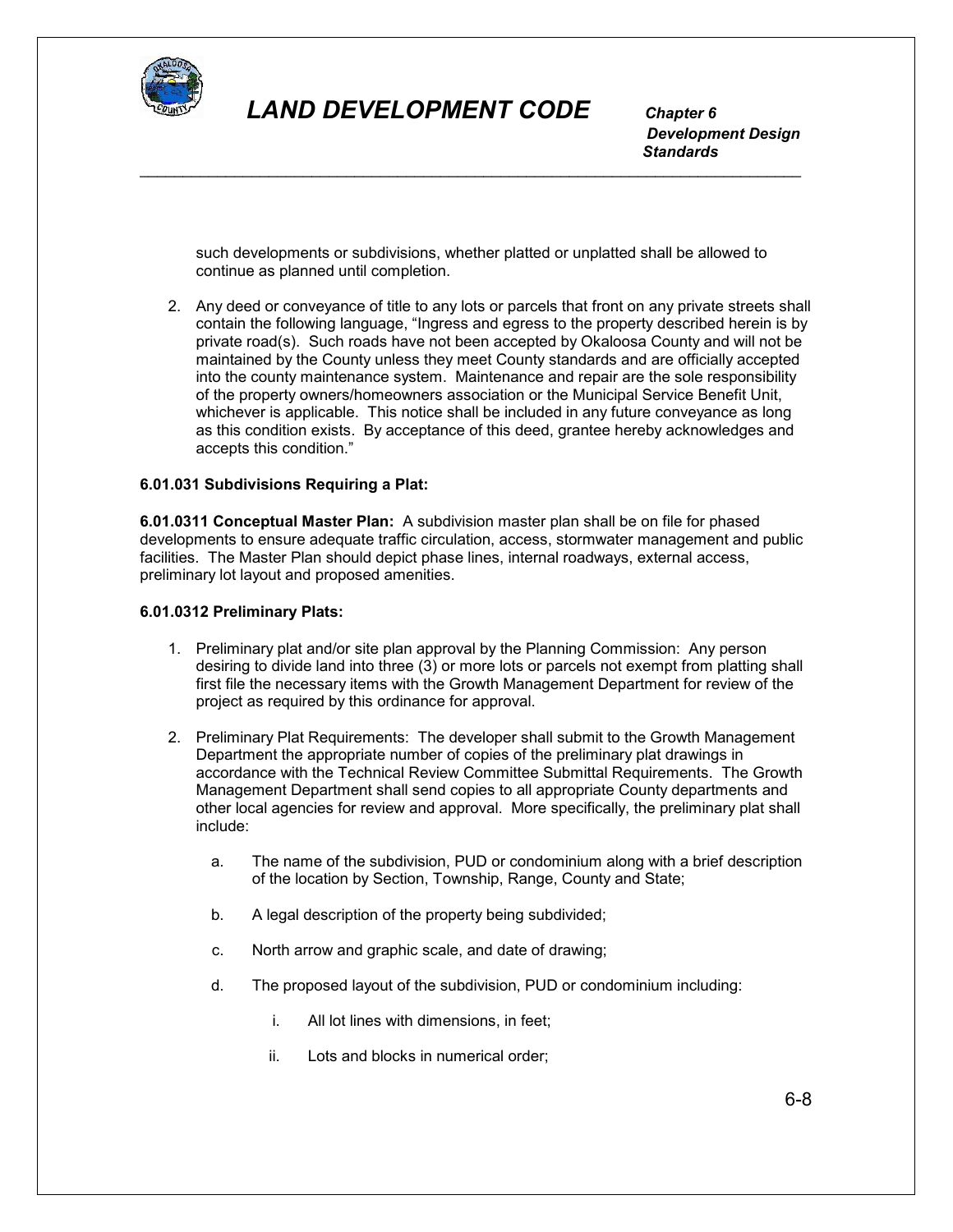such developments or subdivisions, whether platted or unplatted shall be allowed to continue as planned until completion.

2. Any deed or conveyance of title to any lots or parcels that front on any private streets shall contain the following language, "Ingress and egress to the property described herein is by private road(s). Such roads have not been accepted by Okaloosa County and will not be maintained by the County unless they meet County standards and are officially accepted into the county maintenance system. Maintenance and repair are the sole responsibility of the property owners/homeowners association or the Municipal Service Benefit Unit, whichever is applicable. This notice shall be included in any future conveyance as long as this condition exists. By acceptance of this deed, grantee hereby acknowledges and accepts this condition."

**6.01.031 Subdivisions Requiring a Plat:**

**6.01.0311 Conceptual Master Plan:** A subdivision master plan shall be on file for phased developments to ensure adequate traffic circulation, access, stormwater management and public facilities. The Master Plan should depict phase lines, internal roadways, external access, preliminary lot layout and proposed amenities.

**6.01.0312 Preliminary Plats:**

1. Preliminary plat and/or site plan approval by the Planning Commission: Any person desiring to divide land into three (3) or more lots or parcels not exempt from platting shall first file the necessary items with the Growth Management Department for review of the project as required by this ordinance for approval.

2. Preliminary Plat Requirements: The developer shall submit to the Growth Management Department the appropriate number of copies of the preliminary plat drawings in accordance with the Technical Review Committee Submittal Requirements. The Growth Management Department shall send copies to all appropriate County departments and other local agencies for review and approval. More specifically, the preliminary plat shall include:

   a. The name of the subdivision, PUD or condominium along with a brief description of the location by Section, Township, Range, County and State;

   b. A legal description of the property being subdivided;

   c. North arrow and graphic scale, and date of drawing;

   d. The proposed layout of the subdivision, PUD or condominium including:

      i. All lot lines with dimensions, in feet;

      ii. Lots and blocks in numerical order;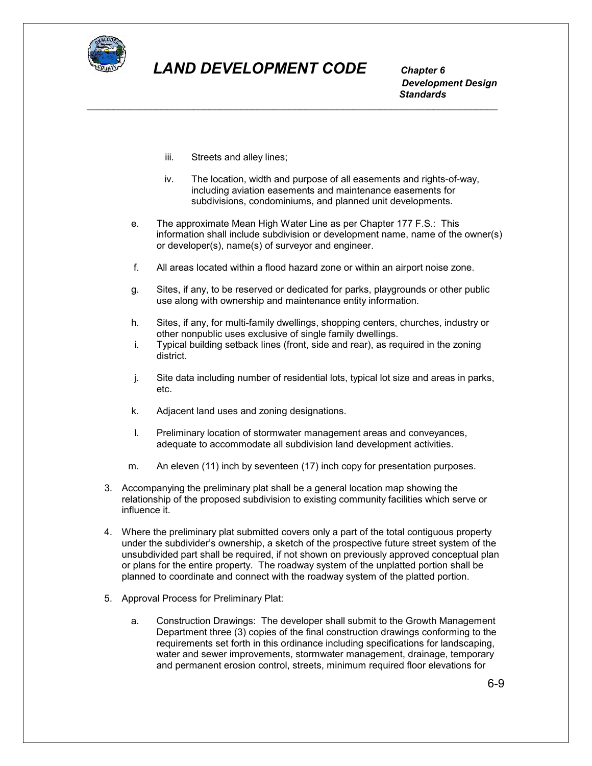iii. Streets and alley lines;

iv. The location, width and purpose of all easements and rights-of-way, including aviation easements and maintenance easements for subdivisions, condominiums, and planned unit developments.

e. The approximate Mean High Water Line as per Chapter 177 F.S.: This information shall include subdivision or development name, name of the owner(s) or developer(s), name(s) of surveyor and engineer.

f. All areas located within a flood hazard zone or within an airport noise zone.

g. Sites, if any, to be reserved or dedicated for parks, playgrounds or other public use along with ownership and maintenance entity information.

h. Sites, if any, for multi-family dwellings, shopping centers, churches, industry or other nonpublic uses exclusive of single family dwellings.

i. Typical building setback lines (front, side and rear), as required in the zoning district.

j. Site data including number of residential lots, typical lot size and areas in parks, etc.

k. Adjacent land uses and zoning designations.

l. Preliminary location of stormwater management areas and conveyances, adequate to accommodate all subdivision land development activities.

m. An eleven (11) inch by seventeen (17) inch copy for presentation purposes.

3. Accompanying the preliminary plat shall be a general location map showing the relationship of the proposed subdivision to existing community facilities which serve or influence it.

4. Where the preliminary plat submitted covers only a part of the total contiguous property under the subdivider's ownership, a sketch of the prospective future street system of the unsubdivided part shall be required, if not shown on previously approved conceptual plan or plans for the entire property. The roadway system of the unplatted portion shall be planned to coordinate and connect with the roadway system of the platted portion.

5. Approval Process for Preliminary Plat:

   a. Construction Drawings: The developer shall submit to the Growth Management Department three (3) copies of the final construction drawings conforming to the requirements set forth in this ordinance including specifications for landscaping, water and sewer improvements, stormwater management, drainage, temporary and permanent erosion control, streets, minimum required floor elevations for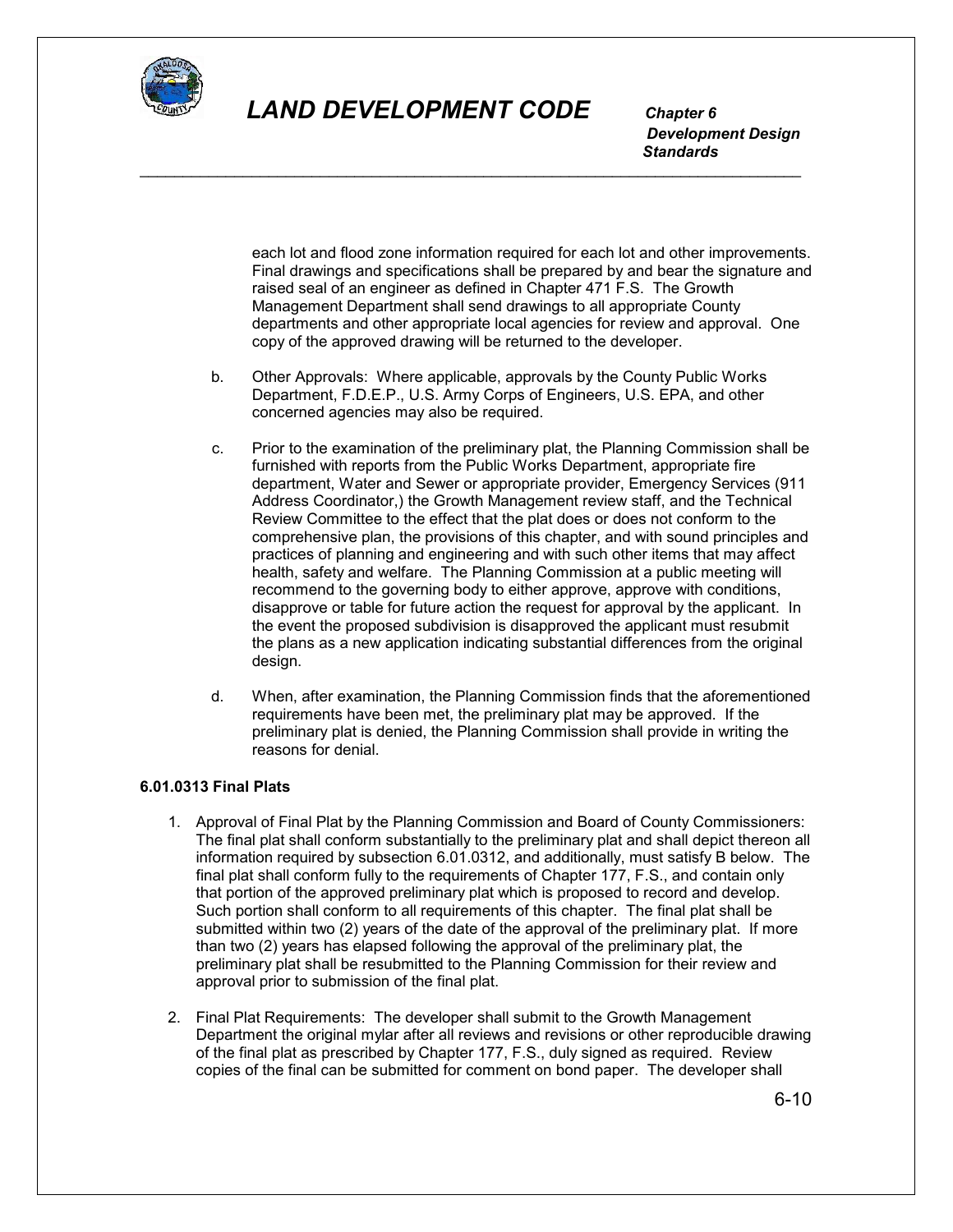each lot and flood zone information required for each lot and other improvements. Final drawings and specifications shall be prepared by and bear the signature and raised seal of an engineer as defined in Chapter 471 F.S. The Growth Management Department shall send drawings to all appropriate County departments and other appropriate local agencies for review and approval. One copy of the approved drawing will be returned to the developer.

b. Other Approvals: Where applicable, approvals by the County Public Works Department, F.D.E.P., U.S. Army Corps of Engineers, U.S. EPA, and other concerned agencies may also be required.

c. Prior to the examination of the preliminary plat, the Planning Commission shall be furnished with reports from the Public Works Department, appropriate fire department, Water and Sewer or appropriate provider, Emergency Services (911 Address Coordinator,) the Growth Management review staff, and the Technical Review Committee to the effect that the plat does or does not conform to the comprehensive plan, the provisions of this chapter, and with sound principles and practices of planning and engineering and with such other items that may affect health, safety and welfare. The Planning Commission at a public meeting will recommend to the governing body to either approve, approve with conditions, disapprove or table for future action the request for approval by the applicant. In the event the proposed subdivision is disapproved the applicant must resubmit the plans as a new application indicating substantial differences from the original design.

d. When, after examination, the Planning Commission finds that the aforementioned requirements have been met, the preliminary plat may be approved. If the preliminary plat is denied, the Planning Commission shall provide in writing the reasons for denial.

**6.01.0313 Final Plats**

1. Approval of Final Plat by the Planning Commission and Board of County Commissioners: The final plat shall conform substantially to the preliminary plat and shall depict thereon all information required by subsection 6.01.0312, and additionally, must satisfy B below. The final plat shall conform fully to the requirements of Chapter 177, F.S., and contain only that portion of the approved preliminary plat which is proposed to record and develop. Such portion shall conform to all requirements of this chapter. The final plat shall be submitted within two (2) years of the date of the approval of the preliminary plat. If more than two (2) years has elapsed following the approval of the preliminary plat, the preliminary plat shall be resubmitted to the Planning Commission for their review and approval prior to submission of the final plat.

2. Final Plat Requirements: The developer shall submit to the Growth Management Department the original mylar after all reviews and revisions or other reproducible drawing of the final plat as prescribed by Chapter 177, F.S., duly signed as required. Review copies of the final can be submitted for comment on bond paper. The developer shall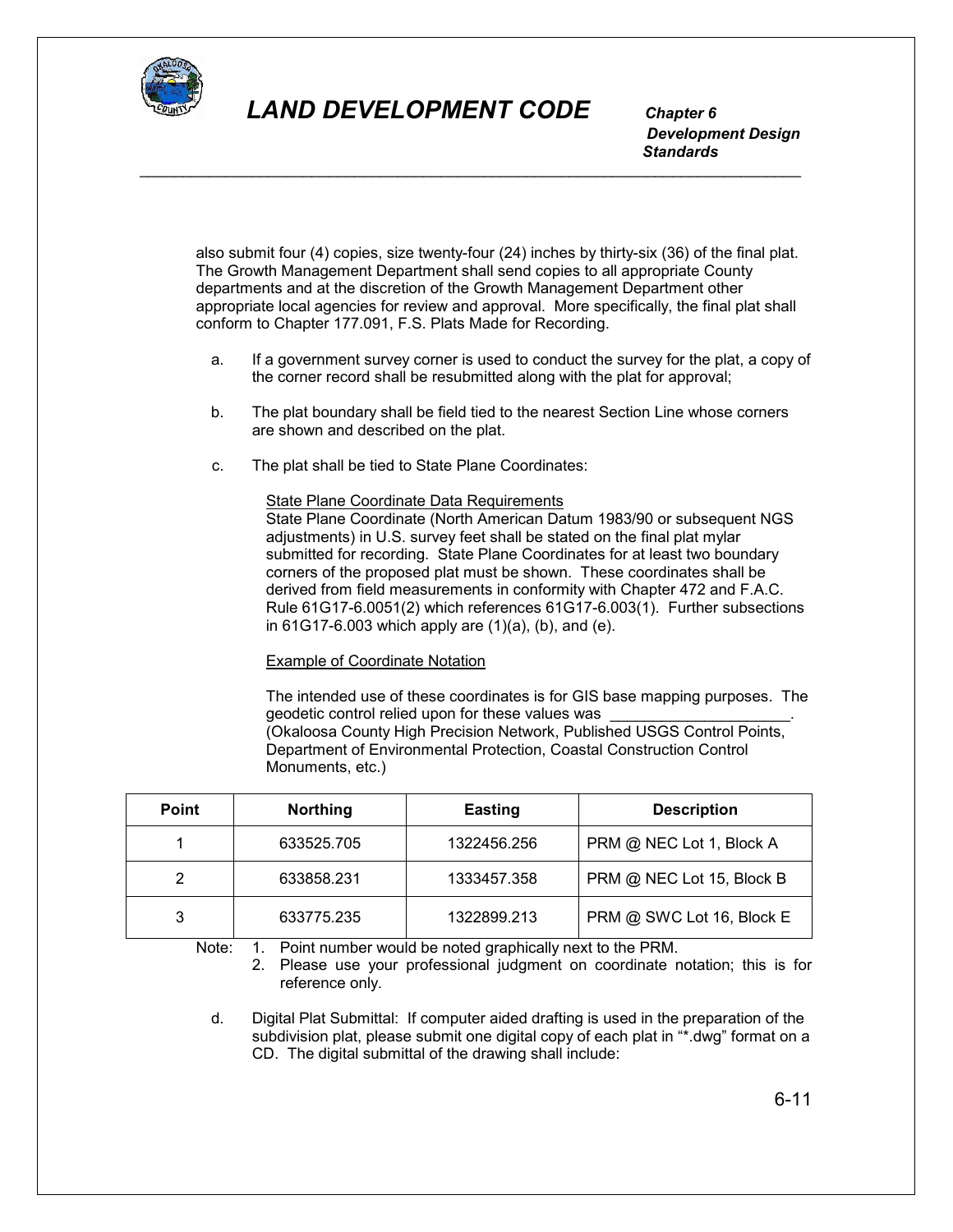also submit four (4) copies, size twenty-four (24) inches by thirty-six (36) of the final plat. The Growth Management Department shall send copies to all appropriate County departments and at the discretion of the Growth Management Department other appropriate local agencies for review and approval. More specifically, the final plat shall conform to Chapter 177.091, F.S. Plats Made for Recording.

a. If a government survey corner is used to conduct the survey for the plat, a copy of the corner record shall be resubmitted along with the plat for approval;

b. The plat boundary shall be field tied to the nearest Section Line whose corners are shown and described on the plat.

c. The plat shall be tied to State Plane Coordinates:

<u>State Plane Coordinate Data Requirements</u>
State Plane Coordinate (North American Datum 1983/90 or subsequent NGS adjustments) in U.S. survey feet shall be stated on the final plat mylar submitted for recording. State Plane Coordinates for at least two boundary corners of the proposed plat must be shown. These coordinates shall be derived from field measurements in conformity with Chapter 472 and F.A.C. Rule 61G17-6.0051(2) which references 61G17-6.003(1). Further subsections in 61G17-6.003 which apply are (1)(a), (b), and (e).

<u>Example of Coordinate Notation</u>

The intended use of these coordinates is for GIS base mapping purposes. The geodetic control relied upon for these values was ____________________. (Okaloosa County High Precision Network, Published USGS Control Points, Department of Environmental Protection, Coastal Construction Control Monuments, etc.)

| Point | Northing | Easting | Description |
|---|---|---|---|
| 1 | 633525.705 | 1322456.256 | PRM @ NEC Lot 1, Block A |
| 2 | 633858.231 | 1333457.358 | PRM @ NEC Lot 15, Block B |
| 3 | 633775.235 | 1322899.213 | PRM @ SWC Lot 16, Block E |

Note:
1. Point number would be noted graphically next to the PRM.
2. Please use your professional judgment on coordinate notation; this is for reference only.

d. Digital Plat Submittal: If computer aided drafting is used in the preparation of the subdivision plat, please submit one digital copy of each plat in "*.dwg" format on a CD. The digital submittal of the drawing shall include: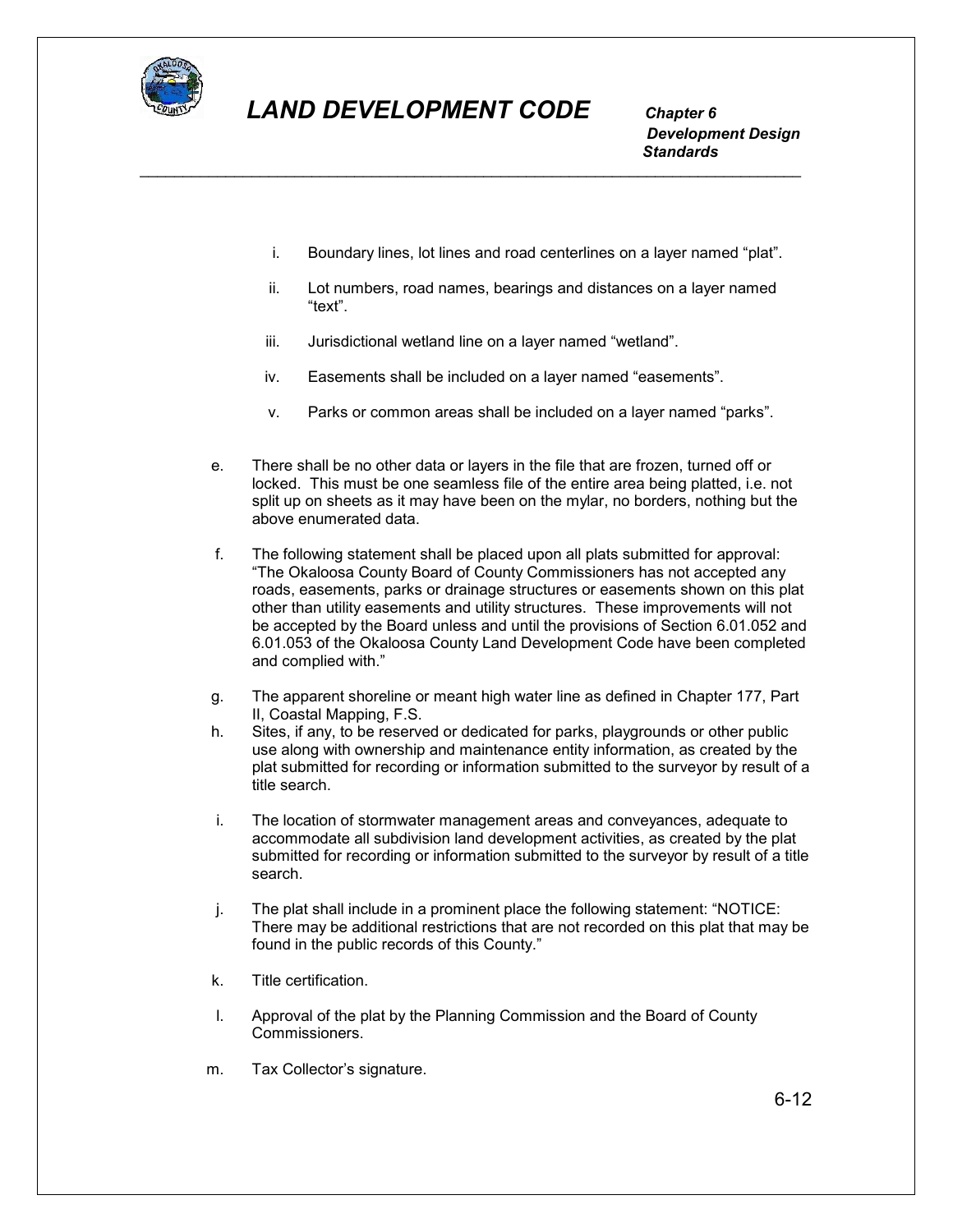i. Boundary lines, lot lines and road centerlines on a layer named "plat".

ii. Lot numbers, road names, bearings and distances on a layer named "text".

iii. Jurisdictional wetland line on a layer named "wetland".

iv. Easements shall be included on a layer named "easements".

v. Parks or common areas shall be included on a layer named "parks".

e. There shall be no other data or layers in the file that are frozen, turned off or locked. This must be one seamless file of the entire area being platted, i.e. not split up on sheets as it may have been on the mylar, no borders, nothing but the above enumerated data.

f. The following statement shall be placed upon all plats submitted for approval: "The Okaloosa County Board of County Commissioners has not accepted any roads, easements, parks or drainage structures or easements shown on this plat other than utility easements and utility structures. These improvements will not be accepted by the Board unless and until the provisions of Section 6.01.052 and 6.01.053 of the Okaloosa County Land Development Code have been completed and complied with."

g. The apparent shoreline or meant high water line as defined in Chapter 177, Part II, Coastal Mapping, F.S.

h. Sites, if any, to be reserved or dedicated for parks, playgrounds or other public use along with ownership and maintenance entity information, as created by the plat submitted for recording or information submitted to the surveyor by result of a title search.

i. The location of stormwater management areas and conveyances, adequate to accommodate all subdivision land development activities, as created by the plat submitted for recording or information submitted to the surveyor by result of a title search.

j. The plat shall include in a prominent place the following statement: "NOTICE: There may be additional restrictions that are not recorded on this plat that may be found in the public records of this County."

k. Title certification.

l. Approval of the plat by the Planning Commission and the Board of County Commissioners.

m. Tax Collector's signature.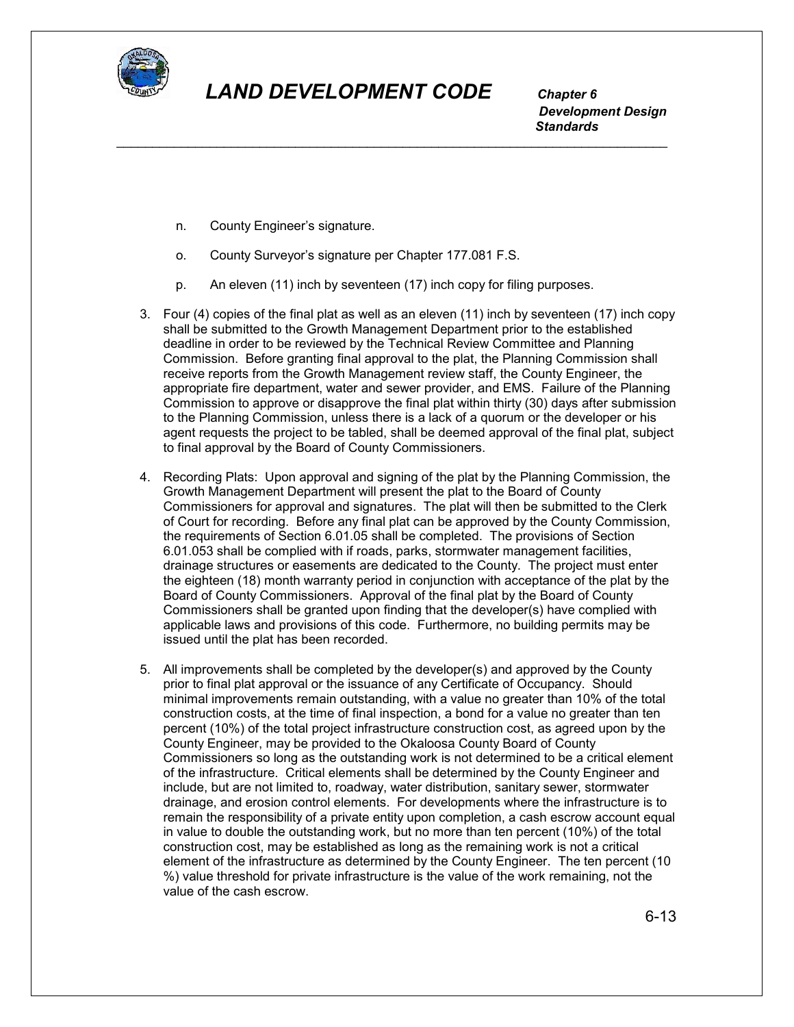n. County Engineer's signature.

o. County Surveyor's signature per Chapter 177.081 F.S.

p. An eleven (11) inch by seventeen (17) inch copy for filing purposes.

3. Four (4) copies of the final plat as well as an eleven (11) inch by seventeen (17) inch copy shall be submitted to the Growth Management Department prior to the established deadline in order to be reviewed by the Technical Review Committee and Planning Commission. Before granting final approval to the plat, the Planning Commission shall receive reports from the Growth Management review staff, the County Engineer, the appropriate fire department, water and sewer provider, and EMS. Failure of the Planning Commission to approve or disapprove the final plat within thirty (30) days after submission to the Planning Commission, unless there is a lack of a quorum or the developer or his agent requests the project to be tabled, shall be deemed approval of the final plat, subject to final approval by the Board of County Commissioners.

4. Recording Plats: Upon approval and signing of the plat by the Planning Commission, the Growth Management Department will present the plat to the Board of County Commissioners for approval and signatures. The plat will then be submitted to the Clerk of Court for recording. Before any final plat can be approved by the County Commission, the requirements of Section 6.01.05 shall be completed. The provisions of Section 6.01.053 shall be complied with if roads, parks, stormwater management facilities, drainage structures or easements are dedicated to the County. The project must enter the eighteen (18) month warranty period in conjunction with acceptance of the plat by the Board of County Commissioners. Approval of the final plat by the Board of County Commissioners shall be granted upon finding that the developer(s) have complied with applicable laws and provisions of this code. Furthermore, no building permits may be issued until the plat has been recorded.

5. All improvements shall be completed by the developer(s) and approved by the County prior to final plat approval or the issuance of any Certificate of Occupancy. Should minimal improvements remain outstanding, with a value no greater than 10% of the total construction costs, at the time of final inspection, a bond for a value no greater than ten percent (10%) of the total project infrastructure construction cost, as agreed upon by the County Engineer, may be provided to the Okaloosa County Board of County Commissioners so long as the outstanding work is not determined to be a critical element of the infrastructure. Critical elements shall be determined by the County Engineer and include, but are not limited to, roadway, water distribution, sanitary sewer, stormwater drainage, and erosion control elements. For developments where the infrastructure is to remain the responsibility of a private entity upon completion, a cash escrow account equal in value to double the outstanding work, but no more than ten percent (10%) of the total construction cost, may be established as long as the remaining work is not a critical element of the infrastructure as determined by the County Engineer. The ten percent (10 %) value threshold for private infrastructure is the value of the work remaining, not the value of the cash escrow.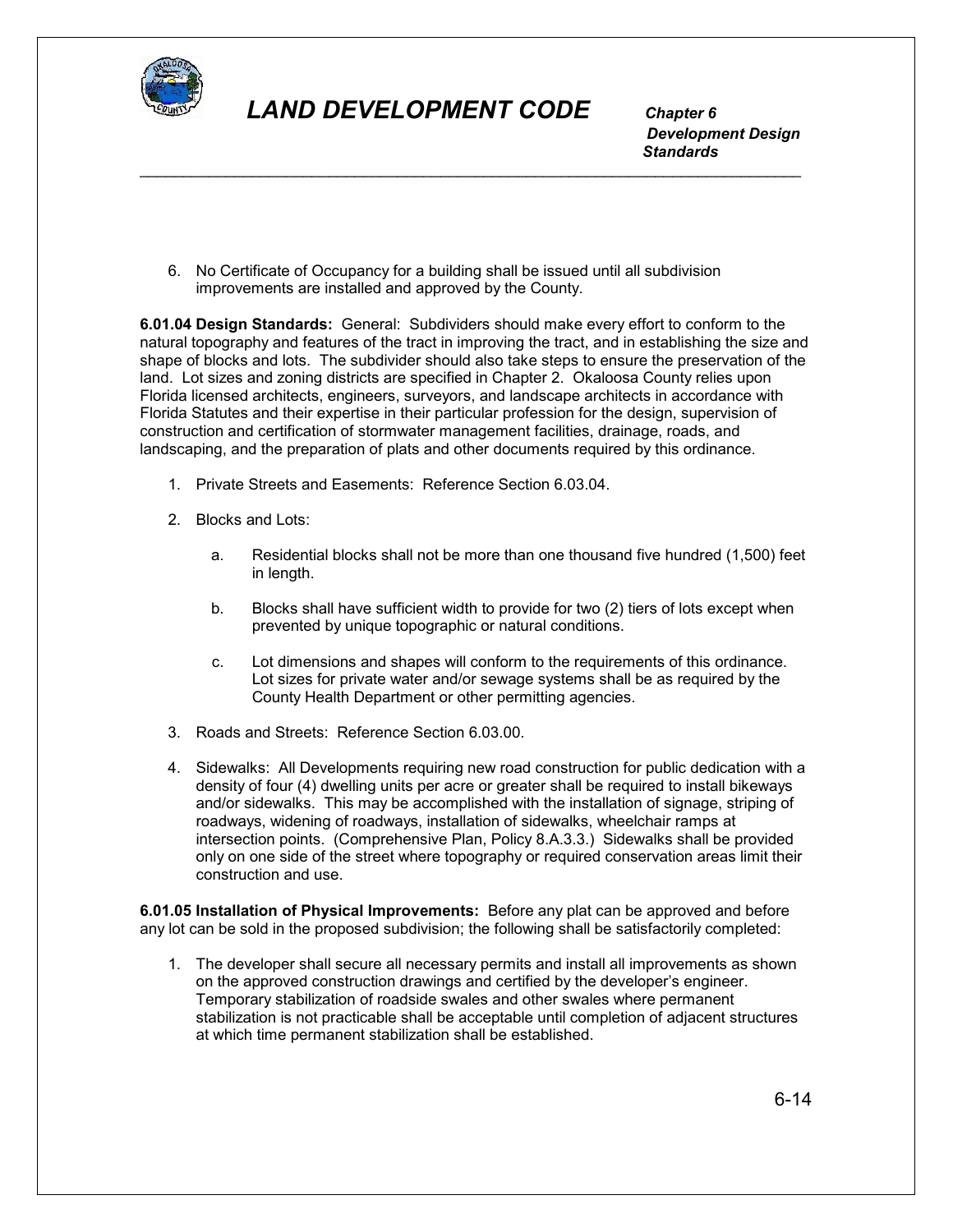6. No Certificate of Occupancy for a building shall be issued until all subdivision improvements are installed and approved by the County.

**6.01.04 Design Standards:** General: Subdividers should make every effort to conform to the natural topography and features of the tract in improving the tract, and in establishing the size and shape of blocks and lots. The subdivider should also take steps to ensure the preservation of the land. Lot sizes and zoning districts are specified in Chapter 2. Okaloosa County relies upon Florida licensed architects, engineers, surveyors, and landscape architects in accordance with Florida Statutes and their expertise in their particular profession for the design, supervision of construction and certification of stormwater management facilities, drainage, roads, and landscaping, and the preparation of plats and other documents required by this ordinance.

1. Private Streets and Easements: Reference Section 6.03.04.
2. Blocks and Lots:
   a. Residential blocks shall not be more than one thousand five hundred (1,500) feet in length.
   b. Blocks shall have sufficient width to provide for two (2) tiers of lots except when prevented by unique topographic or natural conditions.
   c. Lot dimensions and shapes will conform to the requirements of this ordinance. Lot sizes for private water and/or sewage systems shall be as required by the County Health Department or other permitting agencies.
3. Roads and Streets: Reference Section 6.03.00.
4. Sidewalks: All Developments requiring new road construction for public dedication with a density of four (4) dwelling units per acre or greater shall be required to install bikeways and/or sidewalks. This may be accomplished with the installation of signage, striping of roadways, widening of roadways, installation of sidewalks, wheelchair ramps at intersection points. (Comprehensive Plan, Policy 8.A.3.3.) Sidewalks shall be provided only on one side of the street where topography or required conservation areas limit their construction and use.

**6.01.05 Installation of Physical Improvements:** Before any plat can be approved and before any lot can be sold in the proposed subdivision; the following shall be satisfactorily completed:

1. The developer shall secure all necessary permits and install all improvements as shown on the approved construction drawings and certified by the developer's engineer. Temporary stabilization of roadside swales and other swales where permanent stabilization is not practicable shall be acceptable until completion of adjacent structures at which time permanent stabilization shall be established.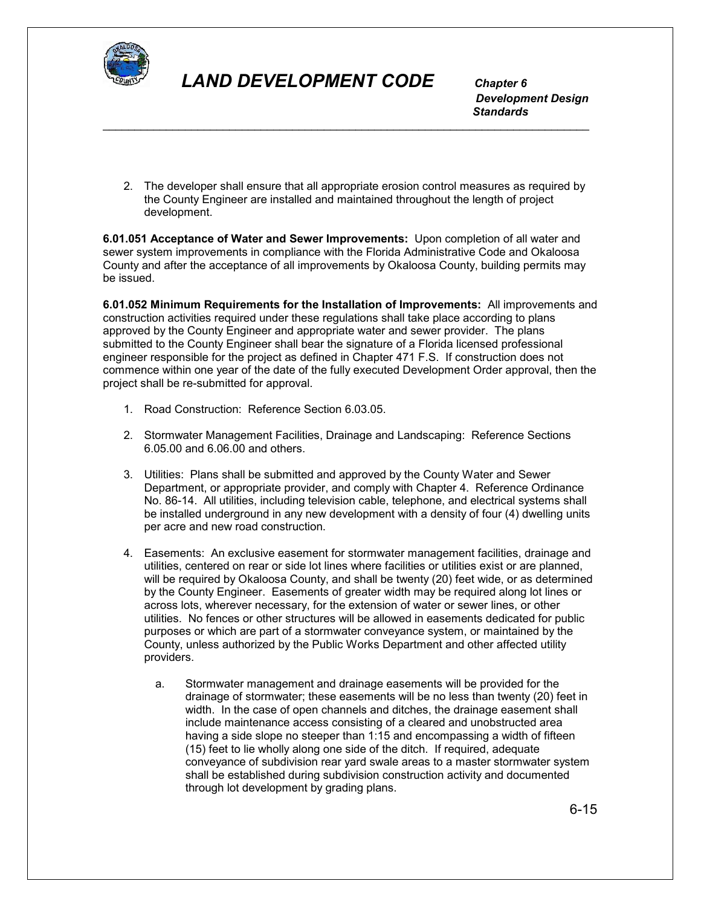2. The developer shall ensure that all appropriate erosion control measures as required by the County Engineer are installed and maintained throughout the length of project development.

**6.01.051 Acceptance of Water and Sewer Improvements:** Upon completion of all water and sewer system improvements in compliance with the Florida Administrative Code and Okaloosa County and after the acceptance of all improvements by Okaloosa County, building permits may be issued.

**6.01.052 Minimum Requirements for the Installation of Improvements:** All improvements and construction activities required under these regulations shall take place according to plans approved by the County Engineer and appropriate water and sewer provider. The plans submitted to the County Engineer shall bear the signature of a Florida licensed professional engineer responsible for the project as defined in Chapter 471 F.S. If construction does not commence within one year of the date of the fully executed Development Order approval, then the project shall be re-submitted for approval.

1. Road Construction: Reference Section 6.03.05.

2. Stormwater Management Facilities, Drainage and Landscaping: Reference Sections 6.05.00 and 6.06.00 and others.

3. Utilities: Plans shall be submitted and approved by the County Water and Sewer Department, or appropriate provider, and comply with Chapter 4. Reference Ordinance No. 86-14. All utilities, including television cable, telephone, and electrical systems shall be installed underground in any new development with a density of four (4) dwelling units per acre and new road construction.

4. Easements: An exclusive easement for stormwater management facilities, drainage and utilities, centered on rear or side lot lines where facilities or utilities exist or are planned, will be required by Okaloosa County, and shall be twenty (20) feet wide, or as determined by the County Engineer. Easements of greater width may be required along lot lines or across lots, wherever necessary, for the extension of water or sewer lines, or other utilities. No fences or other structures will be allowed in easements dedicated for public purposes or which are part of a stormwater conveyance system, or maintained by the County, unless authorized by the Public Works Department and other affected utility providers.

   a. Stormwater management and drainage easements will be provided for the drainage of stormwater; these easements will be no less than twenty (20) feet in width. In the case of open channels and ditches, the drainage easement shall include maintenance access consisting of a cleared and unobstructed area having a side slope no steeper than 1:15 and encompassing a width of fifteen (15) feet to lie wholly along one side of the ditch. If required, adequate conveyance of subdivision rear yard swale areas to a master stormwater system shall be established during subdivision construction activity and documented through lot development by grading plans.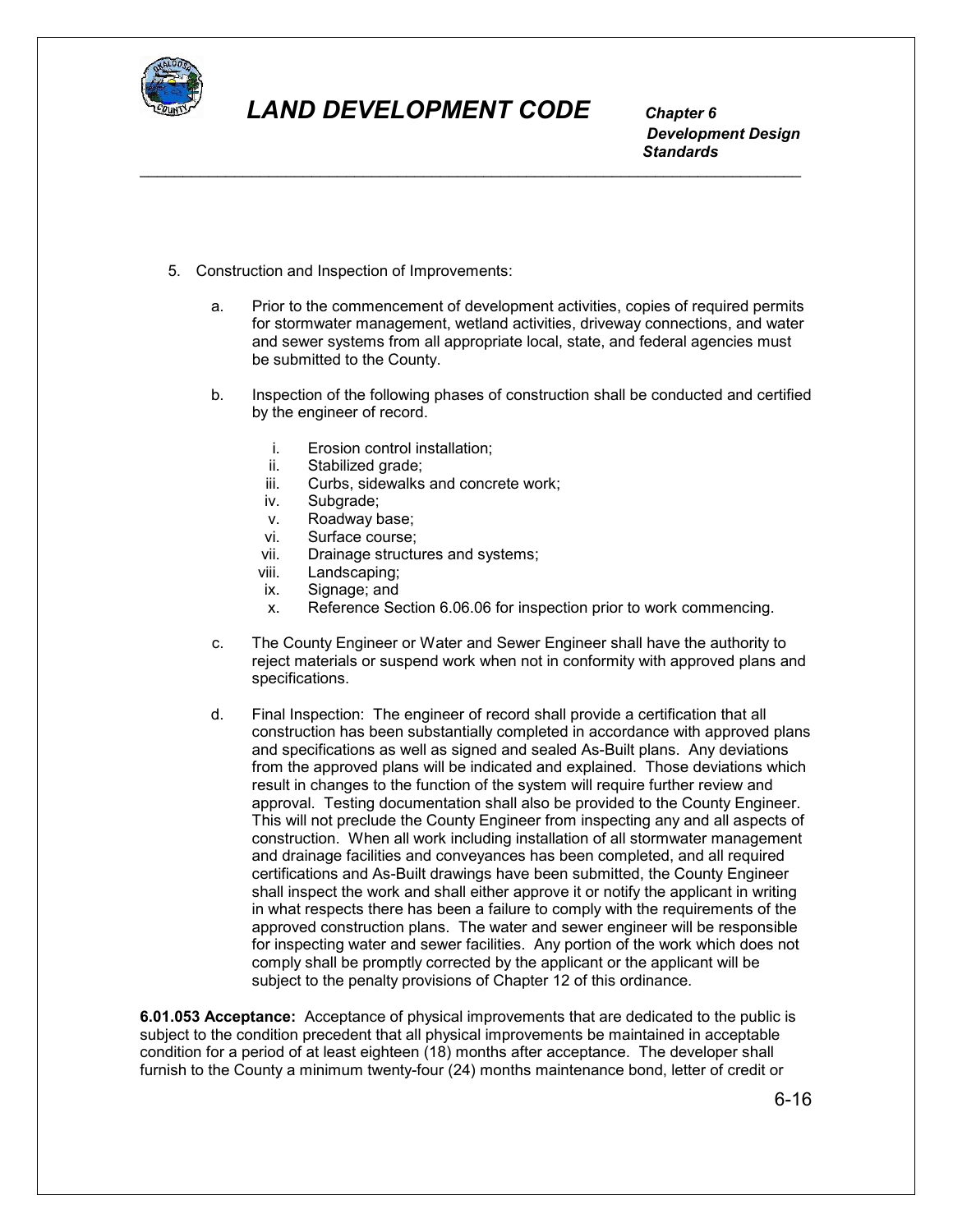5. Construction and Inspection of Improvements:

   a. Prior to the commencement of development activities, copies of required permits for stormwater management, wetland activities, driveway connections, and water and sewer systems from all appropriate local, state, and federal agencies must be submitted to the County.

   b. Inspection of the following phases of construction shall be conducted and certified by the engineer of record.

      i. Erosion control installation;
      ii. Stabilized grade;
      iii. Curbs, sidewalks and concrete work;
      iv. Subgrade;
      v. Roadway base;
      vi. Surface course;
      vii. Drainage structures and systems;
      viii. Landscaping;
      ix. Signage; and
      x. Reference Section 6.06.06 for inspection prior to work commencing.

   c. The County Engineer or Water and Sewer Engineer shall have the authority to reject materials or suspend work when not in conformity with approved plans and specifications.

   d. Final Inspection: The engineer of record shall provide a certification that all construction has been substantially completed in accordance with approved plans and specifications as well as signed and sealed As-Built plans. Any deviations from the approved plans will be indicated and explained. Those deviations which result in changes to the function of the system will require further review and approval. Testing documentation shall also be provided to the County Engineer. This will not preclude the County Engineer from inspecting any and all aspects of construction. When all work including installation of all stormwater management and drainage facilities and conveyances has been completed, and all required certifications and As-Built drawings have been submitted, the County Engineer shall inspect the work and shall either approve it or notify the applicant in writing in what respects there has been a failure to comply with the requirements of the approved construction plans. The water and sewer engineer will be responsible for inspecting water and sewer facilities. Any portion of the work which does not comply shall be promptly corrected by the applicant or the applicant will be subject to the penalty provisions of Chapter 12 of this ordinance.

**6.01.053 Acceptance:** Acceptance of physical improvements that are dedicated to the public is subject to the condition precedent that all physical improvements be maintained in acceptable condition for a period of at least eighteen (18) months after acceptance. The developer shall furnish to the County a minimum twenty-four (24) months maintenance bond, letter of credit or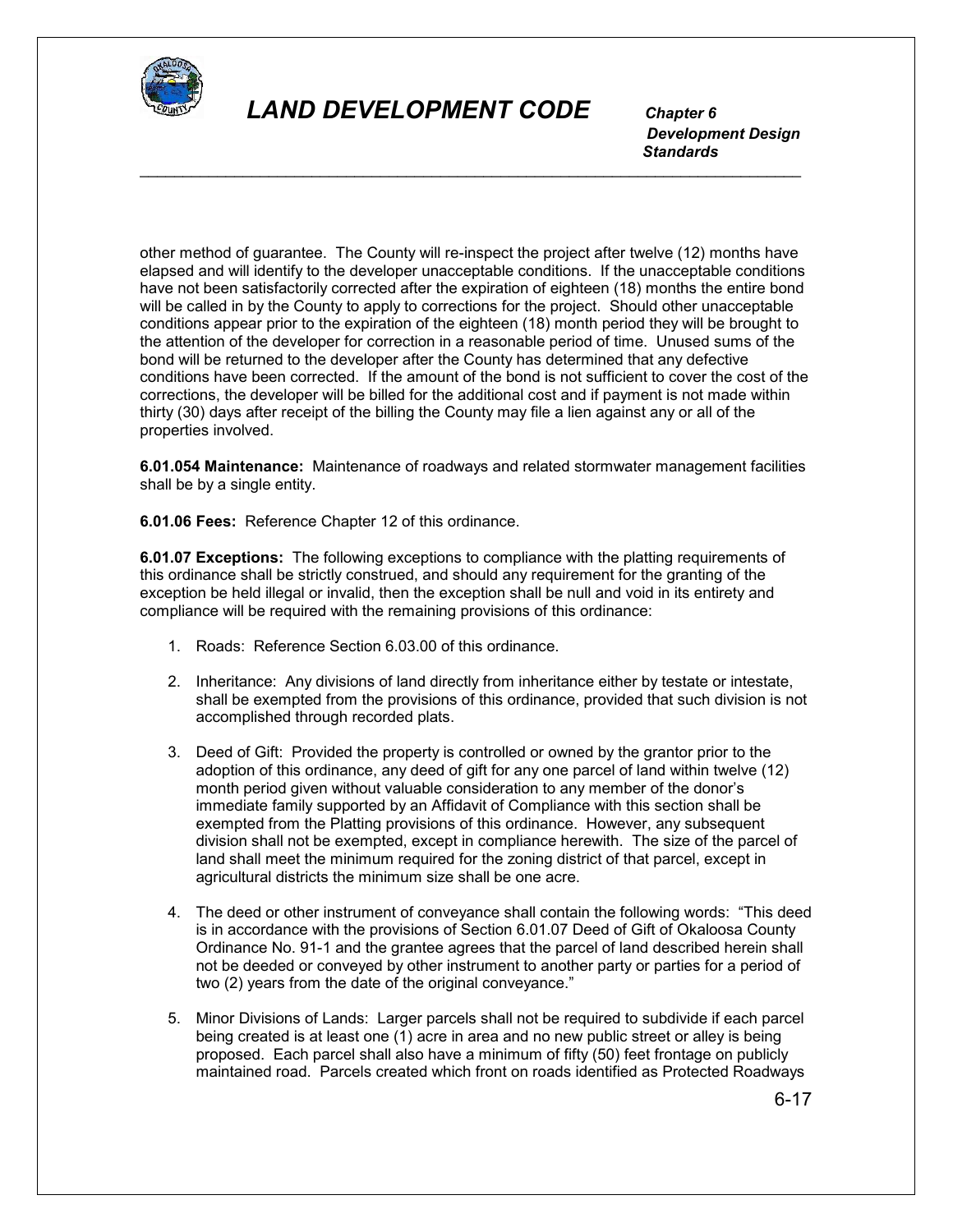other method of guarantee. The County will re-inspect the project after twelve (12) months have elapsed and will identify to the developer unacceptable conditions. If the unacceptable conditions have not been satisfactorily corrected after the expiration of eighteen (18) months the entire bond will be called in by the County to apply to corrections for the project. Should other unacceptable conditions appear prior to the expiration of the eighteen (18) month period they will be brought to the attention of the developer for correction in a reasonable period of time. Unused sums of the bond will be returned to the developer after the County has determined that any defective conditions have been corrected. If the amount of the bond is not sufficient to cover the cost of the corrections, the developer will be billed for the additional cost and if payment is not made within thirty (30) days after receipt of the billing the County may file a lien against any or all of the properties involved.

**6.01.054 Maintenance:** Maintenance of roadways and related stormwater management facilities shall be by a single entity.

**6.01.06 Fees:** Reference Chapter 12 of this ordinance.

**6.01.07 Exceptions:** The following exceptions to compliance with the platting requirements of this ordinance shall be strictly construed, and should any requirement for the granting of the exception be held illegal or invalid, then the exception shall be null and void in its entirety and compliance will be required with the remaining provisions of this ordinance:

1. Roads: Reference Section 6.03.00 of this ordinance.

2. Inheritance: Any divisions of land directly from inheritance either by testate or intestate, shall be exempted from the provisions of this ordinance, provided that such division is not accomplished through recorded plats.

3. Deed of Gift: Provided the property is controlled or owned by the grantor prior to the adoption of this ordinance, any deed of gift for any one parcel of land within twelve (12) month period given without valuable consideration to any member of the donor's immediate family supported by an Affidavit of Compliance with this section shall be exempted from the Platting provisions of this ordinance. However, any subsequent division shall not be exempted, except in compliance herewith. The size of the parcel of land shall meet the minimum required for the zoning district of that parcel, except in agricultural districts the minimum size shall be one acre.

4. The deed or other instrument of conveyance shall contain the following words: "This deed is in accordance with the provisions of Section 6.01.07 Deed of Gift of Okaloosa County Ordinance No. 91-1 and the grantee agrees that the parcel of land described herein shall not be deeded or conveyed by other instrument to another party or parties for a period of two (2) years from the date of the original conveyance."

5. Minor Divisions of Lands: Larger parcels shall not be required to subdivide if each parcel being created is at least one (1) acre in area and no new public street or alley is being proposed. Each parcel shall also have a minimum of fifty (50) feet frontage on publicly maintained road. Parcels created which front on roads identified as Protected Roadways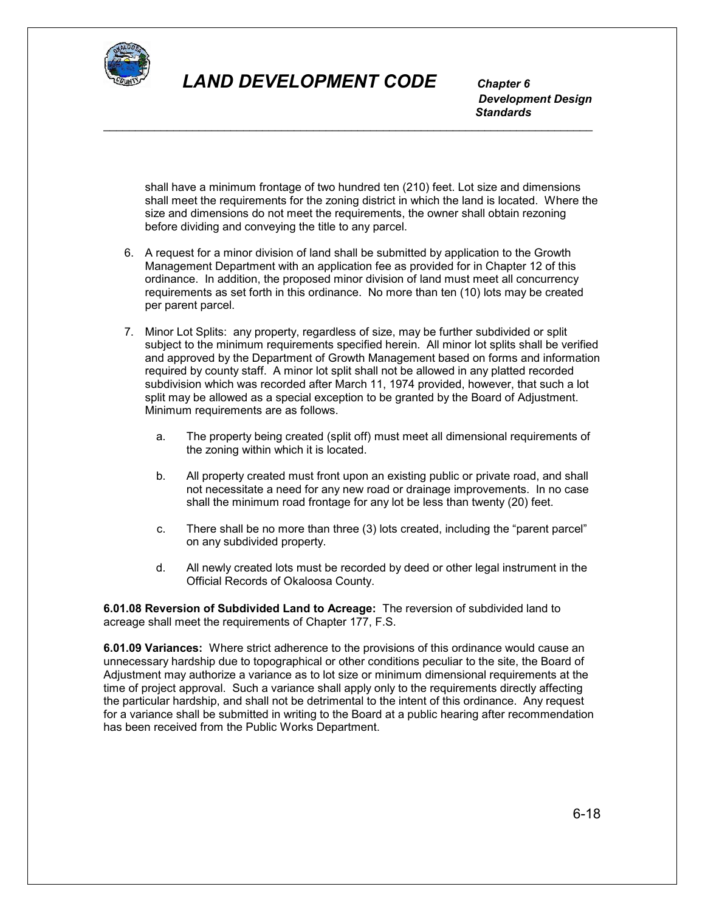shall have a minimum frontage of two hundred ten (210) feet. Lot size and dimensions shall meet the requirements for the zoning district in which the land is located. Where the size and dimensions do not meet the requirements, the owner shall obtain rezoning before dividing and conveying the title to any parcel.

6. A request for a minor division of land shall be submitted by application to the Growth Management Department with an application fee as provided for in Chapter 12 of this ordinance. In addition, the proposed minor division of land must meet all concurrency requirements as set forth in this ordinance. No more than ten (10) lots may be created per parent parcel.

7. Minor Lot Splits: any property, regardless of size, may be further subdivided or split subject to the minimum requirements specified herein. All minor lot splits shall be verified and approved by the Department of Growth Management based on forms and information required by county staff. A minor lot split shall not be allowed in any platted recorded subdivision which was recorded after March 11, 1974 provided, however, that such a lot split may be allowed as a special exception to be granted by the Board of Adjustment. Minimum requirements are as follows.

   a. The property being created (split off) must meet all dimensional requirements of the zoning within which it is located.

   b. All property created must front upon an existing public or private road, and shall not necessitate a need for any new road or drainage improvements. In no case shall the minimum road frontage for any lot be less than twenty (20) feet.

   c. There shall be no more than three (3) lots created, including the "parent parcel" on any subdivided property.

   d. All newly created lots must be recorded by deed or other legal instrument in the Official Records of Okaloosa County.

**6.01.08 Reversion of Subdivided Land to Acreage:** The reversion of subdivided land to acreage shall meet the requirements of Chapter 177, F.S.

**6.01.09 Variances:** Where strict adherence to the provisions of this ordinance would cause an unnecessary hardship due to topographical or other conditions peculiar to the site, the Board of Adjustment may authorize a variance as to lot size or minimum dimensional requirements at the time of project approval. Such a variance shall apply only to the requirements directly affecting the particular hardship, and shall not be detrimental to the intent of this ordinance. Any request for a variance shall be submitted in writing to the Board at a public hearing after recommendation has been received from the Public Works Department.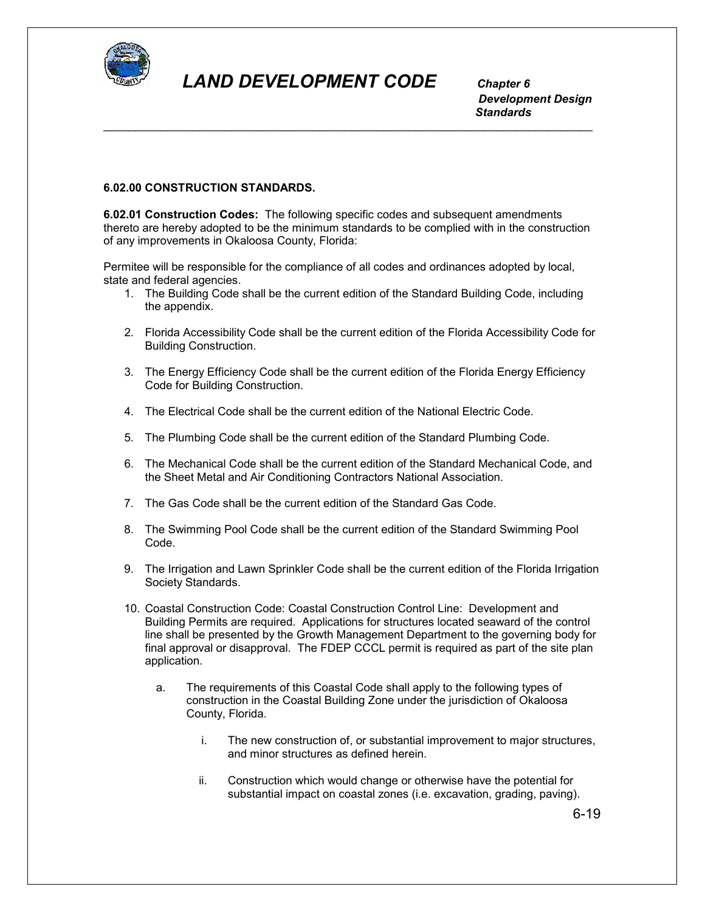**6.02.00 CONSTRUCTION STANDARDS.**

**6.02.01 Construction Codes:** The following specific codes and subsequent amendments thereto are hereby adopted to be the minimum standards to be complied with in the construction of any improvements in Okaloosa County, Florida:

Permitee will be responsible for the compliance of all codes and ordinances adopted by local, state and federal agencies.

1. The Building Code shall be the current edition of the Standard Building Code, including the appendix.

2. Florida Accessibility Code shall be the current edition of the Florida Accessibility Code for Building Construction.

3. The Energy Efficiency Code shall be the current edition of the Florida Energy Efficiency Code for Building Construction.

4. The Electrical Code shall be the current edition of the National Electric Code.

5. The Plumbing Code shall be the current edition of the Standard Plumbing Code.

6. The Mechanical Code shall be the current edition of the Standard Mechanical Code, and the Sheet Metal and Air Conditioning Contractors National Association.

7. The Gas Code shall be the current edition of the Standard Gas Code.

8. The Swimming Pool Code shall be the current edition of the Standard Swimming Pool Code.

9. The Irrigation and Lawn Sprinkler Code shall be the current edition of the Florida Irrigation Society Standards.

10. Coastal Construction Code: Coastal Construction Control Line: Development and Building Permits are required. Applications for structures located seaward of the control line shall be presented by the Growth Management Department to the governing body for final approval or disapproval. The FDEP CCCL permit is required as part of the site plan application.

    a. The requirements of this Coastal Code shall apply to the following types of construction in the Coastal Building Zone under the jurisdiction of Okaloosa County, Florida.

        i. The new construction of, or substantial improvement to major structures, and minor structures as defined herein.

        ii. Construction which would change or otherwise have the potential for substantial impact on coastal zones (i.e. excavation, grading, paving).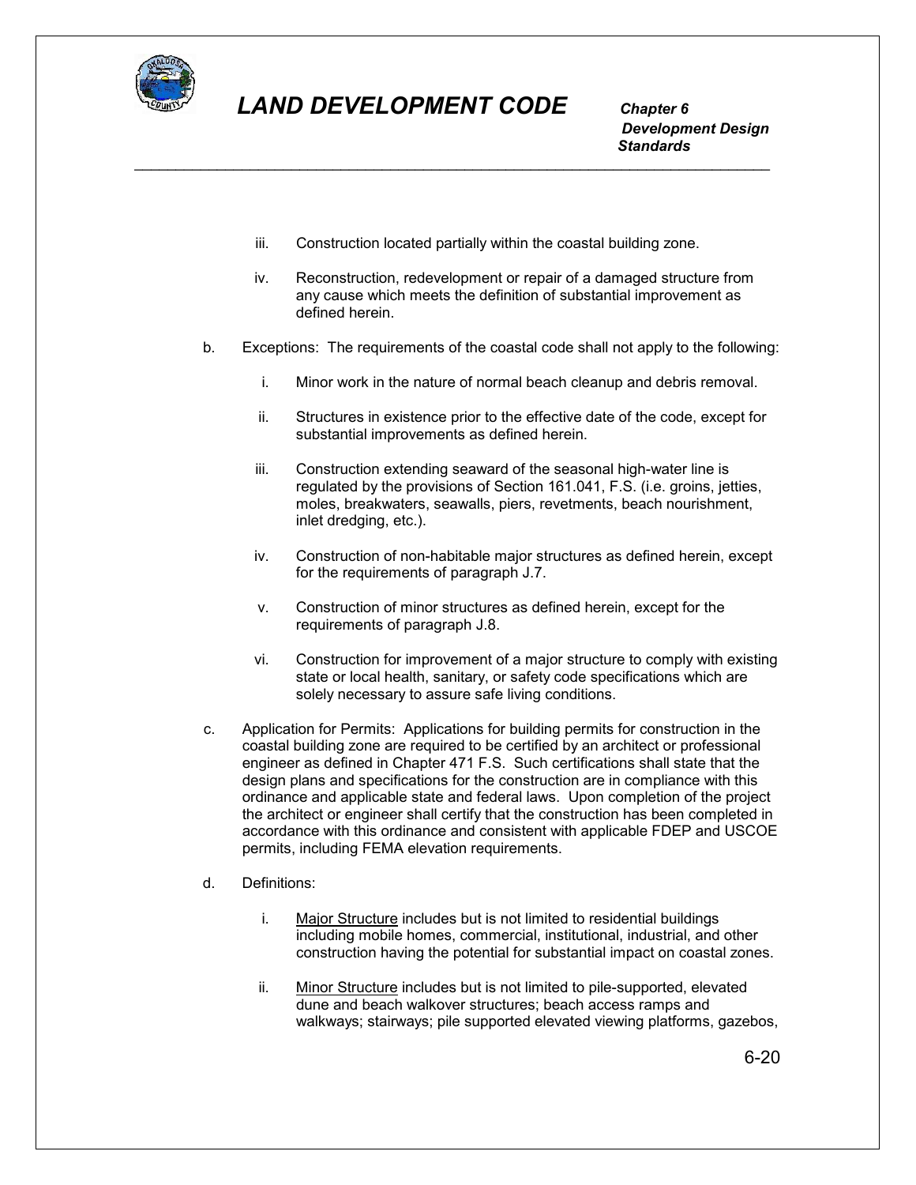iii. Construction located partially within the coastal building zone.

iv. Reconstruction, redevelopment or repair of a damaged structure from any cause which meets the definition of substantial improvement as defined herein.

b. Exceptions: The requirements of the coastal code shall not apply to the following:

   i. Minor work in the nature of normal beach cleanup and debris removal.

   ii. Structures in existence prior to the effective date of the code, except for substantial improvements as defined herein.

   iii. Construction extending seaward of the seasonal high-water line is regulated by the provisions of Section 161.041, F.S. (i.e. groins, jetties, moles, breakwaters, seawalls, piers, revetments, beach nourishment, inlet dredging, etc.).

   iv. Construction of non-habitable major structures as defined herein, except for the requirements of paragraph J.7.

   v. Construction of minor structures as defined herein, except for the requirements of paragraph J.8.

   vi. Construction for improvement of a major structure to comply with existing state or local health, sanitary, or safety code specifications which are solely necessary to assure safe living conditions.

c. Application for Permits: Applications for building permits for construction in the coastal building zone are required to be certified by an architect or professional engineer as defined in Chapter 471 F.S. Such certifications shall state that the design plans and specifications for the construction are in compliance with this ordinance and applicable state and federal laws. Upon completion of the project the architect or engineer shall certify that the construction has been completed in accordance with this ordinance and consistent with applicable FDEP and USCOE permits, including FEMA elevation requirements.

d. Definitions:

   i. Major Structure includes but is not limited to residential buildings including mobile homes, commercial, institutional, industrial, and other construction having the potential for substantial impact on coastal zones.

   ii. Minor Structure includes but is not limited to pile-supported, elevated dune and beach walkover structures; beach access ramps and walkways; stairways; pile supported elevated viewing platforms, gazebos,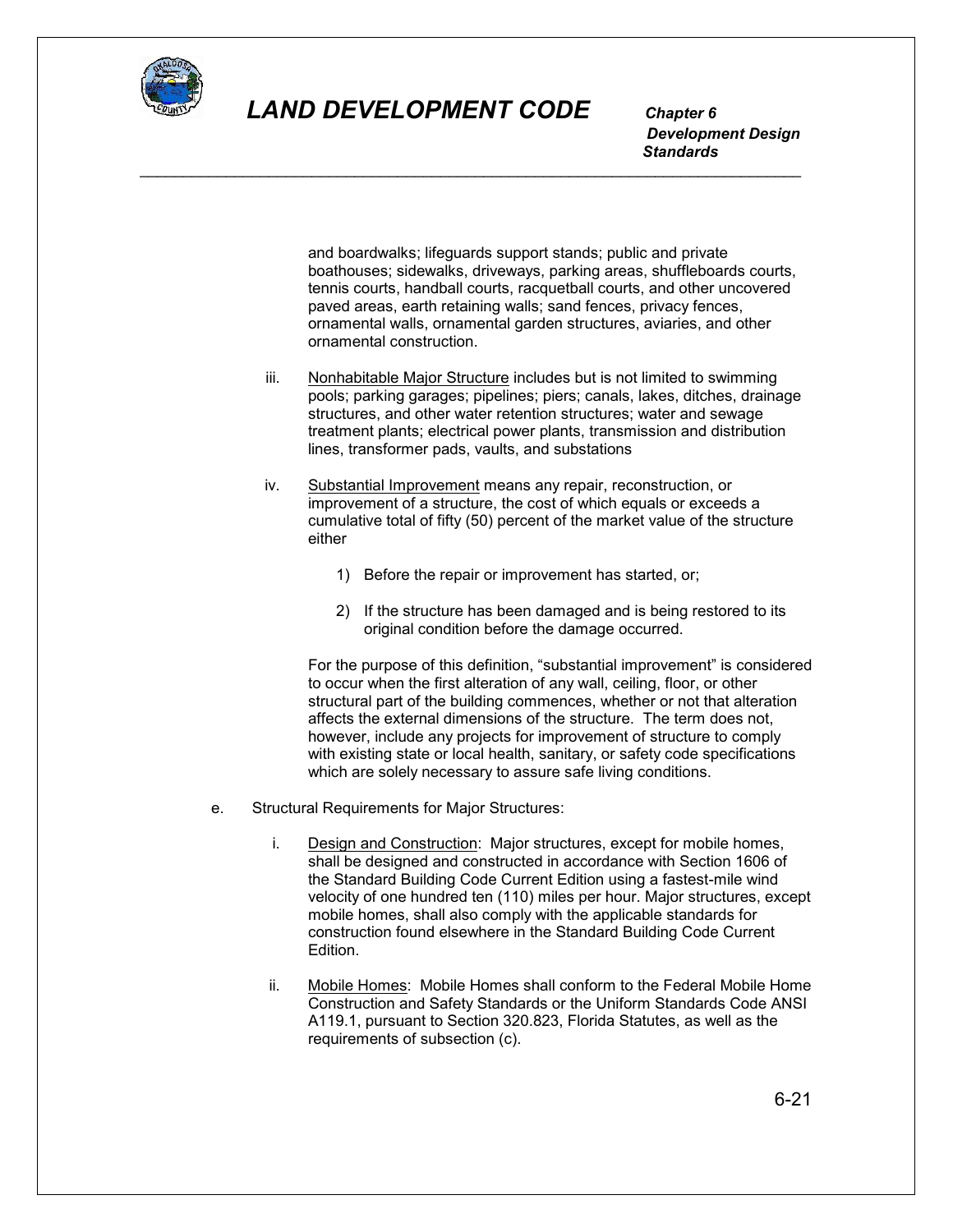and boardwalks; lifeguards support stands; public and private boathouses; sidewalks, driveways, parking areas, shuffleboards courts, tennis courts, handball courts, racquetball courts, and other uncovered paved areas, earth retaining walls; sand fences, privacy fences, ornamental walls, ornamental garden structures, aviaries, and other ornamental construction.

iii. Nonhabitable Major Structure includes but is not limited to swimming pools; parking garages; pipelines; piers; canals, lakes, ditches, drainage structures, and other water retention structures; water and sewage treatment plants; electrical power plants, transmission and distribution lines, transformer pads, vaults, and substations

iv. Substantial Improvement means any repair, reconstruction, or improvement of a structure, the cost of which equals or exceeds a cumulative total of fifty (50) percent of the market value of the structure either

1) Before the repair or improvement has started, or;

2) If the structure has been damaged and is being restored to its original condition before the damage occurred.

For the purpose of this definition, "substantial improvement" is considered to occur when the first alteration of any wall, ceiling, floor, or other structural part of the building commences, whether or not that alteration affects the external dimensions of the structure. The term does not, however, include any projects for improvement of structure to comply with existing state or local health, sanitary, or safety code specifications which are solely necessary to assure safe living conditions.

e. Structural Requirements for Major Structures:

i. Design and Construction: Major structures, except for mobile homes, shall be designed and constructed in accordance with Section 1606 of the Standard Building Code Current Edition using a fastest-mile wind velocity of one hundred ten (110) miles per hour. Major structures, except mobile homes, shall also comply with the applicable standards for construction found elsewhere in the Standard Building Code Current Edition.

ii. Mobile Homes: Mobile Homes shall conform to the Federal Mobile Home Construction and Safety Standards or the Uniform Standards Code ANSI A119.1, pursuant to Section 320.823, Florida Statutes, as well as the requirements of subsection (c).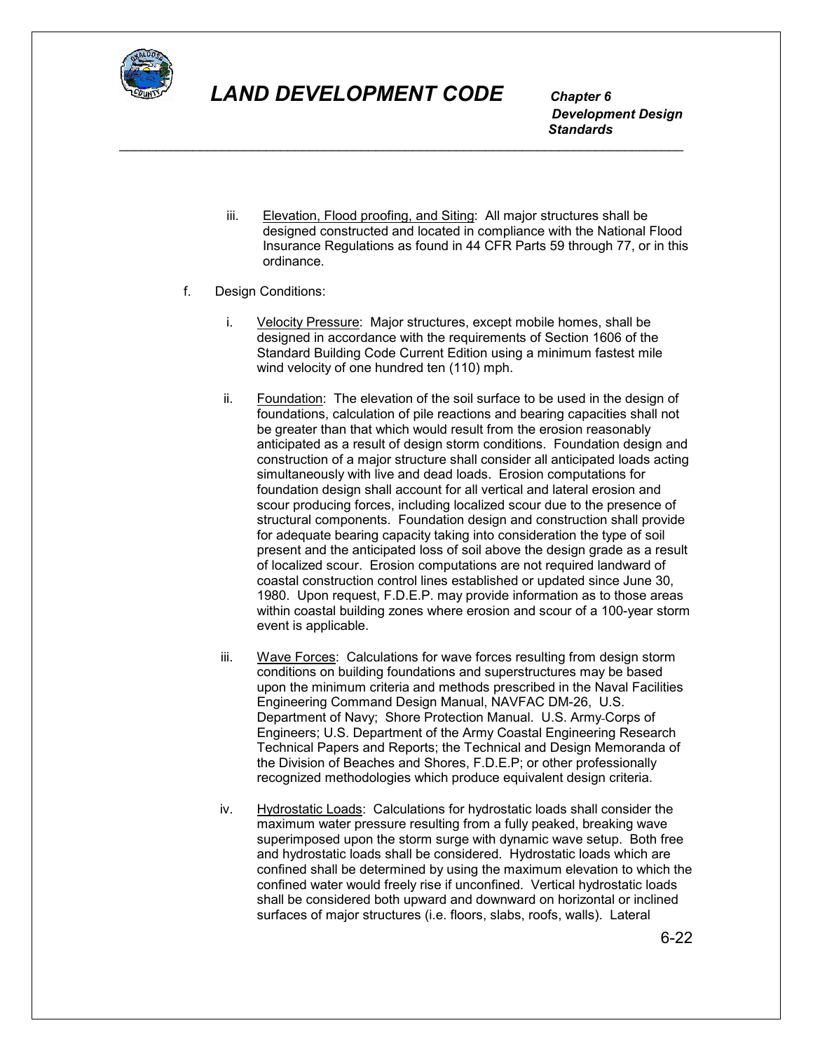iii. Elevation, Flood proofing, and Siting: All major structures shall be designed constructed and located in compliance with the National Flood Insurance Regulations as found in 44 CFR Parts 59 through 77, or in this ordinance.

f. Design Conditions:

i. Velocity Pressure: Major structures, except mobile homes, shall be designed in accordance with the requirements of Section 1606 of the Standard Building Code Current Edition using a minimum fastest mile wind velocity of one hundred ten (110) mph.

ii. Foundation: The elevation of the soil surface to be used in the design of foundations, calculation of pile reactions and bearing capacities shall not be greater than that which would result from the erosion reasonably anticipated as a result of design storm conditions. Foundation design and construction of a major structure shall consider all anticipated loads acting simultaneously with live and dead loads. Erosion computations for foundation design shall account for all vertical and lateral erosion and scour producing forces, including localized scour due to the presence of structural components. Foundation design and construction shall provide for adequate bearing capacity taking into consideration the type of soil present and the anticipated loss of soil above the design grade as a result of localized scour. Erosion computations are not required landward of coastal construction control lines established or updated since June 30, 1980. Upon request, F.D.E.P. may provide information as to those areas within coastal building zones where erosion and scour of a 100-year storm event is applicable.

iii. Wave Forces: Calculations for wave forces resulting from design storm conditions on building foundations and superstructures may be based upon the minimum criteria and methods prescribed in the Naval Facilities Engineering Command Design Manual, NAVFAC DM-26, U.S. Department of Navy; Shore Protection Manual. U.S. Army-Corps of Engineers; U.S. Department of the Army Coastal Engineering Research Technical Papers and Reports; the Technical and Design Memoranda of the Division of Beaches and Shores, F.D.E.P; or other professionally recognized methodologies which produce equivalent design criteria.

iv. Hydrostatic Loads: Calculations for hydrostatic loads shall consider the maximum water pressure resulting from a fully peaked, breaking wave superimposed upon the storm surge with dynamic wave setup. Both free and hydrostatic loads shall be considered. Hydrostatic loads which are confined shall be determined by using the maximum elevation to which the confined water would freely rise if unconfined. Vertical hydrostatic loads shall be considered both upward and downward on horizontal or inclined surfaces of major structures (i.e. floors, slabs, roofs, walls). Lateral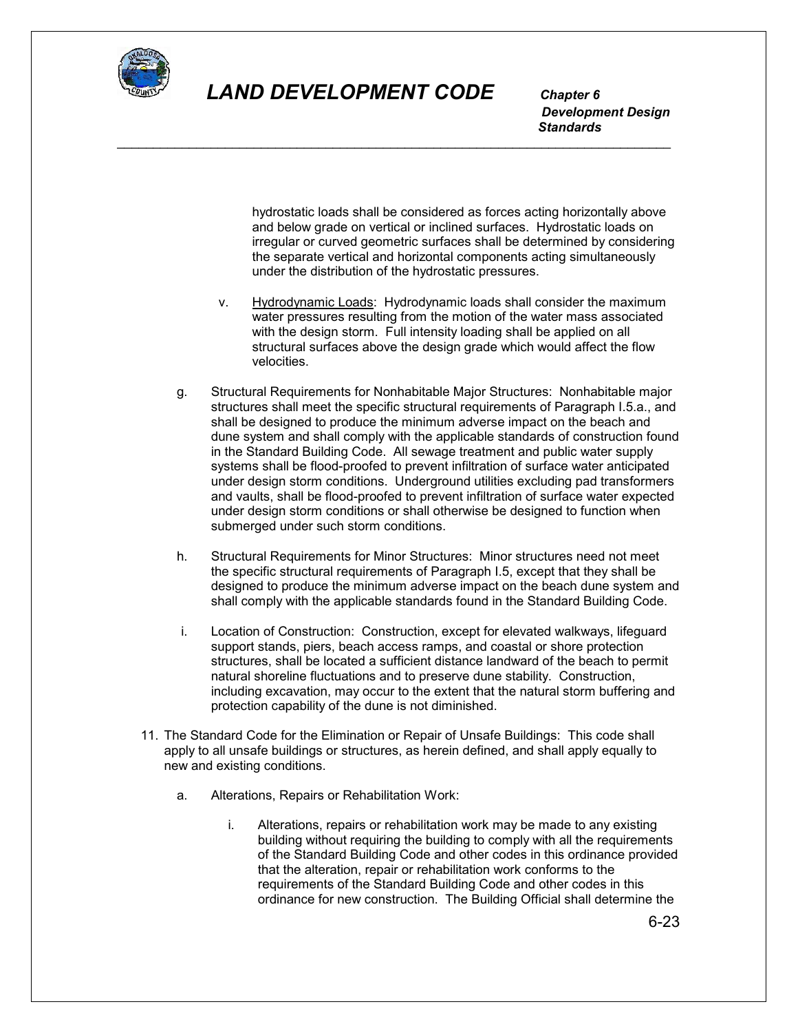hydrostatic loads shall be considered as forces acting horizontally above and below grade on vertical or inclined surfaces. Hydrostatic loads on irregular or curved geometric surfaces shall be determined by considering the separate vertical and horizontal components acting simultaneously under the distribution of the hydrostatic pressures.

v. Hydrodynamic Loads: Hydrodynamic loads shall consider the maximum water pressures resulting from the motion of the water mass associated with the design storm. Full intensity loading shall be applied on all structural surfaces above the design grade which would affect the flow velocities.

g. Structural Requirements for Nonhabitable Major Structures: Nonhabitable major structures shall meet the specific structural requirements of Paragraph I.5.a., and shall be designed to produce the minimum adverse impact on the beach and dune system and shall comply with the applicable standards of construction found in the Standard Building Code. All sewage treatment and public water supply systems shall be flood-proofed to prevent infiltration of surface water anticipated under design storm conditions. Underground utilities excluding pad transformers and vaults, shall be flood-proofed to prevent infiltration of surface water expected under design storm conditions or shall otherwise be designed to function when submerged under such storm conditions.

h. Structural Requirements for Minor Structures: Minor structures need not meet the specific structural requirements of Paragraph I.5, except that they shall be designed to produce the minimum adverse impact on the beach dune system and shall comply with the applicable standards found in the Standard Building Code.

i. Location of Construction: Construction, except for elevated walkways, lifeguard support stands, piers, beach access ramps, and coastal or shore protection structures, shall be located a sufficient distance landward of the beach to permit natural shoreline fluctuations and to preserve dune stability. Construction, including excavation, may occur to the extent that the natural storm buffering and protection capability of the dune is not diminished.

11. The Standard Code for the Elimination or Repair of Unsafe Buildings: This code shall apply to all unsafe buildings or structures, as herein defined, and shall apply equally to new and existing conditions.

   a. Alterations, Repairs or Rehabilitation Work:

      i. Alterations, repairs or rehabilitation work may be made to any existing building without requiring the building to comply with all the requirements of the Standard Building Code and other codes in this ordinance provided that the alteration, repair or rehabilitation work conforms to the requirements of the Standard Building Code and other codes in this ordinance for new construction. The Building Official shall determine the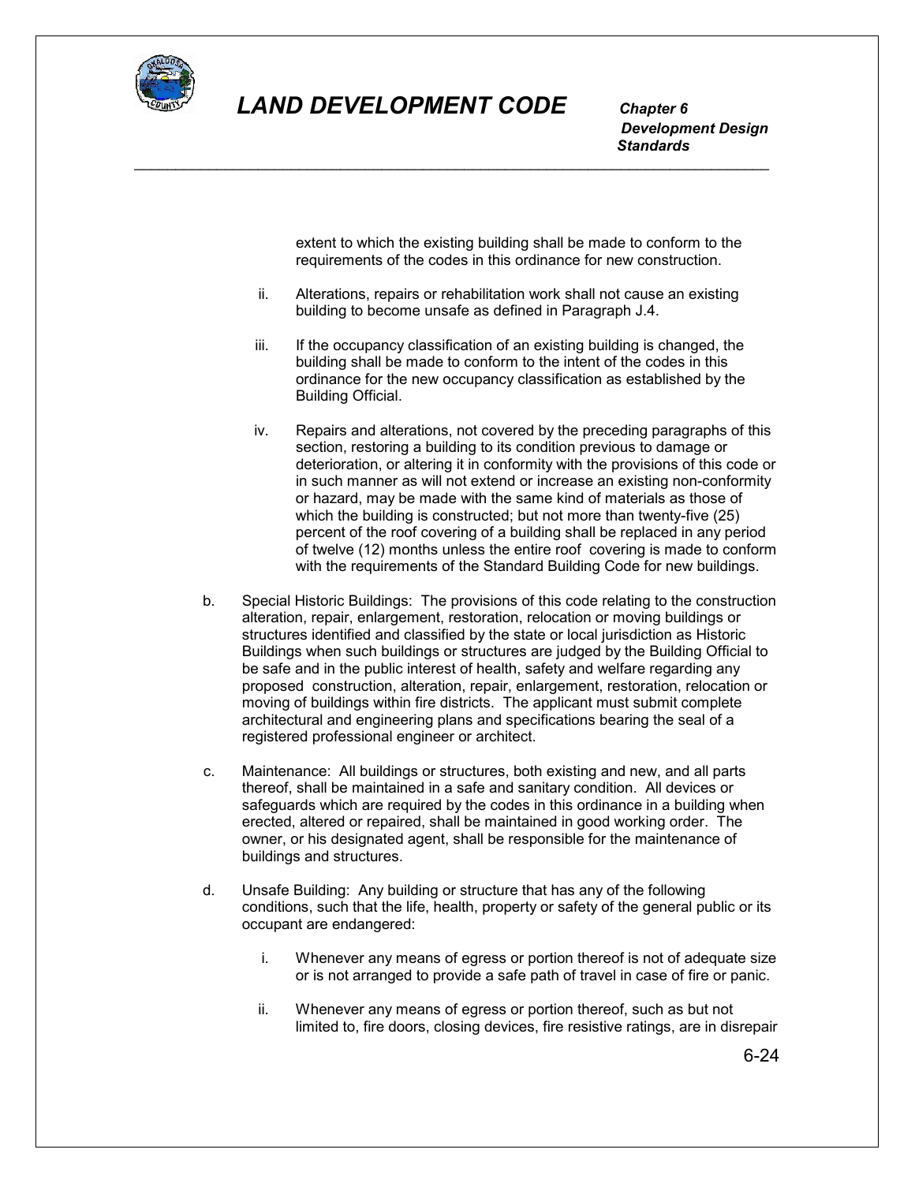extent to which the existing building shall be made to conform to the requirements of the codes in this ordinance for new construction.

ii. Alterations, repairs or rehabilitation work shall not cause an existing building to become unsafe as defined in Paragraph J.4.

iii. If the occupancy classification of an existing building is changed, the building shall be made to conform to the intent of the codes in this ordinance for the new occupancy classification as established by the Building Official.

iv. Repairs and alterations, not covered by the preceding paragraphs of this section, restoring a building to its condition previous to damage or deterioration, or altering it in conformity with the provisions of this code or in such manner as will not extend or increase an existing non-conformity or hazard, may be made with the same kind of materials as those of which the building is constructed; but not more than twenty-five (25) percent of the roof covering of a building shall be replaced in any period of twelve (12) months unless the entire roof covering is made to conform with the requirements of the Standard Building Code for new buildings.

b. Special Historic Buildings: The provisions of this code relating to the construction alteration, repair, enlargement, restoration, relocation or moving buildings or structures identified and classified by the state or local jurisdiction as Historic Buildings when such buildings or structures are judged by the Building Official to be safe and in the public interest of health, safety and welfare regarding any proposed construction, alteration, repair, enlargement, restoration, relocation or moving of buildings within fire districts. The applicant must submit complete architectural and engineering plans and specifications bearing the seal of a registered professional engineer or architect.

c. Maintenance: All buildings or structures, both existing and new, and all parts thereof, shall be maintained in a safe and sanitary condition. All devices or safeguards which are required by the codes in this ordinance in a building when erected, altered or repaired, shall be maintained in good working order. The owner, or his designated agent, shall be responsible for the maintenance of buildings and structures.

d. Unsafe Building: Any building or structure that has any of the following conditions, such that the life, health, property or safety of the general public or its occupant are endangered:

i. Whenever any means of egress or portion thereof is not of adequate size or is not arranged to provide a safe path of travel in case of fire or panic.

ii. Whenever any means of egress or portion thereof, such as but not limited to, fire doors, closing devices, fire resistive ratings, are in disrepair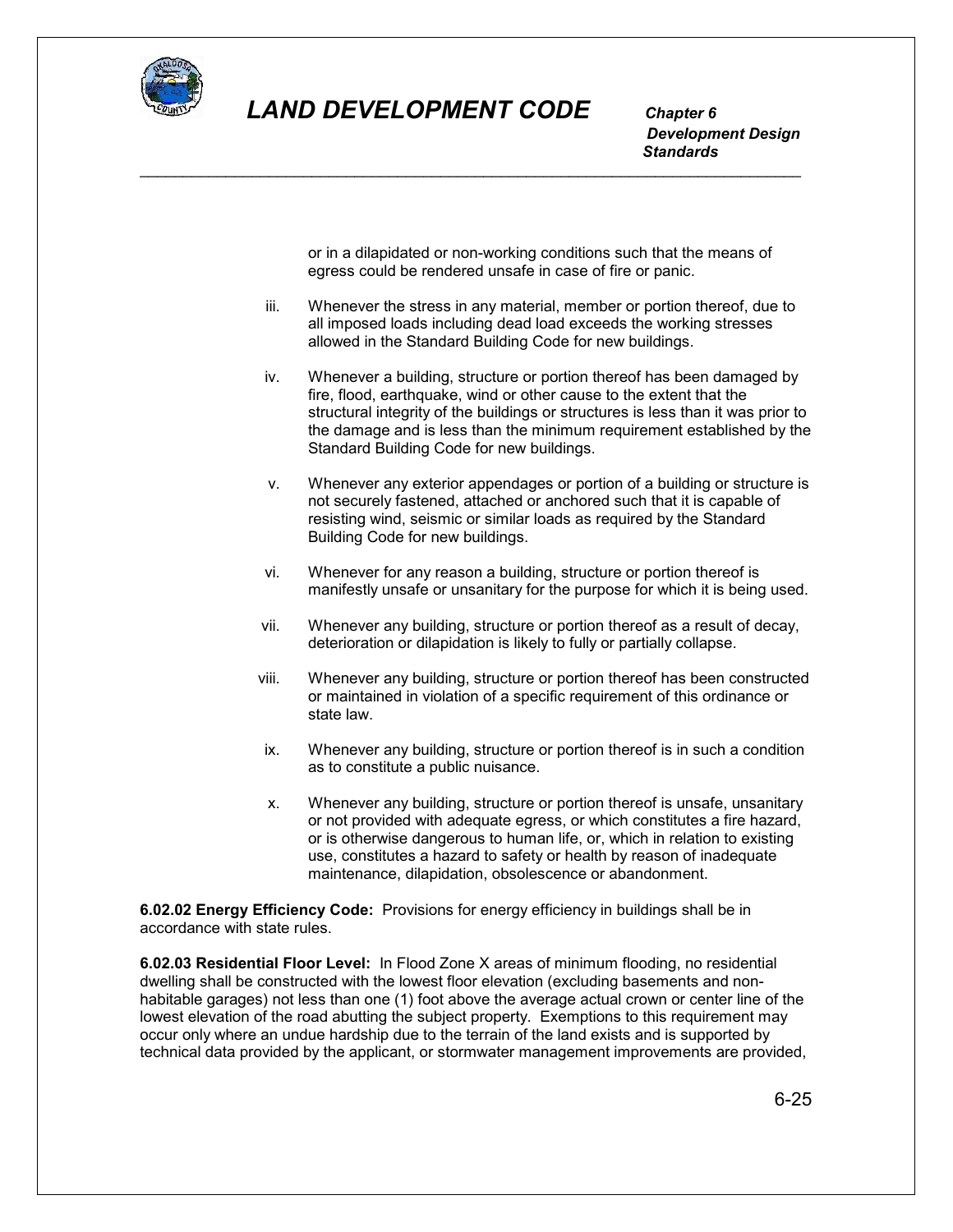or in a dilapidated or non-working conditions such that the means of egress could be rendered unsafe in case of fire or panic.

iii. Whenever the stress in any material, member or portion thereof, due to all imposed loads including dead load exceeds the working stresses allowed in the Standard Building Code for new buildings.

iv. Whenever a building, structure or portion thereof has been damaged by fire, flood, earthquake, wind or other cause to the extent that the structural integrity of the buildings or structures is less than it was prior to the damage and is less than the minimum requirement established by the Standard Building Code for new buildings.

v. Whenever any exterior appendages or portion of a building or structure is not securely fastened, attached or anchored such that it is capable of resisting wind, seismic or similar loads as required by the Standard Building Code for new buildings.

vi. Whenever for any reason a building, structure or portion thereof is manifestly unsafe or unsanitary for the purpose for which it is being used.

vii. Whenever any building, structure or portion thereof as a result of decay, deterioration or dilapidation is likely to fully or partially collapse.

viii. Whenever any building, structure or portion thereof has been constructed or maintained in violation of a specific requirement of this ordinance or state law.

ix. Whenever any building, structure or portion thereof is in such a condition as to constitute a public nuisance.

x. Whenever any building, structure or portion thereof is unsafe, unsanitary or not provided with adequate egress, or which constitutes a fire hazard, or is otherwise dangerous to human life, or, which in relation to existing use, constitutes a hazard to safety or health by reason of inadequate maintenance, dilapidation, obsolescence or abandonment.

**6.02.02 Energy Efficiency Code:** Provisions for energy efficiency in buildings shall be in accordance with state rules.

**6.02.03 Residential Floor Level:** In Flood Zone X areas of minimum flooding, no residential dwelling shall be constructed with the lowest floor elevation (excluding basements and non-habitable garages) not less than one (1) foot above the average actual crown or center line of the lowest elevation of the road abutting the subject property. Exemptions to this requirement may occur only where an undue hardship due to the terrain of the land exists and is supported by technical data provided by the applicant, or stormwater management improvements are provided,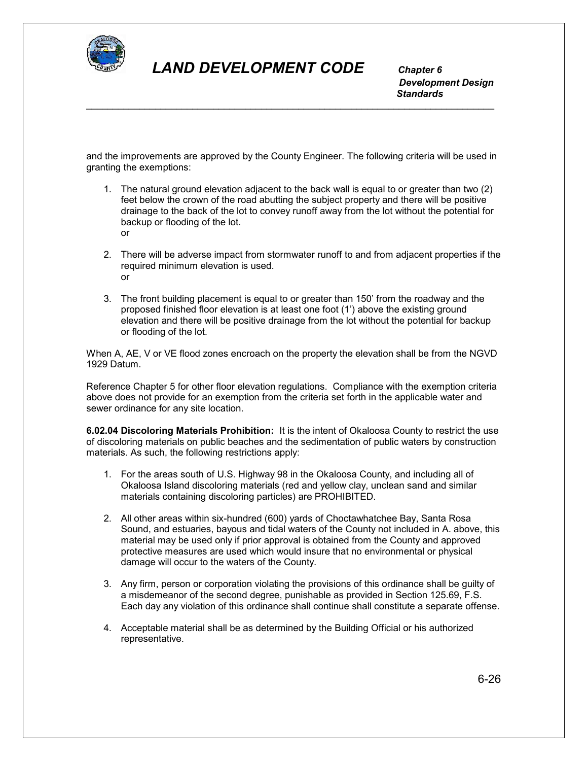and the improvements are approved by the County Engineer. The following criteria will be used in granting the exemptions:

1. The natural ground elevation adjacent to the back wall is equal to or greater than two (2) feet below the crown of the road abutting the subject property and there will be positive drainage to the back of the lot to convey runoff away from the lot without the potential for backup or flooding of the lot.
   or

2. There will be adverse impact from stormwater runoff to and from adjacent properties if the required minimum elevation is used.
   or

3. The front building placement is equal to or greater than 150' from the roadway and the proposed finished floor elevation is at least one foot (1') above the existing ground elevation and there will be positive drainage from the lot without the potential for backup or flooding of the lot.

When A, AE, V or VE flood zones encroach on the property the elevation shall be from the NGVD 1929 Datum.

Reference Chapter 5 for other floor elevation regulations. Compliance with the exemption criteria above does not provide for an exemption from the criteria set forth in the applicable water and sewer ordinance for any site location.

**6.02.04 Discoloring Materials Prohibition:** It is the intent of Okaloosa County to restrict the use of discoloring materials on public beaches and the sedimentation of public waters by construction materials. As such, the following restrictions apply:

1. For the areas south of U.S. Highway 98 in the Okaloosa County, and including all of Okaloosa Island discoloring materials (red and yellow clay, unclean sand and similar materials containing discoloring particles) are PROHIBITED.

2. All other areas within six-hundred (600) yards of Choctawhatchee Bay, Santa Rosa Sound, and estuaries, bayous and tidal waters of the County not included in A. above, this material may be used only if prior approval is obtained from the County and approved protective measures are used which would insure that no environmental or physical damage will occur to the waters of the County.

3. Any firm, person or corporation violating the provisions of this ordinance shall be guilty of a misdemeanor of the second degree, punishable as provided in Section 125.69, F.S. Each day any violation of this ordinance shall continue shall constitute a separate offense.

4. Acceptable material shall be as determined by the Building Official or his authorized representative.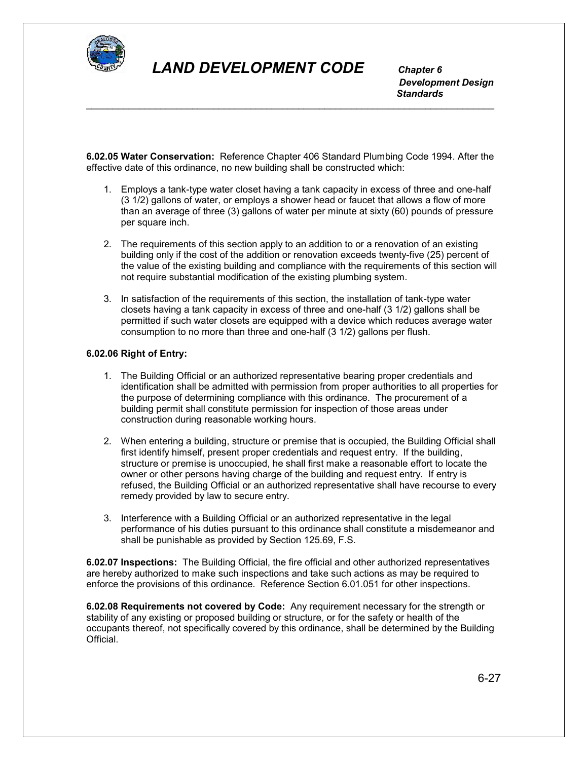**6.02.05 Water Conservation:** Reference Chapter 406 Standard Plumbing Code 1994. After the effective date of this ordinance, no new building shall be constructed which:

1. Employs a tank-type water closet having a tank capacity in excess of three and one-half (3 1/2) gallons of water, or employs a shower head or faucet that allows a flow of more than an average of three (3) gallons of water per minute at sixty (60) pounds of pressure per square inch.

2. The requirements of this section apply to an addition to or a renovation of an existing building only if the cost of the addition or renovation exceeds twenty-five (25) percent of the value of the existing building and compliance with the requirements of this section will not require substantial modification of the existing plumbing system.

3. In satisfaction of the requirements of this section, the installation of tank-type water closets having a tank capacity in excess of three and one-half (3 1/2) gallons shall be permitted if such water closets are equipped with a device which reduces average water consumption to no more than three and one-half (3 1/2) gallons per flush.

**6.02.06 Right of Entry:**

1. The Building Official or an authorized representative bearing proper credentials and identification shall be admitted with permission from proper authorities to all properties for the purpose of determining compliance with this ordinance. The procurement of a building permit shall constitute permission for inspection of those areas under construction during reasonable working hours.

2. When entering a building, structure or premise that is occupied, the Building Official shall first identify himself, present proper credentials and request entry. If the building, structure or premise is unoccupied, he shall first make a reasonable effort to locate the owner or other persons having charge of the building and request entry. If entry is refused, the Building Official or an authorized representative shall have recourse to every remedy provided by law to secure entry.

3. Interference with a Building Official or an authorized representative in the legal performance of his duties pursuant to this ordinance shall constitute a misdemeanor and shall be punishable as provided by Section 125.69, F.S.

**6.02.07 Inspections:** The Building Official, the fire official and other authorized representatives are hereby authorized to make such inspections and take such actions as may be required to enforce the provisions of this ordinance. Reference Section 6.01.051 for other inspections.

**6.02.08 Requirements not covered by Code:** Any requirement necessary for the strength or stability of any existing or proposed building or structure, or for the safety or health of the occupants thereof, not specifically covered by this ordinance, shall be determined by the Building Official.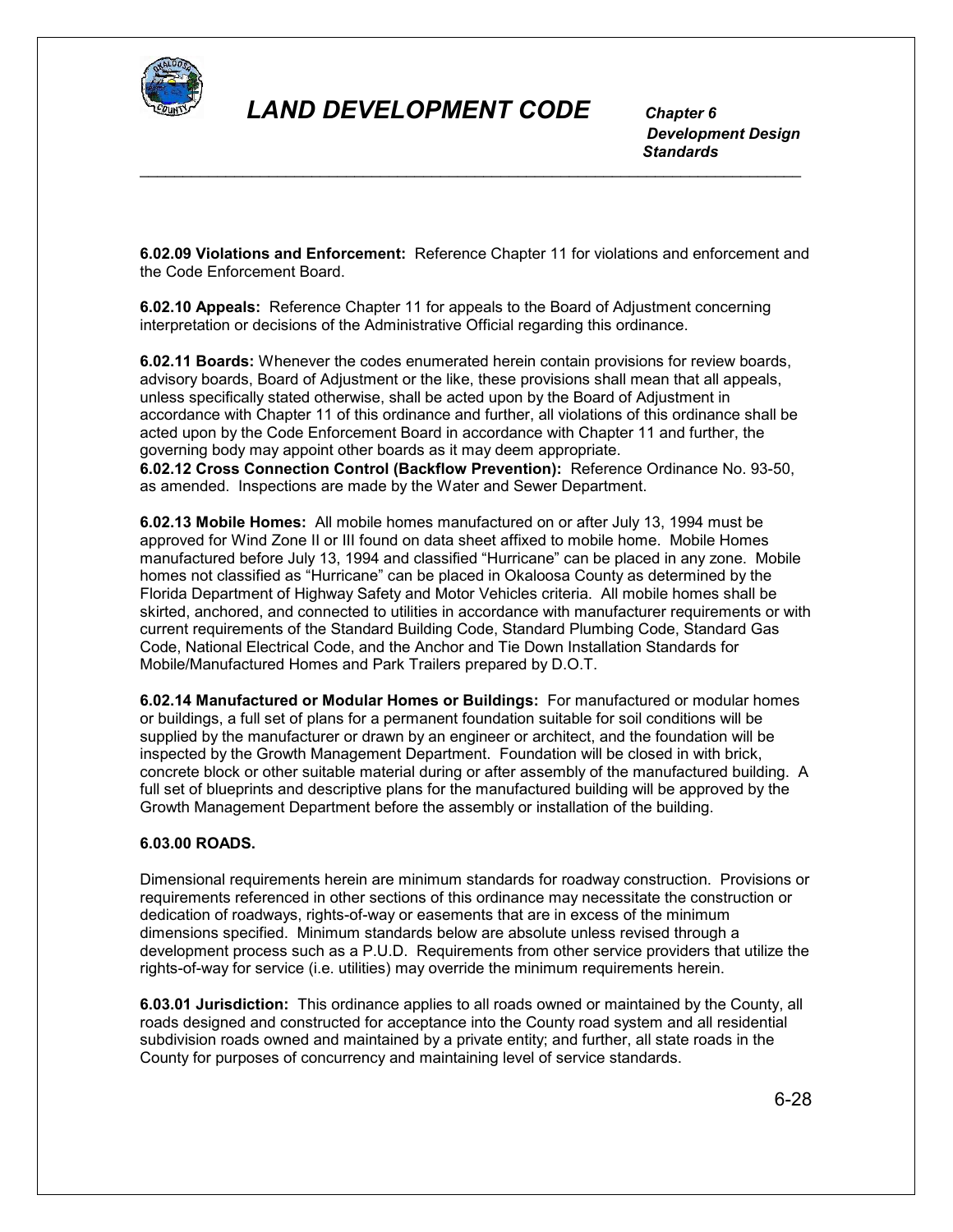**6.02.09 Violations and Enforcement:** Reference Chapter 11 for violations and enforcement and the Code Enforcement Board.

**6.02.10 Appeals:** Reference Chapter 11 for appeals to the Board of Adjustment concerning interpretation or decisions of the Administrative Official regarding this ordinance.

**6.02.11 Boards:** Whenever the codes enumerated herein contain provisions for review boards, advisory boards, Board of Adjustment or the like, these provisions shall mean that all appeals, unless specifically stated otherwise, shall be acted upon by the Board of Adjustment in accordance with Chapter 11 of this ordinance and further, all violations of this ordinance shall be acted upon by the Code Enforcement Board in accordance with Chapter 11 and further, the governing body may appoint other boards as it may deem appropriate.

**6.02.12 Cross Connection Control (Backflow Prevention):** Reference Ordinance No. 93-50, as amended. Inspections are made by the Water and Sewer Department.

**6.02.13 Mobile Homes:** All mobile homes manufactured on or after July 13, 1994 must be approved for Wind Zone II or III found on data sheet affixed to mobile home. Mobile Homes manufactured before July 13, 1994 and classified "Hurricane" can be placed in any zone. Mobile homes not classified as "Hurricane" can be placed in Okaloosa County as determined by the Florida Department of Highway Safety and Motor Vehicles criteria. All mobile homes shall be skirted, anchored, and connected to utilities in accordance with manufacturer requirements or with current requirements of the Standard Building Code, Standard Plumbing Code, Standard Gas Code, National Electrical Code, and the Anchor and Tie Down Installation Standards for Mobile/Manufactured Homes and Park Trailers prepared by D.O.T.

**6.02.14 Manufactured or Modular Homes or Buildings:** For manufactured or modular homes or buildings, a full set of plans for a permanent foundation suitable for soil conditions will be supplied by the manufacturer or drawn by an engineer or architect, and the foundation will be inspected by the Growth Management Department. Foundation will be closed in with brick, concrete block or other suitable material during or after assembly of the manufactured building. A full set of blueprints and descriptive plans for the manufactured building will be approved by the Growth Management Department before the assembly or installation of the building.

## 6.03.00 ROADS.

Dimensional requirements herein are minimum standards for roadway construction. Provisions or requirements referenced in other sections of this ordinance may necessitate the construction or dedication of roadways, rights-of-way or easements that are in excess of the minimum dimensions specified. Minimum standards below are absolute unless revised through a development process such as a P.U.D. Requirements from other service providers that utilize the rights-of-way for service (i.e. utilities) may override the minimum requirements herein.

**6.03.01 Jurisdiction:** This ordinance applies to all roads owned or maintained by the County, all roads designed and constructed for acceptance into the County road system and all residential subdivision roads owned and maintained by a private entity; and further, all state roads in the County for purposes of concurrency and maintaining level of service standards.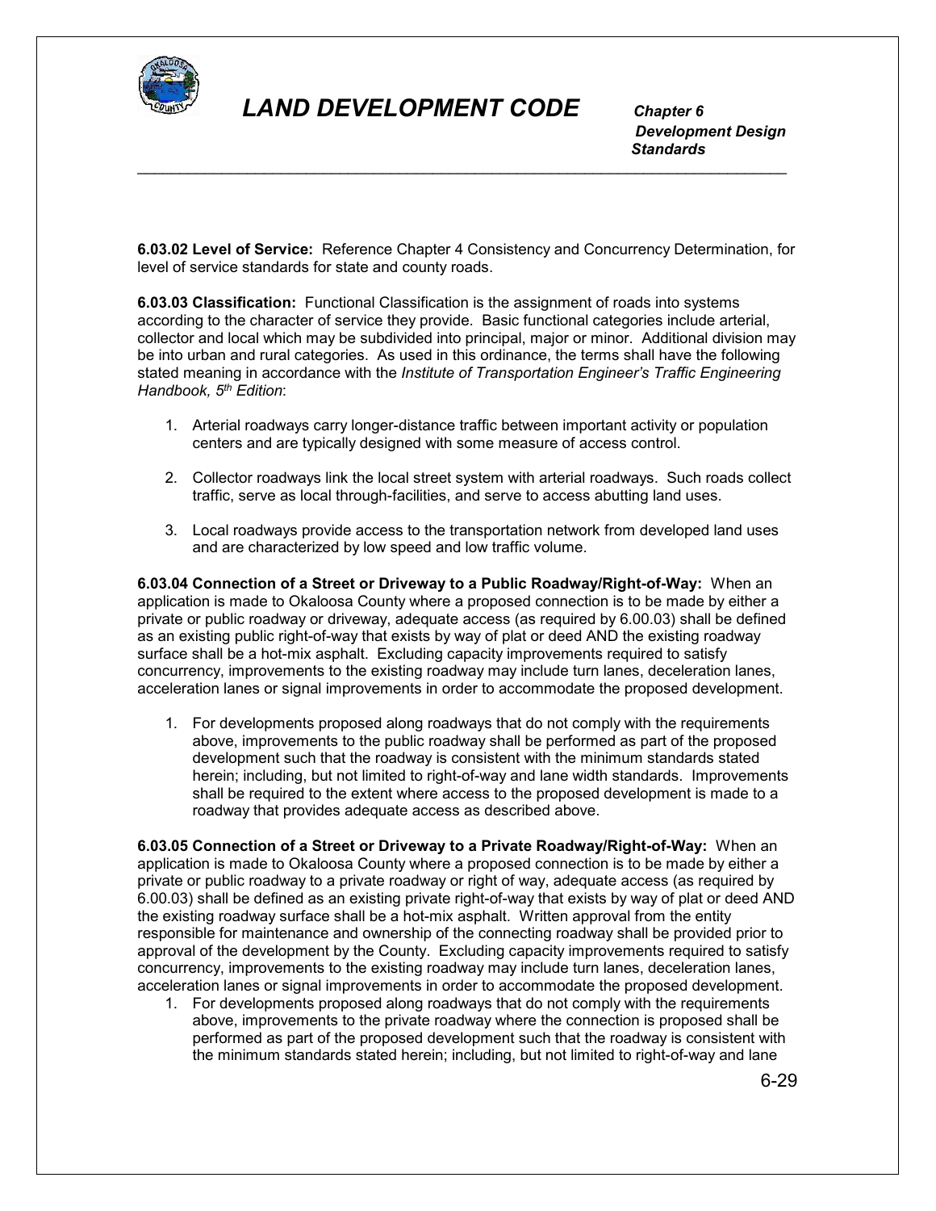**6.03.02 Level of Service:** Reference Chapter 4 Consistency and Concurrency Determination, for level of service standards for state and county roads.

**6.03.03 Classification:** Functional Classification is the assignment of roads into systems according to the character of service they provide. Basic functional categories include arterial, collector and local which may be subdivided into principal, major or minor. Additional division may be into urban and rural categories. As used in this ordinance, the terms shall have the following stated meaning in accordance with the *Institute of Transportation Engineer's Traffic Engineering Handbook, 5th Edition*:

1. Arterial roadways carry longer-distance traffic between important activity or population centers and are typically designed with some measure of access control.

2. Collector roadways link the local street system with arterial roadways. Such roads collect traffic, serve as local through-facilities, and serve to access abutting land uses.

3. Local roadways provide access to the transportation network from developed land uses and are characterized by low speed and low traffic volume.

**6.03.04 Connection of a Street or Driveway to a Public Roadway/Right-of-Way:** When an application is made to Okaloosa County where a proposed connection is to be made by either a private or public roadway or driveway, adequate access (as required by 6.00.03) shall be defined as an existing public right-of-way that exists by way of plat or deed AND the existing roadway surface shall be a hot-mix asphalt. Excluding capacity improvements required to satisfy concurrency, improvements to the existing roadway may include turn lanes, deceleration lanes, acceleration lanes or signal improvements in order to accommodate the proposed development.

1. For developments proposed along roadways that do not comply with the requirements above, improvements to the public roadway shall be performed as part of the proposed development such that the roadway is consistent with the minimum standards stated herein; including, but not limited to right-of-way and lane width standards. Improvements shall be required to the extent where access to the proposed development is made to a roadway that provides adequate access as described above.

**6.03.05 Connection of a Street or Driveway to a Private Roadway/Right-of-Way:** When an application is made to Okaloosa County where a proposed connection is to be made by either a private or public roadway to a private roadway or right of way, adequate access (as required by 6.00.03) shall be defined as an existing private right-of-way that exists by way of plat or deed AND the existing roadway surface shall be a hot-mix asphalt. Written approval from the entity responsible for maintenance and ownership of the connecting roadway shall be provided prior to approval of the development by the County. Excluding capacity improvements required to satisfy concurrency, improvements to the existing roadway may include turn lanes, deceleration lanes, acceleration lanes or signal improvements in order to accommodate the proposed development.

1. For developments proposed along roadways that do not comply with the requirements above, improvements to the private roadway where the connection is proposed shall be performed as part of the proposed development such that the roadway is consistent with the minimum standards stated herein; including, but not limited to right-of-way and lane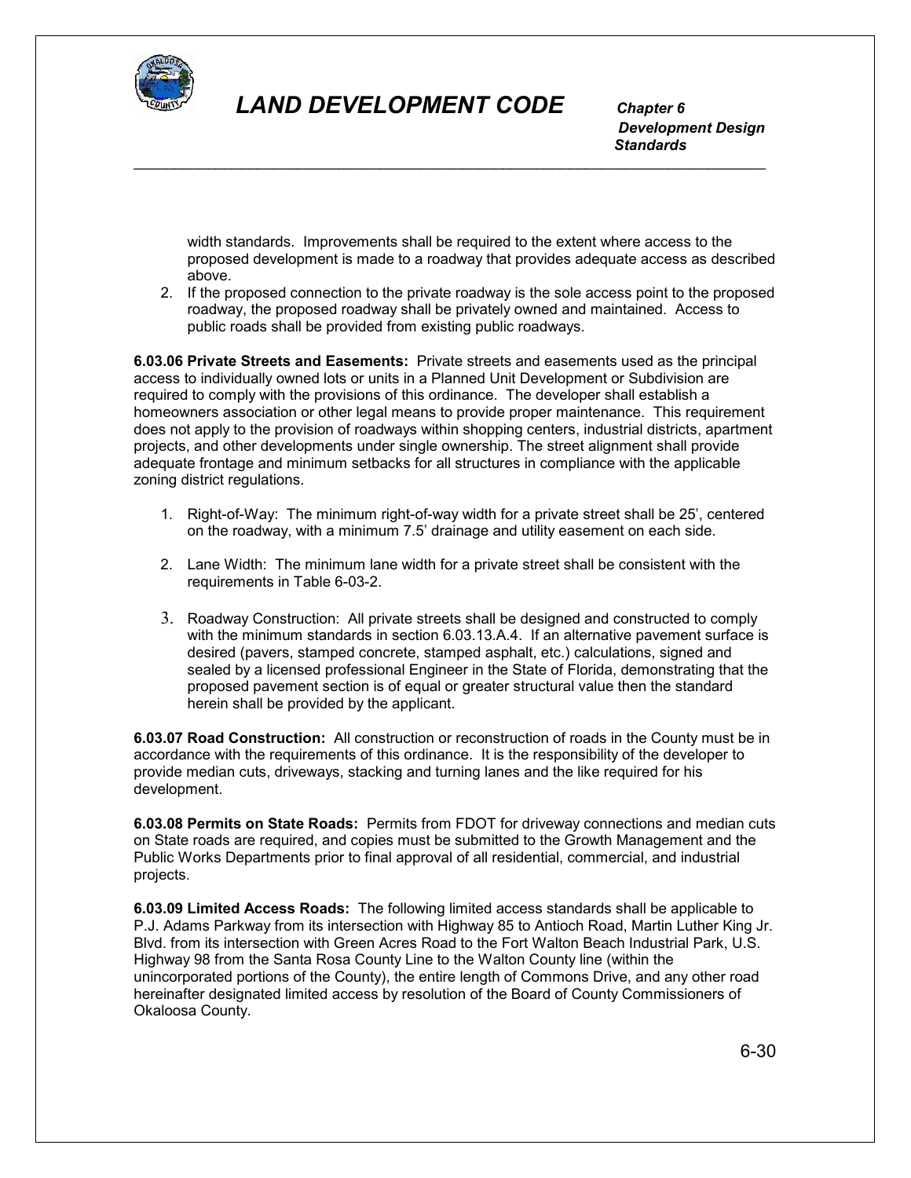width standards. Improvements shall be required to the extent where access to the proposed development is made to a roadway that provides adequate access as described above.

2. If the proposed connection to the private roadway is the sole access point to the proposed roadway, the proposed roadway shall be privately owned and maintained. Access to public roads shall be provided from existing public roadways.

**6.03.06 Private Streets and Easements:** Private streets and easements used as the principal access to individually owned lots or units in a Planned Unit Development or Subdivision are required to comply with the provisions of this ordinance. The developer shall establish a homeowners association or other legal means to provide proper maintenance. This requirement does not apply to the provision of roadways within shopping centers, industrial districts, apartment projects, and other developments under single ownership. The street alignment shall provide adequate frontage and minimum setbacks for all structures in compliance with the applicable zoning district regulations.

1. Right-of-Way: The minimum right-of-way width for a private street shall be 25', centered on the roadway, with a minimum 7.5' drainage and utility easement on each side.

2. Lane Width: The minimum lane width for a private street shall be consistent with the requirements in Table 6-03-2.

3. Roadway Construction: All private streets shall be designed and constructed to comply with the minimum standards in section 6.03.13.A.4. If an alternative pavement surface is desired (pavers, stamped concrete, stamped asphalt, etc.) calculations, signed and sealed by a licensed professional Engineer in the State of Florida, demonstrating that the proposed pavement section is of equal or greater structural value then the standard herein shall be provided by the applicant.

**6.03.07 Road Construction:** All construction or reconstruction of roads in the County must be in accordance with the requirements of this ordinance. It is the responsibility of the developer to provide median cuts, driveways, stacking and turning lanes and the like required for his development.

**6.03.08 Permits on State Roads:** Permits from FDOT for driveway connections and median cuts on State roads are required, and copies must be submitted to the Growth Management and the Public Works Departments prior to final approval of all residential, commercial, and industrial projects.

**6.03.09 Limited Access Roads:** The following limited access standards shall be applicable to P.J. Adams Parkway from its intersection with Highway 85 to Antioch Road, Martin Luther King Jr. Blvd. from its intersection with Green Acres Road to the Fort Walton Beach Industrial Park, U.S. Highway 98 from the Santa Rosa County Line to the Walton County line (within the unincorporated portions of the County), the entire length of Commons Drive, and any other road hereinafter designated limited access by resolution of the Board of County Commissioners of Okaloosa County.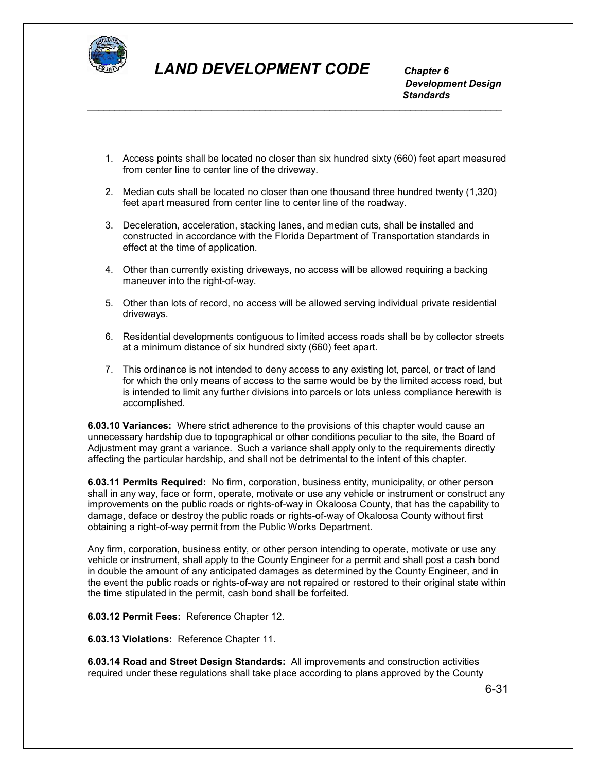1. Access points shall be located no closer than six hundred sixty (660) feet apart measured from center line to center line of the driveway.

2. Median cuts shall be located no closer than one thousand three hundred twenty (1,320) feet apart measured from center line to center line of the roadway.

3. Deceleration, acceleration, stacking lanes, and median cuts, shall be installed and constructed in accordance with the Florida Department of Transportation standards in effect at the time of application.

4. Other than currently existing driveways, no access will be allowed requiring a backing maneuver into the right-of-way.

5. Other than lots of record, no access will be allowed serving individual private residential driveways.

6. Residential developments contiguous to limited access roads shall be by collector streets at a minimum distance of six hundred sixty (660) feet apart.

7. This ordinance is not intended to deny access to any existing lot, parcel, or tract of land for which the only means of access to the same would be by the limited access road, but is intended to limit any further divisions into parcels or lots unless compliance herewith is accomplished.

**6.03.10 Variances:** Where strict adherence to the provisions of this chapter would cause an unnecessary hardship due to topographical or other conditions peculiar to the site, the Board of Adjustment may grant a variance. Such a variance shall apply only to the requirements directly affecting the particular hardship, and shall not be detrimental to the intent of this chapter.

**6.03.11 Permits Required:** No firm, corporation, business entity, municipality, or other person shall in any way, face or form, operate, motivate or use any vehicle or instrument or construct any improvements on the public roads or rights-of-way in Okaloosa County, that has the capability to damage, deface or destroy the public roads or rights-of-way of Okaloosa County without first obtaining a right-of-way permit from the Public Works Department.

Any firm, corporation, business entity, or other person intending to operate, motivate or use any vehicle or instrument, shall apply to the County Engineer for a permit and shall post a cash bond in double the amount of any anticipated damages as determined by the County Engineer, and in the event the public roads or rights-of-way are not repaired or restored to their original state within the time stipulated in the permit, cash bond shall be forfeited.

**6.03.12 Permit Fees:** Reference Chapter 12.

**6.03.13 Violations:** Reference Chapter 11.

**6.03.14 Road and Street Design Standards:** All improvements and construction activities required under these regulations shall take place according to plans approved by the County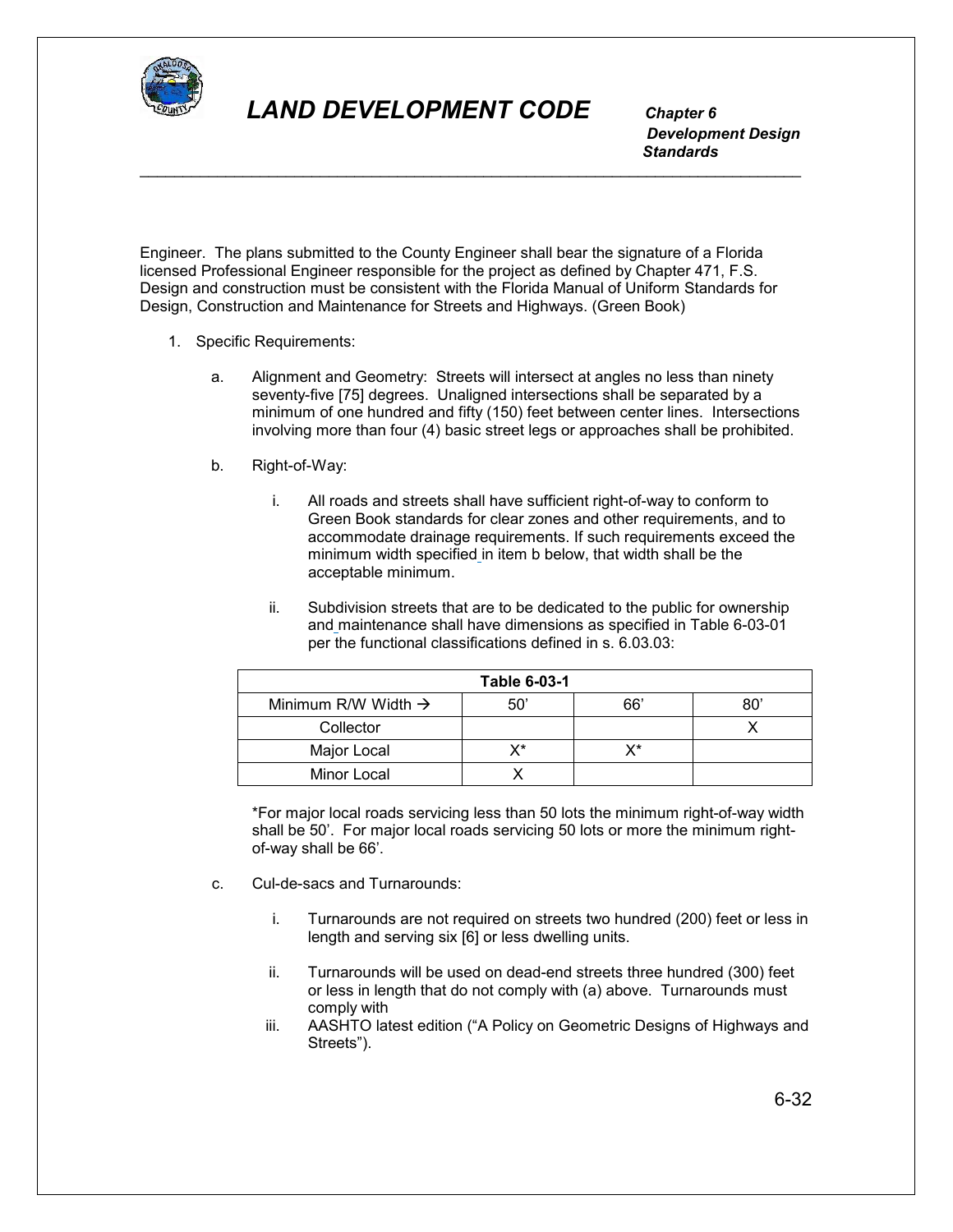Engineer. The plans submitted to the County Engineer shall bear the signature of a Florida licensed Professional Engineer responsible for the project as defined by Chapter 471, F.S. Design and construction must be consistent with the Florida Manual of Uniform Standards for Design, Construction and Maintenance for Streets and Highways. (Green Book)

1. Specific Requirements:

   a. Alignment and Geometry: Streets will intersect at angles no less than ninety seventy-five [75] degrees. Unaligned intersections shall be separated by a minimum of one hundred and fifty (150) feet between center lines. Intersections involving more than four (4) basic street legs or approaches shall be prohibited.

   b. Right-of-Way:

      i. All roads and streets shall have sufficient right-of-way to conform to Green Book standards for clear zones and other requirements, and to accommodate drainage requirements. If such requirements exceed the minimum width specified in item b below, that width shall be the acceptable minimum.

      ii. Subdivision streets that are to be dedicated to the public for ownership and maintenance shall have dimensions as specified in Table 6-03-01 per the functional classifications defined in s. 6.03.03:

| Table 6-03-1 | | | |
|---|---|---|---|
| Minimum R/W Width → | 50’ | 66’ | 80’ |
| Collector | | | X |
| Major Local | X* | X* | |
| Minor Local | X | | |

*For major local roads servicing less than 50 lots the minimum right-of-way width shall be 50’. For major local roads servicing 50 lots or more the minimum right-of-way shall be 66’.

   c. Cul-de-sacs and Turnarounds:

      i. Turnarounds are not required on streets two hundred (200) feet or less in length and serving six [6] or less dwelling units.

      ii. Turnarounds will be used on dead-end streets three hundred (300) feet or less in length that do not comply with (a) above. Turnarounds must comply with

      iii. AASHTO latest edition (“A Policy on Geometric Designs of Highways and Streets”).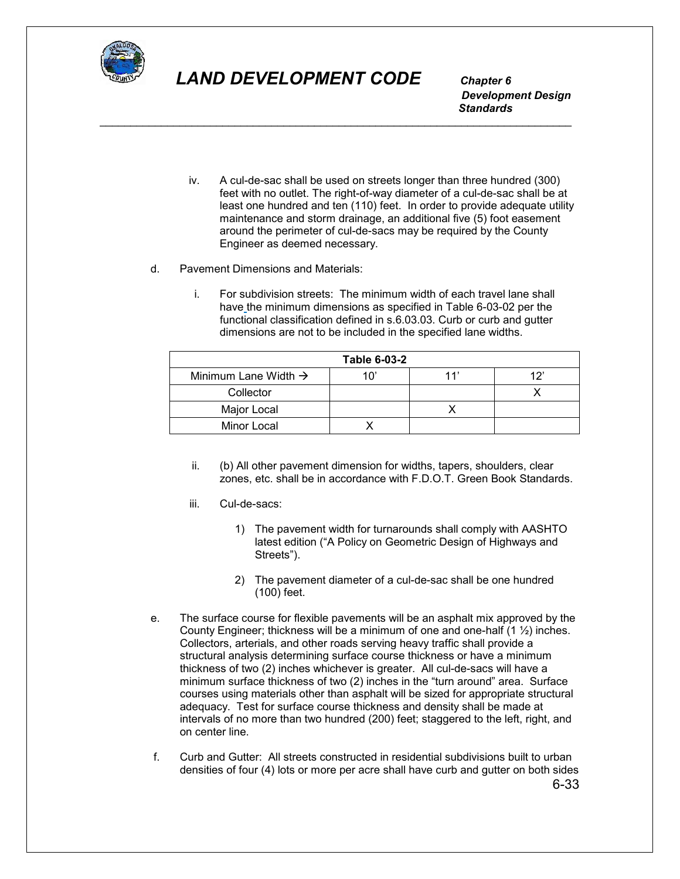iv. A cul-de-sac shall be used on streets longer than three hundred (300) feet with no outlet. The right-of-way diameter of a cul-de-sac shall be at least one hundred and ten (110) feet. In order to provide adequate utility maintenance and storm drainage, an additional five (5) foot easement around the perimeter of cul-de-sacs may be required by the County Engineer as deemed necessary.

d. Pavement Dimensions and Materials:

i. For subdivision streets: The minimum width of each travel lane shall have the minimum dimensions as specified in Table 6-03-02 per the functional classification defined in s.6.03.03. Curb or curb and gutter dimensions are not to be included in the specified lane widths.

| Table 6-03-2 | | | |
|---|---|---|---|
| Minimum Lane Width → | 10' | 11' | 12' |
| Collector | | | X |
| Major Local | | X | |
| Minor Local | X | | |

ii. (b) All other pavement dimension for widths, tapers, shoulders, clear zones, etc. shall be in accordance with F.D.O.T. Green Book Standards.

iii. Cul-de-sacs:

1) The pavement width for turnarounds shall comply with AASHTO latest edition ("A Policy on Geometric Design of Highways and Streets").

2) The pavement diameter of a cul-de-sac shall be one hundred (100) feet.

e. The surface course for flexible pavements will be an asphalt mix approved by the County Engineer; thickness will be a minimum of one and one-half (1 ½) inches. Collectors, arterials, and other roads serving heavy traffic shall provide a structural analysis determining surface course thickness or have a minimum thickness of two (2) inches whichever is greater. All cul-de-sacs will have a minimum surface thickness of two (2) inches in the "turn around" area. Surface courses using materials other than asphalt will be sized for appropriate structural adequacy. Test for surface course thickness and density shall be made at intervals of no more than two hundred (200) feet; staggered to the left, right, and on center line.

f. Curb and Gutter: All streets constructed in residential subdivisions built to urban densities of four (4) lots or more per acre shall have curb and gutter on both sides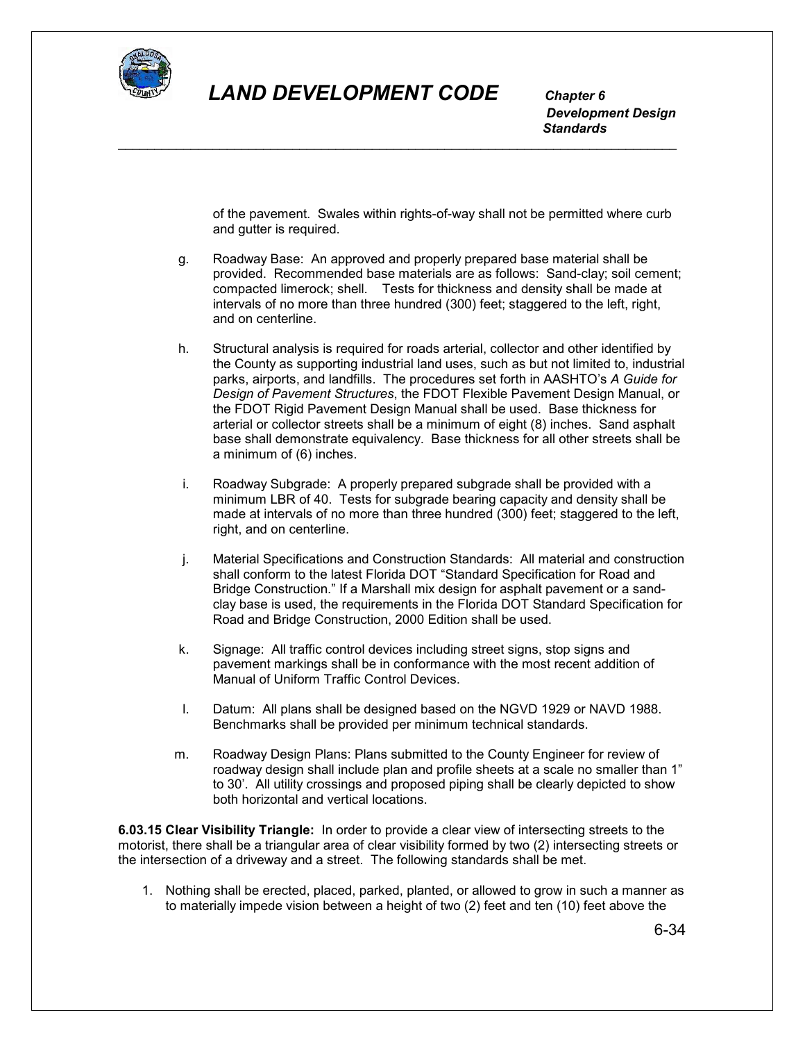of the pavement. Swales within rights-of-way shall not be permitted where curb and gutter is required.

g. Roadway Base: An approved and properly prepared base material shall be provided. Recommended base materials are as follows: Sand-clay; soil cement; compacted limerock; shell. Tests for thickness and density shall be made at intervals of no more than three hundred (300) feet; staggered to the left, right, and on centerline.

h. Structural analysis is required for roads arterial, collector and other identified by the County as supporting industrial land uses, such as but not limited to, industrial parks, airports, and landfills. The procedures set forth in AASHTO's *A Guide for Design of Pavement Structures*, the FDOT Flexible Pavement Design Manual, or the FDOT Rigid Pavement Design Manual shall be used. Base thickness for arterial or collector streets shall be a minimum of eight (8) inches. Sand asphalt base shall demonstrate equivalency. Base thickness for all other streets shall be a minimum of (6) inches.

i. Roadway Subgrade: A properly prepared subgrade shall be provided with a minimum LBR of 40. Tests for subgrade bearing capacity and density shall be made at intervals of no more than three hundred (300) feet; staggered to the left, right, and on centerline.

j. Material Specifications and Construction Standards: All material and construction shall conform to the latest Florida DOT "Standard Specification for Road and Bridge Construction." If a Marshall mix design for asphalt pavement or a sand-clay base is used, the requirements in the Florida DOT Standard Specification for Road and Bridge Construction, 2000 Edition shall be used.

k. Signage: All traffic control devices including street signs, stop signs and pavement markings shall be in conformance with the most recent addition of Manual of Uniform Traffic Control Devices.

l. Datum: All plans shall be designed based on the NGVD 1929 or NAVD 1988. Benchmarks shall be provided per minimum technical standards.

m. Roadway Design Plans: Plans submitted to the County Engineer for review of roadway design shall include plan and profile sheets at a scale no smaller than 1" to 30'. All utility crossings and proposed piping shall be clearly depicted to show both horizontal and vertical locations.

**6.03.15 Clear Visibility Triangle:** In order to provide a clear view of intersecting streets to the motorist, there shall be a triangular area of clear visibility formed by two (2) intersecting streets or the intersection of a driveway and a street. The following standards shall be met.

1. Nothing shall be erected, placed, parked, planted, or allowed to grow in such a manner as to materially impede vision between a height of two (2) feet and ten (10) feet above the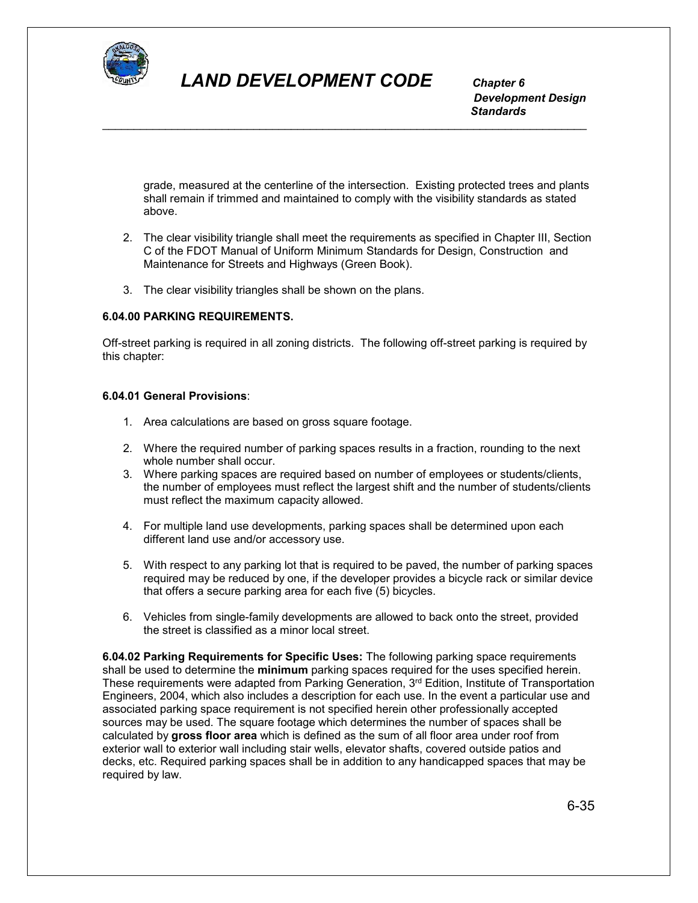grade, measured at the centerline of the intersection. Existing protected trees and plants shall remain if trimmed and maintained to comply with the visibility standards as stated above.

2. The clear visibility triangle shall meet the requirements as specified in Chapter III, Section C of the FDOT Manual of Uniform Minimum Standards for Design, Construction and Maintenance for Streets and Highways (Green Book).

3. The clear visibility triangles shall be shown on the plans.

### 6.04.00 PARKING REQUIREMENTS.

Off-street parking is required in all zoning districts. The following off-street parking is required by this chapter:

**6.04.01 General Provisions**:

1. Area calculations are based on gross square footage.

2. Where the required number of parking spaces results in a fraction, rounding to the next whole number shall occur.
3. Where parking spaces are required based on number of employees or students/clients, the number of employees must reflect the largest shift and the number of students/clients must reflect the maximum capacity allowed.

4. For multiple land use developments, parking spaces shall be determined upon each different land use and/or accessory use.

5. With respect to any parking lot that is required to be paved, the number of parking spaces required may be reduced by one, if the developer provides a bicycle rack or similar device that offers a secure parking area for each five (5) bicycles.

6. Vehicles from single-family developments are allowed to back onto the street, provided the street is classified as a minor local street.

**6.04.02 Parking Requirements for Specific Uses:** The following parking space requirements shall be used to determine the **minimum** parking spaces required for the uses specified herein. These requirements were adapted from Parking Generation, 3rd Edition, Institute of Transportation Engineers, 2004, which also includes a description for each use. In the event a particular use and associated parking space requirement is not specified herein other professionally accepted sources may be used. The square footage which determines the number of spaces shall be calculated by **gross floor area** which is defined as the sum of all floor area under roof from exterior wall to exterior wall including stair wells, elevator shafts, covered outside patios and decks, etc. Required parking spaces shall be in addition to any handicapped spaces that may be required by law.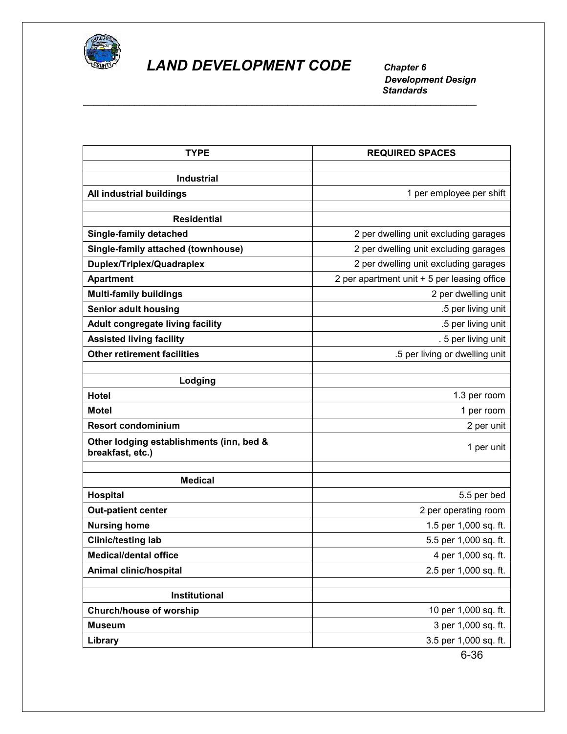| TYPE | REQUIRED SPACES |
|---|---|
| | |
| **Industrial** | |
| **All industrial buildings** | 1 per employee per shift |
| | |
| **Residential** | |
| **Single-family detached** | 2 per dwelling unit excluding garages |
| **Single-family attached (townhouse)** | 2 per dwelling unit excluding garages |
| **Duplex/Triplex/Quadraplex** | 2 per dwelling unit excluding garages |
| **Apartment** | 2 per apartment unit + 5 per leasing office |
| **Multi-family buildings** | 2 per dwelling unit |
| **Senior adult housing** | .5 per living unit |
| **Adult congregate living facility** | .5 per living unit |
| **Assisted living facility** | . 5 per living unit |
| **Other retirement facilities** | .5 per living or dwelling unit |
| | |
| **Lodging** | |
| **Hotel** | 1.3 per room |
| **Motel** | 1 per room |
| **Resort condominium** | 2 per unit |
| **Other lodging establishments (inn, bed & breakfast, etc.)** | 1 per unit |
| | |
| **Medical** | |
| **Hospital** | 5.5 per bed |
| **Out-patient center** | 2 per operating room |
| **Nursing home** | 1.5 per 1,000 sq. ft. |
| **Clinic/testing lab** | 5.5 per 1,000 sq. ft. |
| **Medical/dental office** | 4 per 1,000 sq. ft. |
| **Animal clinic/hospital** | 2.5 per 1,000 sq. ft. |
| | |
| **Institutional** | |
| **Church/house of worship** | 10 per 1,000 sq. ft. |
| **Museum** | 3 per 1,000 sq. ft. |
| **Library** | 3.5 per 1,000 sq. ft. |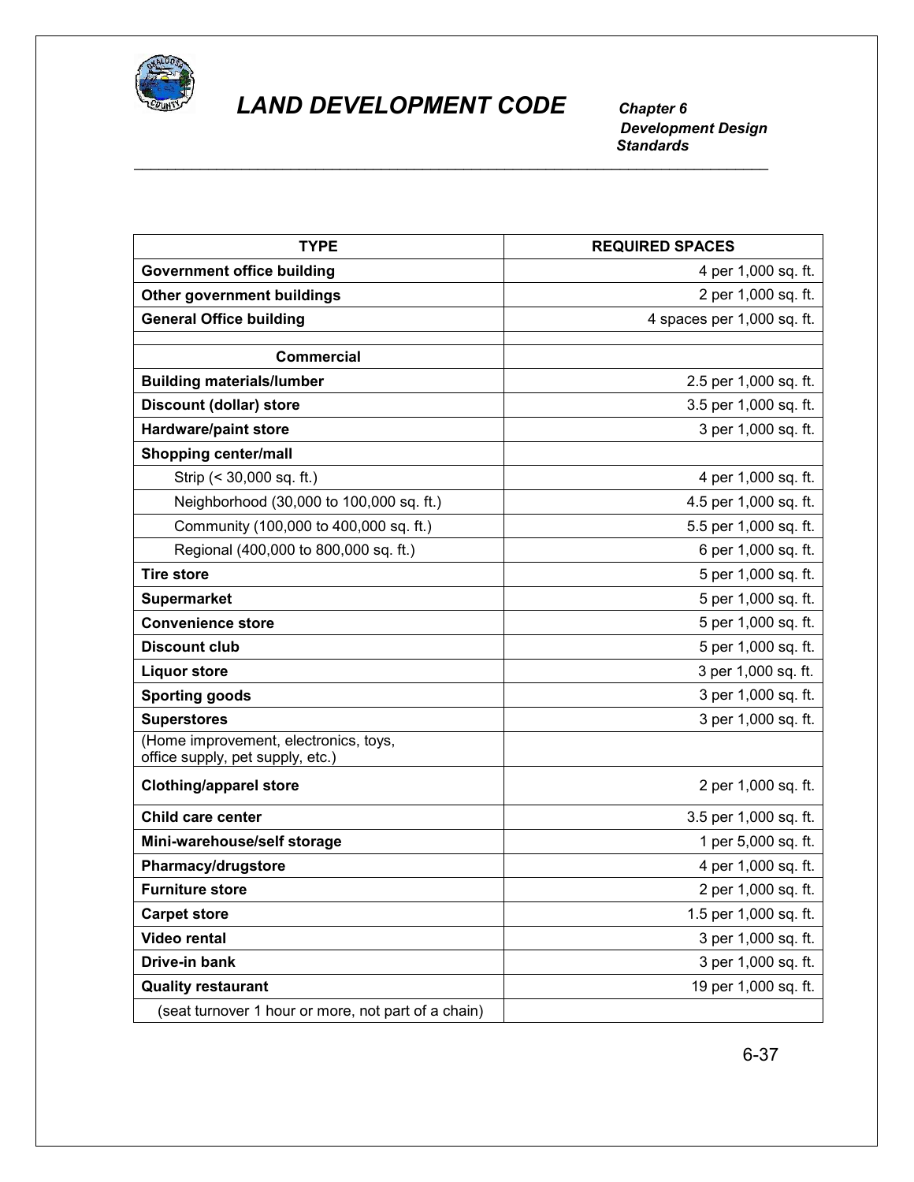| TYPE | REQUIRED SPACES |
|---|---|
| **Government office building** | 4 per 1,000 sq. ft. |
| **Other government buildings** | 2 per 1,000 sq. ft. |
| **General Office building** | 4 spaces per 1,000 sq. ft. |
| | |
| **Commercial** | |
| **Building materials/lumber** | 2.5 per 1,000 sq. ft. |
| **Discount (dollar) store** | 3.5 per 1,000 sq. ft. |
| **Hardware/paint store** | 3 per 1,000 sq. ft. |
| **Shopping center/mall** | |
| Strip (< 30,000 sq. ft.) | 4 per 1,000 sq. ft. |
| Neighborhood (30,000 to 100,000 sq. ft.) | 4.5 per 1,000 sq. ft. |
| Community (100,000 to 400,000 sq. ft.) | 5.5 per 1,000 sq. ft. |
| Regional (400,000 to 800,000 sq. ft.) | 6 per 1,000 sq. ft. |
| **Tire store** | 5 per 1,000 sq. ft. |
| **Supermarket** | 5 per 1,000 sq. ft. |
| **Convenience store** | 5 per 1,000 sq. ft. |
| **Discount club** | 5 per 1,000 sq. ft. |
| **Liquor store** | 3 per 1,000 sq. ft. |
| **Sporting goods** | 3 per 1,000 sq. ft. |
| **Superstores** | 3 per 1,000 sq. ft. |
| (Home improvement, electronics, toys, office supply, pet supply, etc.) | |
| **Clothing/apparel store** | 2 per 1,000 sq. ft. |
| **Child care center** | 3.5 per 1,000 sq. ft. |
| **Mini-warehouse/self storage** | 1 per 5,000 sq. ft. |
| **Pharmacy/drugstore** | 4 per 1,000 sq. ft. |
| **Furniture store** | 2 per 1,000 sq. ft. |
| **Carpet store** | 1.5 per 1,000 sq. ft. |
| **Video rental** | 3 per 1,000 sq. ft. |
| **Drive-in bank** | 3 per 1,000 sq. ft. |
| **Quality restaurant** | 19 per 1,000 sq. ft. |
| (seat turnover 1 hour or more, not part of a chain) | |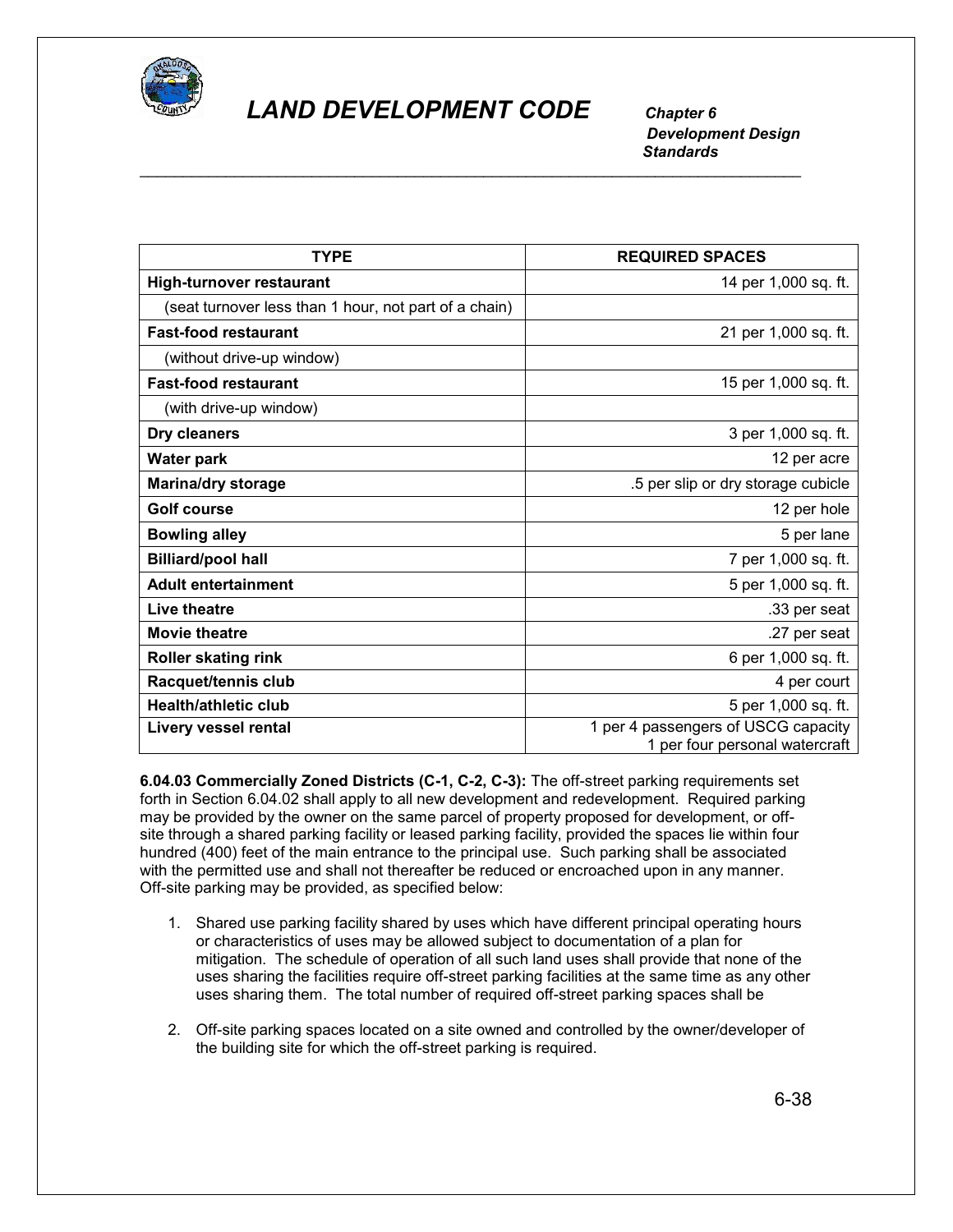| TYPE | REQUIRED SPACES |
|---|---|
| **High-turnover restaurant** | 14 per 1,000 sq. ft. |
| (seat turnover less than 1 hour, not part of a chain) | |
| **Fast-food restaurant** | 21 per 1,000 sq. ft. |
| (without drive-up window) | |
| **Fast-food restaurant** | 15 per 1,000 sq. ft. |
| (with drive-up window) | |
| **Dry cleaners** | 3 per 1,000 sq. ft. |
| **Water park** | 12 per acre |
| **Marina/dry storage** | .5 per slip or dry storage cubicle |
| **Golf course** | 12 per hole |
| **Bowling alley** | 5 per lane |
| **Billiard/pool hall** | 7 per 1,000 sq. ft. |
| **Adult entertainment** | 5 per 1,000 sq. ft. |
| **Live theatre** | .33 per seat |
| **Movie theatre** | .27 per seat |
| **Roller skating rink** | 6 per 1,000 sq. ft. |
| **Racquet/tennis club** | 4 per court |
| **Health/athletic club** | 5 per 1,000 sq. ft. |
| **Livery vessel rental** | 1 per 4 passengers of USCG capacity 1 per four personal watercraft |

**6.04.03 Commercially Zoned Districts (C-1, C-2, C-3):** The off-street parking requirements set forth in Section 6.04.02 shall apply to all new development and redevelopment. Required parking may be provided by the owner on the same parcel of property proposed for development, or off-site through a shared parking facility or leased parking facility, provided the spaces lie within four hundred (400) feet of the main entrance to the principal use. Such parking shall be associated with the permitted use and shall not thereafter be reduced or encroached upon in any manner. Off-site parking may be provided, as specified below:

1. Shared use parking facility shared by uses which have different principal operating hours or characteristics of uses may be allowed subject to documentation of a plan for mitigation. The schedule of operation of all such land uses shall provide that none of the uses sharing the facilities require off-street parking facilities at the same time as any other uses sharing them. The total number of required off-street parking spaces shall be

2. Off-site parking spaces located on a site owned and controlled by the owner/developer of the building site for which the off-street parking is required.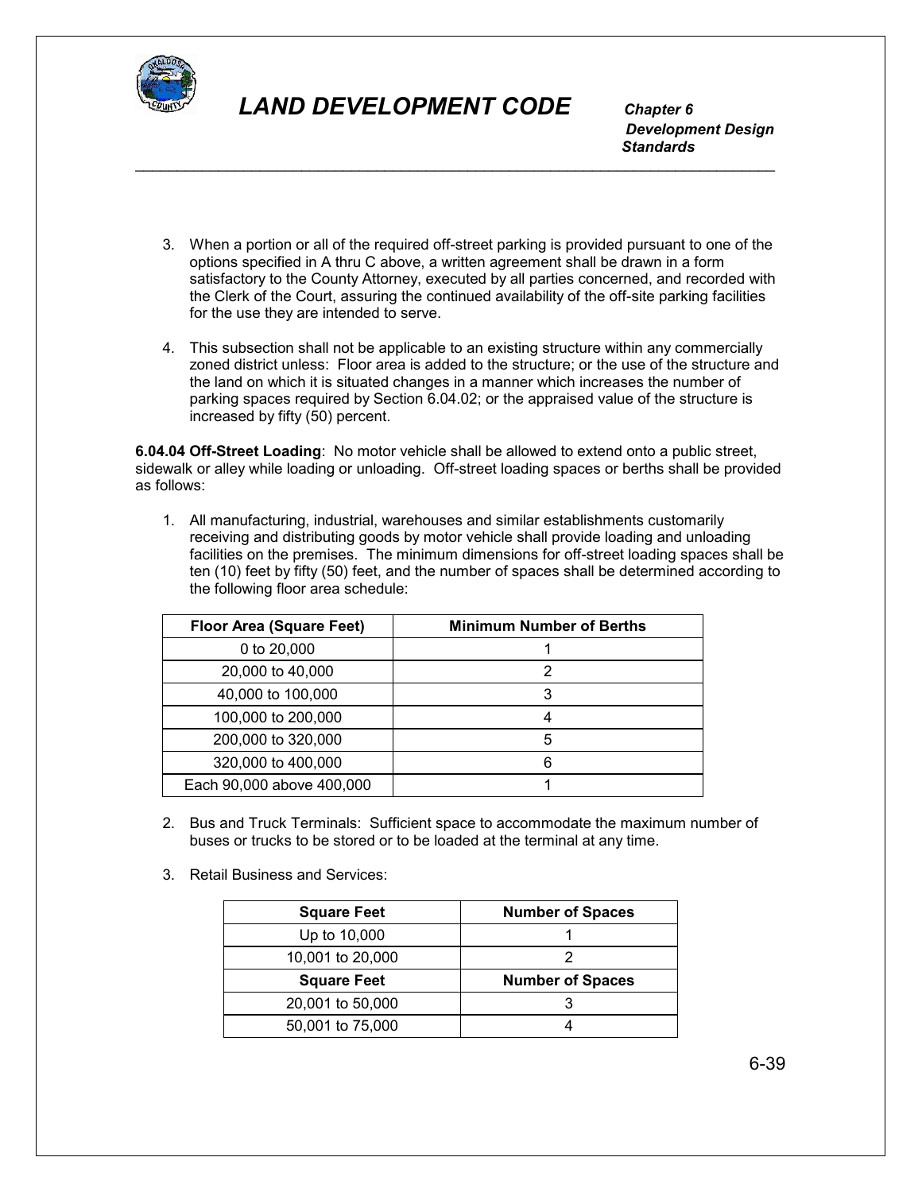3. When a portion or all of the required off-street parking is provided pursuant to one of the options specified in A thru C above, a written agreement shall be drawn in a form satisfactory to the County Attorney, executed by all parties concerned, and recorded with the Clerk of the Court, assuring the continued availability of the off-site parking facilities for the use they are intended to serve.

4. This subsection shall not be applicable to an existing structure within any commercially zoned district unless: Floor area is added to the structure; or the use of the structure and the land on which it is situated changes in a manner which increases the number of parking spaces required by Section 6.04.02; or the appraised value of the structure is increased by fifty (50) percent.

**6.04.04 Off-Street Loading**: No motor vehicle shall be allowed to extend onto a public street, sidewalk or alley while loading or unloading. Off-street loading spaces or berths shall be provided as follows:

1. All manufacturing, industrial, warehouses and similar establishments customarily receiving and distributing goods by motor vehicle shall provide loading and unloading facilities on the premises. The minimum dimensions for off-street loading spaces shall be ten (10) feet by fifty (50) feet, and the number of spaces shall be determined according to the following floor area schedule:

| Floor Area (Square Feet) | Minimum Number of Berths |
|---|---|
| 0 to 20,000 | 1 |
| 20,000 to 40,000 | 2 |
| 40,000 to 100,000 | 3 |
| 100,000 to 200,000 | 4 |
| 200,000 to 320,000 | 5 |
| 320,000 to 400,000 | 6 |
| Each 90,000 above 400,000 | 1 |

2. Bus and Truck Terminals: Sufficient space to accommodate the maximum number of buses or trucks to be stored or to be loaded at the terminal at any time.

3. Retail Business and Services:

| Square Feet | Number of Spaces |
|---|---|
| Up to 10,000 | 1 |
| 10,001 to 20,000 | 2 |
| **Square Feet** | **Number of Spaces** |
| 20,001 to 50,000 | 3 |
| 50,001 to 75,000 | 4 |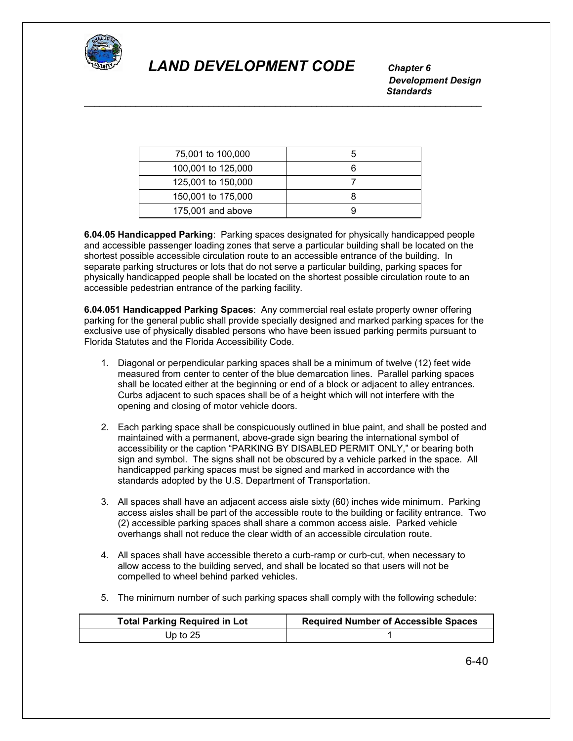| | |
|---|---|
| 75,001 to 100,000 | 5 |
| 100,001 to 125,000 | 6 |
| 125,001 to 150,000 | 7 |
| 150,001 to 175,000 | 8 |
| 175,001 and above | 9 |

**6.04.05 Handicapped Parking**: Parking spaces designated for physically handicapped people and accessible passenger loading zones that serve a particular building shall be located on the shortest possible accessible circulation route to an accessible entrance of the building. In separate parking structures or lots that do not serve a particular building, parking spaces for physically handicapped people shall be located on the shortest possible circulation route to an accessible pedestrian entrance of the parking facility.

**6.04.051 Handicapped Parking Spaces**: Any commercial real estate property owner offering parking for the general public shall provide specially designed and marked parking spaces for the exclusive use of physically disabled persons who have been issued parking permits pursuant to Florida Statutes and the Florida Accessibility Code.

1. Diagonal or perpendicular parking spaces shall be a minimum of twelve (12) feet wide measured from center to center of the blue demarcation lines. Parallel parking spaces shall be located either at the beginning or end of a block or adjacent to alley entrances. Curbs adjacent to such spaces shall be of a height which will not interfere with the opening and closing of motor vehicle doors.

2. Each parking space shall be conspicuously outlined in blue paint, and shall be posted and maintained with a permanent, above-grade sign bearing the international symbol of accessibility or the caption "PARKING BY DISABLED PERMIT ONLY," or bearing both sign and symbol. The signs shall not be obscured by a vehicle parked in the space. All handicapped parking spaces must be signed and marked in accordance with the standards adopted by the U.S. Department of Transportation.

3. All spaces shall have an adjacent access aisle sixty (60) inches wide minimum. Parking access aisles shall be part of the accessible route to the building or facility entrance. Two (2) accessible parking spaces shall share a common access aisle. Parked vehicle overhangs shall not reduce the clear width of an accessible circulation route.

4. All spaces shall have accessible thereto a curb-ramp or curb-cut, when necessary to allow access to the building served, and shall be located so that users will not be compelled to wheel behind parked vehicles.

5. The minimum number of such parking spaces shall comply with the following schedule:

| Total Parking Required in Lot | Required Number of Accessible Spaces |
|---|---|
| Up to 25 | 1 |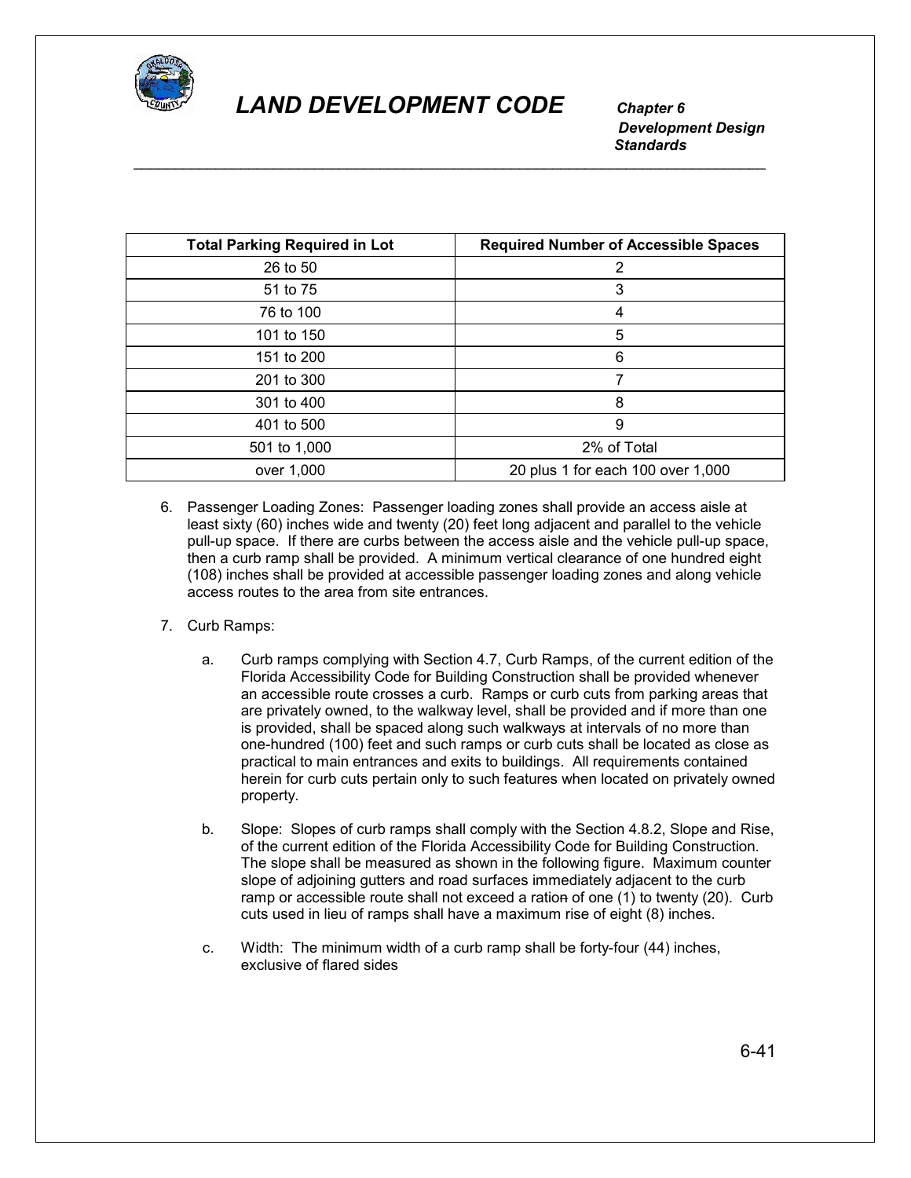| Total Parking Required in Lot | Required Number of Accessible Spaces |
|---|---|
| 26 to 50 | 2 |
| 51 to 75 | 3 |
| 76 to 100 | 4 |
| 101 to 150 | 5 |
| 151 to 200 | 6 |
| 201 to 300 | 7 |
| 301 to 400 | 8 |
| 401 to 500 | 9 |
| 501 to 1,000 | 2% of Total |
| over 1,000 | 20 plus 1 for each 100 over 1,000 |

6. Passenger Loading Zones: Passenger loading zones shall provide an access aisle at least sixty (60) inches wide and twenty (20) feet long adjacent and parallel to the vehicle pull-up space. If there are curbs between the access aisle and the vehicle pull-up space, then a curb ramp shall be provided. A minimum vertical clearance of one hundred eight (108) inches shall be provided at accessible passenger loading zones and along vehicle access routes to the area from site entrances.

7. Curb Ramps:

   a. Curb ramps complying with Section 4.7, Curb Ramps, of the current edition of the Florida Accessibility Code for Building Construction shall be provided whenever an accessible route crosses a curb. Ramps or curb cuts from parking areas that are privately owned, to the walkway level, shall be provided and if more than one is provided, shall be spaced along such walkways at intervals of no more than one-hundred (100) feet and such ramps or curb cuts shall be located as close as practical to main entrances and exits to buildings. All requirements contained herein for curb cuts pertain only to such features when located on privately owned property.

   b. Slope: Slopes of curb ramps shall comply with the Section 4.8.2, Slope and Rise, of the current edition of the Florida Accessibility Code for Building Construction. The slope shall be measured as shown in the following figure. Maximum counter slope of adjoining gutters and road surfaces immediately adjacent to the curb ramp or accessible route shall not exceed a ratio~~n~~ of one (1) to twenty (20). Curb cuts used in lieu of ramps shall have a maximum rise of eight (8) inches.

   c. Width: The minimum width of a curb ramp shall be forty-four (44) inches, exclusive of flared sides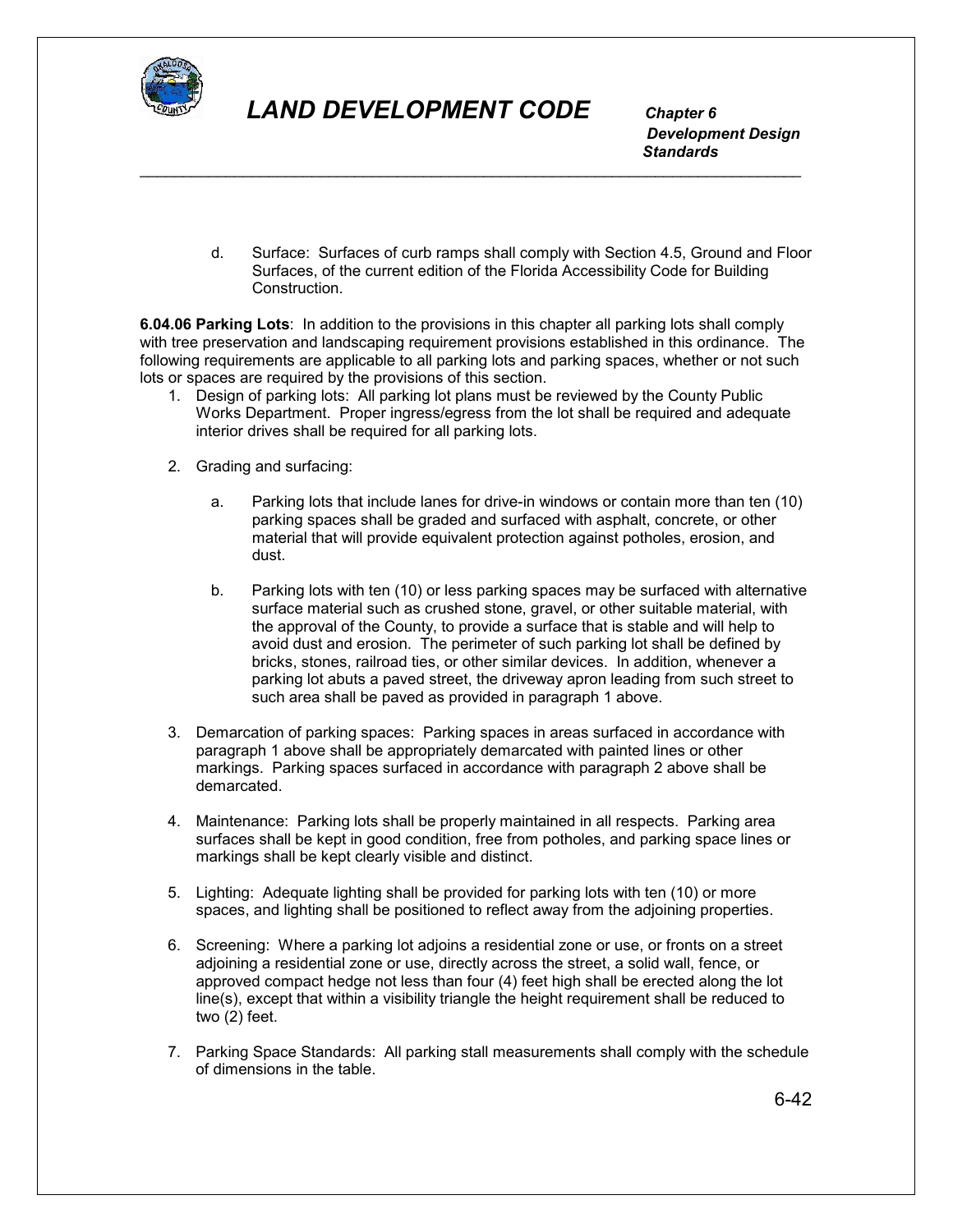d. Surface: Surfaces of curb ramps shall comply with Section 4.5, Ground and Floor Surfaces, of the current edition of the Florida Accessibility Code for Building Construction.

**6.04.06 Parking Lots**: In addition to the provisions in this chapter all parking lots shall comply with tree preservation and landscaping requirement provisions established in this ordinance. The following requirements are applicable to all parking lots and parking spaces, whether or not such lots or spaces are required by the provisions of this section.

1. Design of parking lots: All parking lot plans must be reviewed by the County Public Works Department. Proper ingress/egress from the lot shall be required and adequate interior drives shall be required for all parking lots.

2. Grading and surfacing:

   a. Parking lots that include lanes for drive-in windows or contain more than ten (10) parking spaces shall be graded and surfaced with asphalt, concrete, or other material that will provide equivalent protection against potholes, erosion, and dust.

   b. Parking lots with ten (10) or less parking spaces may be surfaced with alternative surface material such as crushed stone, gravel, or other suitable material, with the approval of the County, to provide a surface that is stable and will help to avoid dust and erosion. The perimeter of such parking lot shall be defined by bricks, stones, railroad ties, or other similar devices. In addition, whenever a parking lot abuts a paved street, the driveway apron leading from such street to such area shall be paved as provided in paragraph 1 above.

3. Demarcation of parking spaces: Parking spaces in areas surfaced in accordance with paragraph 1 above shall be appropriately demarcated with painted lines or other markings. Parking spaces surfaced in accordance with paragraph 2 above shall be demarcated.

4. Maintenance: Parking lots shall be properly maintained in all respects. Parking area surfaces shall be kept in good condition, free from potholes, and parking space lines or markings shall be kept clearly visible and distinct.

5. Lighting: Adequate lighting shall be provided for parking lots with ten (10) or more spaces, and lighting shall be positioned to reflect away from the adjoining properties.

6. Screening: Where a parking lot adjoins a residential zone or use, or fronts on a street adjoining a residential zone or use, directly across the street, a solid wall, fence, or approved compact hedge not less than four (4) feet high shall be erected along the lot line(s), except that within a visibility triangle the height requirement shall be reduced to two (2) feet.

7. Parking Space Standards: All parking stall measurements shall comply with the schedule of dimensions in the table.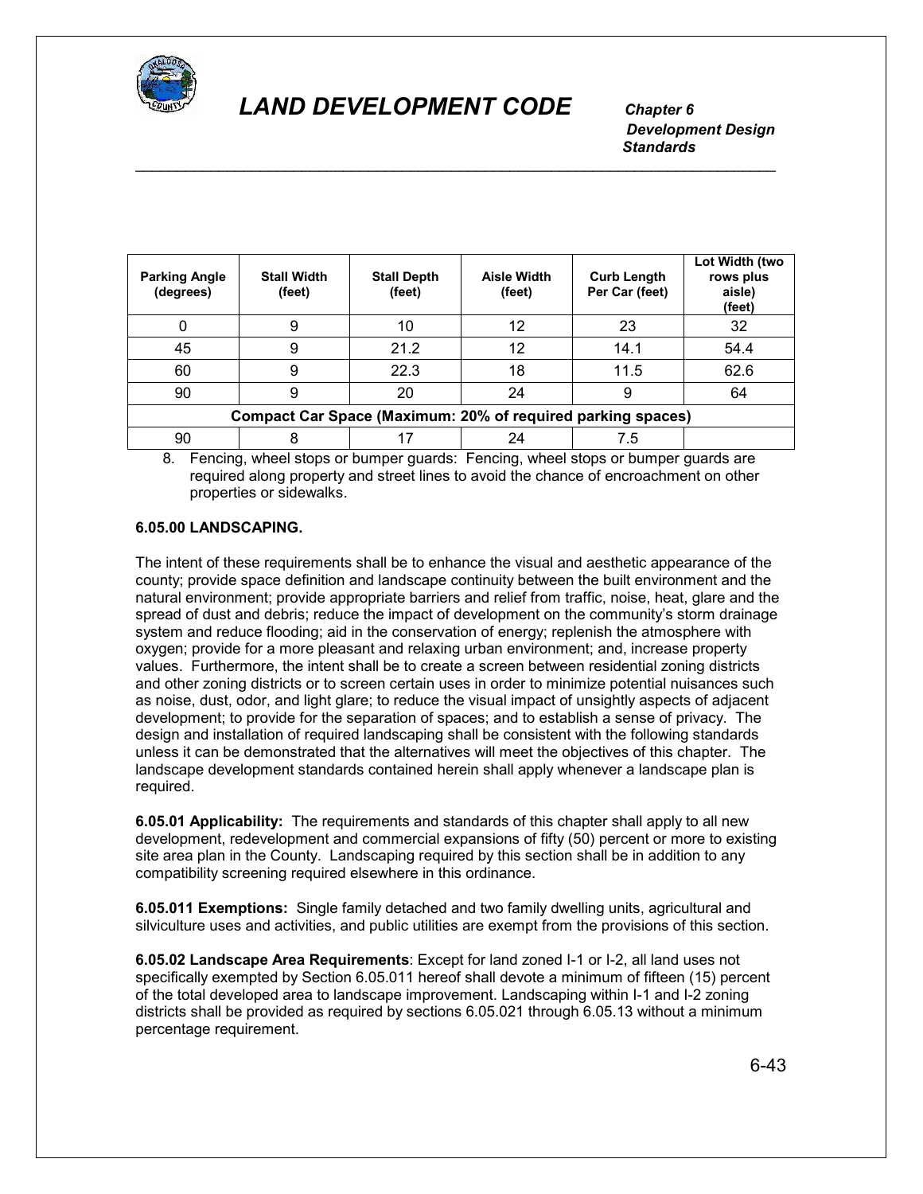| Parking Angle (degrees) | Stall Width (feet) | Stall Depth (feet) | Aisle Width (feet) | Curb Length Per Car (feet) | Lot Width (two rows plus aisle) (feet) |
|---|---|---|---|---|---|
| 0 | 9 | 10 | 12 | 23 | 32 |
| 45 | 9 | 21.2 | 12 | 14.1 | 54.4 |
| 60 | 9 | 22.3 | 18 | 11.5 | 62.6 |
| 90 | 9 | 20 | 24 | 9 | 64 |
| **Compact Car Space (Maximum: 20% of required parking spaces)** | | | | | |
| 90 | 8 | 17 | 24 | 7.5 | |

8. Fencing, wheel stops or bumper guards: Fencing, wheel stops or bumper guards are required along property and street lines to avoid the chance of encroachment on other properties or sidewalks.

**6.05.00 LANDSCAPING.**

The intent of these requirements shall be to enhance the visual and aesthetic appearance of the county; provide space definition and landscape continuity between the built environment and the natural environment; provide appropriate barriers and relief from traffic, noise, heat, glare and the spread of dust and debris; reduce the impact of development on the community's storm drainage system and reduce flooding; aid in the conservation of energy; replenish the atmosphere with oxygen; provide for a more pleasant and relaxing urban environment; and, increase property values. Furthermore, the intent shall be to create a screen between residential zoning districts and other zoning districts or to screen certain uses in order to minimize potential nuisances such as noise, dust, odor, and light glare; to reduce the visual impact of unsightly aspects of adjacent development; to provide for the separation of spaces; and to establish a sense of privacy. The design and installation of required landscaping shall be consistent with the following standards unless it can be demonstrated that the alternatives will meet the objectives of this chapter. The landscape development standards contained herein shall apply whenever a landscape plan is required.

**6.05.01 Applicability:** The requirements and standards of this chapter shall apply to all new development, redevelopment and commercial expansions of fifty (50) percent or more to existing site area plan in the County. Landscaping required by this section shall be in addition to any compatibility screening required elsewhere in this ordinance.

**6.05.011 Exemptions:** Single family detached and two family dwelling units, agricultural and silviculture uses and activities, and public utilities are exempt from the provisions of this section.

**6.05.02 Landscape Area Requirements**: Except for land zoned I-1 or I-2, all land uses not specifically exempted by Section 6.05.011 hereof shall devote a minimum of fifteen (15) percent of the total developed area to landscape improvement. Landscaping within I-1 and I-2 zoning districts shall be provided as required by sections 6.05.021 through 6.05.13 without a minimum percentage requirement.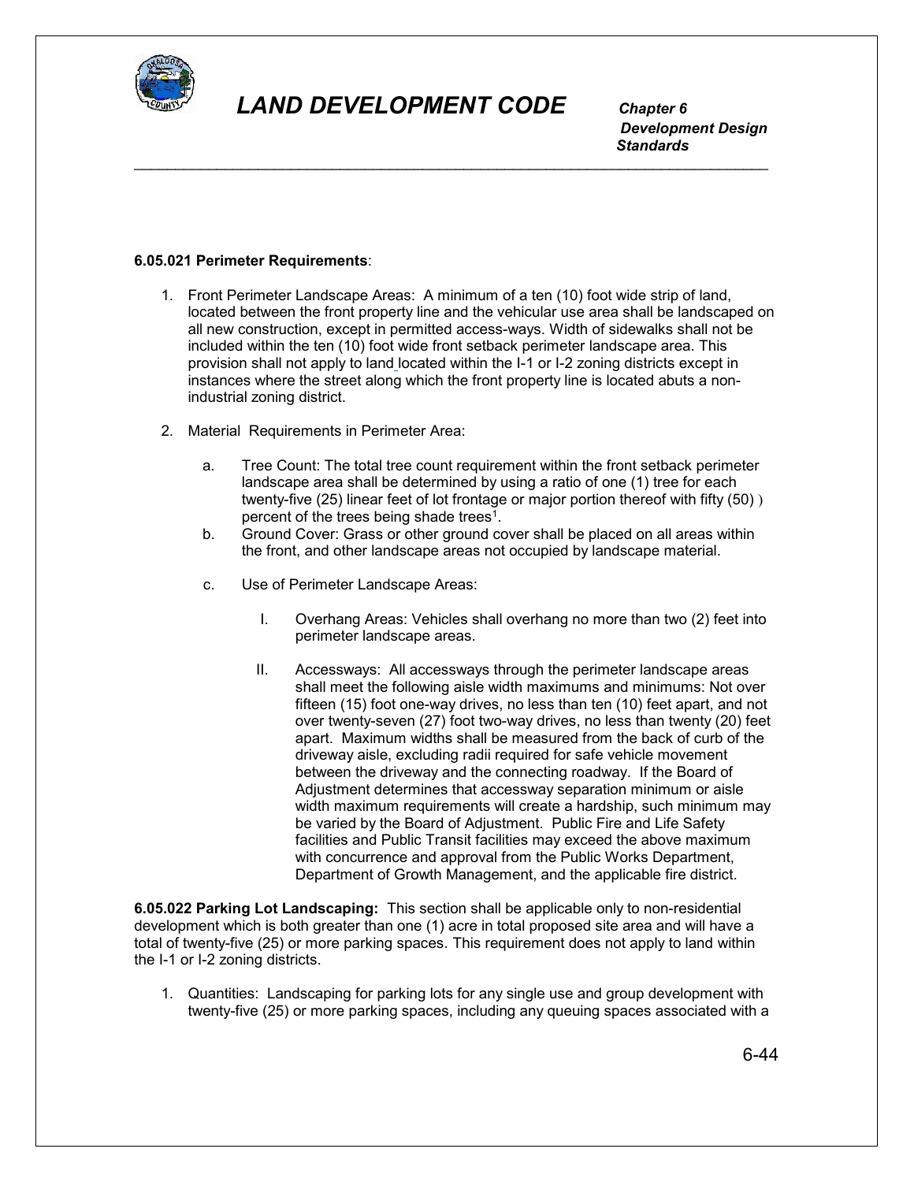**6.05.021 Perimeter Requirements**:

1. Front Perimeter Landscape Areas: A minimum of a ten (10) foot wide strip of land, located between the front property line and the vehicular use area shall be landscaped on all new construction, except in permitted access-ways. Width of sidewalks shall not be included within the ten (10) foot wide front setback perimeter landscape area. This provision shall not apply to land located within the I-1 or I-2 zoning districts except in instances where the street along which the front property line is located abuts a non-industrial zoning district.

2. Material Requirements in Perimeter Area:

   a. Tree Count: The total tree count requirement within the front setback perimeter landscape area shall be determined by using a ratio of one (1) tree for each twenty-five (25) linear feet of lot frontage or major portion thereof with fifty (50) ) percent of the trees being shade trees[1].

   b. Ground Cover: Grass or other ground cover shall be placed on all areas within the front, and other landscape areas not occupied by landscape material.

   c. Use of Perimeter Landscape Areas:

      I. Overhang Areas: Vehicles shall overhang no more than two (2) feet into perimeter landscape areas.

      II. Accessways: All accessways through the perimeter landscape areas shall meet the following aisle width maximums and minimums: Not over fifteen (15) foot one-way drives, no less than ten (10) feet apart, and not over twenty-seven (27) foot two-way drives, no less than twenty (20) feet apart. Maximum widths shall be measured from the back of curb of the driveway aisle, excluding radii required for safe vehicle movement between the driveway and the connecting roadway. If the Board of Adjustment determines that accessway separation minimum or aisle width maximum requirements will create a hardship, such minimum may be varied by the Board of Adjustment. Public Fire and Life Safety facilities and Public Transit facilities may exceed the above maximum with concurrence and approval from the Public Works Department, Department of Growth Management, and the applicable fire district.

**6.05.022 Parking Lot Landscaping:** This section shall be applicable only to non-residential development which is both greater than one (1) acre in total proposed site area and will have a total of twenty-five (25) or more parking spaces. This requirement does not apply to land within the I-1 or I-2 zoning districts.

1. Quantities: Landscaping for parking lots for any single use and group development with twenty-five (25) or more parking spaces, including any queuing spaces associated with a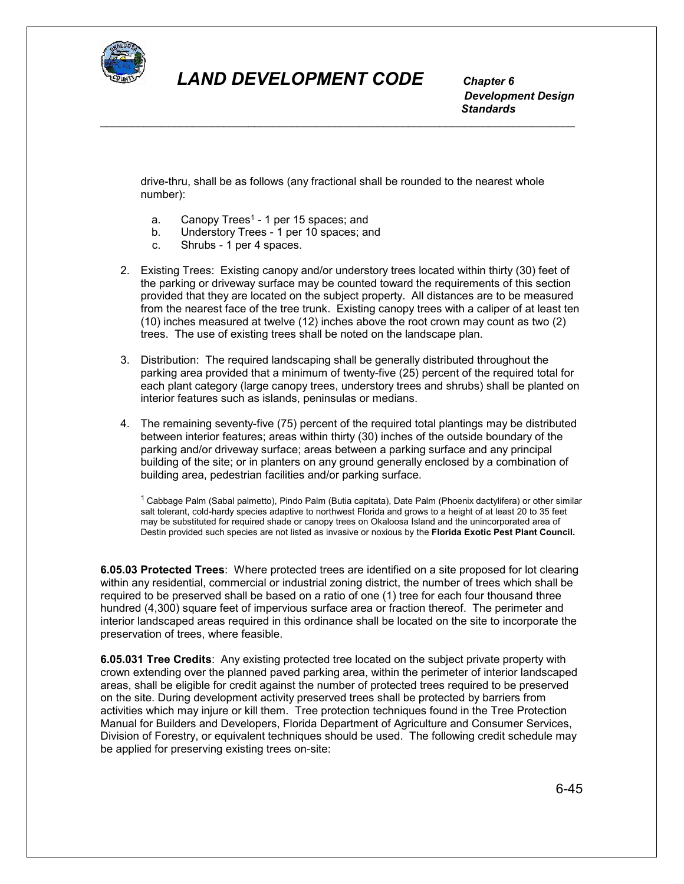drive-thru, shall be as follows (any fractional shall be rounded to the nearest whole number):

a. Canopy Trees[1] - 1 per 15 spaces; and
b. Understory Trees - 1 per 10 spaces; and
c. Shrubs - 1 per 4 spaces.

2. Existing Trees: Existing canopy and/or understory trees located within thirty (30) feet of the parking or driveway surface may be counted toward the requirements of this section provided that they are located on the subject property. All distances are to be measured from the nearest face of the tree trunk. Existing canopy trees with a caliper of at least ten (10) inches measured at twelve (12) inches above the root crown may count as two (2) trees. The use of existing trees shall be noted on the landscape plan.

3. Distribution: The required landscaping shall be generally distributed throughout the parking area provided that a minimum of twenty-five (25) percent of the required total for each plant category (large canopy trees, understory trees and shrubs) shall be planted on interior features such as islands, peninsulas or medians.

4. The remaining seventy-five (75) percent of the required total plantings may be distributed between interior features; areas within thirty (30) inches of the outside boundary of the parking and/or driveway surface; areas between a parking surface and any principal building of the site; or in planters on any ground generally enclosed by a combination of building area, pedestrian facilities and/or parking surface.

[1] Cabbage Palm (Sabal palmetto), Pindo Palm (Butia capitata), Date Palm (Phoenix dactylifera) or other similar salt tolerant, cold-hardy species adaptive to northwest Florida and grows to a height of at least 20 to 35 feet may be substituted for required shade or canopy trees on Okaloosa Island and the unincorporated area of Destin provided such species are not listed as invasive or noxious by the **Florida Exotic Pest Plant Council.**

**6.05.03 Protected Trees**: Where protected trees are identified on a site proposed for lot clearing within any residential, commercial or industrial zoning district, the number of trees which shall be required to be preserved shall be based on a ratio of one (1) tree for each four thousand three hundred (4,300) square feet of impervious surface area or fraction thereof. The perimeter and interior landscaped areas required in this ordinance shall be located on the site to incorporate the preservation of trees, where feasible.

**6.05.031 Tree Credits**: Any existing protected tree located on the subject private property with crown extending over the planned paved parking area, within the perimeter of interior landscaped areas, shall be eligible for credit against the number of protected trees required to be preserved on the site. During development activity preserved trees shall be protected by barriers from activities which may injure or kill them. Tree protection techniques found in the Tree Protection Manual for Builders and Developers, Florida Department of Agriculture and Consumer Services, Division of Forestry, or equivalent techniques should be used. The following credit schedule may be applied for preserving existing trees on-site: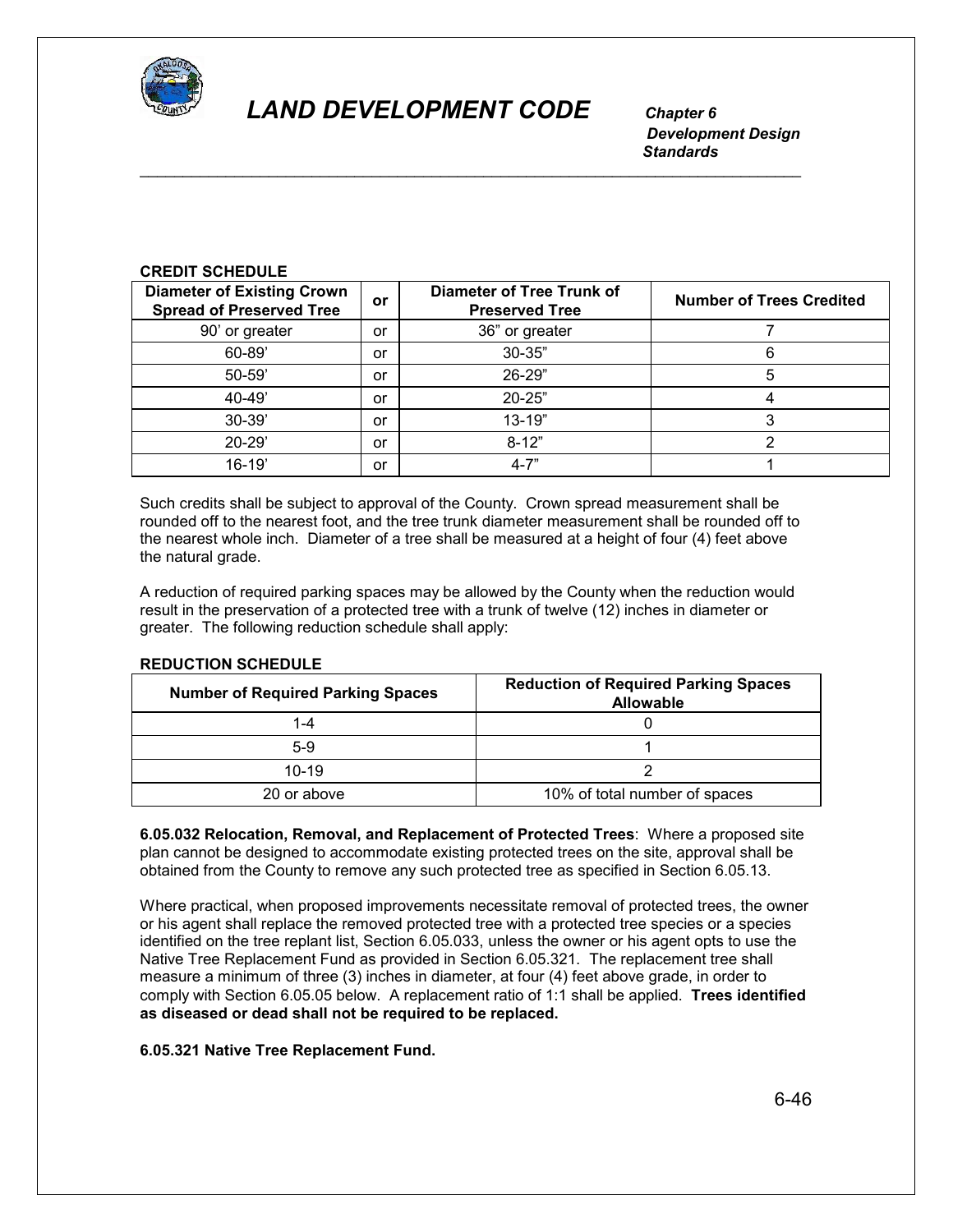**CREDIT SCHEDULE**

| Diameter of Existing Crown Spread of Preserved Tree | or | Diameter of Tree Trunk of Preserved Tree | Number of Trees Credited |
|---|---|---|---|
| 90' or greater | or | 36" or greater | 7 |
| 60-89' | or | 30-35" | 6 |
| 50-59' | or | 26-29" | 5 |
| 40-49' | or | 20-25" | 4 |
| 30-39' | or | 13-19" | 3 |
| 20-29' | or | 8-12" | 2 |
| 16-19' | or | 4-7" | 1 |

Such credits shall be subject to approval of the County. Crown spread measurement shall be rounded off to the nearest foot, and the tree trunk diameter measurement shall be rounded off to the nearest whole inch. Diameter of a tree shall be measured at a height of four (4) feet above the natural grade.

A reduction of required parking spaces may be allowed by the County when the reduction would result in the preservation of a protected tree with a trunk of twelve (12) inches in diameter or greater. The following reduction schedule shall apply:

**REDUCTION SCHEDULE**

| Number of Required Parking Spaces | Reduction of Required Parking Spaces Allowable |
|---|---|
| 1-4 | 0 |
| 5-9 | 1 |
| 10-19 | 2 |
| 20 or above | 10% of total number of spaces |

**6.05.032 Relocation, Removal, and Replacement of Protected Trees**: Where a proposed site plan cannot be designed to accommodate existing protected trees on the site, approval shall be obtained from the County to remove any such protected tree as specified in Section 6.05.13.

Where practical, when proposed improvements necessitate removal of protected trees, the owner or his agent shall replace the removed protected tree with a protected tree species or a species identified on the tree replant list, Section 6.05.033, unless the owner or his agent opts to use the Native Tree Replacement Fund as provided in Section 6.05.321. The replacement tree shall measure a minimum of three (3) inches in diameter, at four (4) feet above grade, in order to comply with Section 6.05.05 below. A replacement ratio of 1:1 shall be applied. **Trees identified as diseased or dead shall not be required to be replaced.**

**6.05.321 Native Tree Replacement Fund.**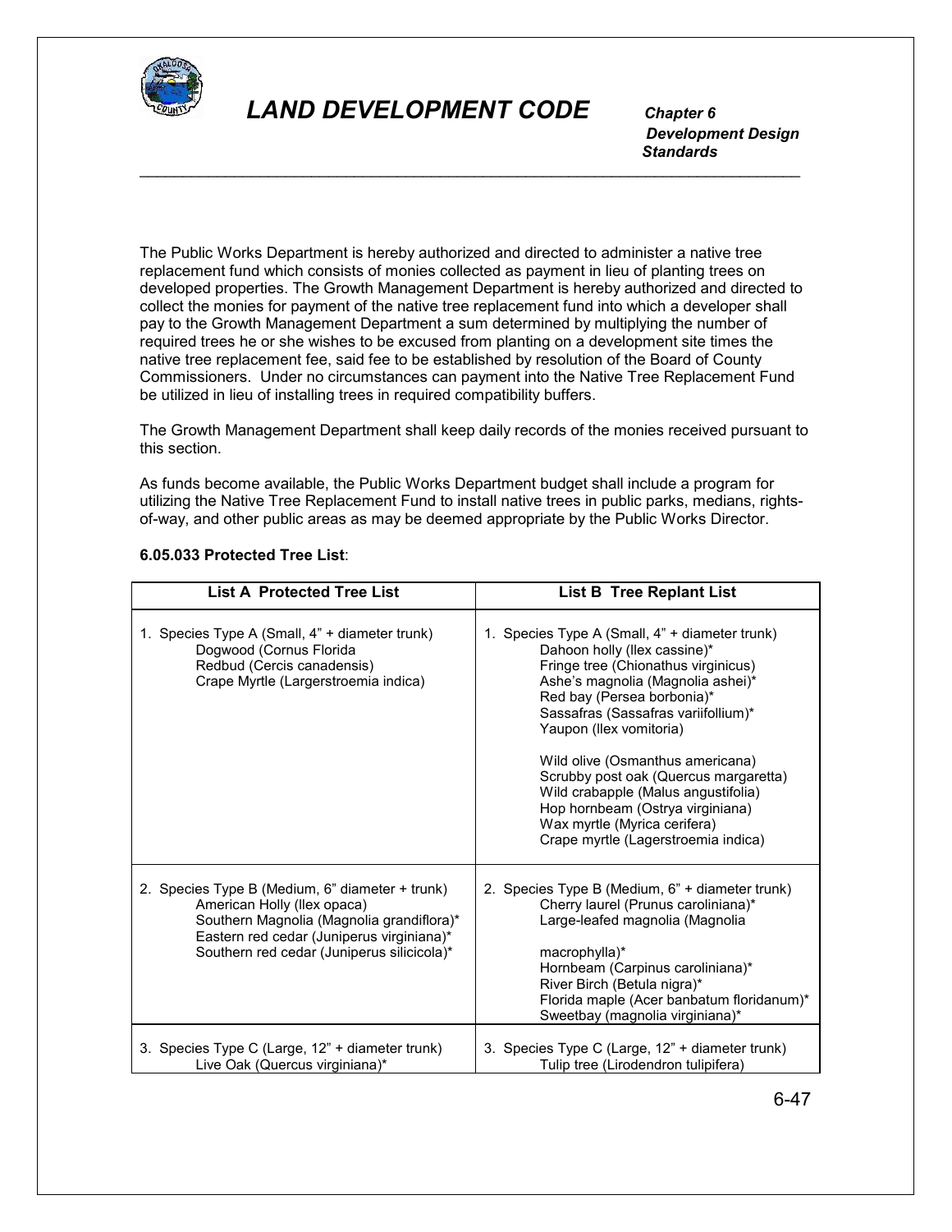The Public Works Department is hereby authorized and directed to administer a native tree replacement fund which consists of monies collected as payment in lieu of planting trees on developed properties. The Growth Management Department is hereby authorized and directed to collect the monies for payment of the native tree replacement fund into which a developer shall pay to the Growth Management Department a sum determined by multiplying the number of required trees he or she wishes to be excused from planting on a development site times the native tree replacement fee, said fee to be established by resolution of the Board of County Commissioners. Under no circumstances can payment into the Native Tree Replacement Fund be utilized in lieu of installing trees in required compatibility buffers.

The Growth Management Department shall keep daily records of the monies received pursuant to this section.

As funds become available, the Public Works Department budget shall include a program for utilizing the Native Tree Replacement Fund to install native trees in public parks, medians, rights-of-way, and other public areas as may be deemed appropriate by the Public Works Director.

**6.05.033 Protected Tree List**:

| List A Protected Tree List | List B Tree Replant List |
|---|---|
| 1. Species Type A (Small, 4" + diameter trunk)<br>Dogwood (Cornus Florida<br>Redbud (Cercis canadensis)<br>Crape Myrtle (Largerstroemia indica) | 1. Species Type A (Small, 4" + diameter trunk)<br>Dahoon holly (Ilex cassine)*<br>Fringe tree (Chionathus virginicus)<br>Ashe's magnolia (Magnolia ashei)*<br>Red bay (Persea borbonia)*<br>Sassafras (Sassafras variifollium)*<br>Yaupon (Ilex vomitoria)<br><br>Wild olive (Osmanthus americana)<br>Scrubby post oak (Quercus margaretta)<br>Wild crabapple (Malus angustifolia)<br>Hop hornbeam (Ostrya virginiana)<br>Wax myrtle (Myrica cerifera)<br>Crape myrtle (Lagerstroemia indica) |
| 2. Species Type B (Medium, 6" diameter + trunk)<br>American Holly (Ilex opaca)<br>Southern Magnolia (Magnolia grandiflora)*<br>Eastern red cedar (Juniperus virginiana)*<br>Southern red cedar (Juniperus silicicola)* | 2. Species Type B (Medium, 6" + diameter trunk)<br>Cherry laurel (Prunus caroliniana)*<br>Large-leafed magnolia (Magnolia<br><br>macrophylla)*<br>Hornbeam (Carpinus caroliniana)*<br>River Birch (Betula nigra)*<br>Florida maple (Acer banbatum floridanum)*<br>Sweetbay (magnolia virginiana)* |
| 3. Species Type C (Large, 12" + diameter trunk)<br>Live Oak (Quercus virginiana)* | 3. Species Type C (Large, 12" + diameter trunk)<br>Tulip tree (Lirodendron tulipifera) |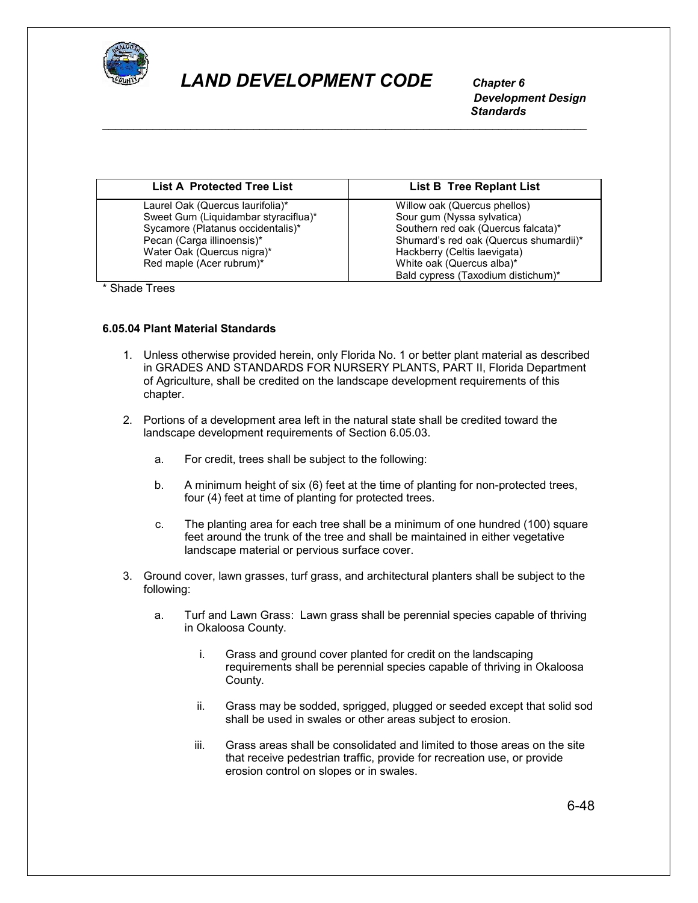| List A Protected Tree List | List B Tree Replant List |
|---|---|
| Laurel Oak (Quercus laurifolia)* | Willow oak (Quercus phellos) |
| Sweet Gum (Liquidambar styraciflua)* | Sour gum (Nyssa sylvatica) |
| Sycamore (Platanus occidentalis)* | Southern red oak (Quercus falcata)* |
| Pecan (Carga illinoensis)* | Shumard's red oak (Quercus shumardii)* |
| Water Oak (Quercus nigra)* | Hackberry (Celtis laevigata) |
| Red maple (Acer rubrum)* | White oak (Quercus alba)* |
| | Bald cypress (Taxodium distichum)* |

* Shade Trees

**6.05.04 Plant Material Standards**

1. Unless otherwise provided herein, only Florida No. 1 or better plant material as described in GRADES AND STANDARDS FOR NURSERY PLANTS, PART II, Florida Department of Agriculture, shall be credited on the landscape development requirements of this chapter.

2. Portions of a development area left in the natural state shall be credited toward the landscape development requirements of Section 6.05.03.

    a. For credit, trees shall be subject to the following:

    b. A minimum height of six (6) feet at the time of planting for non-protected trees, four (4) feet at time of planting for protected trees.

    c. The planting area for each tree shall be a minimum of one hundred (100) square feet around the trunk of the tree and shall be maintained in either vegetative landscape material or pervious surface cover.

3. Ground cover, lawn grasses, turf grass, and architectural planters shall be subject to the following:

    a. Turf and Lawn Grass: Lawn grass shall be perennial species capable of thriving in Okaloosa County.

        i. Grass and ground cover planted for credit on the landscaping requirements shall be perennial species capable of thriving in Okaloosa County.

        ii. Grass may be sodded, sprigged, plugged or seeded except that solid sod shall be used in swales or other areas subject to erosion.

        iii. Grass areas shall be consolidated and limited to those areas on the site that receive pedestrian traffic, provide for recreation use, or provide erosion control on slopes or in swales.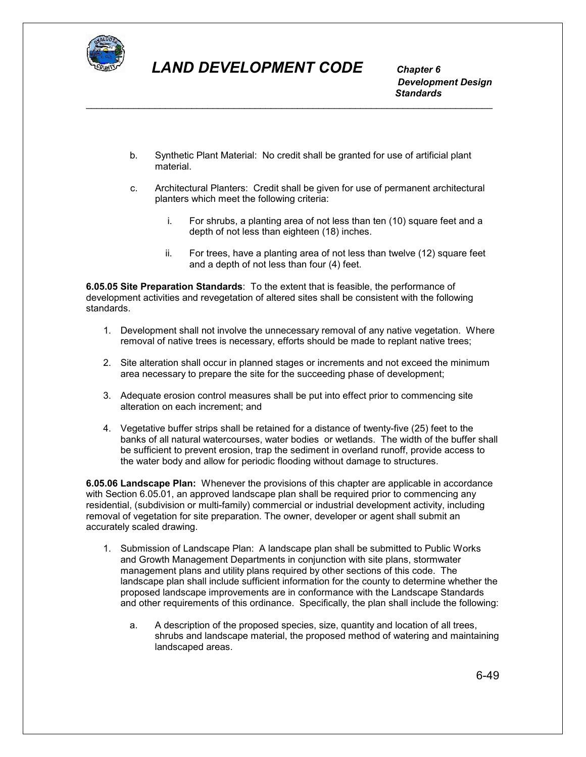b. Synthetic Plant Material: No credit shall be granted for use of artificial plant material.

c. Architectural Planters: Credit shall be given for use of permanent architectural planters which meet the following criteria:

   i. For shrubs, a planting area of not less than ten (10) square feet and a depth of not less than eighteen (18) inches.

   ii. For trees, have a planting area of not less than twelve (12) square feet and a depth of not less than four (4) feet.

**6.05.05 Site Preparation Standards**: To the extent that is feasible, the performance of development activities and revegetation of altered sites shall be consistent with the following standards.

1. Development shall not involve the unnecessary removal of any native vegetation. Where removal of native trees is necessary, efforts should be made to replant native trees;

2. Site alteration shall occur in planned stages or increments and not exceed the minimum area necessary to prepare the site for the succeeding phase of development;

3. Adequate erosion control measures shall be put into effect prior to commencing site alteration on each increment; and

4. Vegetative buffer strips shall be retained for a distance of twenty-five (25) feet to the banks of all natural watercourses, water bodies or wetlands. The width of the buffer shall be sufficient to prevent erosion, trap the sediment in overland runoff, provide access to the water body and allow for periodic flooding without damage to structures.

**6.05.06 Landscape Plan:** Whenever the provisions of this chapter are applicable in accordance with Section 6.05.01, an approved landscape plan shall be required prior to commencing any residential, (subdivision or multi-family) commercial or industrial development activity, including removal of vegetation for site preparation. The owner, developer or agent shall submit an accurately scaled drawing.

1. Submission of Landscape Plan: A landscape plan shall be submitted to Public Works and Growth Management Departments in conjunction with site plans, stormwater management plans and utility plans required by other sections of this code. The landscape plan shall include sufficient information for the county to determine whether the proposed landscape improvements are in conformance with the Landscape Standards and other requirements of this ordinance. Specifically, the plan shall include the following:

   a. A description of the proposed species, size, quantity and location of all trees, shrubs and landscape material, the proposed method of watering and maintaining landscaped areas.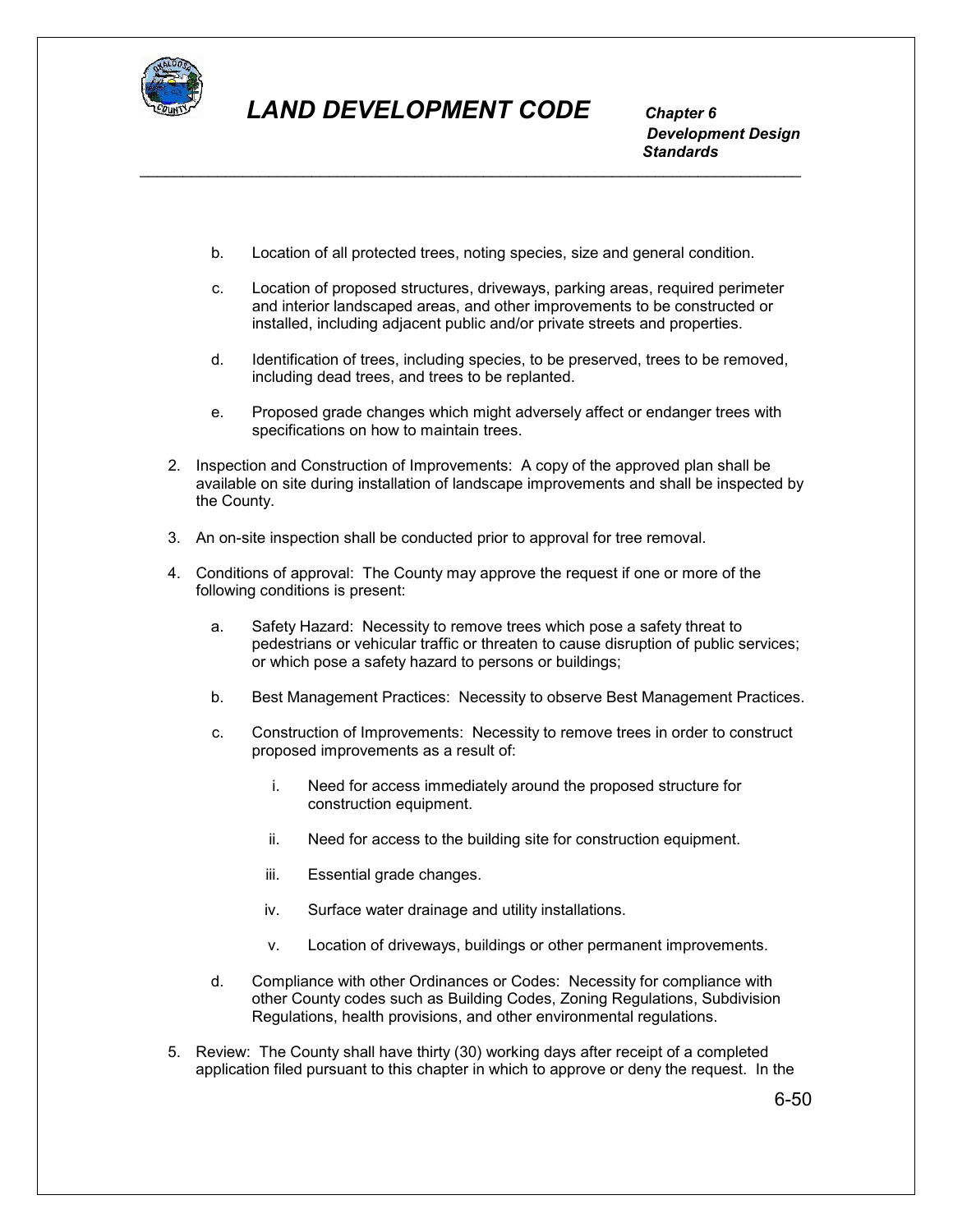b. Location of all protected trees, noting species, size and general condition.

   c. Location of proposed structures, driveways, parking areas, required perimeter and interior landscaped areas, and other improvements to be constructed or installed, including adjacent public and/or private streets and properties.

   d. Identification of trees, including species, to be preserved, trees to be removed, including dead trees, and trees to be replanted.

   e. Proposed grade changes which might adversely affect or endanger trees with specifications on how to maintain trees.

2. Inspection and Construction of Improvements: A copy of the approved plan shall be available on site during installation of landscape improvements and shall be inspected by the County.

3. An on-site inspection shall be conducted prior to approval for tree removal.

4. Conditions of approval: The County may approve the request if one or more of the following conditions is present:

   a. Safety Hazard: Necessity to remove trees which pose a safety threat to pedestrians or vehicular traffic or threaten to cause disruption of public services; or which pose a safety hazard to persons or buildings;

   b. Best Management Practices: Necessity to observe Best Management Practices.

   c. Construction of Improvements: Necessity to remove trees in order to construct proposed improvements as a result of:

      i. Need for access immediately around the proposed structure for construction equipment.

      ii. Need for access to the building site for construction equipment.

      iii. Essential grade changes.

      iv. Surface water drainage and utility installations.

      v. Location of driveways, buildings or other permanent improvements.

   d. Compliance with other Ordinances or Codes: Necessity for compliance with other County codes such as Building Codes, Zoning Regulations, Subdivision Regulations, health provisions, and other environmental regulations.

5. Review: The County shall have thirty (30) working days after receipt of a completed application filed pursuant to this chapter in which to approve or deny the request. In the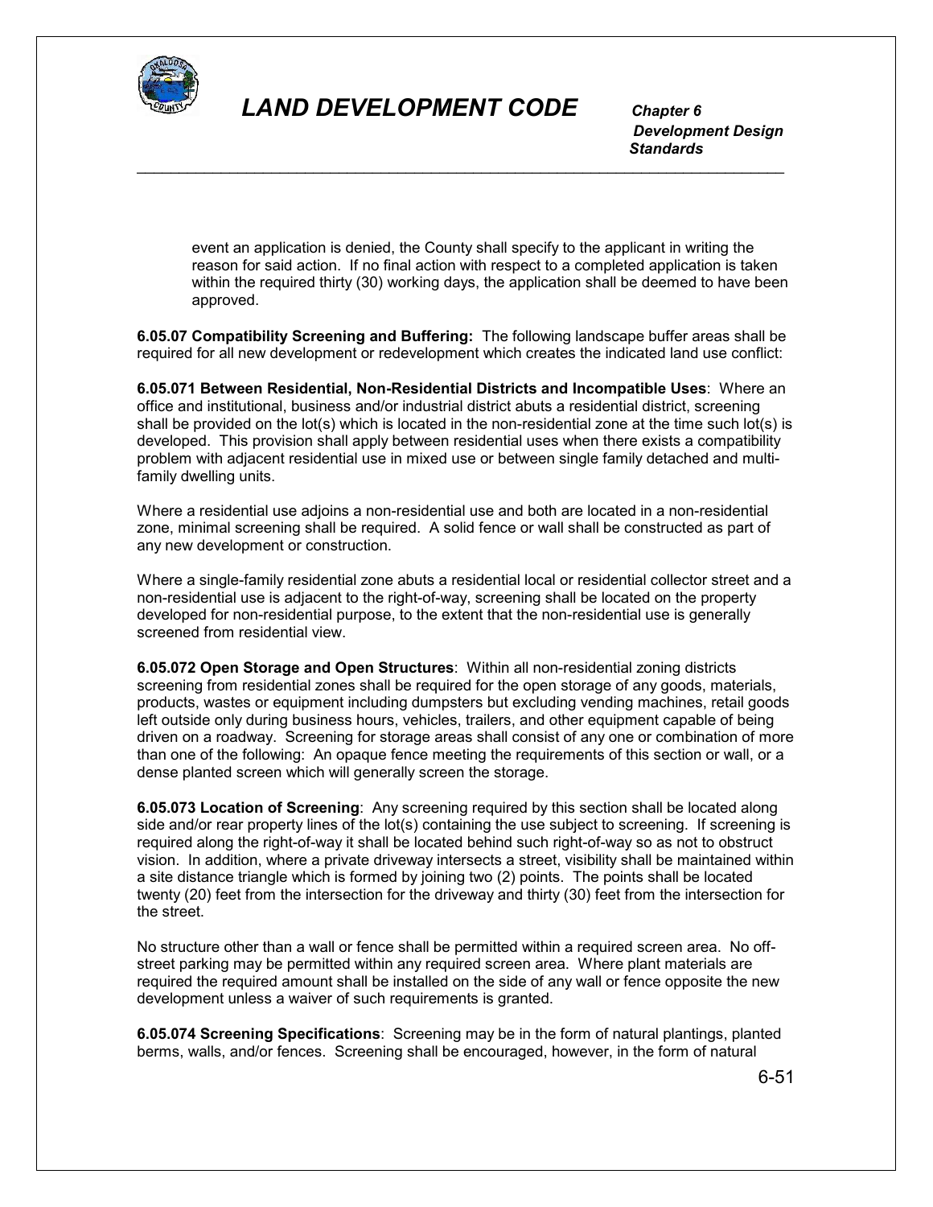event an application is denied, the County shall specify to the applicant in writing the reason for said action. If no final action with respect to a completed application is taken within the required thirty (30) working days, the application shall be deemed to have been approved.

**6.05.07 Compatibility Screening and Buffering:** The following landscape buffer areas shall be required for all new development or redevelopment which creates the indicated land use conflict:

**6.05.071 Between Residential, Non-Residential Districts and Incompatible Uses**: Where an office and institutional, business and/or industrial district abuts a residential district, screening shall be provided on the lot(s) which is located in the non-residential zone at the time such lot(s) is developed. This provision shall apply between residential uses when there exists a compatibility problem with adjacent residential use in mixed use or between single family detached and multi-family dwelling units.

Where a residential use adjoins a non-residential use and both are located in a non-residential zone, minimal screening shall be required. A solid fence or wall shall be constructed as part of any new development or construction.

Where a single-family residential zone abuts a residential local or residential collector street and a non-residential use is adjacent to the right-of-way, screening shall be located on the property developed for non-residential purpose, to the extent that the non-residential use is generally screened from residential view.

**6.05.072 Open Storage and Open Structures**: Within all non-residential zoning districts screening from residential zones shall be required for the open storage of any goods, materials, products, wastes or equipment including dumpsters but excluding vending machines, retail goods left outside only during business hours, vehicles, trailers, and other equipment capable of being driven on a roadway. Screening for storage areas shall consist of any one or combination of more than one of the following: An opaque fence meeting the requirements of this section or wall, or a dense planted screen which will generally screen the storage.

**6.05.073 Location of Screening**: Any screening required by this section shall be located along side and/or rear property lines of the lot(s) containing the use subject to screening. If screening is required along the right-of-way it shall be located behind such right-of-way so as not to obstruct vision. In addition, where a private driveway intersects a street, visibility shall be maintained within a site distance triangle which is formed by joining two (2) points. The points shall be located twenty (20) feet from the intersection for the driveway and thirty (30) feet from the intersection for the street.

No structure other than a wall or fence shall be permitted within a required screen area. No off-street parking may be permitted within any required screen area. Where plant materials are required the required amount shall be installed on the side of any wall or fence opposite the new development unless a waiver of such requirements is granted.

**6.05.074 Screening Specifications**: Screening may be in the form of natural plantings, planted berms, walls, and/or fences. Screening shall be encouraged, however, in the form of natural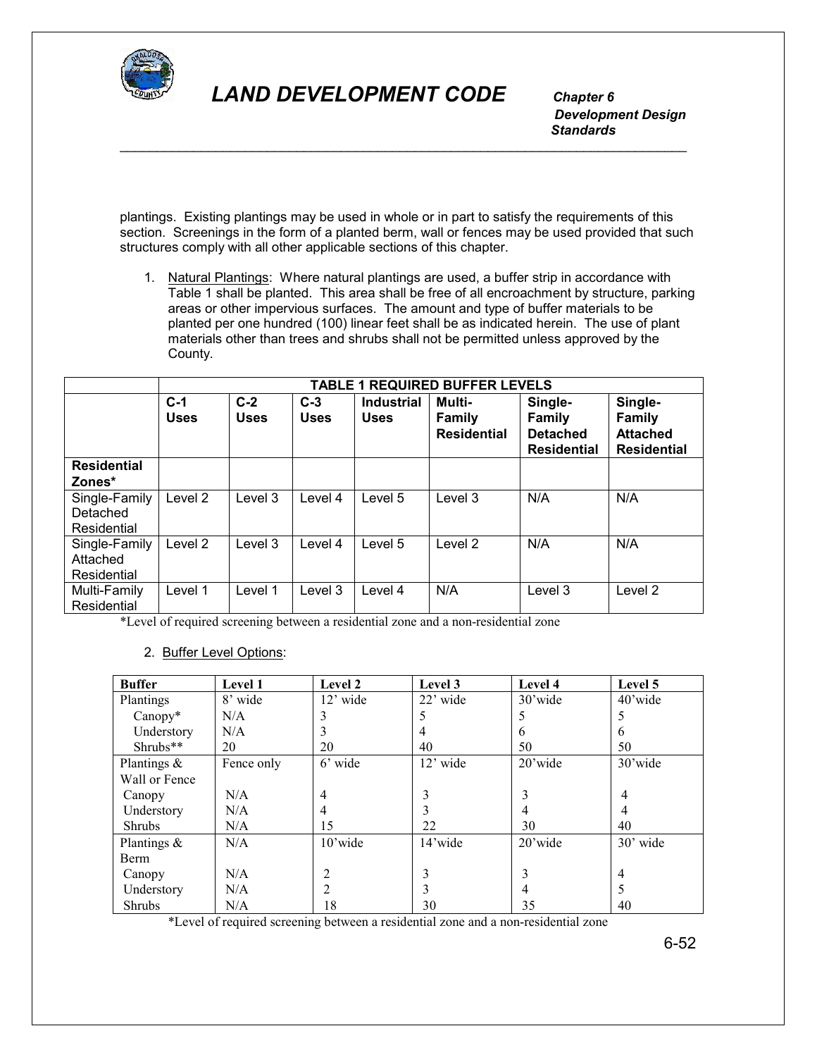plantings. Existing plantings may be used in whole or in part to satisfy the requirements of this section. Screenings in the form of a planted berm, wall or fences may be used provided that such structures comply with all other applicable sections of this chapter.

1. Natural Plantings: Where natural plantings are used, a buffer strip in accordance with Table 1 shall be planted. This area shall be free of all encroachment by structure, parking areas or other impervious surfaces. The amount and type of buffer materials to be planted per one hundred (100) linear feet shall be as indicated herein. The use of plant materials other than trees and shrubs shall not be permitted unless approved by the County.

| | TABLE 1 REQUIRED BUFFER LEVELS | | | | | | |
|---|---|---|---|---|---|---|---|
| | **C-1 Uses** | **C-2 Uses** | **C-3 Uses** | **Industrial Uses** | **Multi-Family Residential** | **Single-Family Detached Residential** | **Single-Family Attached Residential** |
| **Residential Zones*** | | | | | | | |
| Single-Family Detached Residential | Level 2 | Level 3 | Level 4 | Level 5 | Level 3 | N/A | N/A |
| Single-Family Attached Residential | Level 2 | Level 3 | Level 4 | Level 5 | Level 2 | N/A | N/A |
| Multi-Family Residential | Level 1 | Level 1 | Level 3 | Level 4 | N/A | Level 3 | Level 2 |

*Level of required screening between a residential zone and a non-residential zone

2. Buffer Level Options:

| Buffer | Level 1 | Level 2 | Level 3 | Level 4 | Level 5 |
|---|---|---|---|---|---|
| Plantings | 8' wide | 12' wide | 22' wide | 30'wide | 40'wide |
| Canopy* | N/A | 3 | 5 | 5 | 5 |
| Understory | N/A | 3 | 4 | 6 | 6 |
| Shrubs** | 20 | 20 | 40 | 50 | 50 |
| Plantings & Wall or Fence | Fence only | 6' wide | 12' wide | 20'wide | 30'wide |
| Canopy | N/A | 4 | 3 | 3 | 4 |
| Understory | N/A | 4 | 3 | 4 | 4 |
| Shrubs | N/A | 15 | 22 | 30 | 40 |
| Plantings & Berm | N/A | 10'wide | 14'wide | 20'wide | 30' wide |
| Canopy | N/A | 2 | 3 | 3 | 4 |
| Understory | N/A | 2 | 3 | 4 | 5 |
| Shrubs | N/A | 18 | 30 | 35 | 40 |

*Level of required screening between a residential zone and a non-residential zone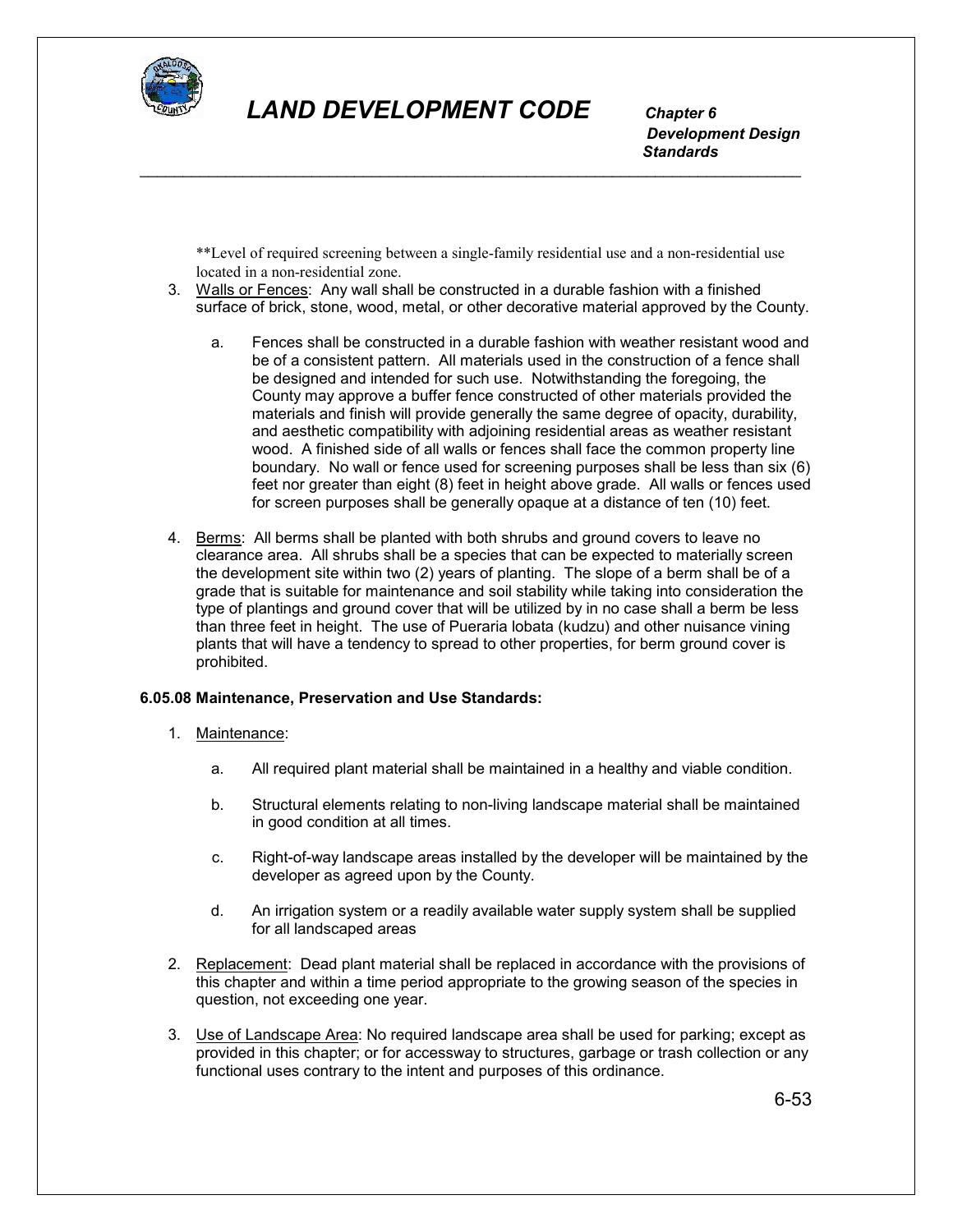**Level of required screening between a single-family residential use and a non-residential use located in a non-residential zone.

3. Walls or Fences: Any wall shall be constructed in a durable fashion with a finished surface of brick, stone, wood, metal, or other decorative material approved by the County.

   a. Fences shall be constructed in a durable fashion with weather resistant wood and be of a consistent pattern. All materials used in the construction of a fence shall be designed and intended for such use. Notwithstanding the foregoing, the County may approve a buffer fence constructed of other materials provided the materials and finish will provide generally the same degree of opacity, durability, and aesthetic compatibility with adjoining residential areas as weather resistant wood. A finished side of all walls or fences shall face the common property line boundary. No wall or fence used for screening purposes shall be less than six (6) feet nor greater than eight (8) feet in height above grade. All walls or fences used for screen purposes shall be generally opaque at a distance of ten (10) feet.

4. Berms: All berms shall be planted with both shrubs and ground covers to leave no clearance area. All shrubs shall be a species that can be expected to materially screen the development site within two (2) years of planting. The slope of a berm shall be of a grade that is suitable for maintenance and soil stability while taking into consideration the type of plantings and ground cover that will be utilized by in no case shall a berm be less than three feet in height. The use of Pueraria lobata (kudzu) and other nuisance vining plants that will have a tendency to spread to other properties, for berm ground cover is prohibited.

**6.05.08 Maintenance, Preservation and Use Standards:**

1. Maintenance:

   a. All required plant material shall be maintained in a healthy and viable condition.

   b. Structural elements relating to non-living landscape material shall be maintained in good condition at all times.

   c. Right-of-way landscape areas installed by the developer will be maintained by the developer as agreed upon by the County.

   d. An irrigation system or a readily available water supply system shall be supplied for all landscaped areas

2. Replacement: Dead plant material shall be replaced in accordance with the provisions of this chapter and within a time period appropriate to the growing season of the species in question, not exceeding one year.

3. Use of Landscape Area: No required landscape area shall be used for parking; except as provided in this chapter; or for accessway to structures, garbage or trash collection or any functional uses contrary to the intent and purposes of this ordinance.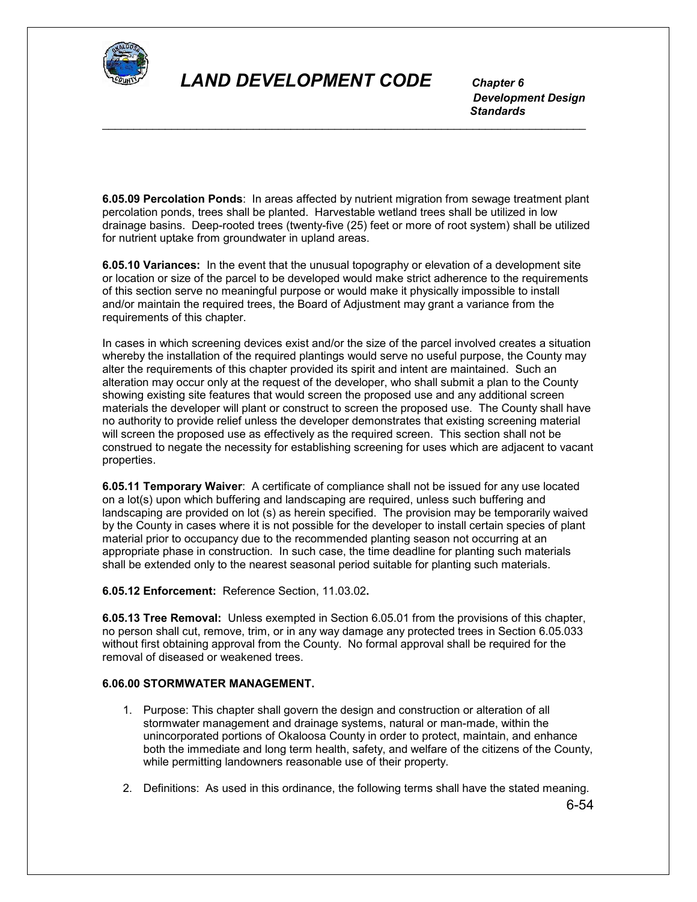**6.05.09 Percolation Ponds**: In areas affected by nutrient migration from sewage treatment plant percolation ponds, trees shall be planted. Harvestable wetland trees shall be utilized in low drainage basins. Deep-rooted trees (twenty-five (25) feet or more of root system) shall be utilized for nutrient uptake from groundwater in upland areas.

**6.05.10 Variances:** In the event that the unusual topography or elevation of a development site or location or size of the parcel to be developed would make strict adherence to the requirements of this section serve no meaningful purpose or would make it physically impossible to install and/or maintain the required trees, the Board of Adjustment may grant a variance from the requirements of this chapter.

In cases in which screening devices exist and/or the size of the parcel involved creates a situation whereby the installation of the required plantings would serve no useful purpose, the County may alter the requirements of this chapter provided its spirit and intent are maintained. Such an alteration may occur only at the request of the developer, who shall submit a plan to the County showing existing site features that would screen the proposed use and any additional screen materials the developer will plant or construct to screen the proposed use. The County shall have no authority to provide relief unless the developer demonstrates that existing screening material will screen the proposed use as effectively as the required screen. This section shall not be construed to negate the necessity for establishing screening for uses which are adjacent to vacant properties.

**6.05.11 Temporary Waiver**: A certificate of compliance shall not be issued for any use located on a lot(s) upon which buffering and landscaping are required, unless such buffering and landscaping are provided on lot (s) as herein specified. The provision may be temporarily waived by the County in cases where it is not possible for the developer to install certain species of plant material prior to occupancy due to the recommended planting season not occurring at an appropriate phase in construction. In such case, the time deadline for planting such materials shall be extended only to the nearest seasonal period suitable for planting such materials.

**6.05.12 Enforcement:** Reference Section, 11.03.02**.**

**6.05.13 Tree Removal:** Unless exempted in Section 6.05.01 from the provisions of this chapter, no person shall cut, remove, trim, or in any way damage any protected trees in Section 6.05.033 without first obtaining approval from the County. No formal approval shall be required for the removal of diseased or weakened trees.

**6.06.00 STORMWATER MANAGEMENT.**

1. Purpose: This chapter shall govern the design and construction or alteration of all stormwater management and drainage systems, natural or man-made, within the unincorporated portions of Okaloosa County in order to protect, maintain, and enhance both the immediate and long term health, safety, and welfare of the citizens of the County, while permitting landowners reasonable use of their property.

2. Definitions: As used in this ordinance, the following terms shall have the stated meaning.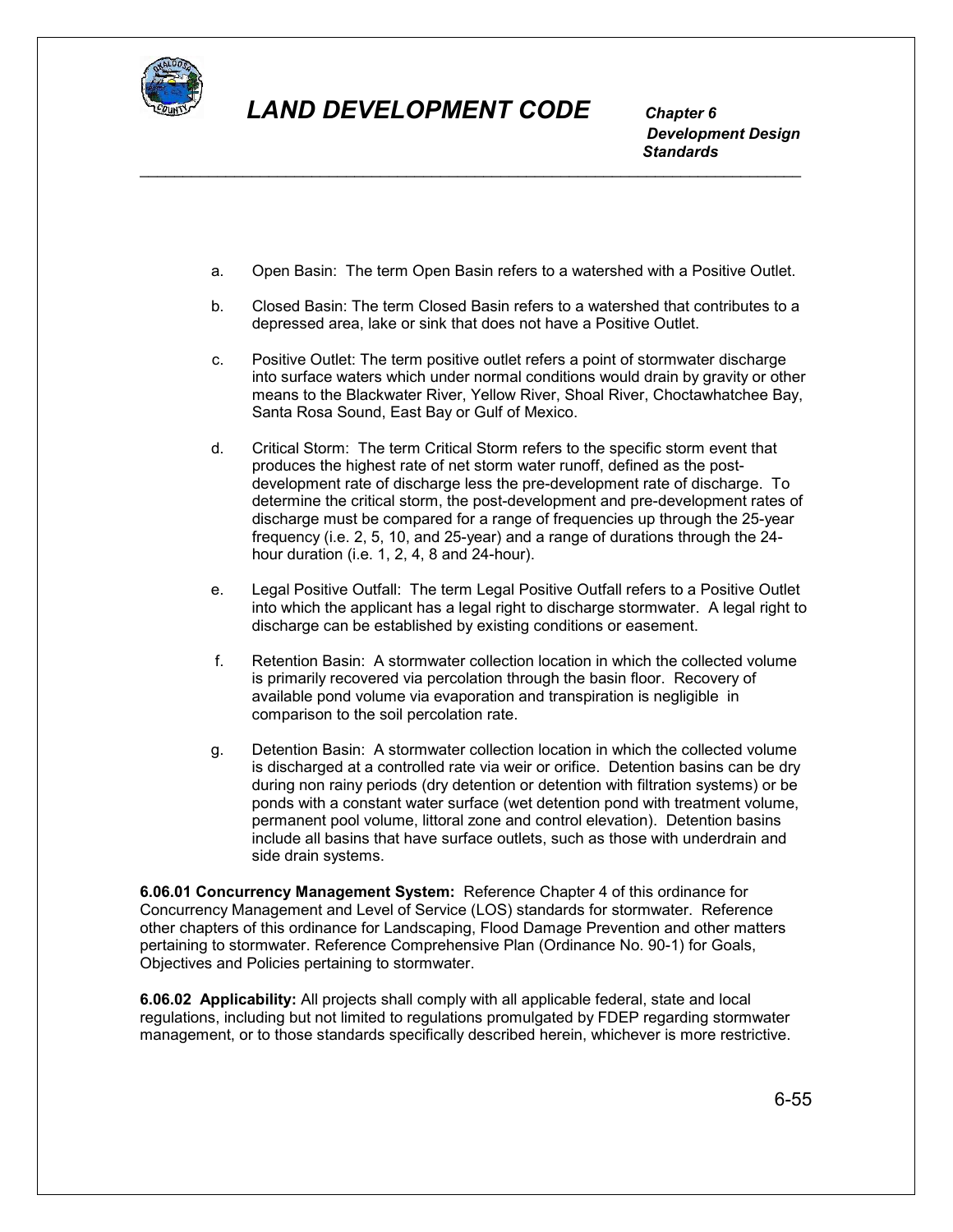a. Open Basin: The term Open Basin refers to a watershed with a Positive Outlet.

b. Closed Basin: The term Closed Basin refers to a watershed that contributes to a depressed area, lake or sink that does not have a Positive Outlet.

c. Positive Outlet: The term positive outlet refers a point of stormwater discharge into surface waters which under normal conditions would drain by gravity or other means to the Blackwater River, Yellow River, Shoal River, Choctawhatchee Bay, Santa Rosa Sound, East Bay or Gulf of Mexico.

d. Critical Storm: The term Critical Storm refers to the specific storm event that produces the highest rate of net storm water runoff, defined as the post-development rate of discharge less the pre-development rate of discharge. To determine the critical storm, the post-development and pre-development rates of discharge must be compared for a range of frequencies up through the 25-year frequency (i.e. 2, 5, 10, and 25-year) and a range of durations through the 24-hour duration (i.e. 1, 2, 4, 8 and 24-hour).

e. Legal Positive Outfall: The term Legal Positive Outfall refers to a Positive Outlet into which the applicant has a legal right to discharge stormwater. A legal right to discharge can be established by existing conditions or easement.

f. Retention Basin: A stormwater collection location in which the collected volume is primarily recovered via percolation through the basin floor. Recovery of available pond volume via evaporation and transpiration is negligible in comparison to the soil percolation rate.

g. Detention Basin: A stormwater collection location in which the collected volume is discharged at a controlled rate via weir or orifice. Detention basins can be dry during non rainy periods (dry detention or detention with filtration systems) or be ponds with a constant water surface (wet detention pond with treatment volume, permanent pool volume, littoral zone and control elevation). Detention basins include all basins that have surface outlets, such as those with underdrain and side drain systems.

**6.06.01 Concurrency Management System:** Reference Chapter 4 of this ordinance for Concurrency Management and Level of Service (LOS) standards for stormwater. Reference other chapters of this ordinance for Landscaping, Flood Damage Prevention and other matters pertaining to stormwater. Reference Comprehensive Plan (Ordinance No. 90-1) for Goals, Objectives and Policies pertaining to stormwater.

**6.06.02 Applicability:** All projects shall comply with all applicable federal, state and local regulations, including but not limited to regulations promulgated by FDEP regarding stormwater management, or to those standards specifically described herein, whichever is more restrictive.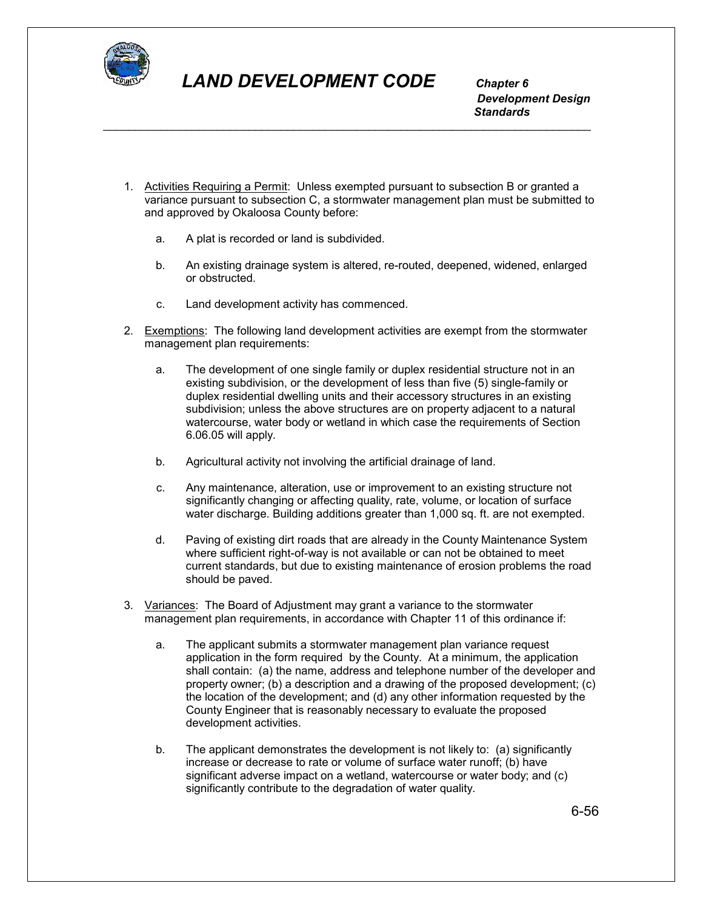1. <u>Activities Requiring a Permit</u>: Unless exempted pursuant to subsection B or granted a variance pursuant to subsection C, a stormwater management plan must be submitted to and approved by Okaloosa County before:

   a. A plat is recorded or land is subdivided.

   b. An existing drainage system is altered, re-routed, deepened, widened, enlarged or obstructed.

   c. Land development activity has commenced.

2. <u>Exemptions</u>: The following land development activities are exempt from the stormwater management plan requirements:

   a. The development of one single family or duplex residential structure not in an existing subdivision, or the development of less than five (5) single-family or duplex residential dwelling units and their accessory structures in an existing subdivision; unless the above structures are on property adjacent to a natural watercourse, water body or wetland in which case the requirements of Section 6.06.05 will apply.

   b. Agricultural activity not involving the artificial drainage of land.

   c. Any maintenance, alteration, use or improvement to an existing structure not significantly changing or affecting quality, rate, volume, or location of surface water discharge. Building additions greater than 1,000 sq. ft. are not exempted.

   d. Paving of existing dirt roads that are already in the County Maintenance System where sufficient right-of-way is not available or can not be obtained to meet current standards, but due to existing maintenance of erosion problems the road should be paved.

3. <u>Variances</u>: The Board of Adjustment may grant a variance to the stormwater management plan requirements, in accordance with Chapter 11 of this ordinance if:

   a. The applicant submits a stormwater management plan variance request application in the form required by the County. At a minimum, the application shall contain: (a) the name, address and telephone number of the developer and property owner; (b) a description and a drawing of the proposed development; (c) the location of the development; and (d) any other information requested by the County Engineer that is reasonably necessary to evaluate the proposed development activities.

   b. The applicant demonstrates the development is not likely to: (a) significantly increase or decrease to rate or volume of surface water runoff; (b) have significant adverse impact on a wetland, watercourse or water body; and (c) significantly contribute to the degradation of water quality.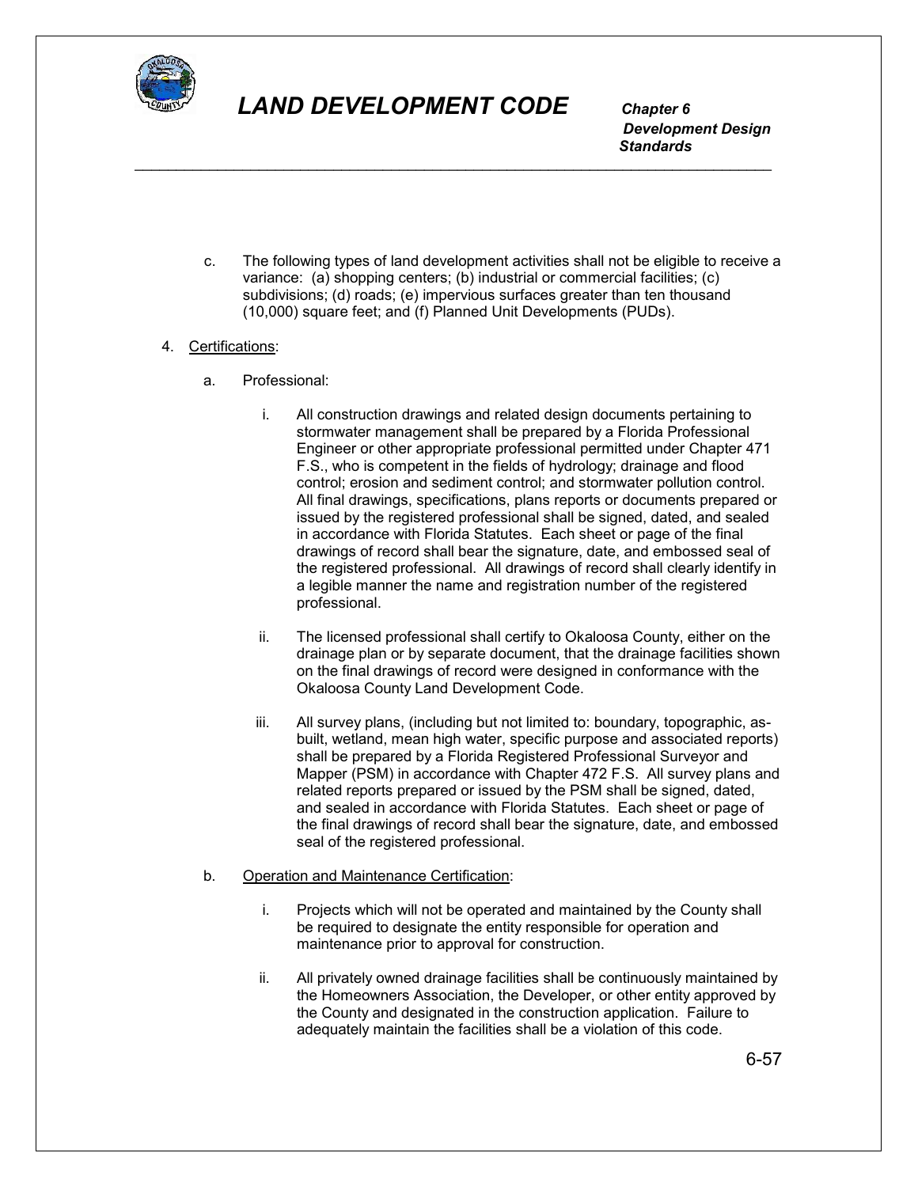c. The following types of land development activities shall not be eligible to receive a variance: (a) shopping centers; (b) industrial or commercial facilities; (c) subdivisions; (d) roads; (e) impervious surfaces greater than ten thousand (10,000) square feet; and (f) Planned Unit Developments (PUDs).

4. Certifications:

   a. Professional:

      i. All construction drawings and related design documents pertaining to stormwater management shall be prepared by a Florida Professional Engineer or other appropriate professional permitted under Chapter 471 F.S., who is competent in the fields of hydrology; drainage and flood control; erosion and sediment control; and stormwater pollution control. All final drawings, specifications, plans reports or documents prepared or issued by the registered professional shall be signed, dated, and sealed in accordance with Florida Statutes. Each sheet or page of the final drawings of record shall bear the signature, date, and embossed seal of the registered professional. All drawings of record shall clearly identify in a legible manner the name and registration number of the registered professional.

      ii. The licensed professional shall certify to Okaloosa County, either on the drainage plan or by separate document, that the drainage facilities shown on the final drawings of record were designed in conformance with the Okaloosa County Land Development Code.

      iii. All survey plans, (including but not limited to: boundary, topographic, as-built, wetland, mean high water, specific purpose and associated reports) shall be prepared by a Florida Registered Professional Surveyor and Mapper (PSM) in accordance with Chapter 472 F.S. All survey plans and related reports prepared or issued by the PSM shall be signed, dated, and sealed in accordance with Florida Statutes. Each sheet or page of the final drawings of record shall bear the signature, date, and embossed seal of the registered professional.

   b. Operation and Maintenance Certification:

      i. Projects which will not be operated and maintained by the County shall be required to designate the entity responsible for operation and maintenance prior to approval for construction.

      ii. All privately owned drainage facilities shall be continuously maintained by the Homeowners Association, the Developer, or other entity approved by the County and designated in the construction application. Failure to adequately maintain the facilities shall be a violation of this code.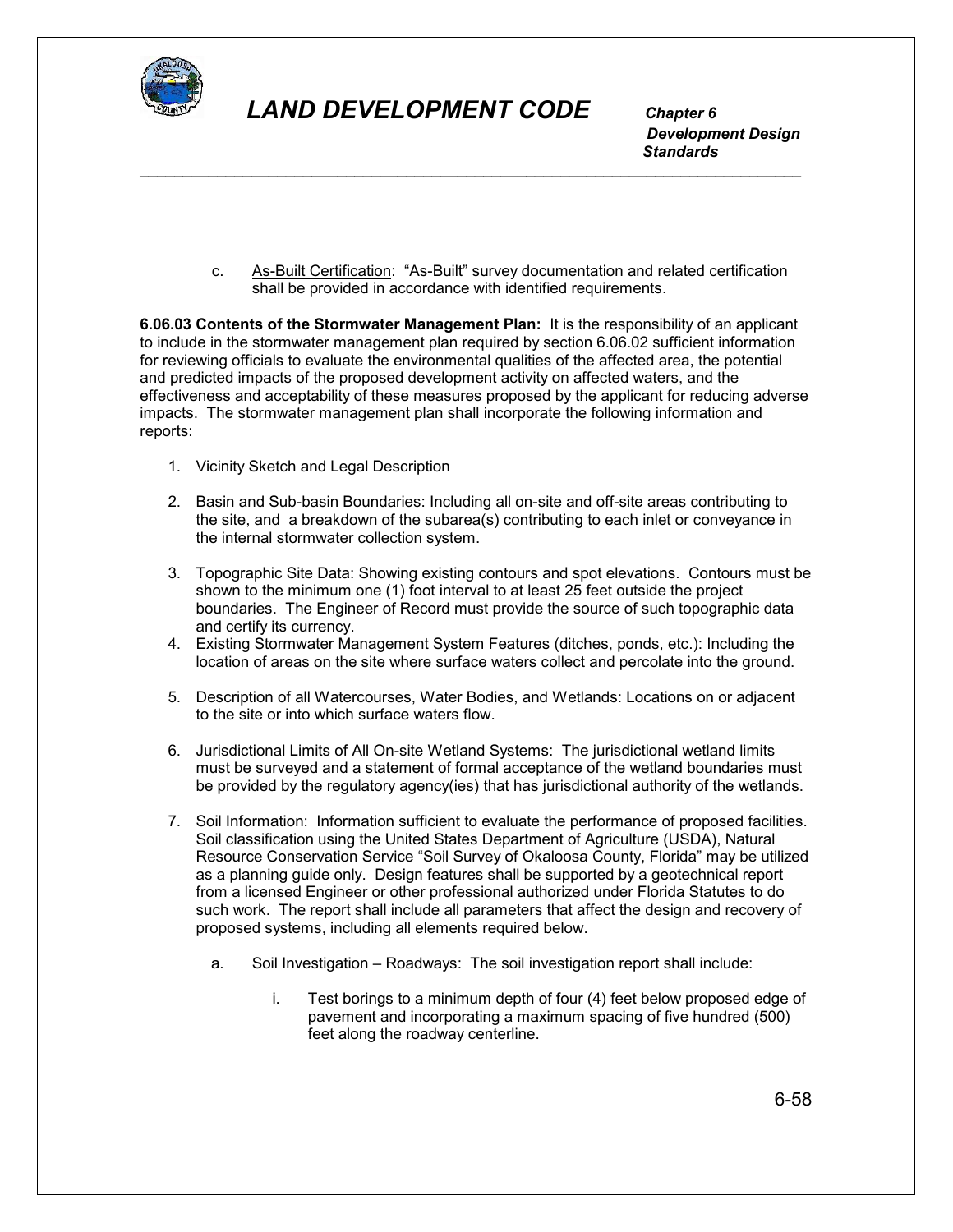c. As-Built Certification: "As-Built" survey documentation and related certification shall be provided in accordance with identified requirements.

**6.06.03 Contents of the Stormwater Management Plan:** It is the responsibility of an applicant to include in the stormwater management plan required by section 6.06.02 sufficient information for reviewing officials to evaluate the environmental qualities of the affected area, the potential and predicted impacts of the proposed development activity on affected waters, and the effectiveness and acceptability of these measures proposed by the applicant for reducing adverse impacts. The stormwater management plan shall incorporate the following information and reports:

1. Vicinity Sketch and Legal Description

2. Basin and Sub-basin Boundaries: Including all on-site and off-site areas contributing to the site, and a breakdown of the subarea(s) contributing to each inlet or conveyance in the internal stormwater collection system.

3. Topographic Site Data: Showing existing contours and spot elevations. Contours must be shown to the minimum one (1) foot interval to at least 25 feet outside the project boundaries. The Engineer of Record must provide the source of such topographic data and certify its currency.

4. Existing Stormwater Management System Features (ditches, ponds, etc.): Including the location of areas on the site where surface waters collect and percolate into the ground.

5. Description of all Watercourses, Water Bodies, and Wetlands: Locations on or adjacent to the site or into which surface waters flow.

6. Jurisdictional Limits of All On-site Wetland Systems: The jurisdictional wetland limits must be surveyed and a statement of formal acceptance of the wetland boundaries must be provided by the regulatory agency(ies) that has jurisdictional authority of the wetlands.

7. Soil Information: Information sufficient to evaluate the performance of proposed facilities. Soil classification using the United States Department of Agriculture (USDA), Natural Resource Conservation Service "Soil Survey of Okaloosa County, Florida" may be utilized as a planning guide only. Design features shall be supported by a geotechnical report from a licensed Engineer or other professional authorized under Florida Statutes to do such work. The report shall include all parameters that affect the design and recovery of proposed systems, including all elements required below.

    a. Soil Investigation – Roadways: The soil investigation report shall include:

        i. Test borings to a minimum depth of four (4) feet below proposed edge of pavement and incorporating a maximum spacing of five hundred (500) feet along the roadway centerline.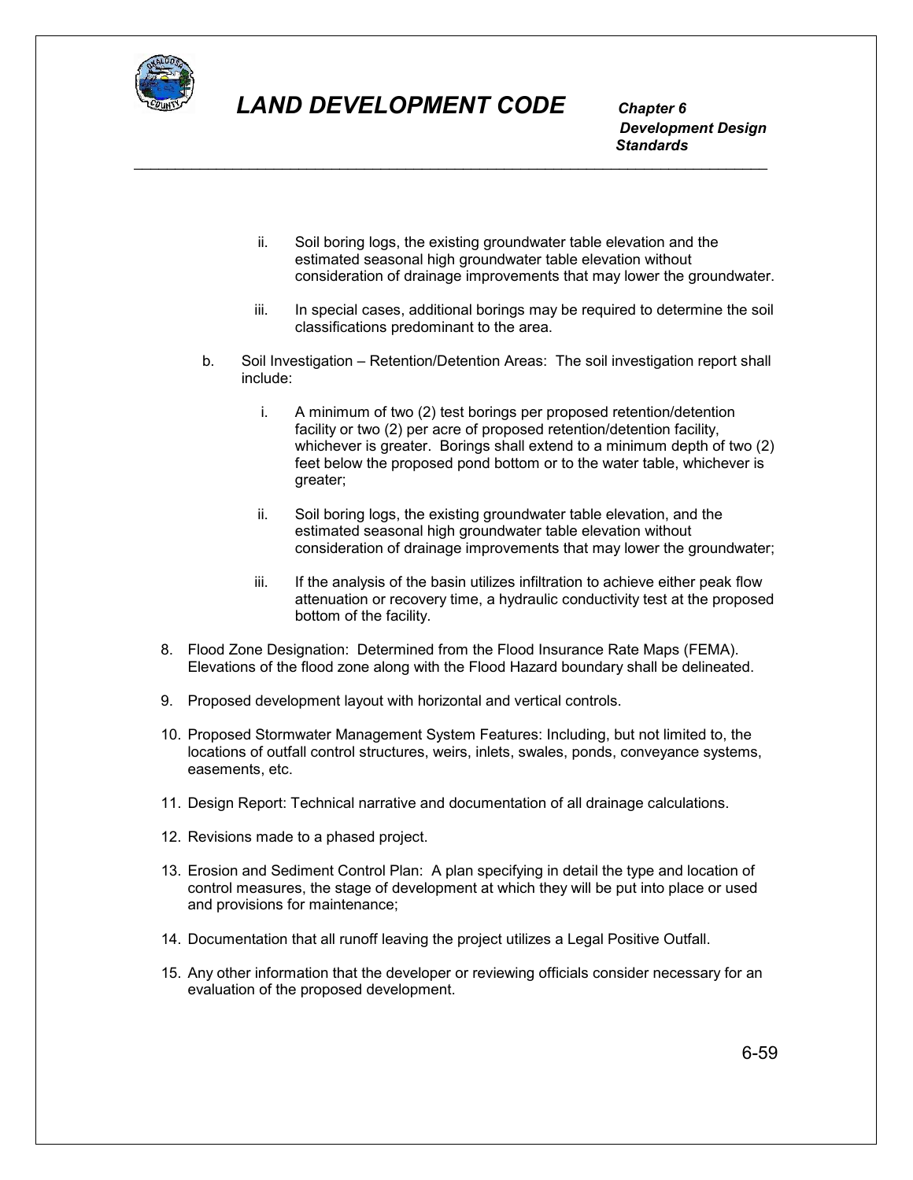ii. Soil boring logs, the existing groundwater table elevation and the estimated seasonal high groundwater table elevation without consideration of drainage improvements that may lower the groundwater.

   iii. In special cases, additional borings may be required to determine the soil classifications predominant to the area.

b. Soil Investigation – Retention/Detention Areas: The soil investigation report shall include:

   i. A minimum of two (2) test borings per proposed retention/detention facility or two (2) per acre of proposed retention/detention facility, whichever is greater. Borings shall extend to a minimum depth of two (2) feet below the proposed pond bottom or to the water table, whichever is greater;

   ii. Soil boring logs, the existing groundwater table elevation, and the estimated seasonal high groundwater table elevation without consideration of drainage improvements that may lower the groundwater;

   iii. If the analysis of the basin utilizes infiltration to achieve either peak flow attenuation or recovery time, a hydraulic conductivity test at the proposed bottom of the facility.

8. Flood Zone Designation: Determined from the Flood Insurance Rate Maps (FEMA). Elevations of the flood zone along with the Flood Hazard boundary shall be delineated.

9. Proposed development layout with horizontal and vertical controls.

10. Proposed Stormwater Management System Features: Including, but not limited to, the locations of outfall control structures, weirs, inlets, swales, ponds, conveyance systems, easements, etc.

11. Design Report: Technical narrative and documentation of all drainage calculations.

12. Revisions made to a phased project.

13. Erosion and Sediment Control Plan: A plan specifying in detail the type and location of control measures, the stage of development at which they will be put into place or used and provisions for maintenance;

14. Documentation that all runoff leaving the project utilizes a Legal Positive Outfall.

15. Any other information that the developer or reviewing officials consider necessary for an evaluation of the proposed development.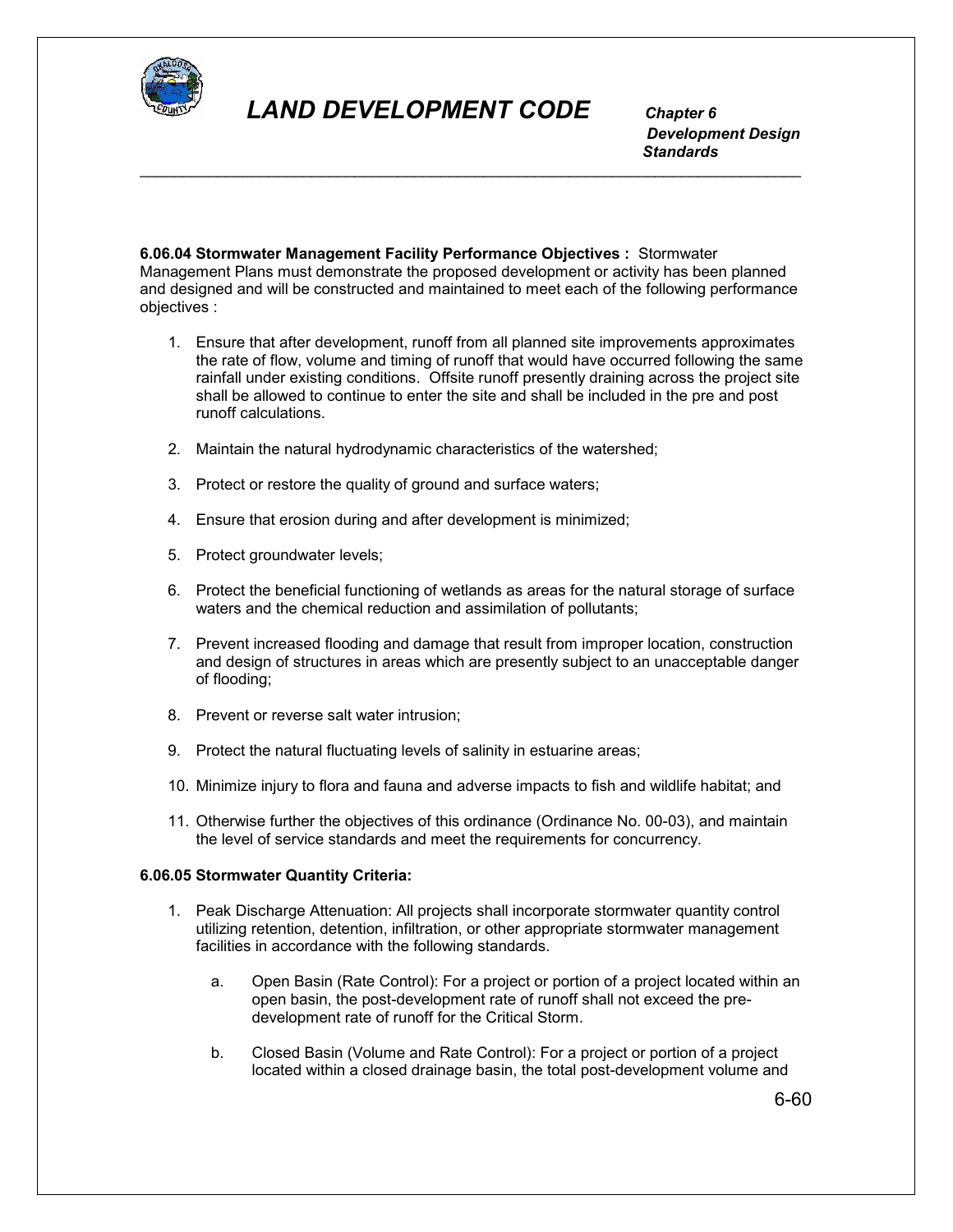**6.06.04 Stormwater Management Facility Performance Objectives :** Stormwater Management Plans must demonstrate the proposed development or activity has been planned and designed and will be constructed and maintained to meet each of the following performance objectives :

1. Ensure that after development, runoff from all planned site improvements approximates the rate of flow, volume and timing of runoff that would have occurred following the same rainfall under existing conditions. Offsite runoff presently draining across the project site shall be allowed to continue to enter the site and shall be included in the pre and post runoff calculations.

2. Maintain the natural hydrodynamic characteristics of the watershed;

3. Protect or restore the quality of ground and surface waters;

4. Ensure that erosion during and after development is minimized;

5. Protect groundwater levels;

6. Protect the beneficial functioning of wetlands as areas for the natural storage of surface waters and the chemical reduction and assimilation of pollutants;

7. Prevent increased flooding and damage that result from improper location, construction and design of structures in areas which are presently subject to an unacceptable danger of flooding;

8. Prevent or reverse salt water intrusion;

9. Protect the natural fluctuating levels of salinity in estuarine areas;

10. Minimize injury to flora and fauna and adverse impacts to fish and wildlife habitat; and

11. Otherwise further the objectives of this ordinance (Ordinance No. 00-03), and maintain the level of service standards and meet the requirements for concurrency.

**6.06.05 Stormwater Quantity Criteria:**

1. Peak Discharge Attenuation: All projects shall incorporate stormwater quantity control utilizing retention, detention, infiltration, or other appropriate stormwater management facilities in accordance with the following standards.

   a. Open Basin (Rate Control): For a project or portion of a project located within an open basin, the post-development rate of runoff shall not exceed the pre-development rate of runoff for the Critical Storm.

   b. Closed Basin (Volume and Rate Control): For a project or portion of a project located within a closed drainage basin, the total post-development volume and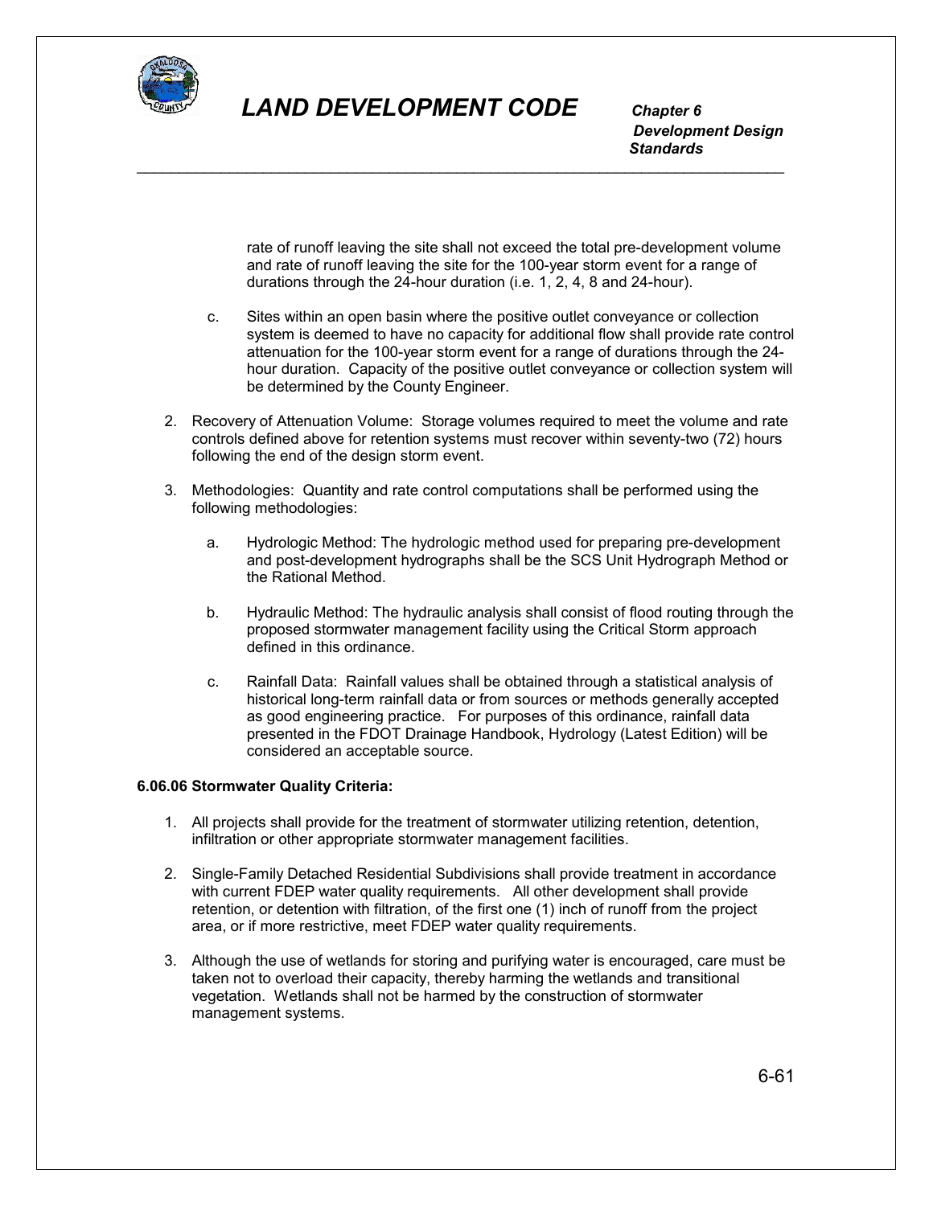rate of runoff leaving the site shall not exceed the total pre-development volume and rate of runoff leaving the site for the 100-year storm event for a range of durations through the 24-hour duration (i.e. 1, 2, 4, 8 and 24-hour).

c. Sites within an open basin where the positive outlet conveyance or collection system is deemed to have no capacity for additional flow shall provide rate control attenuation for the 100-year storm event for a range of durations through the 24-hour duration. Capacity of the positive outlet conveyance or collection system will be determined by the County Engineer.

2. Recovery of Attenuation Volume: Storage volumes required to meet the volume and rate controls defined above for retention systems must recover within seventy-two (72) hours following the end of the design storm event.

3. Methodologies: Quantity and rate control computations shall be performed using the following methodologies:

   a. Hydrologic Method: The hydrologic method used for preparing pre-development and post-development hydrographs shall be the SCS Unit Hydrograph Method or the Rational Method.

   b. Hydraulic Method: The hydraulic analysis shall consist of flood routing through the proposed stormwater management facility using the Critical Storm approach defined in this ordinance.

   c. Rainfall Data: Rainfall values shall be obtained through a statistical analysis of historical long-term rainfall data or from sources or methods generally accepted as good engineering practice. For purposes of this ordinance, rainfall data presented in the FDOT Drainage Handbook, Hydrology (Latest Edition) will be considered an acceptable source.

**6.06.06 Stormwater Quality Criteria:**

1. All projects shall provide for the treatment of stormwater utilizing retention, detention, infiltration or other appropriate stormwater management facilities.

2. Single-Family Detached Residential Subdivisions shall provide treatment in accordance with current FDEP water quality requirements. All other development shall provide retention, or detention with filtration, of the first one (1) inch of runoff from the project area, or if more restrictive, meet FDEP water quality requirements.

3. Although the use of wetlands for storing and purifying water is encouraged, care must be taken not to overload their capacity, thereby harming the wetlands and transitional vegetation. Wetlands shall not be harmed by the construction of stormwater management systems.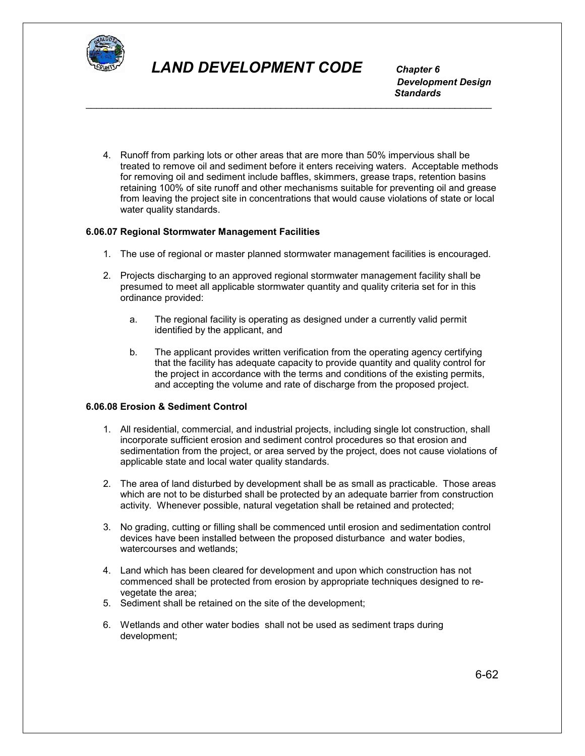4. Runoff from parking lots or other areas that are more than 50% impervious shall be treated to remove oil and sediment before it enters receiving waters. Acceptable methods for removing oil and sediment include baffles, skimmers, grease traps, retention basins retaining 100% of site runoff and other mechanisms suitable for preventing oil and grease from leaving the project site in concentrations that would cause violations of state or local water quality standards.

### 6.06.07 Regional Stormwater Management Facilities

1. The use of regional or master planned stormwater management facilities is encouraged.

2. Projects discharging to an approved regional stormwater management facility shall be presumed to meet all applicable stormwater quantity and quality criteria set for in this ordinance provided:

   a. The regional facility is operating as designed under a currently valid permit identified by the applicant, and

   b. The applicant provides written verification from the operating agency certifying that the facility has adequate capacity to provide quantity and quality control for the project in accordance with the terms and conditions of the existing permits, and accepting the volume and rate of discharge from the proposed project.

### 6.06.08 Erosion & Sediment Control

1. All residential, commercial, and industrial projects, including single lot construction, shall incorporate sufficient erosion and sediment control procedures so that erosion and sedimentation from the project, or area served by the project, does not cause violations of applicable state and local water quality standards.

2. The area of land disturbed by development shall be as small as practicable. Those areas which are not to be disturbed shall be protected by an adequate barrier from construction activity. Whenever possible, natural vegetation shall be retained and protected;

3. No grading, cutting or filling shall be commenced until erosion and sedimentation control devices have been installed between the proposed disturbance and water bodies, watercourses and wetlands;

4. Land which has been cleared for development and upon which construction has not commenced shall be protected from erosion by appropriate techniques designed to re-vegetate the area;

5. Sediment shall be retained on the site of the development;

6. Wetlands and other water bodies shall not be used as sediment traps during development;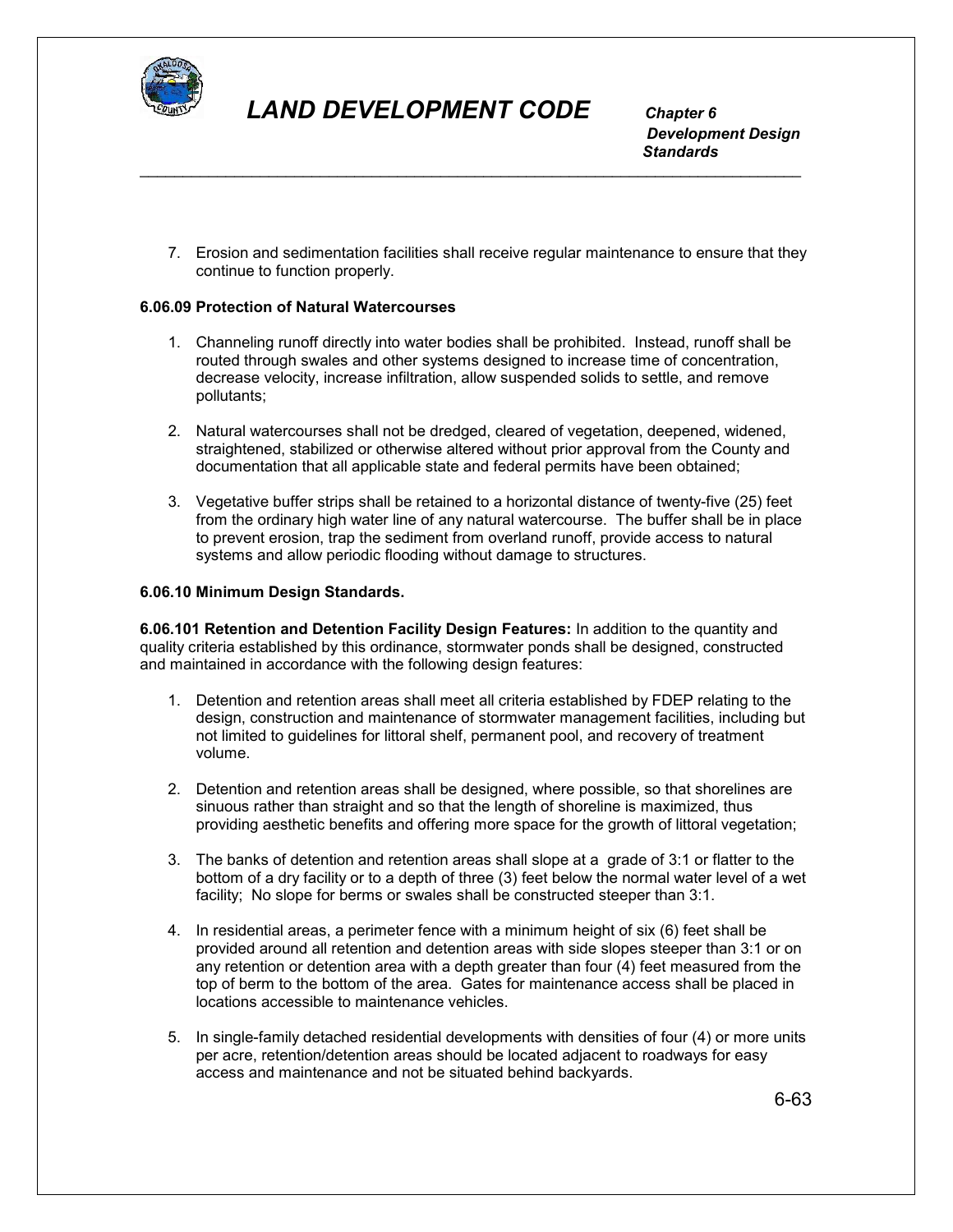7. Erosion and sedimentation facilities shall receive regular maintenance to ensure that they continue to function properly.

**6.06.09 Protection of Natural Watercourses**

1. Channeling runoff directly into water bodies shall be prohibited. Instead, runoff shall be routed through swales and other systems designed to increase time of concentration, decrease velocity, increase infiltration, allow suspended solids to settle, and remove pollutants;

2. Natural watercourses shall not be dredged, cleared of vegetation, deepened, widened, straightened, stabilized or otherwise altered without prior approval from the County and documentation that all applicable state and federal permits have been obtained;

3. Vegetative buffer strips shall be retained to a horizontal distance of twenty-five (25) feet from the ordinary high water line of any natural watercourse. The buffer shall be in place to prevent erosion, trap the sediment from overland runoff, provide access to natural systems and allow periodic flooding without damage to structures.

**6.06.10 Minimum Design Standards.**

**6.06.101 Retention and Detention Facility Design Features:** In addition to the quantity and quality criteria established by this ordinance, stormwater ponds shall be designed, constructed and maintained in accordance with the following design features:

1. Detention and retention areas shall meet all criteria established by FDEP relating to the design, construction and maintenance of stormwater management facilities, including but not limited to guidelines for littoral shelf, permanent pool, and recovery of treatment volume.

2. Detention and retention areas shall be designed, where possible, so that shorelines are sinuous rather than straight and so that the length of shoreline is maximized, thus providing aesthetic benefits and offering more space for the growth of littoral vegetation;

3. The banks of detention and retention areas shall slope at a grade of 3:1 or flatter to the bottom of a dry facility or to a depth of three (3) feet below the normal water level of a wet facility; No slope for berms or swales shall be constructed steeper than 3:1.

4. In residential areas, a perimeter fence with a minimum height of six (6) feet shall be provided around all retention and detention areas with side slopes steeper than 3:1 or on any retention or detention area with a depth greater than four (4) feet measured from the top of berm to the bottom of the area. Gates for maintenance access shall be placed in locations accessible to maintenance vehicles.

5. In single-family detached residential developments with densities of four (4) or more units per acre, retention/detention areas should be located adjacent to roadways for easy access and maintenance and not be situated behind backyards.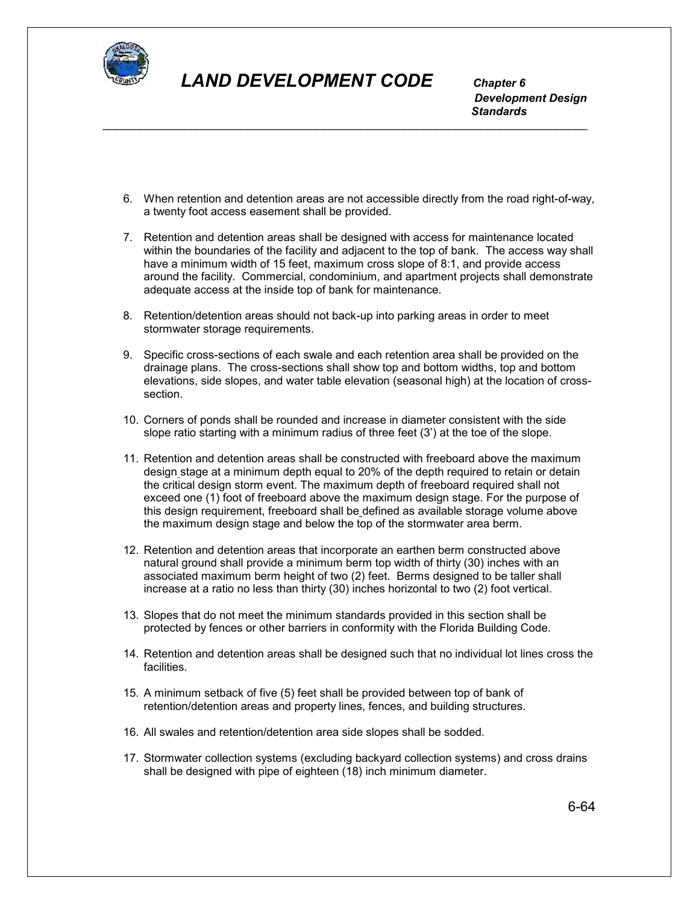6. When retention and detention areas are not accessible directly from the road right-of-way, a twenty foot access easement shall be provided.

7. Retention and detention areas shall be designed with access for maintenance located within the boundaries of the facility and adjacent to the top of bank. The access way shall have a minimum width of 15 feet, maximum cross slope of 8:1, and provide access around the facility. Commercial, condominium, and apartment projects shall demonstrate adequate access at the inside top of bank for maintenance.

8. Retention/detention areas should not back-up into parking areas in order to meet stormwater storage requirements.

9. Specific cross-sections of each swale and each retention area shall be provided on the drainage plans. The cross-sections shall show top and bottom widths, top and bottom elevations, side slopes, and water table elevation (seasonal high) at the location of cross-section.

10. Corners of ponds shall be rounded and increase in diameter consistent with the side slope ratio starting with a minimum radius of three feet (3') at the toe of the slope.

11. Retention and detention areas shall be constructed with freeboard above the maximum design stage at a minimum depth equal to 20% of the depth required to retain or detain the critical design storm event. The maximum depth of freeboard required shall not exceed one (1) foot of freeboard above the maximum design stage. For the purpose of this design requirement, freeboard shall be defined as available storage volume above the maximum design stage and below the top of the stormwater area berm.

12. Retention and detention areas that incorporate an earthen berm constructed above natural ground shall provide a minimum berm top width of thirty (30) inches with an associated maximum berm height of two (2) feet. Berms designed to be taller shall increase at a ratio no less than thirty (30) inches horizontal to two (2) foot vertical.

13. Slopes that do not meet the minimum standards provided in this section shall be protected by fences or other barriers in conformity with the Florida Building Code.

14. Retention and detention areas shall be designed such that no individual lot lines cross the facilities.

15. A minimum setback of five (5) feet shall be provided between top of bank of retention/detention areas and property lines, fences, and building structures.

16. All swales and retention/detention area side slopes shall be sodded.

17. Stormwater collection systems (excluding backyard collection systems) and cross drains shall be designed with pipe of eighteen (18) inch minimum diameter.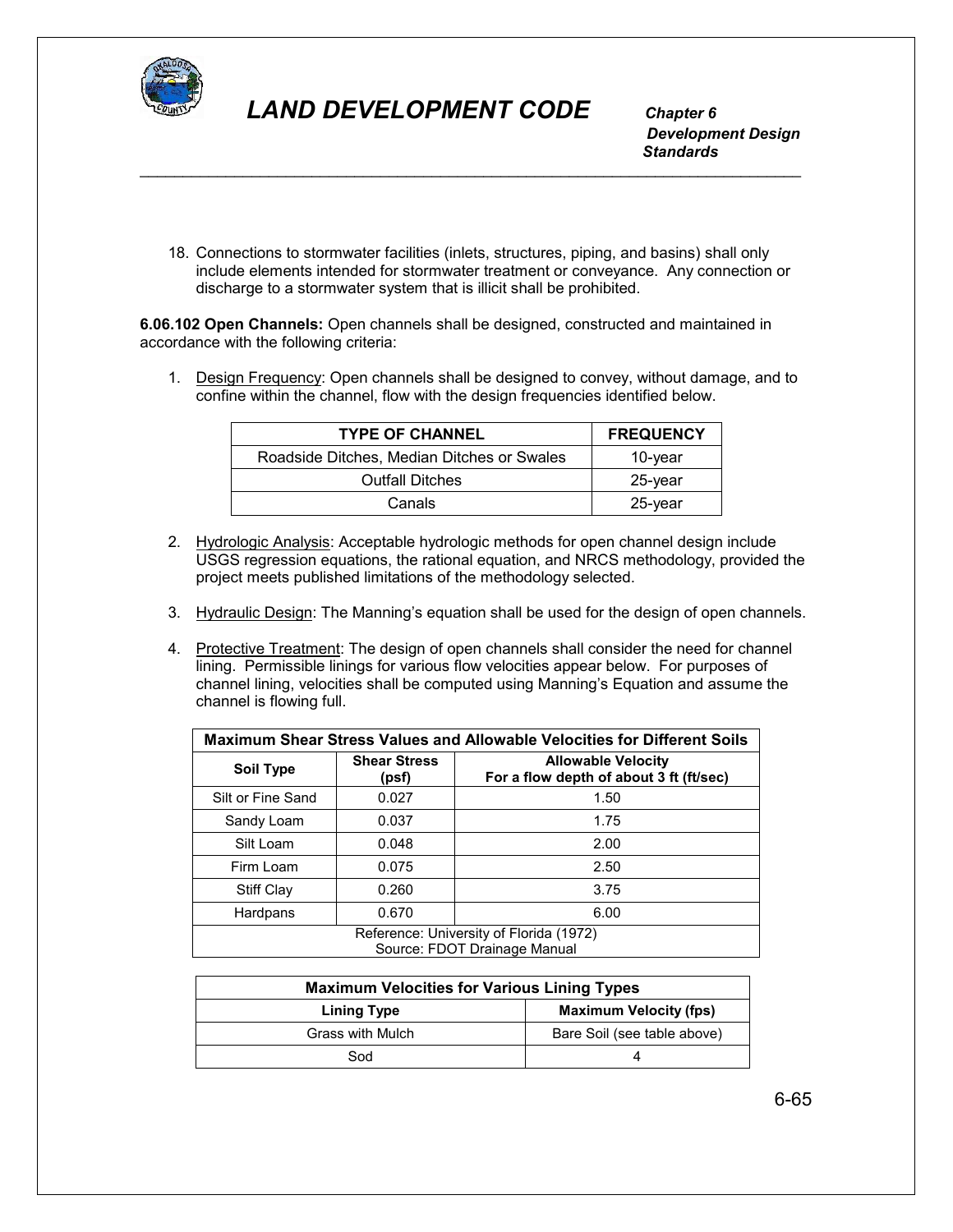18. Connections to stormwater facilities (inlets, structures, piping, and basins) shall only include elements intended for stormwater treatment or conveyance. Any connection or discharge to a stormwater system that is illicit shall be prohibited.

**6.06.102 Open Channels:** Open channels shall be designed, constructed and maintained in accordance with the following criteria:

1. Design Frequency: Open channels shall be designed to convey, without damage, and to confine within the channel, flow with the design frequencies identified below.

| TYPE OF CHANNEL | FREQUENCY |
|---|---|
| Roadside Ditches, Median Ditches or Swales | 10-year |
| Outfall Ditches | 25-year |
| Canals | 25-year |

2. Hydrologic Analysis: Acceptable hydrologic methods for open channel design include USGS regression equations, the rational equation, and NRCS methodology, provided the project meets published limitations of the methodology selected.

3. Hydraulic Design: The Manning's equation shall be used for the design of open channels.

4. Protective Treatment: The design of open channels shall consider the need for channel lining. Permissible linings for various flow velocities appear below. For purposes of channel lining, velocities shall be computed using Manning's Equation and assume the channel is flowing full.

| Maximum Shear Stress Values and Allowable Velocities for Different Soils | | |
|---|---|---|
| **Soil Type** | **Shear Stress (psf)** | **Allowable Velocity For a flow depth of about 3 ft (ft/sec)** |
| Silt or Fine Sand | 0.027 | 1.50 |
| Sandy Loam | 0.037 | 1.75 |
| Silt Loam | 0.048 | 2.00 |
| Firm Loam | 0.075 | 2.50 |
| Stiff Clay | 0.260 | 3.75 |
| Hardpans | 0.670 | 6.00 |
| Reference: University of Florida (1972) Source: FDOT Drainage Manual | | |

| Maximum Velocities for Various Lining Types | |
|---|---|
| **Lining Type** | **Maximum Velocity (fps)** |
| Grass with Mulch | Bare Soil (see table above) |
| Sod | 4 |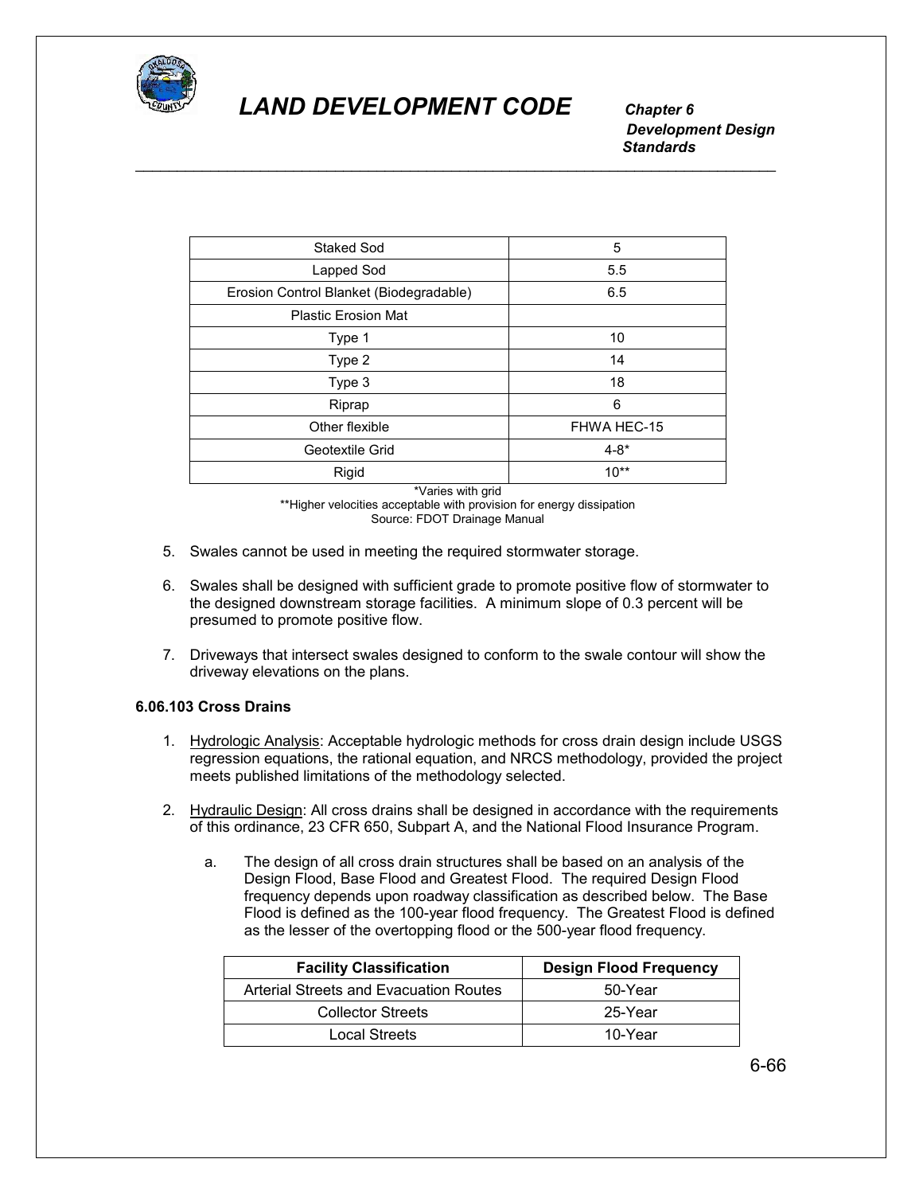| | |
|---|---|
| Staked Sod | 5 |
| Lapped Sod | 5.5 |
| Erosion Control Blanket (Biodegradable) | 6.5 |
| Plastic Erosion Mat | |
| Type 1 | 10 |
| Type 2 | 14 |
| Type 3 | 18 |
| Riprap | 6 |
| Other flexible | FHWA HEC-15 |
| Geotextile Grid | 4-8* |
| Rigid | 10** |

*Varies with grid
**Higher velocities acceptable with provision for energy dissipation
Source: FDOT Drainage Manual

5. Swales cannot be used in meeting the required stormwater storage.

6. Swales shall be designed with sufficient grade to promote positive flow of stormwater to the designed downstream storage facilities. A minimum slope of 0.3 percent will be presumed to promote positive flow.

7. Driveways that intersect swales designed to conform to the swale contour will show the driveway elevations on the plans.

**6.06.103 Cross Drains**

1. Hydrologic Analysis: Acceptable hydrologic methods for cross drain design include USGS regression equations, the rational equation, and NRCS methodology, provided the project meets published limitations of the methodology selected.

2. Hydraulic Design: All cross drains shall be designed in accordance with the requirements of this ordinance, 23 CFR 650, Subpart A, and the National Flood Insurance Program.

   a. The design of all cross drain structures shall be based on an analysis of the Design Flood, Base Flood and Greatest Flood. The required Design Flood frequency depends upon roadway classification as described below. The Base Flood is defined as the 100-year flood frequency. The Greatest Flood is defined as the lesser of the overtopping flood or the 500-year flood frequency.

| Facility Classification | Design Flood Frequency |
|---|---|
| Arterial Streets and Evacuation Routes | 50-Year |
| Collector Streets | 25-Year |
| Local Streets | 10-Year |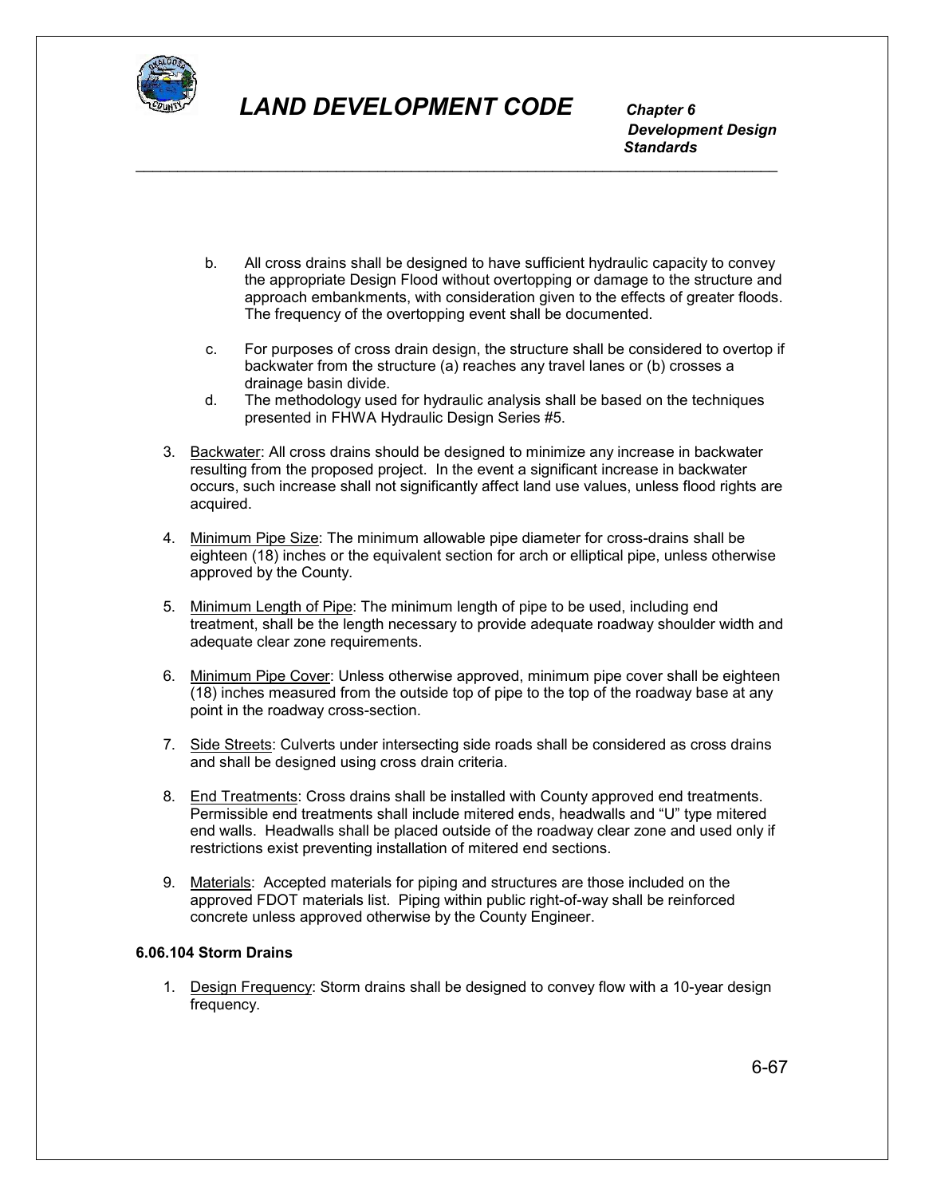b. All cross drains shall be designed to have sufficient hydraulic capacity to convey the appropriate Design Flood without overtopping or damage to the structure and approach embankments, with consideration given to the effects of greater floods. The frequency of the overtopping event shall be documented.

c. For purposes of cross drain design, the structure shall be considered to overtop if backwater from the structure (a) reaches any travel lanes or (b) crosses a drainage basin divide.

d. The methodology used for hydraulic analysis shall be based on the techniques presented in FHWA Hydraulic Design Series #5.

3. Backwater: All cross drains should be designed to minimize any increase in backwater resulting from the proposed project. In the event a significant increase in backwater occurs, such increase shall not significantly affect land use values, unless flood rights are acquired.

4. Minimum Pipe Size: The minimum allowable pipe diameter for cross-drains shall be eighteen (18) inches or the equivalent section for arch or elliptical pipe, unless otherwise approved by the County.

5. Minimum Length of Pipe: The minimum length of pipe to be used, including end treatment, shall be the length necessary to provide adequate roadway shoulder width and adequate clear zone requirements.

6. Minimum Pipe Cover: Unless otherwise approved, minimum pipe cover shall be eighteen (18) inches measured from the outside top of pipe to the top of the roadway base at any point in the roadway cross-section.

7. Side Streets: Culverts under intersecting side roads shall be considered as cross drains and shall be designed using cross drain criteria.

8. End Treatments: Cross drains shall be installed with County approved end treatments. Permissible end treatments shall include mitered ends, headwalls and "U" type mitered end walls. Headwalls shall be placed outside of the roadway clear zone and used only if restrictions exist preventing installation of mitered end sections.

9. Materials: Accepted materials for piping and structures are those included on the approved FDOT materials list. Piping within public right-of-way shall be reinforced concrete unless approved otherwise by the County Engineer.

**6.06.104 Storm Drains**

1. Design Frequency: Storm drains shall be designed to convey flow with a 10-year design frequency.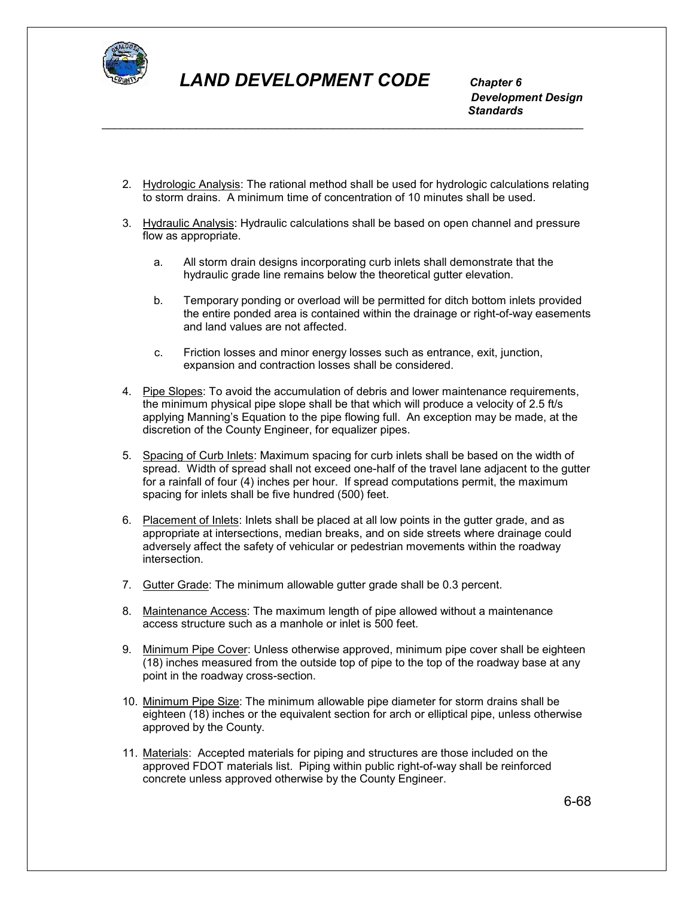2. Hydrologic Analysis: The rational method shall be used for hydrologic calculations relating to storm drains. A minimum time of concentration of 10 minutes shall be used.

3. Hydraulic Analysis: Hydraulic calculations shall be based on open channel and pressure flow as appropriate.

   a. All storm drain designs incorporating curb inlets shall demonstrate that the hydraulic grade line remains below the theoretical gutter elevation.

   b. Temporary ponding or overload will be permitted for ditch bottom inlets provided the entire ponded area is contained within the drainage or right-of-way easements and land values are not affected.

   c. Friction losses and minor energy losses such as entrance, exit, junction, expansion and contraction losses shall be considered.

4. Pipe Slopes: To avoid the accumulation of debris and lower maintenance requirements, the minimum physical pipe slope shall be that which will produce a velocity of 2.5 ft/s applying Manning's Equation to the pipe flowing full. An exception may be made, at the discretion of the County Engineer, for equalizer pipes.

5. Spacing of Curb Inlets: Maximum spacing for curb inlets shall be based on the width of spread. Width of spread shall not exceed one-half of the travel lane adjacent to the gutter for a rainfall of four (4) inches per hour. If spread computations permit, the maximum spacing for inlets shall be five hundred (500) feet.

6. Placement of Inlets: Inlets shall be placed at all low points in the gutter grade, and as appropriate at intersections, median breaks, and on side streets where drainage could adversely affect the safety of vehicular or pedestrian movements within the roadway intersection.

7. Gutter Grade: The minimum allowable gutter grade shall be 0.3 percent.

8. Maintenance Access: The maximum length of pipe allowed without a maintenance access structure such as a manhole or inlet is 500 feet.

9. Minimum Pipe Cover: Unless otherwise approved, minimum pipe cover shall be eighteen (18) inches measured from the outside top of pipe to the top of the roadway base at any point in the roadway cross-section.

10. Minimum Pipe Size: The minimum allowable pipe diameter for storm drains shall be eighteen (18) inches or the equivalent section for arch or elliptical pipe, unless otherwise approved by the County.

11. Materials: Accepted materials for piping and structures are those included on the approved FDOT materials list. Piping within public right-of-way shall be reinforced concrete unless approved otherwise by the County Engineer.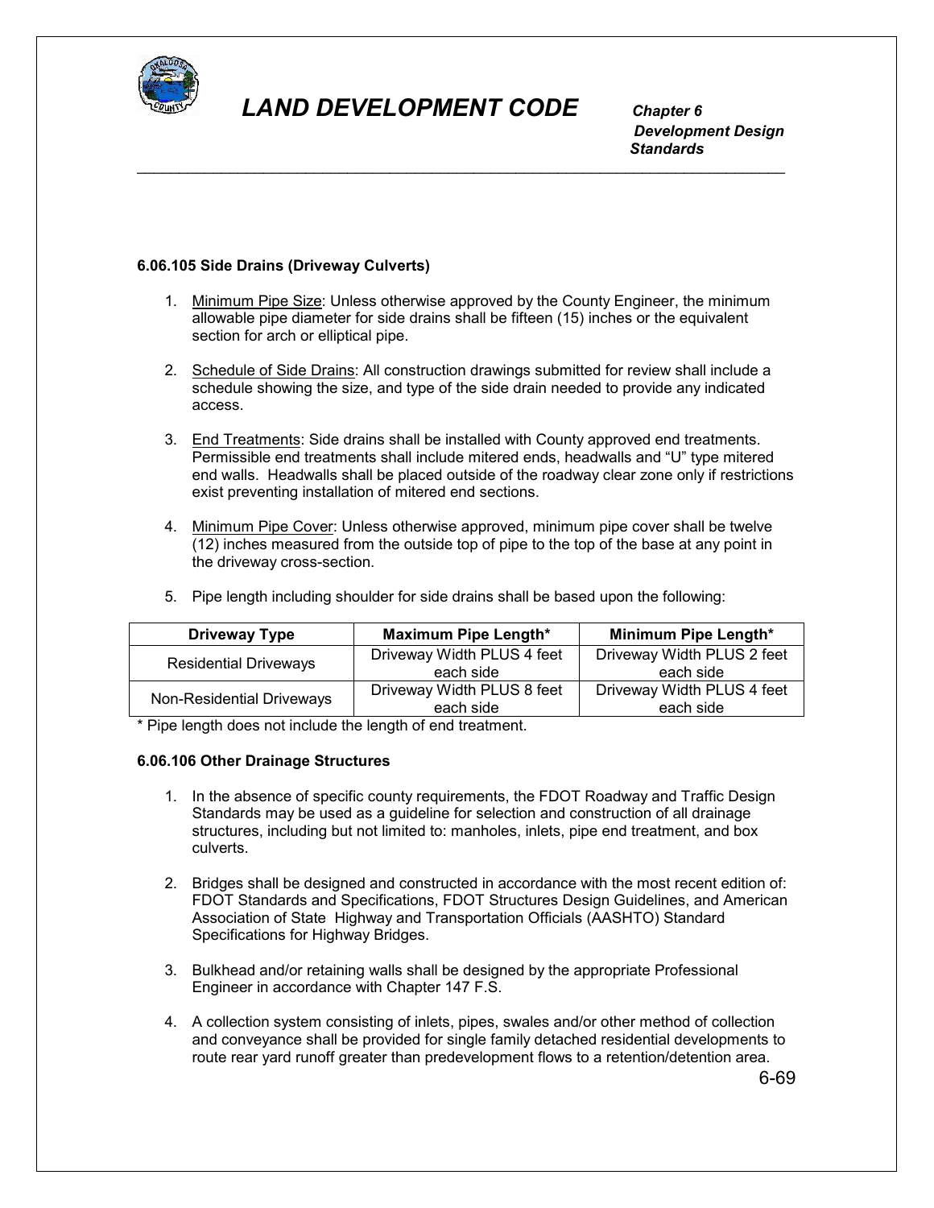### 6.06.105 Side Drains (Driveway Culverts)

1. Minimum Pipe Size: Unless otherwise approved by the County Engineer, the minimum allowable pipe diameter for side drains shall be fifteen (15) inches or the equivalent section for arch or elliptical pipe.

2. Schedule of Side Drains: All construction drawings submitted for review shall include a schedule showing the size, and type of the side drain needed to provide any indicated access.

3. End Treatments: Side drains shall be installed with County approved end treatments. Permissible end treatments shall include mitered ends, headwalls and "U" type mitered end walls. Headwalls shall be placed outside of the roadway clear zone only if restrictions exist preventing installation of mitered end sections.

4. Minimum Pipe Cover: Unless otherwise approved, minimum pipe cover shall be twelve (12) inches measured from the outside top of pipe to the top of the base at any point in the driveway cross-section.

5. Pipe length including shoulder for side drains shall be based upon the following:

| Driveway Type | Maximum Pipe Length* | Minimum Pipe Length* |
|---|---|---|
| Residential Driveways | Driveway Width PLUS 4 feet each side | Driveway Width PLUS 2 feet each side |
| Non-Residential Driveways | Driveway Width PLUS 8 feet each side | Driveway Width PLUS 4 feet each side |

* Pipe length does not include the length of end treatment.

### 6.06.106 Other Drainage Structures

1. In the absence of specific county requirements, the FDOT Roadway and Traffic Design Standards may be used as a guideline for selection and construction of all drainage structures, including but not limited to: manholes, inlets, pipe end treatment, and box culverts.

2. Bridges shall be designed and constructed in accordance with the most recent edition of: FDOT Standards and Specifications, FDOT Structures Design Guidelines, and American Association of State Highway and Transportation Officials (AASHTO) Standard Specifications for Highway Bridges.

3. Bulkhead and/or retaining walls shall be designed by the appropriate Professional Engineer in accordance with Chapter 147 F.S.

4. A collection system consisting of inlets, pipes, swales and/or other method of collection and conveyance shall be provided for single family detached residential developments to route rear yard runoff greater than predevelopment flows to a retention/detention area.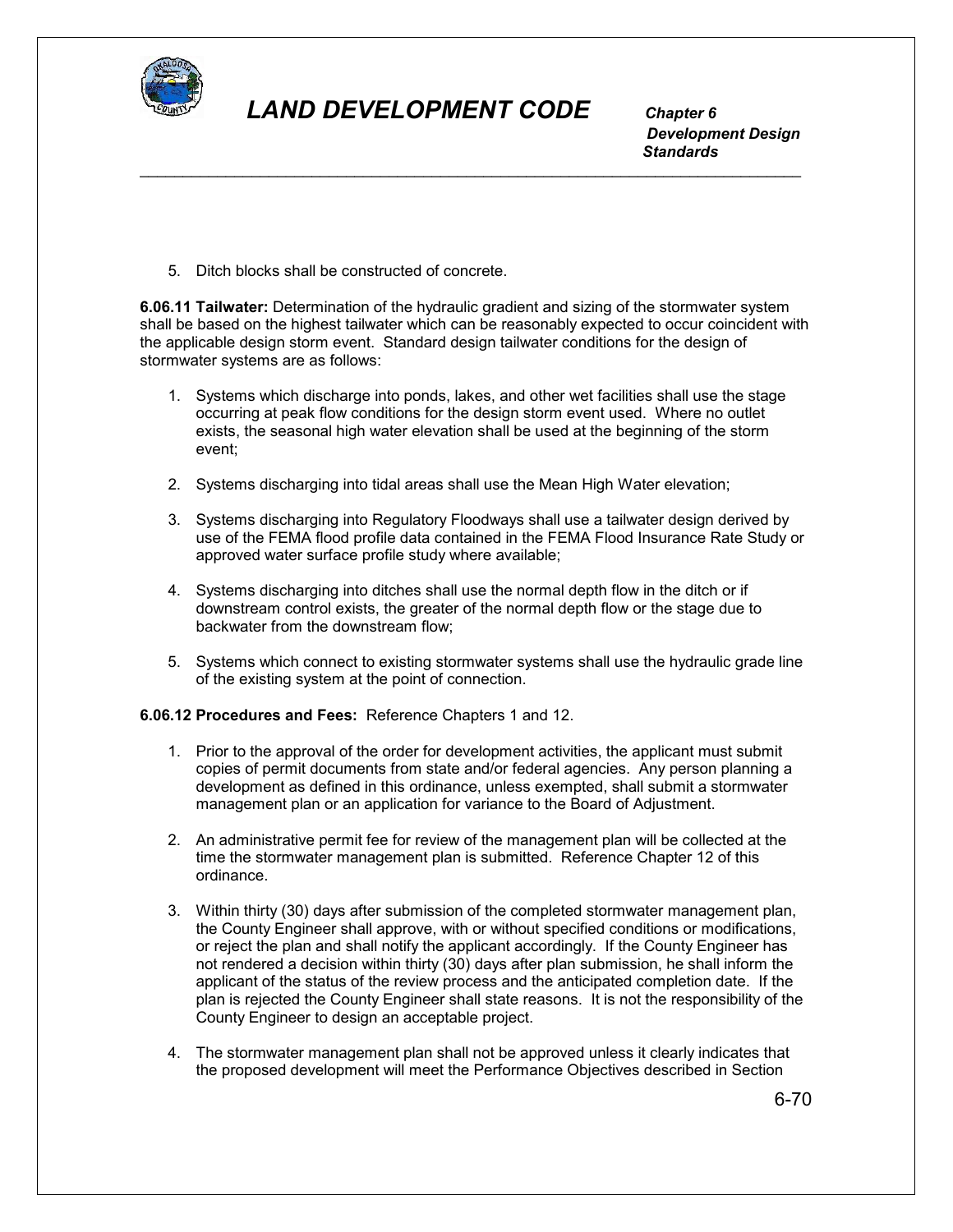5. Ditch blocks shall be constructed of concrete.

**6.06.11 Tailwater:** Determination of the hydraulic gradient and sizing of the stormwater system shall be based on the highest tailwater which can be reasonably expected to occur coincident with the applicable design storm event. Standard design tailwater conditions for the design of stormwater systems are as follows:

1. Systems which discharge into ponds, lakes, and other wet facilities shall use the stage occurring at peak flow conditions for the design storm event used. Where no outlet exists, the seasonal high water elevation shall be used at the beginning of the storm event;

2. Systems discharging into tidal areas shall use the Mean High Water elevation;

3. Systems discharging into Regulatory Floodways shall use a tailwater design derived by use of the FEMA flood profile data contained in the FEMA Flood Insurance Rate Study or approved water surface profile study where available;

4. Systems discharging into ditches shall use the normal depth flow in the ditch or if downstream control exists, the greater of the normal depth flow or the stage due to backwater from the downstream flow;

5. Systems which connect to existing stormwater systems shall use the hydraulic grade line of the existing system at the point of connection.

**6.06.12 Procedures and Fees:** Reference Chapters 1 and 12.

1. Prior to the approval of the order for development activities, the applicant must submit copies of permit documents from state and/or federal agencies. Any person planning a development as defined in this ordinance, unless exempted, shall submit a stormwater management plan or an application for variance to the Board of Adjustment.

2. An administrative permit fee for review of the management plan will be collected at the time the stormwater management plan is submitted. Reference Chapter 12 of this ordinance.

3. Within thirty (30) days after submission of the completed stormwater management plan, the County Engineer shall approve, with or without specified conditions or modifications, or reject the plan and shall notify the applicant accordingly. If the County Engineer has not rendered a decision within thirty (30) days after plan submission, he shall inform the applicant of the status of the review process and the anticipated completion date. If the plan is rejected the County Engineer shall state reasons. It is not the responsibility of the County Engineer to design an acceptable project.

4. The stormwater management plan shall not be approved unless it clearly indicates that the proposed development will meet the Performance Objectives described in Section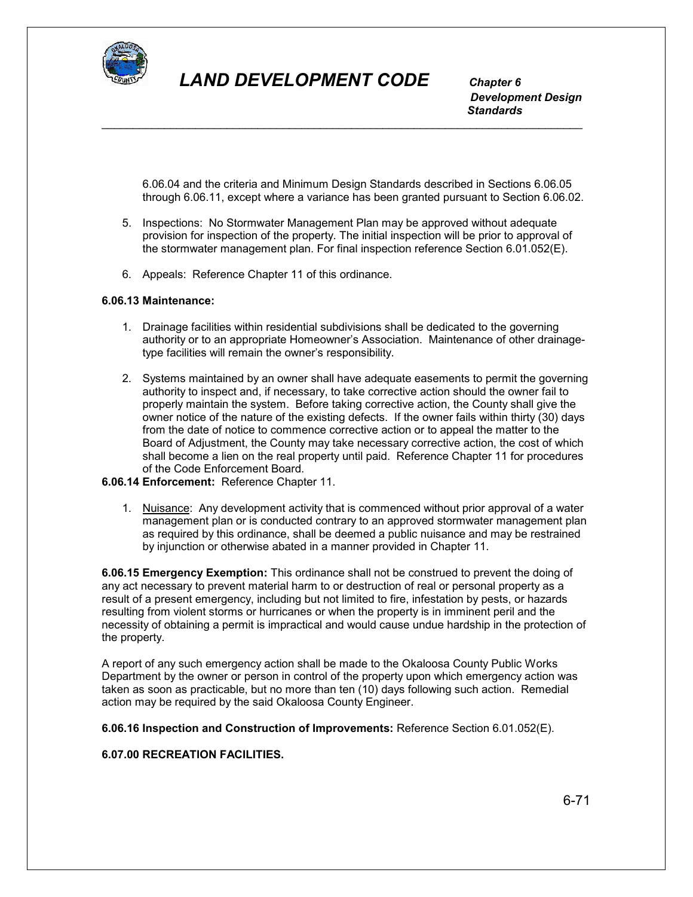6.06.04 and the criteria and Minimum Design Standards described in Sections 6.06.05 through 6.06.11, except where a variance has been granted pursuant to Section 6.06.02.

5. Inspections: No Stormwater Management Plan may be approved without adequate provision for inspection of the property. The initial inspection will be prior to approval of the stormwater management plan. For final inspection reference Section 6.01.052(E).

6. Appeals: Reference Chapter 11 of this ordinance.

**6.06.13 Maintenance:**

1. Drainage facilities within residential subdivisions shall be dedicated to the governing authority or to an appropriate Homeowner's Association. Maintenance of other drainage-type facilities will remain the owner's responsibility.

2. Systems maintained by an owner shall have adequate easements to permit the governing authority to inspect and, if necessary, to take corrective action should the owner fail to properly maintain the system. Before taking corrective action, the County shall give the owner notice of the nature of the existing defects. If the owner fails within thirty (30) days from the date of notice to commence corrective action or to appeal the matter to the Board of Adjustment, the County may take necessary corrective action, the cost of which shall become a lien on the real property until paid. Reference Chapter 11 for procedures of the Code Enforcement Board.

**6.06.14 Enforcement:** Reference Chapter 11.

1. Nuisance: Any development activity that is commenced without prior approval of a water management plan or is conducted contrary to an approved stormwater management plan as required by this ordinance, shall be deemed a public nuisance and may be restrained by injunction or otherwise abated in a manner provided in Chapter 11.

**6.06.15 Emergency Exemption:** This ordinance shall not be construed to prevent the doing of any act necessary to prevent material harm to or destruction of real or personal property as a result of a present emergency, including but not limited to fire, infestation by pests, or hazards resulting from violent storms or hurricanes or when the property is in imminent peril and the necessity of obtaining a permit is impractical and would cause undue hardship in the protection of the property.

A report of any such emergency action shall be made to the Okaloosa County Public Works Department by the owner or person in control of the property upon which emergency action was taken as soon as practicable, but no more than ten (10) days following such action. Remedial action may be required by the said Okaloosa County Engineer.

**6.06.16 Inspection and Construction of Improvements:** Reference Section 6.01.052(E).

**6.07.00 RECREATION FACILITIES.**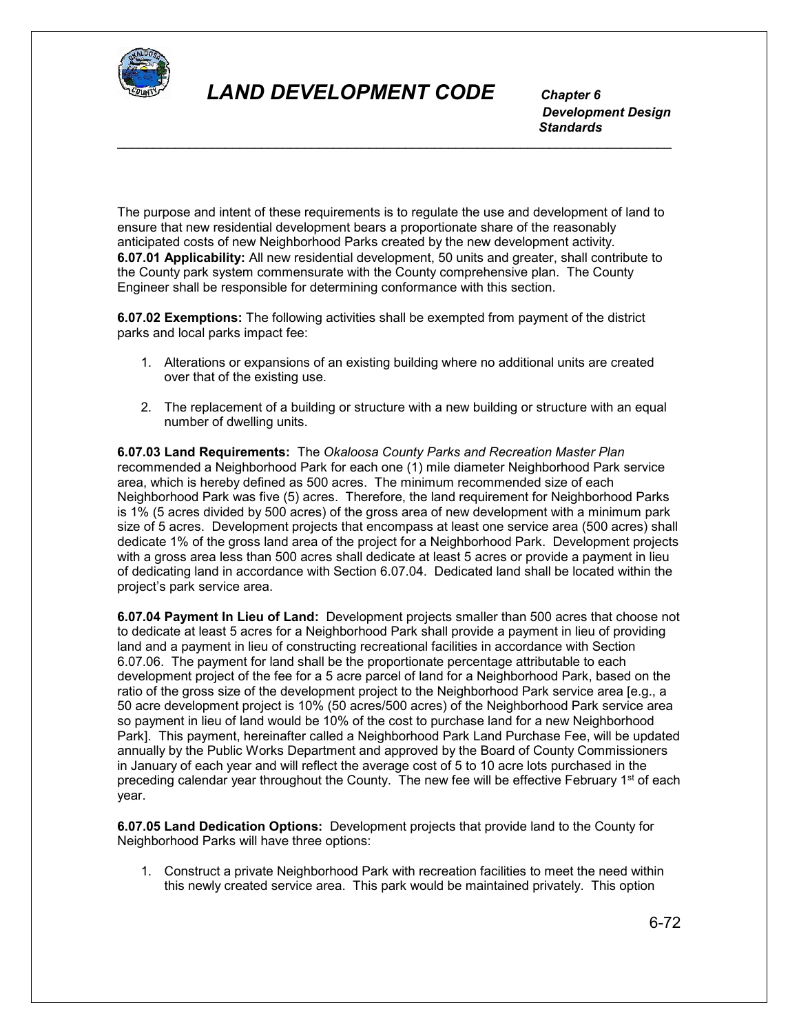The purpose and intent of these requirements is to regulate the use and development of land to ensure that new residential development bears a proportionate share of the reasonably anticipated costs of new Neighborhood Parks created by the new development activity.

**6.07.01 Applicability:** All new residential development, 50 units and greater, shall contribute to the County park system commensurate with the County comprehensive plan. The County Engineer shall be responsible for determining conformance with this section.

**6.07.02 Exemptions:** The following activities shall be exempted from payment of the district parks and local parks impact fee:

1. Alterations or expansions of an existing building where no additional units are created over that of the existing use.

2. The replacement of a building or structure with a new building or structure with an equal number of dwelling units.

**6.07.03 Land Requirements:** The *Okaloosa County Parks and Recreation Master Plan* recommended a Neighborhood Park for each one (1) mile diameter Neighborhood Park service area, which is hereby defined as 500 acres. The minimum recommended size of each Neighborhood Park was five (5) acres. Therefore, the land requirement for Neighborhood Parks is 1% (5 acres divided by 500 acres) of the gross area of new development with a minimum park size of 5 acres. Development projects that encompass at least one service area (500 acres) shall dedicate 1% of the gross land area of the project for a Neighborhood Park. Development projects with a gross area less than 500 acres shall dedicate at least 5 acres or provide a payment in lieu of dedicating land in accordance with Section 6.07.04. Dedicated land shall be located within the project's park service area.

**6.07.04 Payment In Lieu of Land:** Development projects smaller than 500 acres that choose not to dedicate at least 5 acres for a Neighborhood Park shall provide a payment in lieu of providing land and a payment in lieu of constructing recreational facilities in accordance with Section 6.07.06. The payment for land shall be the proportionate percentage attributable to each development project of the fee for a 5 acre parcel of land for a Neighborhood Park, based on the ratio of the gross size of the development project to the Neighborhood Park service area [e.g., a 50 acre development project is 10% (50 acres/500 acres) of the Neighborhood Park service area so payment in lieu of land would be 10% of the cost to purchase land for a new Neighborhood Park]. This payment, hereinafter called a Neighborhood Park Land Purchase Fee, will be updated annually by the Public Works Department and approved by the Board of County Commissioners in January of each year and will reflect the average cost of 5 to 10 acre lots purchased in the preceding calendar year throughout the County. The new fee will be effective February 1st of each year.

**6.07.05 Land Dedication Options:** Development projects that provide land to the County for Neighborhood Parks will have three options:

1. Construct a private Neighborhood Park with recreation facilities to meet the need within this newly created service area. This park would be maintained privately. This option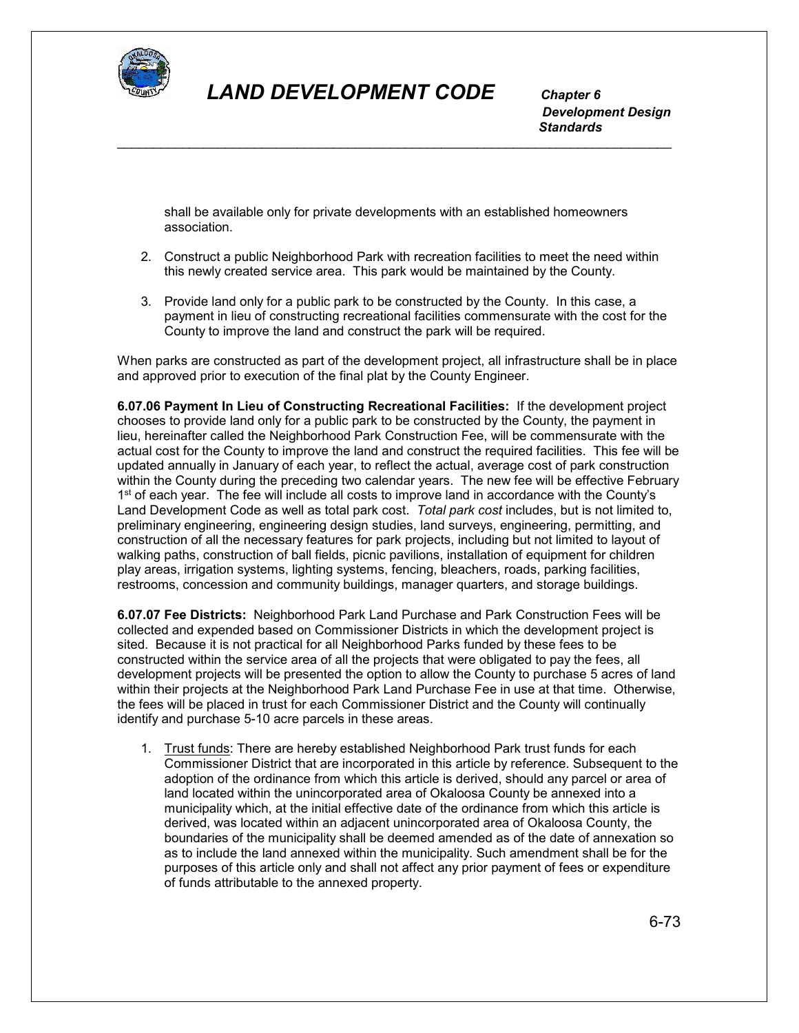shall be available only for private developments with an established homeowners association.

2. Construct a public Neighborhood Park with recreation facilities to meet the need within this newly created service area. This park would be maintained by the County.

3. Provide land only for a public park to be constructed by the County. In this case, a payment in lieu of constructing recreational facilities commensurate with the cost for the County to improve the land and construct the park will be required.

When parks are constructed as part of the development project, all infrastructure shall be in place and approved prior to execution of the final plat by the County Engineer.

**6.07.06 Payment In Lieu of Constructing Recreational Facilities:** If the development project chooses to provide land only for a public park to be constructed by the County, the payment in lieu, hereinafter called the Neighborhood Park Construction Fee, will be commensurate with the actual cost for the County to improve the land and construct the required facilities. This fee will be updated annually in January of each year, to reflect the actual, average cost of park construction within the County during the preceding two calendar years. The new fee will be effective February 1st of each year. The fee will include all costs to improve land in accordance with the County's Land Development Code as well as total park cost. *Total park cost* includes, but is not limited to, preliminary engineering, engineering design studies, land surveys, engineering, permitting, and construction of all the necessary features for park projects, including but not limited to layout of walking paths, construction of ball fields, picnic pavilions, installation of equipment for children play areas, irrigation systems, lighting systems, fencing, bleachers, roads, parking facilities, restrooms, concession and community buildings, manager quarters, and storage buildings.

**6.07.07 Fee Districts:** Neighborhood Park Land Purchase and Park Construction Fees will be collected and expended based on Commissioner Districts in which the development project is sited. Because it is not practical for all Neighborhood Parks funded by these fees to be constructed within the service area of all the projects that were obligated to pay the fees, all development projects will be presented the option to allow the County to purchase 5 acres of land within their projects at the Neighborhood Park Land Purchase Fee in use at that time. Otherwise, the fees will be placed in trust for each Commissioner District and the County will continually identify and purchase 5-10 acre parcels in these areas.

1. Trust funds: There are hereby established Neighborhood Park trust funds for each Commissioner District that are incorporated in this article by reference. Subsequent to the adoption of the ordinance from which this article is derived, should any parcel or area of land located within the unincorporated area of Okaloosa County be annexed into a municipality which, at the initial effective date of the ordinance from which this article is derived, was located within an adjacent unincorporated area of Okaloosa County, the boundaries of the municipality shall be deemed amended as of the date of annexation so as to include the land annexed within the municipality. Such amendment shall be for the purposes of this article only and shall not affect any prior payment of fees or expenditure of funds attributable to the annexed property.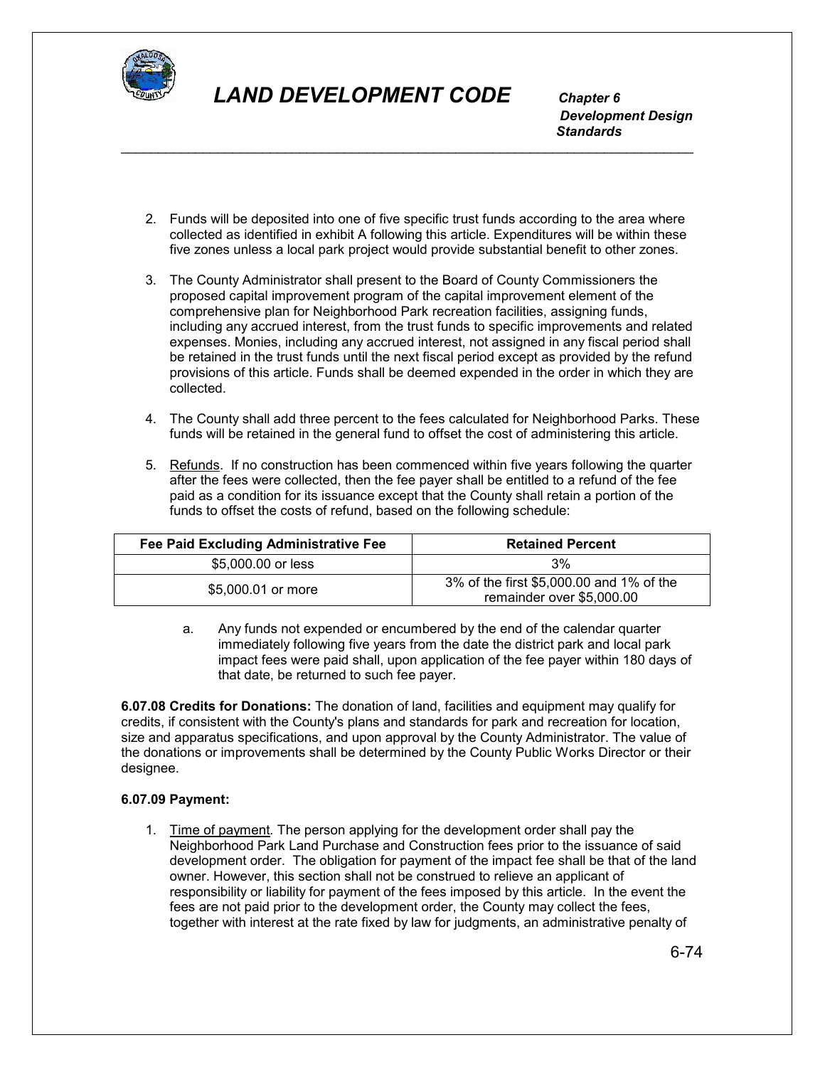2. Funds will be deposited into one of five specific trust funds according to the area where collected as identified in exhibit A following this article. Expenditures will be within these five zones unless a local park project would provide substantial benefit to other zones.

3. The County Administrator shall present to the Board of County Commissioners the proposed capital improvement program of the capital improvement element of the comprehensive plan for Neighborhood Park recreation facilities, assigning funds, including any accrued interest, from the trust funds to specific improvements and related expenses. Monies, including any accrued interest, not assigned in any fiscal period shall be retained in the trust funds until the next fiscal period except as provided by the refund provisions of this article. Funds shall be deemed expended in the order in which they are collected.

4. The County shall add three percent to the fees calculated for Neighborhood Parks. These funds will be retained in the general fund to offset the cost of administering this article.

5. Refunds. If no construction has been commenced within five years following the quarter after the fees were collected, then the fee payer shall be entitled to a refund of the fee paid as a condition for its issuance except that the County shall retain a portion of the funds to offset the costs of refund, based on the following schedule:

| Fee Paid Excluding Administrative Fee | Retained Percent |
|---|---|
| $5,000.00 or less | 3% |
| $5,000.01 or more | 3% of the first $5,000.00 and 1% of the remainder over $5,000.00 |

   a. Any funds not expended or encumbered by the end of the calendar quarter immediately following five years from the date the district park and local park impact fees were paid shall, upon application of the fee payer within 180 days of that date, be returned to such fee payer.

**6.07.08 Credits for Donations:** The donation of land, facilities and equipment may qualify for credits, if consistent with the County's plans and standards for park and recreation for location, size and apparatus specifications, and upon approval by the County Administrator. The value of the donations or improvements shall be determined by the County Public Works Director or their designee.

**6.07.09 Payment:**

1. Time of payment. The person applying for the development order shall pay the Neighborhood Park Land Purchase and Construction fees prior to the issuance of said development order. The obligation for payment of the impact fee shall be that of the land owner. However, this section shall not be construed to relieve an applicant of responsibility or liability for payment of the fees imposed by this article. In the event the fees are not paid prior to the development order, the County may collect the fees, together with interest at the rate fixed by law for judgments, an administrative penalty of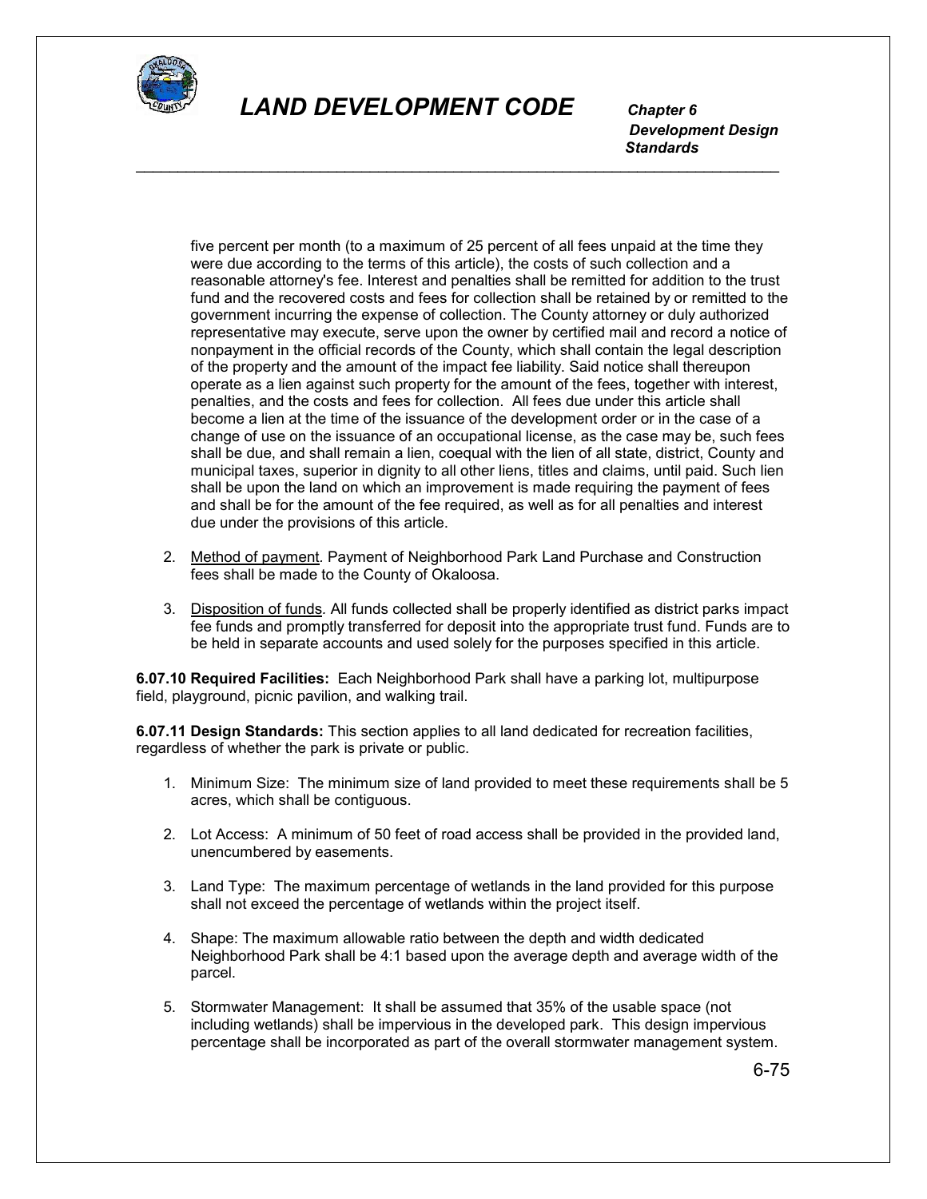five percent per month (to a maximum of 25 percent of all fees unpaid at the time they were due according to the terms of this article), the costs of such collection and a reasonable attorney's fee. Interest and penalties shall be remitted for addition to the trust fund and the recovered costs and fees for collection shall be retained by or remitted to the government incurring the expense of collection. The County attorney or duly authorized representative may execute, serve upon the owner by certified mail and record a notice of nonpayment in the official records of the County, which shall contain the legal description of the property and the amount of the impact fee liability. Said notice shall thereupon operate as a lien against such property for the amount of the fees, together with interest, penalties, and the costs and fees for collection. All fees due under this article shall become a lien at the time of the issuance of the development order or in the case of a change of use on the issuance of an occupational license, as the case may be, such fees shall be due, and shall remain a lien, coequal with the lien of all state, district, County and municipal taxes, superior in dignity to all other liens, titles and claims, until paid. Such lien shall be upon the land on which an improvement is made requiring the payment of fees and shall be for the amount of the fee required, as well as for all penalties and interest due under the provisions of this article.

2. Method of payment. Payment of Neighborhood Park Land Purchase and Construction fees shall be made to the County of Okaloosa.

3. Disposition of funds. All funds collected shall be properly identified as district parks impact fee funds and promptly transferred for deposit into the appropriate trust fund. Funds are to be held in separate accounts and used solely for the purposes specified in this article.

**6.07.10 Required Facilities:** Each Neighborhood Park shall have a parking lot, multipurpose field, playground, picnic pavilion, and walking trail.

**6.07.11 Design Standards:** This section applies to all land dedicated for recreation facilities, regardless of whether the park is private or public.

1. Minimum Size: The minimum size of land provided to meet these requirements shall be 5 acres, which shall be contiguous.

2. Lot Access: A minimum of 50 feet of road access shall be provided in the provided land, unencumbered by easements.

3. Land Type: The maximum percentage of wetlands in the land provided for this purpose shall not exceed the percentage of wetlands within the project itself.

4. Shape: The maximum allowable ratio between the depth and width dedicated Neighborhood Park shall be 4:1 based upon the average depth and average width of the parcel.

5. Stormwater Management: It shall be assumed that 35% of the usable space (not including wetlands) shall be impervious in the developed park. This design impervious percentage shall be incorporated as part of the overall stormwater management system.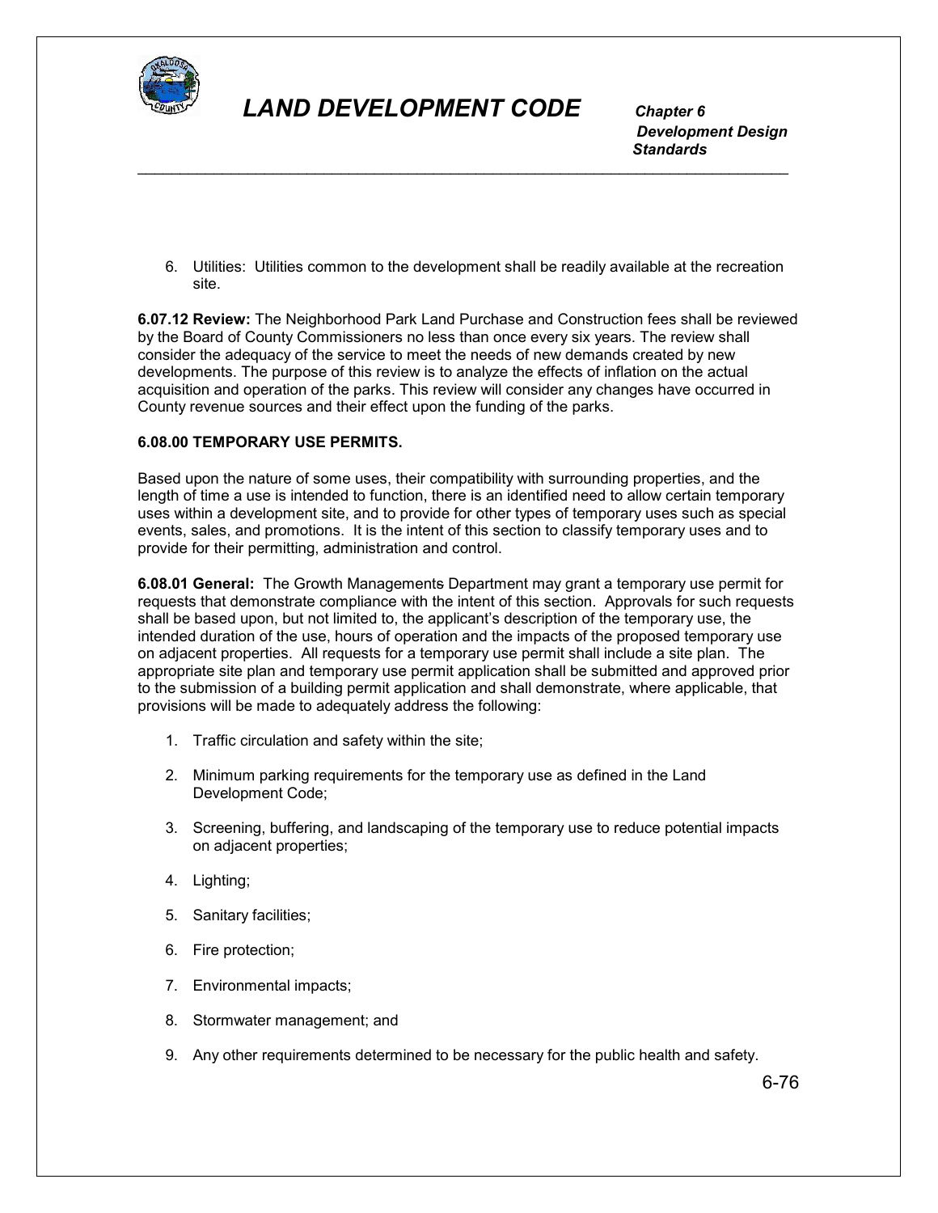6. Utilities: Utilities common to the development shall be readily available at the recreation site.

**6.07.12 Review:** The Neighborhood Park Land Purchase and Construction fees shall be reviewed by the Board of County Commissioners no less than once every six years. The review shall consider the adequacy of the service to meet the needs of new demands created by new developments. The purpose of this review is to analyze the effects of inflation on the actual acquisition and operation of the parks. This review will consider any changes have occurred in County revenue sources and their effect upon the funding of the parks.

**6.08.00 TEMPORARY USE PERMITS.**

Based upon the nature of some uses, their compatibility with surrounding properties, and the length of time a use is intended to function, there is an identified need to allow certain temporary uses within a development site, and to provide for other types of temporary uses such as special events, sales, and promotions. It is the intent of this section to classify temporary uses and to provide for their permitting, administration and control.

**6.08.01 General:** The Growth Managements Department may grant a temporary use permit for requests that demonstrate compliance with the intent of this section. Approvals for such requests shall be based upon, but not limited to, the applicant's description of the temporary use, the intended duration of the use, hours of operation and the impacts of the proposed temporary use on adjacent properties. All requests for a temporary use permit shall include a site plan. The appropriate site plan and temporary use permit application shall be submitted and approved prior to the submission of a building permit application and shall demonstrate, where applicable, that provisions will be made to adequately address the following:

1. Traffic circulation and safety within the site;
2. Minimum parking requirements for the temporary use as defined in the Land Development Code;
3. Screening, buffering, and landscaping of the temporary use to reduce potential impacts on adjacent properties;
4. Lighting;
5. Sanitary facilities;
6. Fire protection;
7. Environmental impacts;
8. Stormwater management; and
9. Any other requirements determined to be necessary for the public health and safety.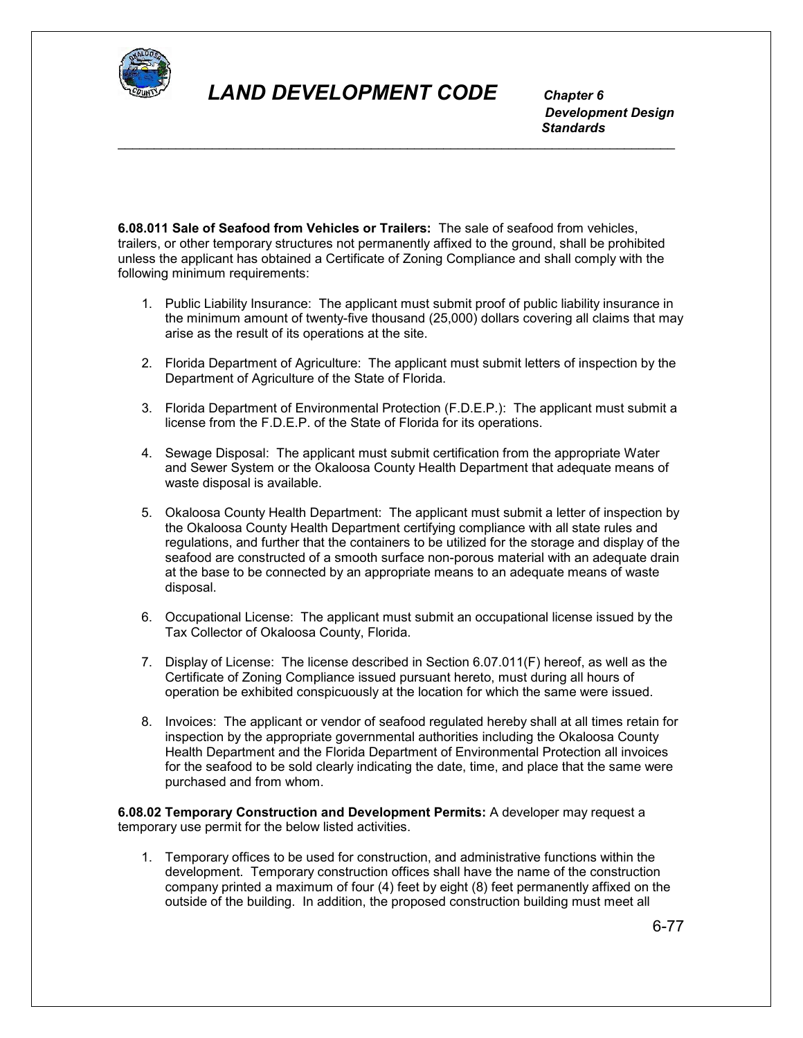**6.08.011 Sale of Seafood from Vehicles or Trailers:** The sale of seafood from vehicles, trailers, or other temporary structures not permanently affixed to the ground, shall be prohibited unless the applicant has obtained a Certificate of Zoning Compliance and shall comply with the following minimum requirements:

1. Public Liability Insurance: The applicant must submit proof of public liability insurance in the minimum amount of twenty-five thousand (25,000) dollars covering all claims that may arise as the result of its operations at the site.

2. Florida Department of Agriculture: The applicant must submit letters of inspection by the Department of Agriculture of the State of Florida.

3. Florida Department of Environmental Protection (F.D.E.P.): The applicant must submit a license from the F.D.E.P. of the State of Florida for its operations.

4. Sewage Disposal: The applicant must submit certification from the appropriate Water and Sewer System or the Okaloosa County Health Department that adequate means of waste disposal is available.

5. Okaloosa County Health Department: The applicant must submit a letter of inspection by the Okaloosa County Health Department certifying compliance with all state rules and regulations, and further that the containers to be utilized for the storage and display of the seafood are constructed of a smooth surface non-porous material with an adequate drain at the base to be connected by an appropriate means to an adequate means of waste disposal.

6. Occupational License: The applicant must submit an occupational license issued by the Tax Collector of Okaloosa County, Florida.

7. Display of License: The license described in Section 6.07.011(F) hereof, as well as the Certificate of Zoning Compliance issued pursuant hereto, must during all hours of operation be exhibited conspicuously at the location for which the same were issued.

8. Invoices: The applicant or vendor of seafood regulated hereby shall at all times retain for inspection by the appropriate governmental authorities including the Okaloosa County Health Department and the Florida Department of Environmental Protection all invoices for the seafood to be sold clearly indicating the date, time, and place that the same were purchased and from whom.

**6.08.02 Temporary Construction and Development Permits:** A developer may request a temporary use permit for the below listed activities.

1. Temporary offices to be used for construction, and administrative functions within the development. Temporary construction offices shall have the name of the construction company printed a maximum of four (4) feet by eight (8) feet permanently affixed on the outside of the building. In addition, the proposed construction building must meet all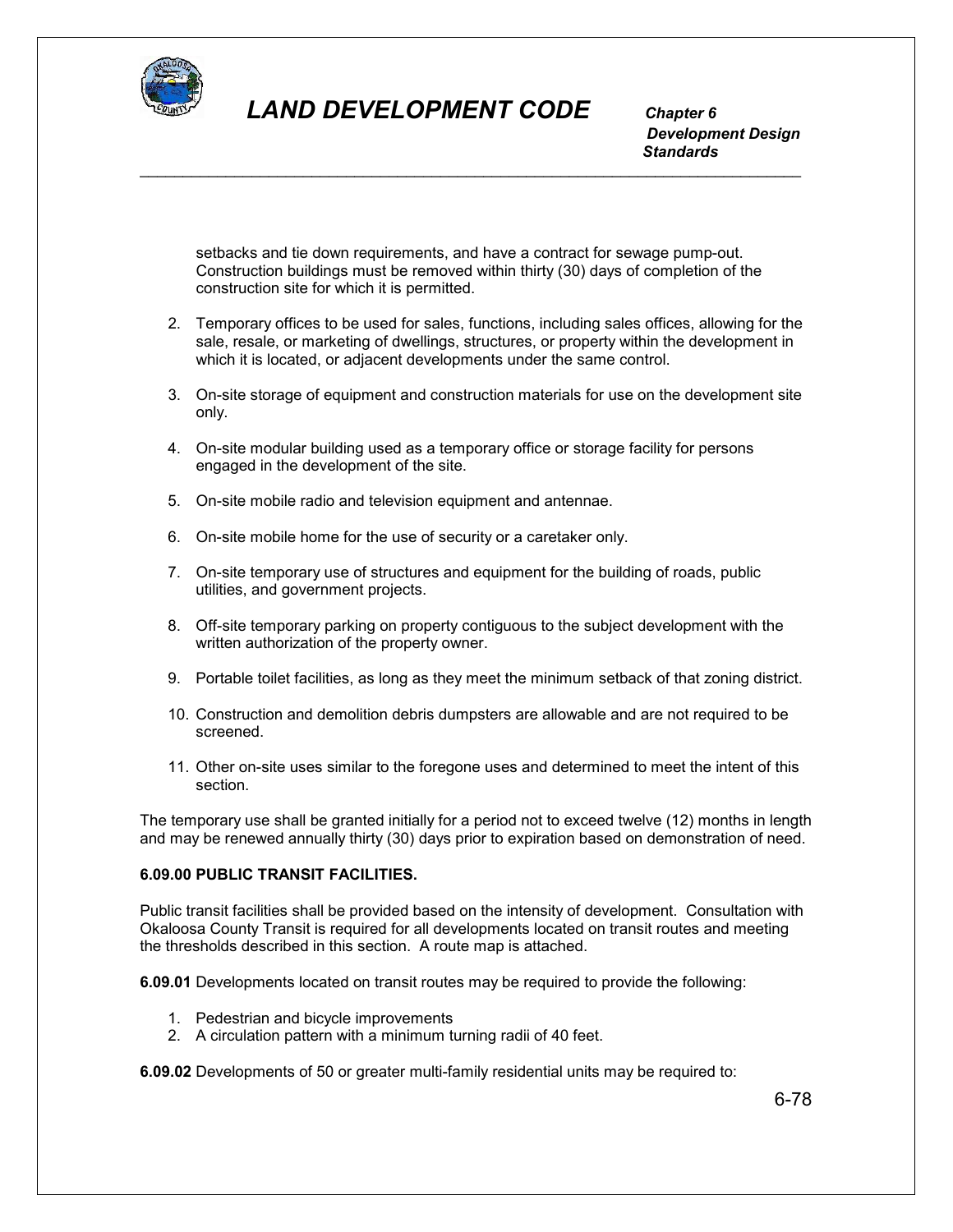setbacks and tie down requirements, and have a contract for sewage pump-out. Construction buildings must be removed within thirty (30) days of completion of the construction site for which it is permitted.

2. Temporary offices to be used for sales, functions, including sales offices, allowing for the sale, resale, or marketing of dwellings, structures, or property within the development in which it is located, or adjacent developments under the same control.

3. On-site storage of equipment and construction materials for use on the development site only.

4. On-site modular building used as a temporary office or storage facility for persons engaged in the development of the site.

5. On-site mobile radio and television equipment and antennae.

6. On-site mobile home for the use of security or a caretaker only.

7. On-site temporary use of structures and equipment for the building of roads, public utilities, and government projects.

8. Off-site temporary parking on property contiguous to the subject development with the written authorization of the property owner.

9. Portable toilet facilities, as long as they meet the minimum setback of that zoning district.

10. Construction and demolition debris dumpsters are allowable and are not required to be screened.

11. Other on-site uses similar to the foregone uses and determined to meet the intent of this section.

The temporary use shall be granted initially for a period not to exceed twelve (12) months in length and may be renewed annually thirty (30) days prior to expiration based on demonstration of need.

**6.09.00 PUBLIC TRANSIT FACILITIES.**

Public transit facilities shall be provided based on the intensity of development. Consultation with Okaloosa County Transit is required for all developments located on transit routes and meeting the thresholds described in this section. A route map is attached.

**6.09.01** Developments located on transit routes may be required to provide the following:

1. Pedestrian and bicycle improvements
2. A circulation pattern with a minimum turning radii of 40 feet.

**6.09.02** Developments of 50 or greater multi-family residential units may be required to: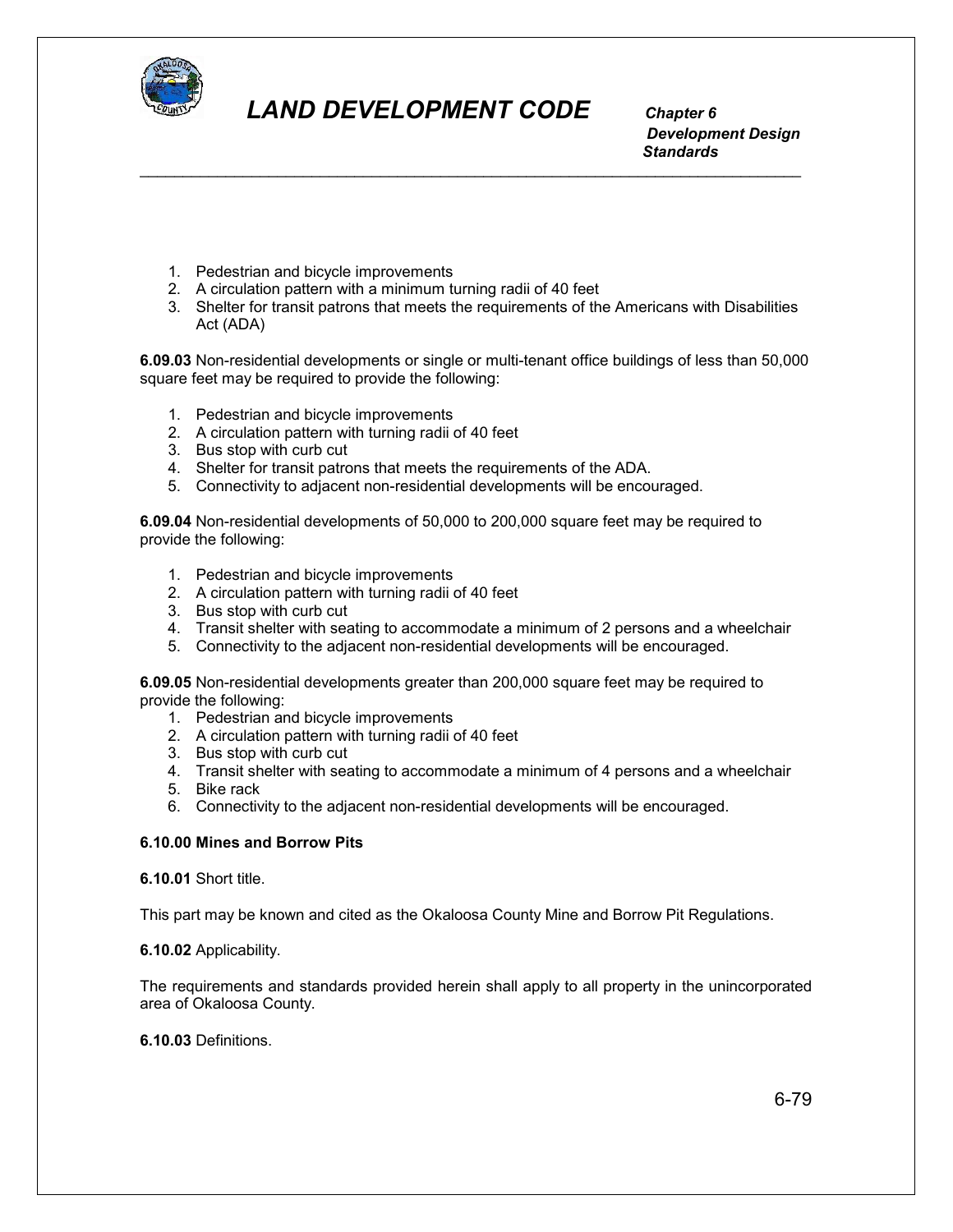1. Pedestrian and bicycle improvements
2. A circulation pattern with a minimum turning radii of 40 feet
3. Shelter for transit patrons that meets the requirements of the Americans with Disabilities Act (ADA)

**6.09.03** Non-residential developments or single or multi-tenant office buildings of less than 50,000 square feet may be required to provide the following:

1. Pedestrian and bicycle improvements
2. A circulation pattern with turning radii of 40 feet
3. Bus stop with curb cut
4. Shelter for transit patrons that meets the requirements of the ADA.
5. Connectivity to adjacent non-residential developments will be encouraged.

**6.09.04** Non-residential developments of 50,000 to 200,000 square feet may be required to provide the following:

1. Pedestrian and bicycle improvements
2. A circulation pattern with turning radii of 40 feet
3. Bus stop with curb cut
4. Transit shelter with seating to accommodate a minimum of 2 persons and a wheelchair
5. Connectivity to the adjacent non-residential developments will be encouraged.

**6.09.05** Non-residential developments greater than 200,000 square feet may be required to provide the following:

1. Pedestrian and bicycle improvements
2. A circulation pattern with turning radii of 40 feet
3. Bus stop with curb cut
4. Transit shelter with seating to accommodate a minimum of 4 persons and a wheelchair
5. Bike rack
6. Connectivity to the adjacent non-residential developments will be encouraged.

**6.10.00 Mines and Borrow Pits**

**6.10.01** Short title.

This part may be known and cited as the Okaloosa County Mine and Borrow Pit Regulations.

**6.10.02** Applicability.

The requirements and standards provided herein shall apply to all property in the unincorporated area of Okaloosa County.

**6.10.03** Definitions.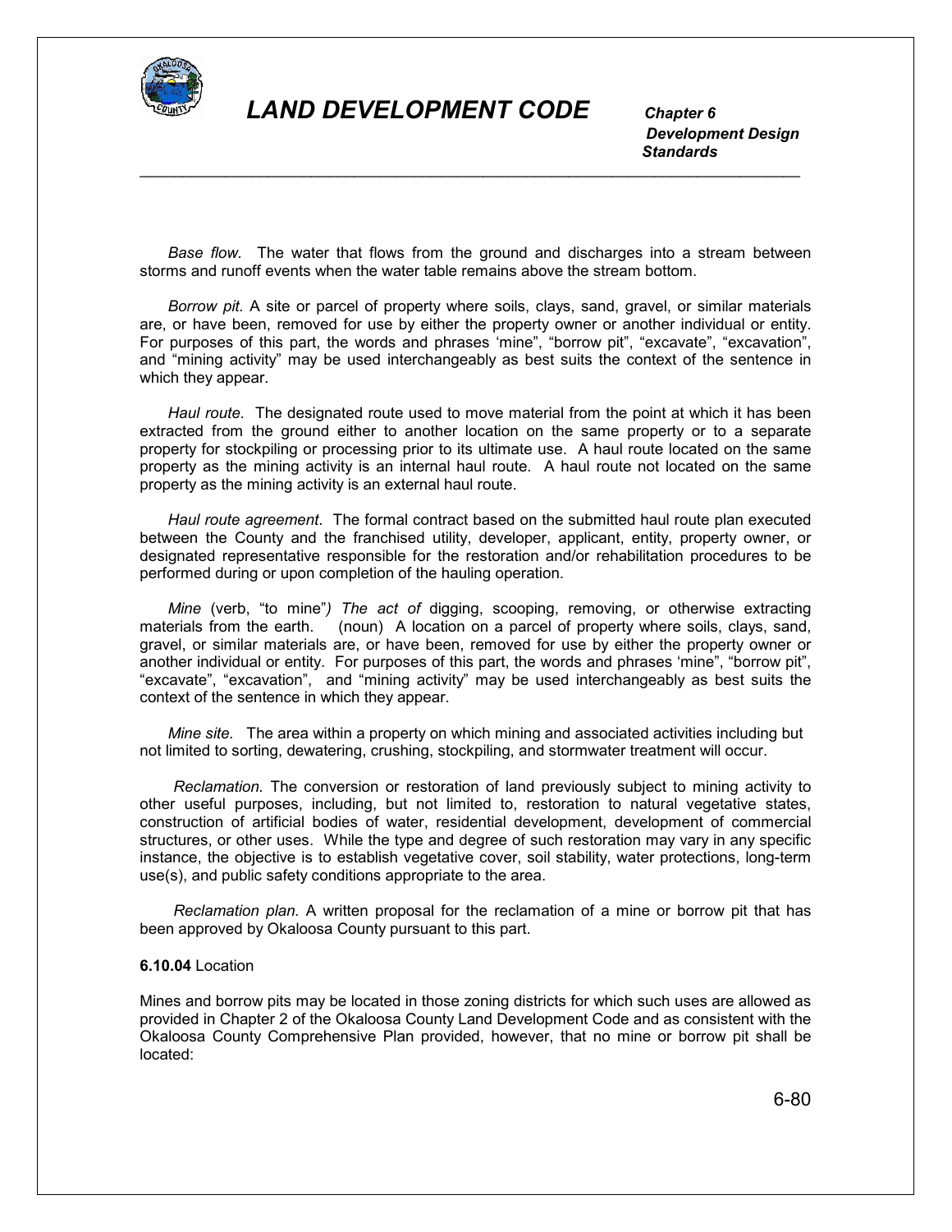*Base flow*. The water that flows from the ground and discharges into a stream between storms and runoff events when the water table remains above the stream bottom.

*Borrow pit.* A site or parcel of property where soils, clays, sand, gravel, or similar materials are, or have been, removed for use by either the property owner or another individual or entity. For purposes of this part, the words and phrases 'mine", "borrow pit", "excavate", "excavation", and "mining activity" may be used interchangeably as best suits the context of the sentence in which they appear.

*Haul route*. The designated route used to move material from the point at which it has been extracted from the ground either to another location on the same property or to a separate property for stockpiling or processing prior to its ultimate use. A haul route located on the same property as the mining activity is an internal haul route. A haul route not located on the same property as the mining activity is an external haul route.

*Haul route agreement*. The formal contract based on the submitted haul route plan executed between the County and the franchised utility, developer, applicant, entity, property owner, or designated representative responsible for the restoration and/or rehabilitation procedures to be performed during or upon completion of the hauling operation.

*Mine* (verb, "to mine"*) The act of* digging, scooping, removing, or otherwise extracting materials from the earth. (noun) A location on a parcel of property where soils, clays, sand, gravel, or similar materials are, or have been, removed for use by either the property owner or another individual or entity. For purposes of this part, the words and phrases 'mine", "borrow pit", "excavate", "excavation", and "mining activity" may be used interchangeably as best suits the context of the sentence in which they appear.

*Mine site*. The area within a property on which mining and associated activities including but not limited to sorting, dewatering, crushing, stockpiling, and stormwater treatment will occur.

*Reclamation.* The conversion or restoration of land previously subject to mining activity to other useful purposes, including, but not limited to, restoration to natural vegetative states, construction of artificial bodies of water, residential development, development of commercial structures, or other uses. While the type and degree of such restoration may vary in any specific instance, the objective is to establish vegetative cover, soil stability, water protections, long-term use(s), and public safety conditions appropriate to the area.

*Reclamation plan.* A written proposal for the reclamation of a mine or borrow pit that has been approved by Okaloosa County pursuant to this part.

**6.10.04** Location

Mines and borrow pits may be located in those zoning districts for which such uses are allowed as provided in Chapter 2 of the Okaloosa County Land Development Code and as consistent with the Okaloosa County Comprehensive Plan provided, however, that no mine or borrow pit shall be located: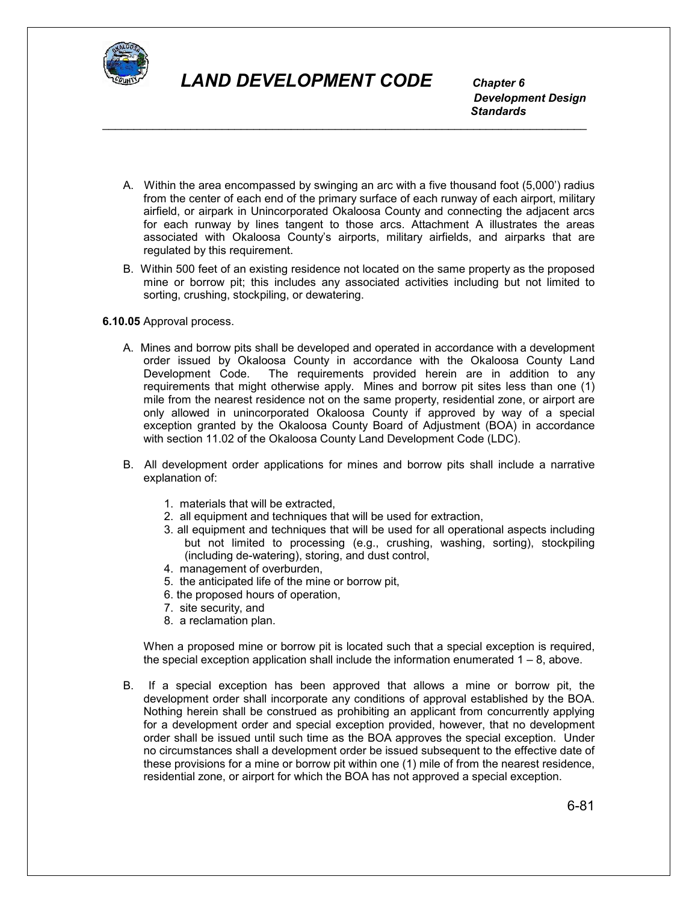A. Within the area encompassed by swinging an arc with a five thousand foot (5,000') radius from the center of each end of the primary surface of each runway of each airport, military airfield, or airpark in Unincorporated Okaloosa County and connecting the adjacent arcs for each runway by lines tangent to those arcs. Attachment A illustrates the areas associated with Okaloosa County's airports, military airfields, and airparks that are regulated by this requirement.

B. Within 500 feet of an existing residence not located on the same property as the proposed mine or borrow pit; this includes any associated activities including but not limited to sorting, crushing, stockpiling, or dewatering.

**6.10.05** Approval process.

A. Mines and borrow pits shall be developed and operated in accordance with a development order issued by Okaloosa County in accordance with the Okaloosa County Land Development Code. The requirements provided herein are in addition to any requirements that might otherwise apply. Mines and borrow pit sites less than one (1) mile from the nearest residence not on the same property, residential zone, or airport are only allowed in unincorporated Okaloosa County if approved by way of a special exception granted by the Okaloosa County Board of Adjustment (BOA) in accordance with section 11.02 of the Okaloosa County Land Development Code (LDC).

B. All development order applications for mines and borrow pits shall include a narrative explanation of:

1. materials that will be extracted,
2. all equipment and techniques that will be used for extraction,
3. all equipment and techniques that will be used for all operational aspects including but not limited to processing (e.g., crushing, washing, sorting), stockpiling (including de-watering), storing, and dust control,
4. management of overburden,
5. the anticipated life of the mine or borrow pit,
6. the proposed hours of operation,
7. site security, and
8. a reclamation plan.

When a proposed mine or borrow pit is located such that a special exception is required, the special exception application shall include the information enumerated 1 – 8, above.

B. If a special exception has been approved that allows a mine or borrow pit, the development order shall incorporate any conditions of approval established by the BOA. Nothing herein shall be construed as prohibiting an applicant from concurrently applying for a development order and special exception provided, however, that no development order shall be issued until such time as the BOA approves the special exception. Under no circumstances shall a development order be issued subsequent to the effective date of these provisions for a mine or borrow pit within one (1) mile of from the nearest residence, residential zone, or airport for which the BOA has not approved a special exception.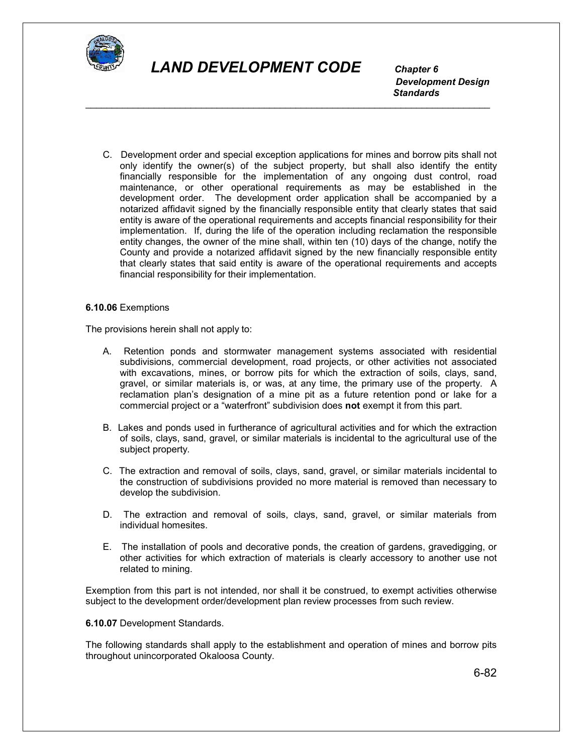C. Development order and special exception applications for mines and borrow pits shall not only identify the owner(s) of the subject property, but shall also identify the entity financially responsible for the implementation of any ongoing dust control, road maintenance, or other operational requirements as may be established in the development order. The development order application shall be accompanied by a notarized affidavit signed by the financially responsible entity that clearly states that said entity is aware of the operational requirements and accepts financial responsibility for their implementation. If, during the life of the operation including reclamation the responsible entity changes, the owner of the mine shall, within ten (10) days of the change, notify the County and provide a notarized affidavit signed by the new financially responsible entity that clearly states that said entity is aware of the operational requirements and accepts financial responsibility for their implementation.

**6.10.06** Exemptions

The provisions herein shall not apply to:

A. Retention ponds and stormwater management systems associated with residential subdivisions, commercial development, road projects, or other activities not associated with excavations, mines, or borrow pits for which the extraction of soils, clays, sand, gravel, or similar materials is, or was, at any time, the primary use of the property. A reclamation plan's designation of a mine pit as a future retention pond or lake for a commercial project or a "waterfront" subdivision does **not** exempt it from this part.

B. Lakes and ponds used in furtherance of agricultural activities and for which the extraction of soils, clays, sand, gravel, or similar materials is incidental to the agricultural use of the subject property.

C. The extraction and removal of soils, clays, sand, gravel, or similar materials incidental to the construction of subdivisions provided no more material is removed than necessary to develop the subdivision.

D. The extraction and removal of soils, clays, sand, gravel, or similar materials from individual homesites.

E. The installation of pools and decorative ponds, the creation of gardens, gravedigging, or other activities for which extraction of materials is clearly accessory to another use not related to mining.

Exemption from this part is not intended, nor shall it be construed, to exempt activities otherwise subject to the development order/development plan review processes from such review.

**6.10.07** Development Standards.

The following standards shall apply to the establishment and operation of mines and borrow pits throughout unincorporated Okaloosa County.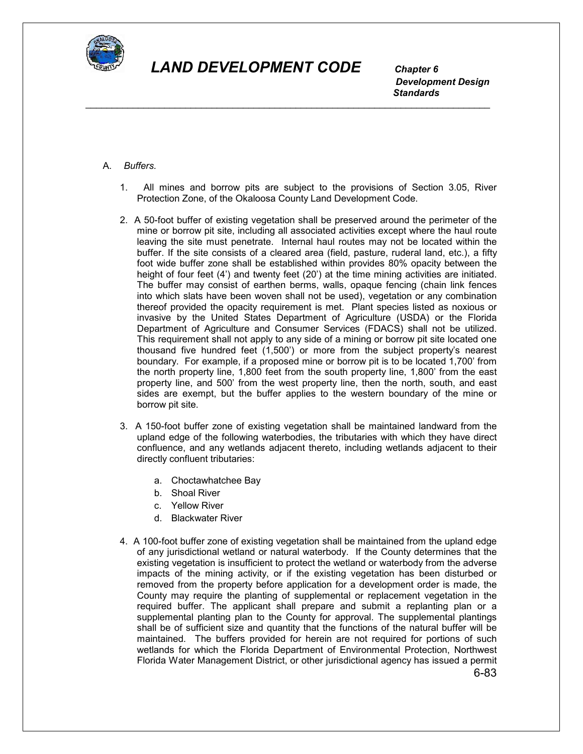A. *Buffers.*

1. All mines and borrow pits are subject to the provisions of Section 3.05, River Protection Zone, of the Okaloosa County Land Development Code.

2. A 50-foot buffer of existing vegetation shall be preserved around the perimeter of the mine or borrow pit site, including all associated activities except where the haul route leaving the site must penetrate. Internal haul routes may not be located within the buffer. If the site consists of a cleared area (field, pasture, ruderal land, etc.), a fifty foot wide buffer zone shall be established within provides 80% opacity between the height of four feet (4') and twenty feet (20') at the time mining activities are initiated. The buffer may consist of earthen berms, walls, opaque fencing (chain link fences into which slats have been woven shall not be used), vegetation or any combination thereof provided the opacity requirement is met. Plant species listed as noxious or invasive by the United States Department of Agriculture (USDA) or the Florida Department of Agriculture and Consumer Services (FDACS) shall not be utilized. This requirement shall not apply to any side of a mining or borrow pit site located one thousand five hundred feet (1,500') or more from the subject property's nearest boundary. For example, if a proposed mine or borrow pit is to be located 1,700' from the north property line, 1,800 feet from the south property line, 1,800' from the east property line, and 500' from the west property line, then the north, south, and east sides are exempt, but the buffer applies to the western boundary of the mine or borrow pit site.

3. A 150-foot buffer zone of existing vegetation shall be maintained landward from the upland edge of the following waterbodies, the tributaries with which they have direct confluence, and any wetlands adjacent thereto, including wetlands adjacent to their directly confluent tributaries:

   a. Choctawhatchee Bay
   b. Shoal River
   c. Yellow River
   d. Blackwater River

4. A 100-foot buffer zone of existing vegetation shall be maintained from the upland edge of any jurisdictional wetland or natural waterbody. If the County determines that the existing vegetation is insufficient to protect the wetland or waterbody from the adverse impacts of the mining activity, or if the existing vegetation has been disturbed or removed from the property before application for a development order is made, the County may require the planting of supplemental or replacement vegetation in the required buffer. The applicant shall prepare and submit a replanting plan or a supplemental planting plan to the County for approval. The supplemental plantings shall be of sufficient size and quantity that the functions of the natural buffer will be maintained. The buffers provided for herein are not required for portions of such wetlands for which the Florida Department of Environmental Protection, Northwest Florida Water Management District, or other jurisdictional agency has issued a permit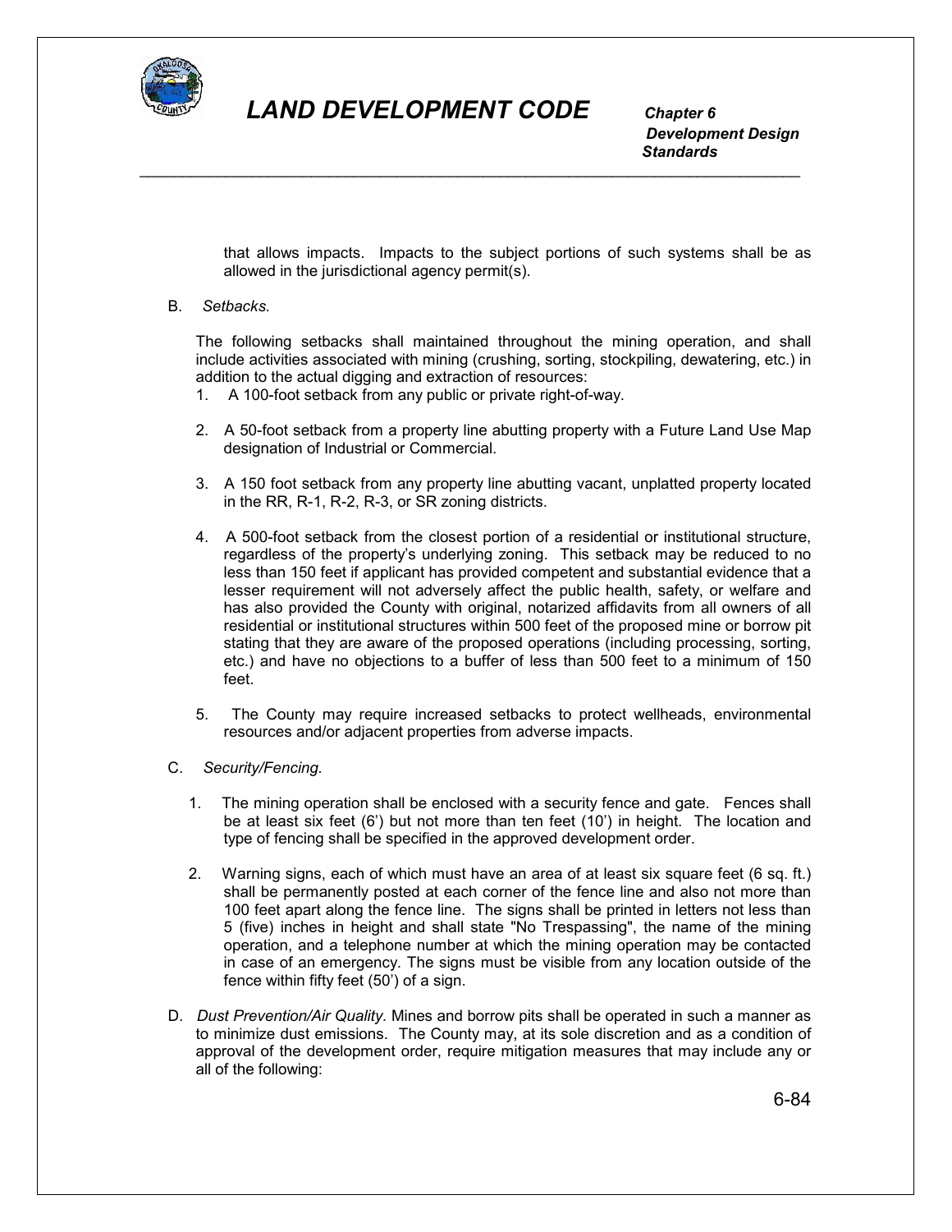that allows impacts. Impacts to the subject portions of such systems shall be as allowed in the jurisdictional agency permit(s).

B. *Setbacks.*

The following setbacks shall maintained throughout the mining operation, and shall include activities associated with mining (crushing, sorting, stockpiling, dewatering, etc.) in addition to the actual digging and extraction of resources:

1. A 100-foot setback from any public or private right-of-way.

2. A 50-foot setback from a property line abutting property with a Future Land Use Map designation of Industrial or Commercial.

3. A 150 foot setback from any property line abutting vacant, unplatted property located in the RR, R-1, R-2, R-3, or SR zoning districts.

4. A 500-foot setback from the closest portion of a residential or institutional structure, regardless of the property's underlying zoning. This setback may be reduced to no less than 150 feet if applicant has provided competent and substantial evidence that a lesser requirement will not adversely affect the public health, safety, or welfare and has also provided the County with original, notarized affidavits from all owners of all residential or institutional structures within 500 feet of the proposed mine or borrow pit stating that they are aware of the proposed operations (including processing, sorting, etc.) and have no objections to a buffer of less than 500 feet to a minimum of 150 feet.

5. The County may require increased setbacks to protect wellheads, environmental resources and/or adjacent properties from adverse impacts.

C. *Security/Fencing.*

1. The mining operation shall be enclosed with a security fence and gate. Fences shall be at least six feet (6') but not more than ten feet (10') in height. The location and type of fencing shall be specified in the approved development order.

2. Warning signs, each of which must have an area of at least six square feet (6 sq. ft.) shall be permanently posted at each corner of the fence line and also not more than 100 feet apart along the fence line. The signs shall be printed in letters not less than 5 (five) inches in height and shall state "No Trespassing", the name of the mining operation, and a telephone number at which the mining operation may be contacted in case of an emergency. The signs must be visible from any location outside of the fence within fifty feet (50') of a sign.

D. *Dust Prevention/Air Quality*. Mines and borrow pits shall be operated in such a manner as to minimize dust emissions. The County may, at its sole discretion and as a condition of approval of the development order, require mitigation measures that may include any or all of the following: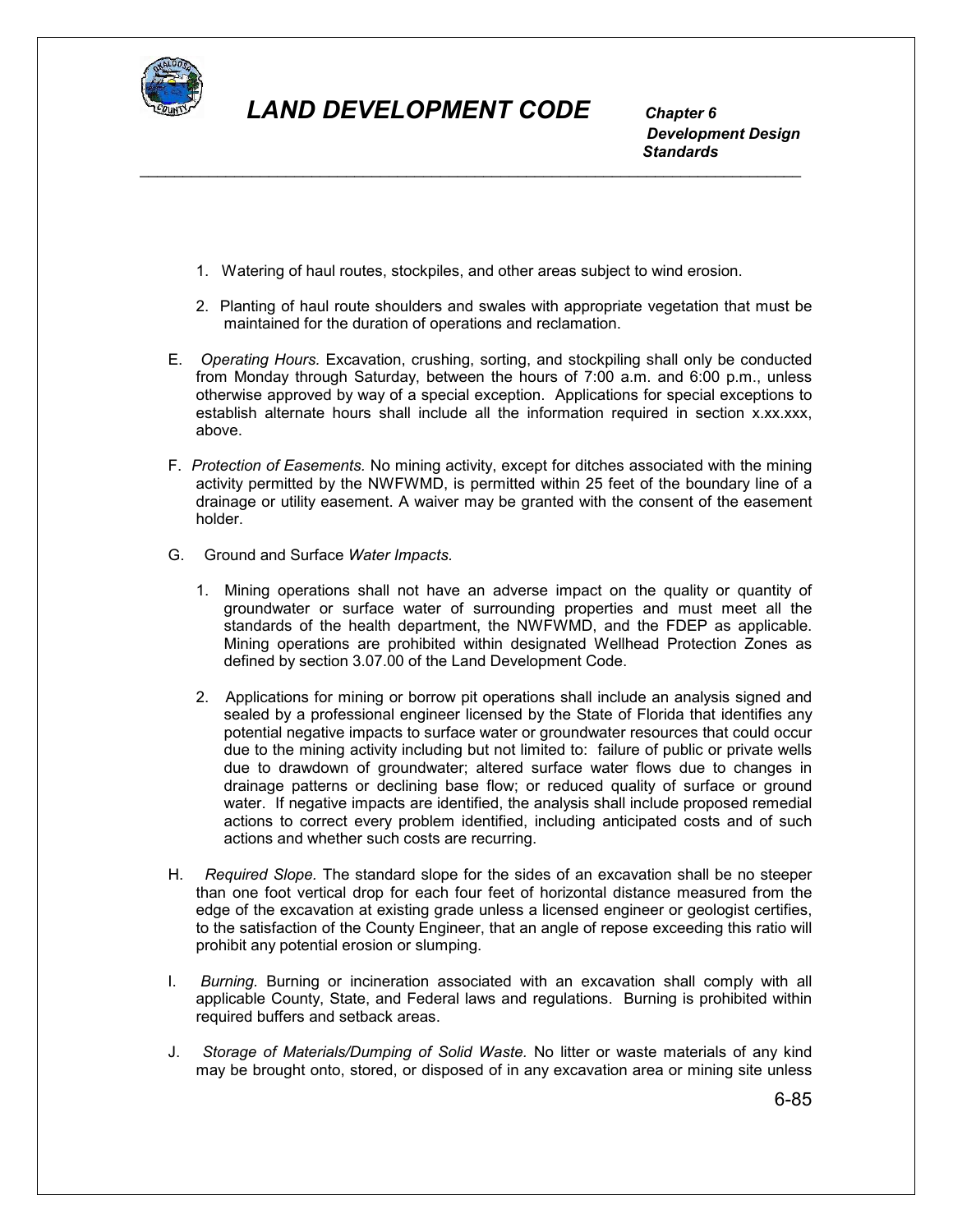1. Watering of haul routes, stockpiles, and other areas subject to wind erosion.

2. Planting of haul route shoulders and swales with appropriate vegetation that must be maintained for the duration of operations and reclamation.

E. *Operating Hours.* Excavation, crushing, sorting, and stockpiling shall only be conducted from Monday through Saturday, between the hours of 7:00 a.m. and 6:00 p.m., unless otherwise approved by way of a special exception. Applications for special exceptions to establish alternate hours shall include all the information required in section x.xx.xxx, above.

F. *Protection of Easements.* No mining activity, except for ditches associated with the mining activity permitted by the NWFWMD, is permitted within 25 feet of the boundary line of a drainage or utility easement. A waiver may be granted with the consent of the easement holder.

G. Ground and Surface *Water Impacts.*

1. Mining operations shall not have an adverse impact on the quality or quantity of groundwater or surface water of surrounding properties and must meet all the standards of the health department, the NWFWMD, and the FDEP as applicable. Mining operations are prohibited within designated Wellhead Protection Zones as defined by section 3.07.00 of the Land Development Code.

2. Applications for mining or borrow pit operations shall include an analysis signed and sealed by a professional engineer licensed by the State of Florida that identifies any potential negative impacts to surface water or groundwater resources that could occur due to the mining activity including but not limited to: failure of public or private wells due to drawdown of groundwater; altered surface water flows due to changes in drainage patterns or declining base flow; or reduced quality of surface or ground water. If negative impacts are identified, the analysis shall include proposed remedial actions to correct every problem identified, including anticipated costs and of such actions and whether such costs are recurring.

H. *Required Slope.* The standard slope for the sides of an excavation shall be no steeper than one foot vertical drop for each four feet of horizontal distance measured from the edge of the excavation at existing grade unless a licensed engineer or geologist certifies, to the satisfaction of the County Engineer, that an angle of repose exceeding this ratio will prohibit any potential erosion or slumping.

I. *Burning.* Burning or incineration associated with an excavation shall comply with all applicable County, State, and Federal laws and regulations. Burning is prohibited within required buffers and setback areas.

J. *Storage of Materials/Dumping of Solid Waste.* No litter or waste materials of any kind may be brought onto, stored, or disposed of in any excavation area or mining site unless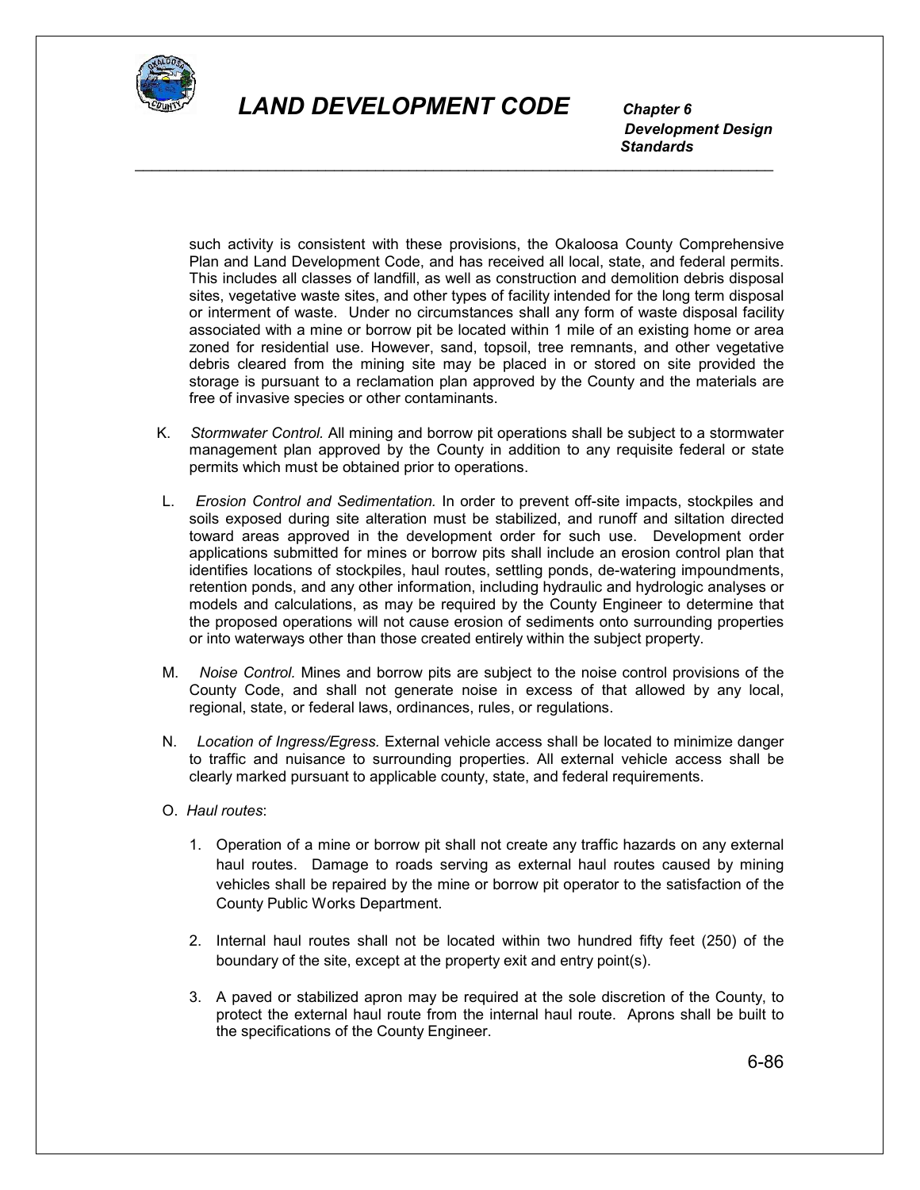such activity is consistent with these provisions, the Okaloosa County Comprehensive Plan and Land Development Code, and has received all local, state, and federal permits. This includes all classes of landfill, as well as construction and demolition debris disposal sites, vegetative waste sites, and other types of facility intended for the long term disposal or interment of waste. Under no circumstances shall any form of waste disposal facility associated with a mine or borrow pit be located within 1 mile of an existing home or area zoned for residential use. However, sand, topsoil, tree remnants, and other vegetative debris cleared from the mining site may be placed in or stored on site provided the storage is pursuant to a reclamation plan approved by the County and the materials are free of invasive species or other contaminants.

K. *Stormwater Control.* All mining and borrow pit operations shall be subject to a stormwater management plan approved by the County in addition to any requisite federal or state permits which must be obtained prior to operations.

L. *Erosion Control and Sedimentation.* In order to prevent off-site impacts, stockpiles and soils exposed during site alteration must be stabilized, and runoff and siltation directed toward areas approved in the development order for such use. Development order applications submitted for mines or borrow pits shall include an erosion control plan that identifies locations of stockpiles, haul routes, settling ponds, de-watering impoundments, retention ponds, and any other information, including hydraulic and hydrologic analyses or models and calculations, as may be required by the County Engineer to determine that the proposed operations will not cause erosion of sediments onto surrounding properties or into waterways other than those created entirely within the subject property.

M. *Noise Control.* Mines and borrow pits are subject to the noise control provisions of the County Code, and shall not generate noise in excess of that allowed by any local, regional, state, or federal laws, ordinances, rules, or regulations.

N. *Location of Ingress/Egress.* External vehicle access shall be located to minimize danger to traffic and nuisance to surrounding properties. All external vehicle access shall be clearly marked pursuant to applicable county, state, and federal requirements.

O. *Haul routes*:

1. Operation of a mine or borrow pit shall not create any traffic hazards on any external haul routes. Damage to roads serving as external haul routes caused by mining vehicles shall be repaired by the mine or borrow pit operator to the satisfaction of the County Public Works Department.

2. Internal haul routes shall not be located within two hundred fifty feet (250) of the boundary of the site, except at the property exit and entry point(s).

3. A paved or stabilized apron may be required at the sole discretion of the County, to protect the external haul route from the internal haul route. Aprons shall be built to the specifications of the County Engineer.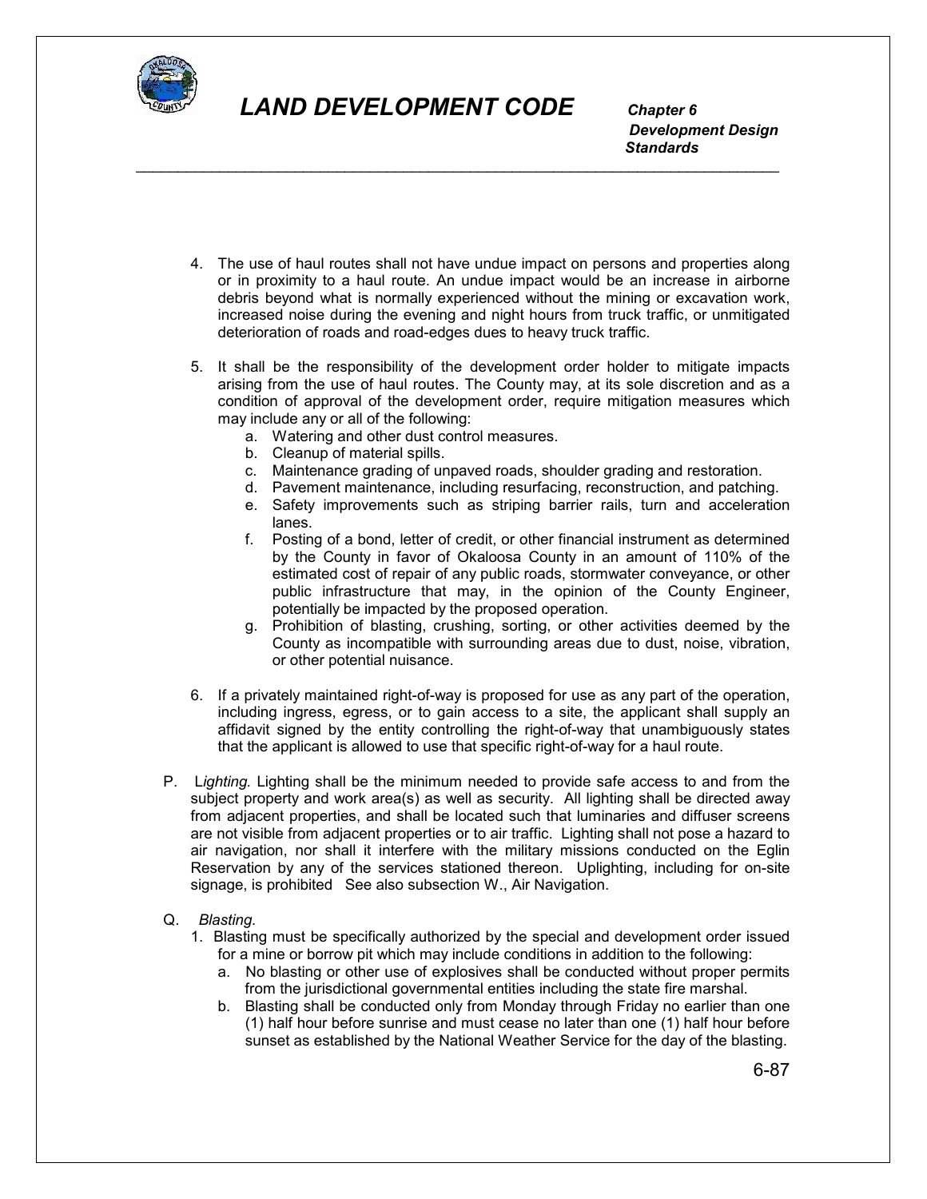4. The use of haul routes shall not have undue impact on persons and properties along or in proximity to a haul route. An undue impact would be an increase in airborne debris beyond what is normally experienced without the mining or excavation work, increased noise during the evening and night hours from truck traffic, or unmitigated deterioration of roads and road-edges dues to heavy truck traffic.

5. It shall be the responsibility of the development order holder to mitigate impacts arising from the use of haul routes. The County may, at its sole discretion and as a condition of approval of the development order, require mitigation measures which may include any or all of the following:
   a. Watering and other dust control measures.
   b. Cleanup of material spills.
   c. Maintenance grading of unpaved roads, shoulder grading and restoration.
   d. Pavement maintenance, including resurfacing, reconstruction, and patching.
   e. Safety improvements such as striping barrier rails, turn and acceleration lanes.
   f. Posting of a bond, letter of credit, or other financial instrument as determined by the County in favor of Okaloosa County in an amount of 110% of the estimated cost of repair of any public roads, stormwater conveyance, or other public infrastructure that may, in the opinion of the County Engineer, potentially be impacted by the proposed operation.
   g. Prohibition of blasting, crushing, sorting, or other activities deemed by the County as incompatible with surrounding areas due to dust, noise, vibration, or other potential nuisance.

6. If a privately maintained right-of-way is proposed for use as any part of the operation, including ingress, egress, or to gain access to a site, the applicant shall supply an affidavit signed by the entity controlling the right-of-way that unambiguously states that the applicant is allowed to use that specific right-of-way for a haul route.

P. L*ighting.* Lighting shall be the minimum needed to provide safe access to and from the subject property and work area(s) as well as security. All lighting shall be directed away from adjacent properties, and shall be located such that luminaries and diffuser screens are not visible from adjacent properties or to air traffic. Lighting shall not pose a hazard to air navigation, nor shall it interfere with the military missions conducted on the Eglin Reservation by any of the services stationed thereon. Uplighting, including for on-site signage, is prohibited See also subsection W., Air Navigation.

Q. *Blasting.*
   1. Blasting must be specifically authorized by the special and development order issued for a mine or borrow pit which may include conditions in addition to the following:
      a. No blasting or other use of explosives shall be conducted without proper permits from the jurisdictional governmental entities including the state fire marshal.
      b. Blasting shall be conducted only from Monday through Friday no earlier than one (1) half hour before sunrise and must cease no later than one (1) half hour before sunset as established by the National Weather Service for the day of the blasting.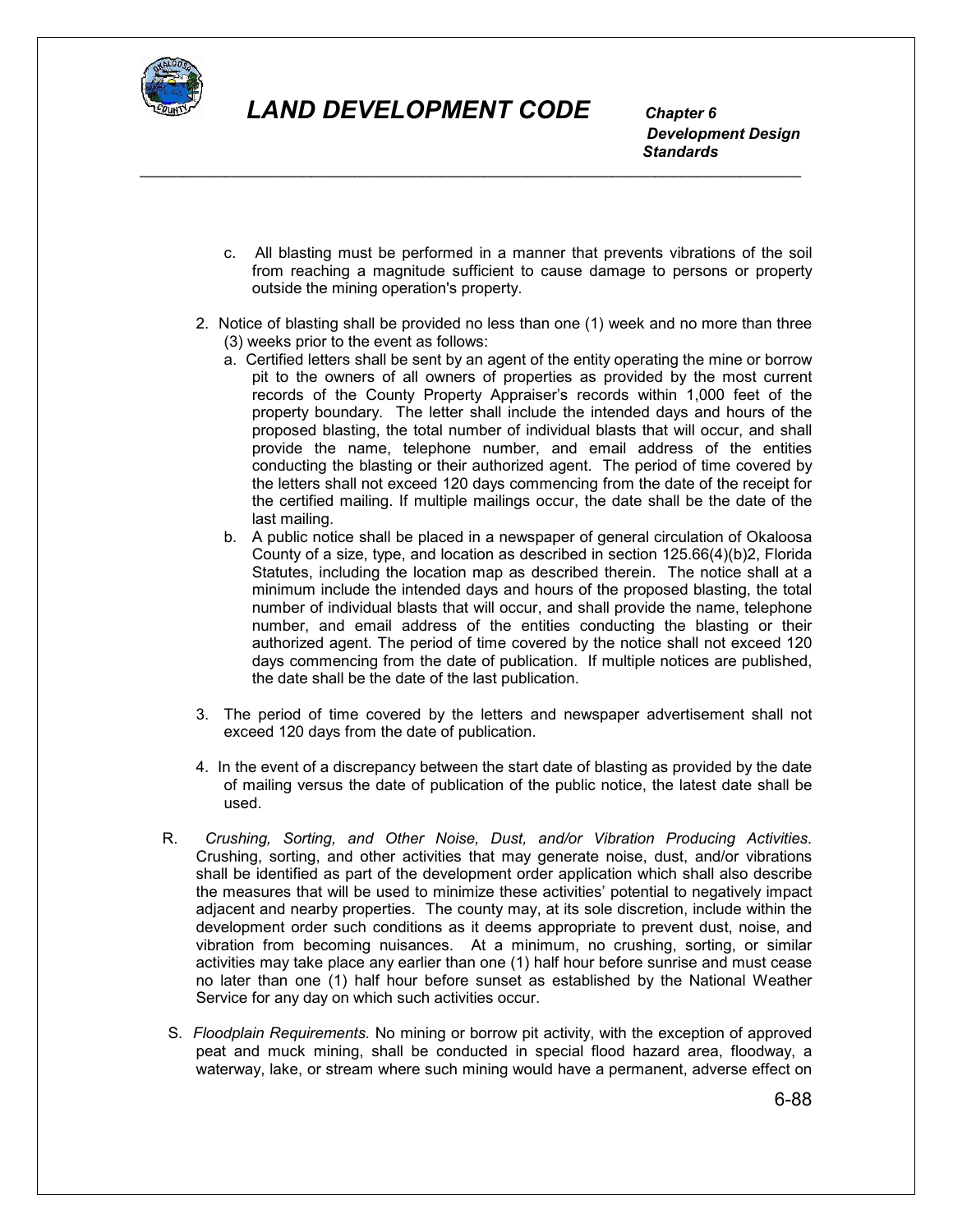c. All blasting must be performed in a manner that prevents vibrations of the soil from reaching a magnitude sufficient to cause damage to persons or property outside the mining operation's property.

2. Notice of blasting shall be provided no less than one (1) week and no more than three (3) weeks prior to the event as follows:
   a. Certified letters shall be sent by an agent of the entity operating the mine or borrow pit to the owners of all owners of properties as provided by the most current records of the County Property Appraiser's records within 1,000 feet of the property boundary. The letter shall include the intended days and hours of the proposed blasting, the total number of individual blasts that will occur, and shall provide the name, telephone number, and email address of the entities conducting the blasting or their authorized agent. The period of time covered by the letters shall not exceed 120 days commencing from the date of the receipt for the certified mailing. If multiple mailings occur, the date shall be the date of the last mailing.
   b. A public notice shall be placed in a newspaper of general circulation of Okaloosa County of a size, type, and location as described in section 125.66(4)(b)2, Florida Statutes, including the location map as described therein. The notice shall at a minimum include the intended days and hours of the proposed blasting, the total number of individual blasts that will occur, and shall provide the name, telephone number, and email address of the entities conducting the blasting or their authorized agent. The period of time covered by the notice shall not exceed 120 days commencing from the date of publication. If multiple notices are published, the date shall be the date of the last publication.

3. The period of time covered by the letters and newspaper advertisement shall not exceed 120 days from the date of publication.

4. In the event of a discrepancy between the start date of blasting as provided by the date of mailing versus the date of publication of the public notice, the latest date shall be used.

R. *Crushing, Sorting, and Other Noise, Dust, and/or Vibration Producing Activities.* Crushing, sorting, and other activities that may generate noise, dust, and/or vibrations shall be identified as part of the development order application which shall also describe the measures that will be used to minimize these activities' potential to negatively impact adjacent and nearby properties. The county may, at its sole discretion, include within the development order such conditions as it deems appropriate to prevent dust, noise, and vibration from becoming nuisances. At a minimum, no crushing, sorting, or similar activities may take place any earlier than one (1) half hour before sunrise and must cease no later than one (1) half hour before sunset as established by the National Weather Service for any day on which such activities occur.

S. *Floodplain Requirements.* No mining or borrow pit activity, with the exception of approved peat and muck mining, shall be conducted in special flood hazard area, floodway, a waterway, lake, or stream where such mining would have a permanent, adverse effect on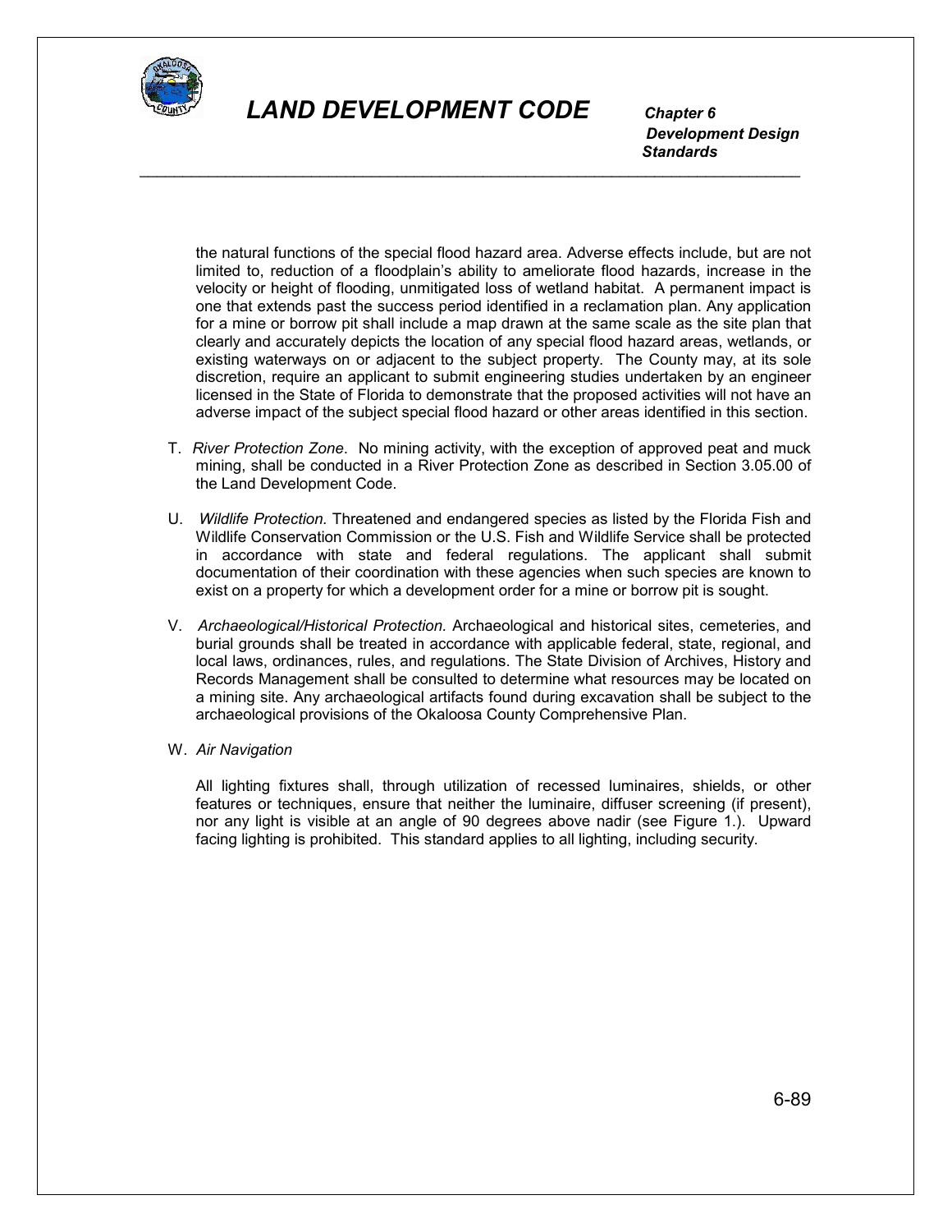the natural functions of the special flood hazard area. Adverse effects include, but are not limited to, reduction of a floodplain's ability to ameliorate flood hazards, increase in the velocity or height of flooding, unmitigated loss of wetland habitat. A permanent impact is one that extends past the success period identified in a reclamation plan. Any application for a mine or borrow pit shall include a map drawn at the same scale as the site plan that clearly and accurately depicts the location of any special flood hazard areas, wetlands, or existing waterways on or adjacent to the subject property. The County may, at its sole discretion, require an applicant to submit engineering studies undertaken by an engineer licensed in the State of Florida to demonstrate that the proposed activities will not have an adverse impact of the subject special flood hazard or other areas identified in this section.

T. *River Protection Zone*. No mining activity, with the exception of approved peat and muck mining, shall be conducted in a River Protection Zone as described in Section 3.05.00 of the Land Development Code.

U. *Wildlife Protection.* Threatened and endangered species as listed by the Florida Fish and Wildlife Conservation Commission or the U.S. Fish and Wildlife Service shall be protected in accordance with state and federal regulations. The applicant shall submit documentation of their coordination with these agencies when such species are known to exist on a property for which a development order for a mine or borrow pit is sought.

V. *Archaeological/Historical Protection.* Archaeological and historical sites, cemeteries, and burial grounds shall be treated in accordance with applicable federal, state, regional, and local laws, ordinances, rules, and regulations. The State Division of Archives, History and Records Management shall be consulted to determine what resources may be located on a mining site. Any archaeological artifacts found during excavation shall be subject to the archaeological provisions of the Okaloosa County Comprehensive Plan.

W. *Air Navigation*

All lighting fixtures shall, through utilization of recessed luminaires, shields, or other features or techniques, ensure that neither the luminaire, diffuser screening (if present), nor any light is visible at an angle of 90 degrees above nadir (see Figure 1.). Upward facing lighting is prohibited. This standard applies to all lighting, including security.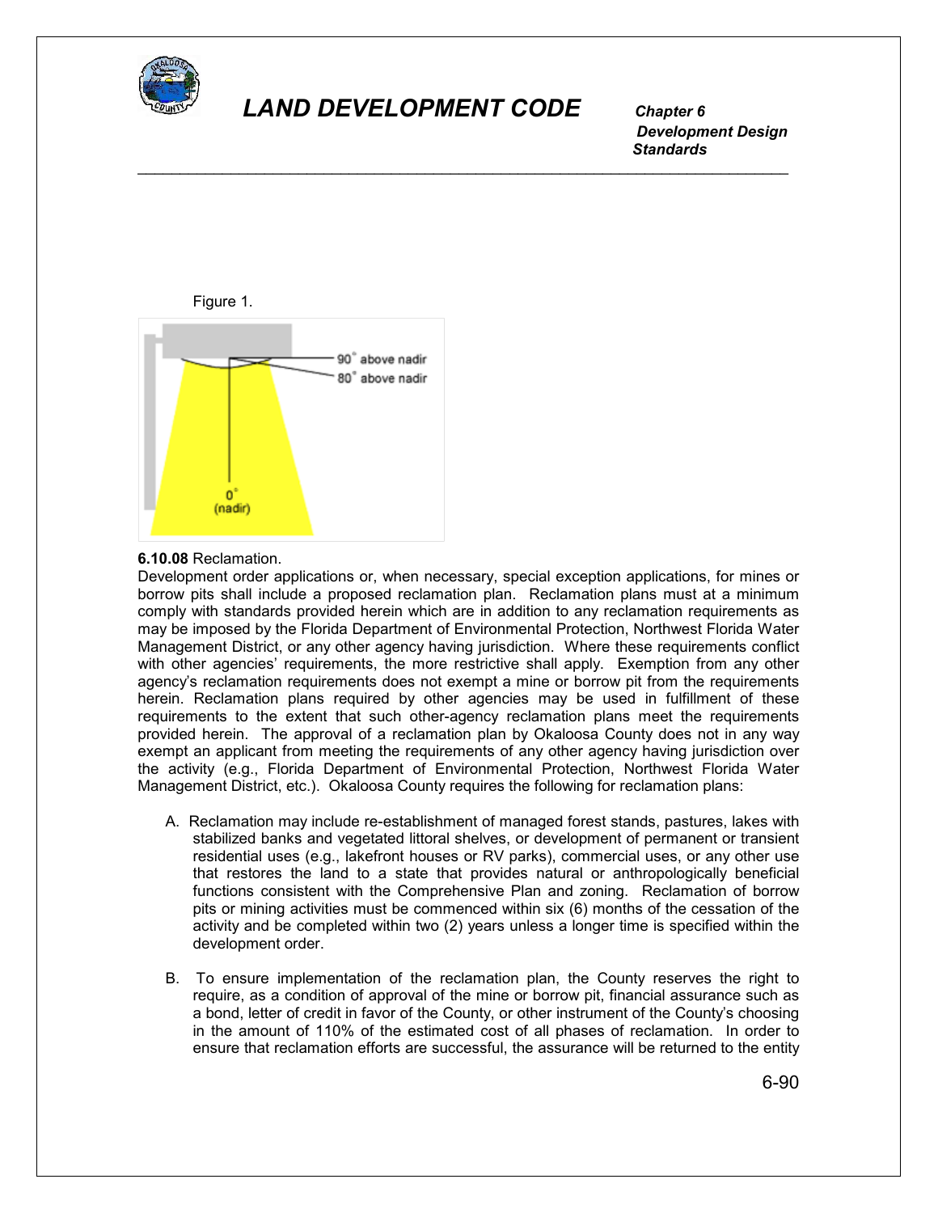Figure 1.

90° above nadir

80° above nadir

0°
(nadir)

**6.10.08** Reclamation.

Development order applications or, when necessary, special exception applications, for mines or borrow pits shall include a proposed reclamation plan. Reclamation plans must at a minimum comply with standards provided herein which are in addition to any reclamation requirements as may be imposed by the Florida Department of Environmental Protection, Northwest Florida Water Management District, or any other agency having jurisdiction. Where these requirements conflict with other agencies' requirements, the more restrictive shall apply. Exemption from any other agency's reclamation requirements does not exempt a mine or borrow pit from the requirements herein. Reclamation plans required by other agencies may be used in fulfillment of these requirements to the extent that such other-agency reclamation plans meet the requirements provided herein. The approval of a reclamation plan by Okaloosa County does not in any way exempt an applicant from meeting the requirements of any other agency having jurisdiction over the activity (e.g., Florida Department of Environmental Protection, Northwest Florida Water Management District, etc.). Okaloosa County requires the following for reclamation plans:

A. Reclamation may include re-establishment of managed forest stands, pastures, lakes with stabilized banks and vegetated littoral shelves, or development of permanent or transient residential uses (e.g., lakefront houses or RV parks), commercial uses, or any other use that restores the land to a state that provides natural or anthropologically beneficial functions consistent with the Comprehensive Plan and zoning. Reclamation of borrow pits or mining activities must be commenced within six (6) months of the cessation of the activity and be completed within two (2) years unless a longer time is specified within the development order.

B. To ensure implementation of the reclamation plan, the County reserves the right to require, as a condition of approval of the mine or borrow pit, financial assurance such as a bond, letter of credit in favor of the County, or other instrument of the County's choosing in the amount of 110% of the estimated cost of all phases of reclamation. In order to ensure that reclamation efforts are successful, the assurance will be returned to the entity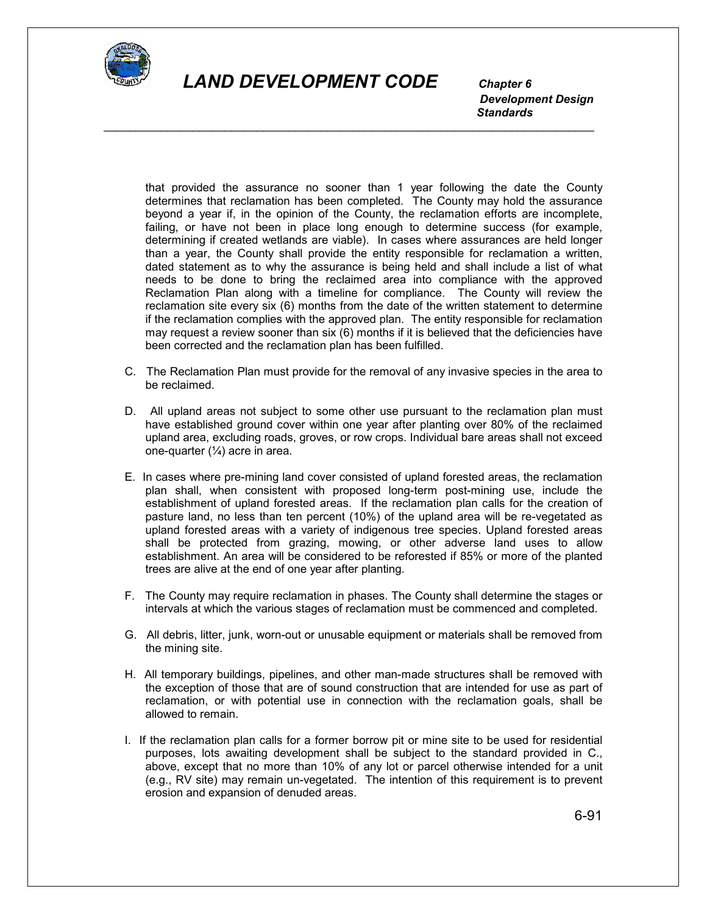that provided the assurance no sooner than 1 year following the date the County determines that reclamation has been completed. The County may hold the assurance beyond a year if, in the opinion of the County, the reclamation efforts are incomplete, failing, or have not been in place long enough to determine success (for example, determining if created wetlands are viable). In cases where assurances are held longer than a year, the County shall provide the entity responsible for reclamation a written, dated statement as to why the assurance is being held and shall include a list of what needs to be done to bring the reclaimed area into compliance with the approved Reclamation Plan along with a timeline for compliance. The County will review the reclamation site every six (6) months from the date of the written statement to determine if the reclamation complies with the approved plan. The entity responsible for reclamation may request a review sooner than six (6) months if it is believed that the deficiencies have been corrected and the reclamation plan has been fulfilled.

C. The Reclamation Plan must provide for the removal of any invasive species in the area to be reclaimed.

D. All upland areas not subject to some other use pursuant to the reclamation plan must have established ground cover within one year after planting over 80% of the reclaimed upland area, excluding roads, groves, or row crops. Individual bare areas shall not exceed one-quarter (¼) acre in area.

E. In cases where pre-mining land cover consisted of upland forested areas, the reclamation plan shall, when consistent with proposed long-term post-mining use, include the establishment of upland forested areas. If the reclamation plan calls for the creation of pasture land, no less than ten percent (10%) of the upland area will be re-vegetated as upland forested areas with a variety of indigenous tree species. Upland forested areas shall be protected from grazing, mowing, or other adverse land uses to allow establishment. An area will be considered to be reforested if 85% or more of the planted trees are alive at the end of one year after planting.

F. The County may require reclamation in phases. The County shall determine the stages or intervals at which the various stages of reclamation must be commenced and completed.

G. All debris, litter, junk, worn-out or unusable equipment or materials shall be removed from the mining site.

H. All temporary buildings, pipelines, and other man-made structures shall be removed with the exception of those that are of sound construction that are intended for use as part of reclamation, or with potential use in connection with the reclamation goals, shall be allowed to remain.

I. If the reclamation plan calls for a former borrow pit or mine site to be used for residential purposes, lots awaiting development shall be subject to the standard provided in C., above, except that no more than 10% of any lot or parcel otherwise intended for a unit (e.g., RV site) may remain un-vegetated. The intention of this requirement is to prevent erosion and expansion of denuded areas.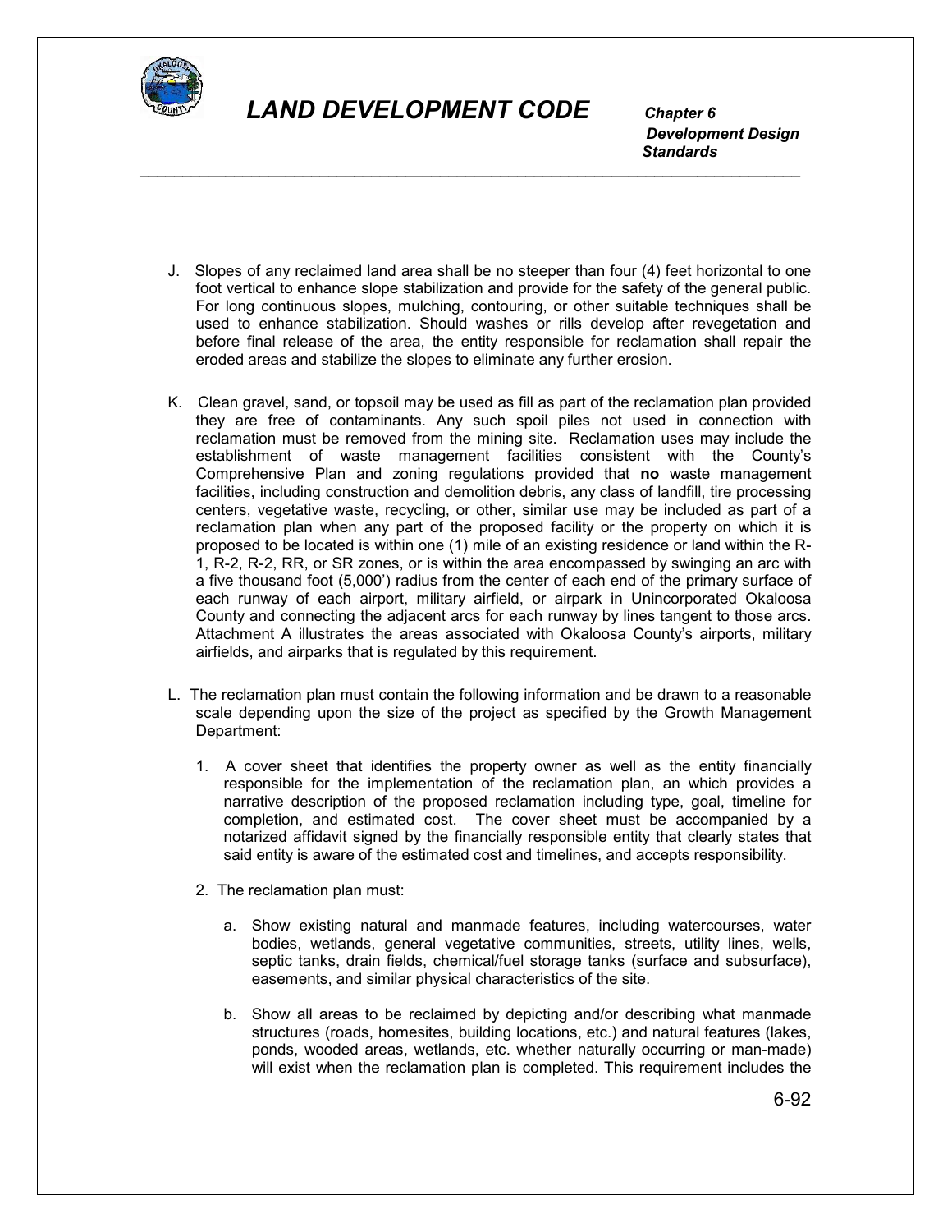J. Slopes of any reclaimed land area shall be no steeper than four (4) feet horizontal to one foot vertical to enhance slope stabilization and provide for the safety of the general public. For long continuous slopes, mulching, contouring, or other suitable techniques shall be used to enhance stabilization. Should washes or rills develop after revegetation and before final release of the area, the entity responsible for reclamation shall repair the eroded areas and stabilize the slopes to eliminate any further erosion.

K. Clean gravel, sand, or topsoil may be used as fill as part of the reclamation plan provided they are free of contaminants. Any such spoil piles not used in connection with reclamation must be removed from the mining site. Reclamation uses may include the establishment of waste management facilities consistent with the County's Comprehensive Plan and zoning regulations provided that **no** waste management facilities, including construction and demolition debris, any class of landfill, tire processing centers, vegetative waste, recycling, or other, similar use may be included as part of a reclamation plan when any part of the proposed facility or the property on which it is proposed to be located is within one (1) mile of an existing residence or land within the R-1, R-2, R-2, RR, or SR zones, or is within the area encompassed by swinging an arc with a five thousand foot (5,000') radius from the center of each end of the primary surface of each runway of each airport, military airfield, or airpark in Unincorporated Okaloosa County and connecting the adjacent arcs for each runway by lines tangent to those arcs. Attachment A illustrates the areas associated with Okaloosa County's airports, military airfields, and airparks that is regulated by this requirement.

L. The reclamation plan must contain the following information and be drawn to a reasonable scale depending upon the size of the project as specified by the Growth Management Department:

1. A cover sheet that identifies the property owner as well as the entity financially responsible for the implementation of the reclamation plan, an which provides a narrative description of the proposed reclamation including type, goal, timeline for completion, and estimated cost. The cover sheet must be accompanied by a notarized affidavit signed by the financially responsible entity that clearly states that said entity is aware of the estimated cost and timelines, and accepts responsibility.

2. The reclamation plan must:

   a. Show existing natural and manmade features, including watercourses, water bodies, wetlands, general vegetative communities, streets, utility lines, wells, septic tanks, drain fields, chemical/fuel storage tanks (surface and subsurface), easements, and similar physical characteristics of the site.

   b. Show all areas to be reclaimed by depicting and/or describing what manmade structures (roads, homesites, building locations, etc.) and natural features (lakes, ponds, wooded areas, wetlands, etc. whether naturally occurring or man-made) will exist when the reclamation plan is completed. This requirement includes the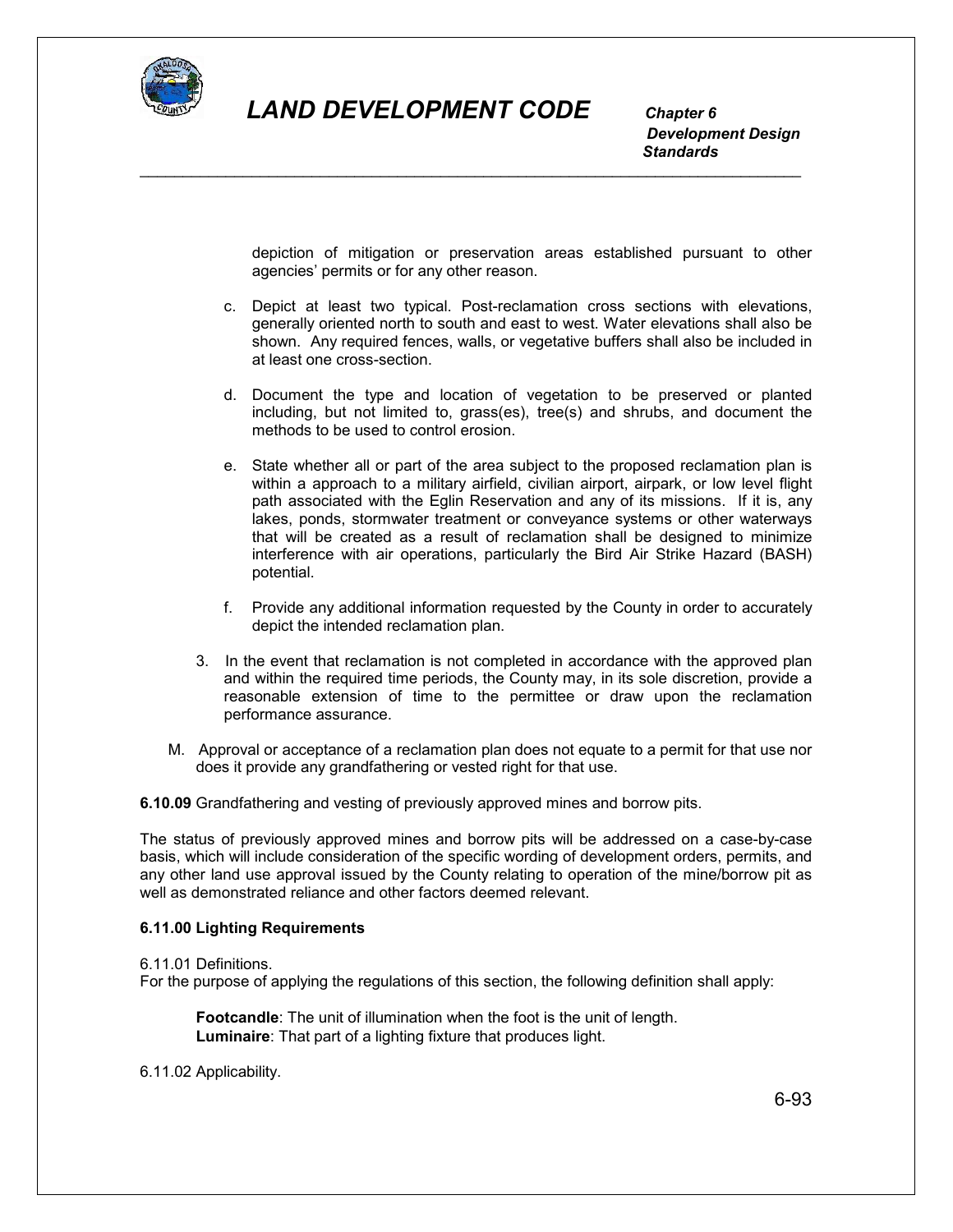depiction of mitigation or preservation areas established pursuant to other agencies' permits or for any other reason.

c. Depict at least two typical. Post-reclamation cross sections with elevations, generally oriented north to south and east to west. Water elevations shall also be shown. Any required fences, walls, or vegetative buffers shall also be included in at least one cross-section.

d. Document the type and location of vegetation to be preserved or planted including, but not limited to, grass(es), tree(s) and shrubs, and document the methods to be used to control erosion.

e. State whether all or part of the area subject to the proposed reclamation plan is within a approach to a military airfield, civilian airport, airpark, or low level flight path associated with the Eglin Reservation and any of its missions. If it is, any lakes, ponds, stormwater treatment or conveyance systems or other waterways that will be created as a result of reclamation shall be designed to minimize interference with air operations, particularly the Bird Air Strike Hazard (BASH) potential.

f. Provide any additional information requested by the County in order to accurately depict the intended reclamation plan.

3. In the event that reclamation is not completed in accordance with the approved plan and within the required time periods, the County may, in its sole discretion, provide a reasonable extension of time to the permittee or draw upon the reclamation performance assurance.

M. Approval or acceptance of a reclamation plan does not equate to a permit for that use nor does it provide any grandfathering or vested right for that use.

**6.10.09** Grandfathering and vesting of previously approved mines and borrow pits.

The status of previously approved mines and borrow pits will be addressed on a case-by-case basis, which will include consideration of the specific wording of development orders, permits, and any other land use approval issued by the County relating to operation of the mine/borrow pit as well as demonstrated reliance and other factors deemed relevant.

### 6.11.00 Lighting Requirements

6.11.01 Definitions.
For the purpose of applying the regulations of this section, the following definition shall apply:

**Footcandle**: The unit of illumination when the foot is the unit of length.
**Luminaire**: That part of a lighting fixture that produces light.

6.11.02 Applicability.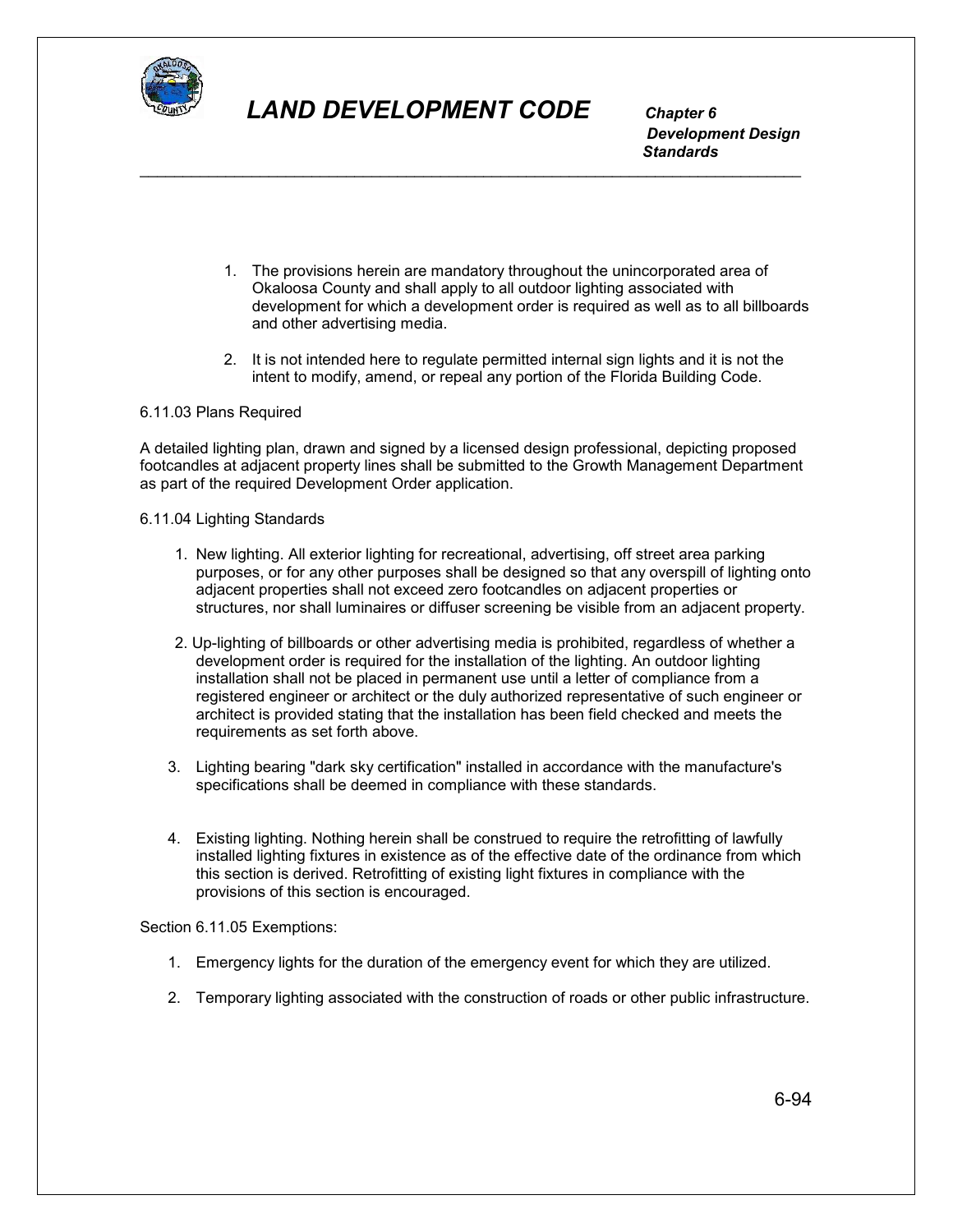1. The provisions herein are mandatory throughout the unincorporated area of Okaloosa County and shall apply to all outdoor lighting associated with development for which a development order is required as well as to all billboards and other advertising media.

2. It is not intended here to regulate permitted internal sign lights and it is not the intent to modify, amend, or repeal any portion of the Florida Building Code.

6.11.03 Plans Required

A detailed lighting plan, drawn and signed by a licensed design professional, depicting proposed footcandles at adjacent property lines shall be submitted to the Growth Management Department as part of the required Development Order application.

6.11.04 Lighting Standards

1. New lighting. All exterior lighting for recreational, advertising, off street area parking purposes, or for any other purposes shall be designed so that any overspill of lighting onto adjacent properties shall not exceed zero footcandles on adjacent properties or structures, nor shall luminaires or diffuser screening be visible from an adjacent property.

2. Up-lighting of billboards or other advertising media is prohibited, regardless of whether a development order is required for the installation of the lighting. An outdoor lighting installation shall not be placed in permanent use until a letter of compliance from a registered engineer or architect or the duly authorized representative of such engineer or architect is provided stating that the installation has been field checked and meets the requirements as set forth above.

3. Lighting bearing "dark sky certification" installed in accordance with the manufacture's specifications shall be deemed in compliance with these standards.

4. Existing lighting. Nothing herein shall be construed to require the retrofitting of lawfully installed lighting fixtures in existence as of the effective date of the ordinance from which this section is derived. Retrofitting of existing light fixtures in compliance with the provisions of this section is encouraged.

Section 6.11.05 Exemptions:

1. Emergency lights for the duration of the emergency event for which they are utilized.

2. Temporary lighting associated with the construction of roads or other public infrastructure.